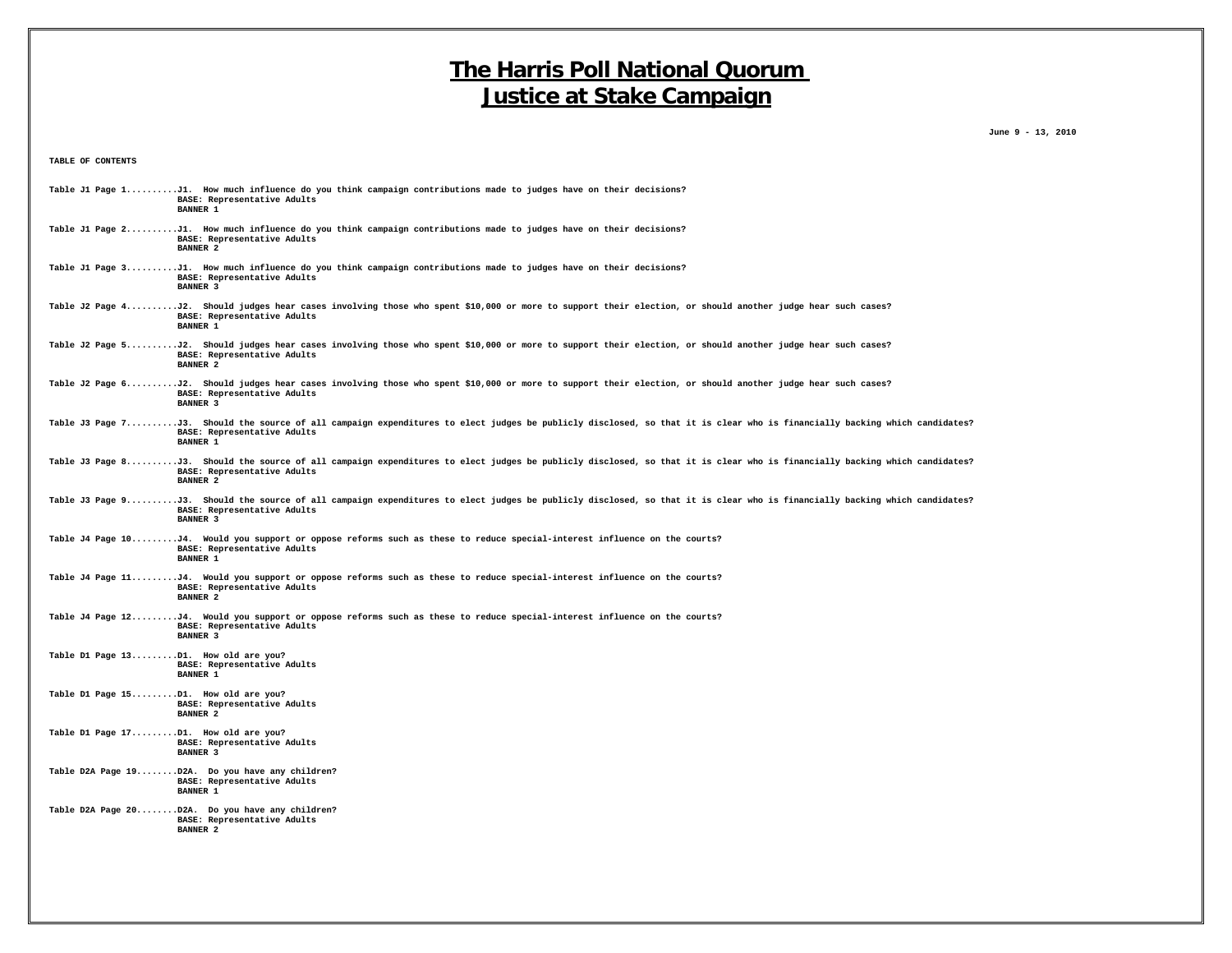# The Harris Poll National Quorum
# Justice at Stake Campaign

**June 9 - 13, 2010**

**TABLE OF CONTENTS**

**Table J1 Page 1..........J1. How much influence do you think campaign contributions made to judges have on their decisions?**
**BASE: Representative Adults**
**BANNER 1**

**Table J1 Page 2..........J1. How much influence do you think campaign contributions made to judges have on their decisions?**
**BASE: Representative Adults**
**BANNER 2**

**Table J1 Page 3..........J1. How much influence do you think campaign contributions made to judges have on their decisions?**
**BASE: Representative Adults**
**BANNER 3**

**Table J2 Page 4..........J2. Should judges hear cases involving those who spent $10,000 or more to support their election, or should another judge hear such cases?**
**BASE: Representative Adults**
**BANNER 1**

**Table J2 Page 5..........J2. Should judges hear cases involving those who spent $10,000 or more to support their election, or should another judge hear such cases?**
**BASE: Representative Adults**
**BANNER 2**

**Table J2 Page 6..........J2. Should judges hear cases involving those who spent $10,000 or more to support their election, or should another judge hear such cases?**
**BASE: Representative Adults**
**BANNER 3**

**Table J3 Page 7..........J3. Should the source of all campaign expenditures to elect judges be publicly disclosed, so that it is clear who is financially backing which candidates?**
**BASE: Representative Adults**
**BANNER 1**

**Table J3 Page 8..........J3. Should the source of all campaign expenditures to elect judges be publicly disclosed, so that it is clear who is financially backing which candidates?**
**BASE: Representative Adults**
**BANNER 2**

**Table J3 Page 9..........J3. Should the source of all campaign expenditures to elect judges be publicly disclosed, so that it is clear who is financially backing which candidates?**
**BASE: Representative Adults**
**BANNER 3**

**Table J4 Page 10.........J4. Would you support or oppose reforms such as these to reduce special-interest influence on the courts?**
**BASE: Representative Adults**
**BANNER 1**

**Table J4 Page 11.........J4. Would you support or oppose reforms such as these to reduce special-interest influence on the courts?**
**BASE: Representative Adults**
**BANNER 2**

**Table J4 Page 12.........J4. Would you support or oppose reforms such as these to reduce special-interest influence on the courts?**
**BASE: Representative Adults**
**BANNER 3**

**Table D1 Page 13.........D1. How old are you?**
**BASE: Representative Adults**
**BANNER 1**

**Table D1 Page 15.........D1. How old are you?**
**BASE: Representative Adults**
**BANNER 2**

**Table D1 Page 17.........D1. How old are you?**
**BASE: Representative Adults**
**BANNER 3**

**Table D2A Page 19........D2A. Do you have any children?**
**BASE: Representative Adults**
**BANNER 1**

**Table D2A Page 20........D2A. Do you have any children?**
**BASE: Representative Adults**
**BANNER 2**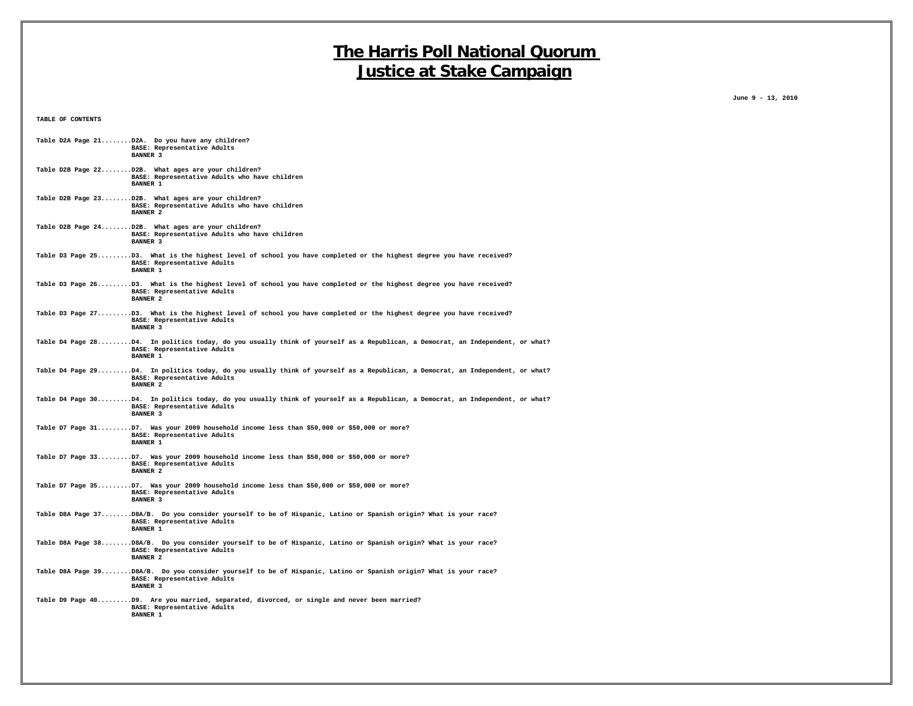# The Harris Poll National Quorum
# Justice at Stake Campaign

**June 9 - 13, 2010**

**TABLE OF CONTENTS**

Table D2A Page 21........D2A. Do you have any children?
BASE: Representative Adults
BANNER 3

Table D2B Page 22........D2B. What ages are your children?
BASE: Representative Adults who have children
BANNER 1

Table D2B Page 23........D2B. What ages are your children?
BASE: Representative Adults who have children
BANNER 2

Table D2B Page 24........D2B. What ages are your children?
BASE: Representative Adults who have children
BANNER 3

Table D3 Page 25.........D3. What is the highest level of school you have completed or the highest degree you have received?
BASE: Representative Adults
BANNER 1

Table D3 Page 26.........D3. What is the highest level of school you have completed or the highest degree you have received?
BASE: Representative Adults
BANNER 2

Table D3 Page 27.........D3. What is the highest level of school you have completed or the highest degree you have received?
BASE: Representative Adults
BANNER 3

Table D4 Page 28.........D4. In politics today, do you usually think of yourself as a Republican, a Democrat, an Independent, or what?
BASE: Representative Adults
BANNER 1

Table D4 Page 29.........D4. In politics today, do you usually think of yourself as a Republican, a Democrat, an Independent, or what?
BASE: Representative Adults
BANNER 2

Table D4 Page 30.........D4. In politics today, do you usually think of yourself as a Republican, a Democrat, an Independent, or what?
BASE: Representative Adults
BANNER 3

Table D7 Page 31.........D7. Was your 2009 household income less than $50,000 or $50,000 or more?
BASE: Representative Adults
BANNER 1

Table D7 Page 33.........D7. Was your 2009 household income less than $50,000 or $50,000 or more?
BASE: Representative Adults
BANNER 2

Table D7 Page 35.........D7. Was your 2009 household income less than $50,000 or $50,000 or more?
BASE: Representative Adults
BANNER 3

Table D8A Page 37........D8A/B. Do you consider yourself to be of Hispanic, Latino or Spanish origin? What is your race?
BASE: Representative Adults
BANNER 1

Table D8A Page 38........D8A/B. Do you consider yourself to be of Hispanic, Latino or Spanish origin? What is your race?
BASE: Representative Adults
BANNER 2

Table D8A Page 39........D8A/B. Do you consider yourself to be of Hispanic, Latino or Spanish origin? What is your race?
BASE: Representative Adults
BANNER 3

Table D9 Page 40.........D9. Are you married, separated, divorced, or single and never been married?
BASE: Representative Adults
BANNER 1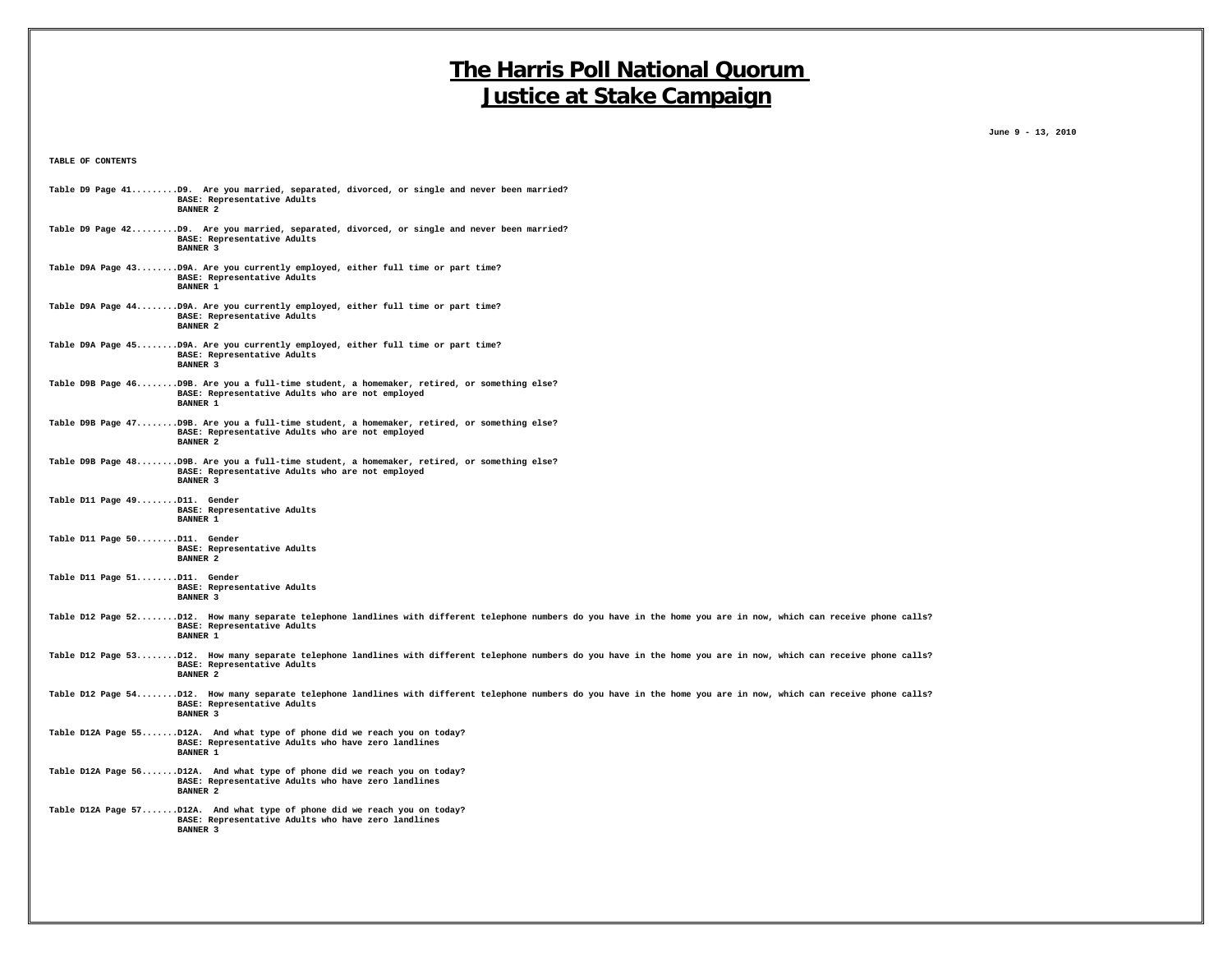# The Harris Poll National Quorum
# Justice at Stake Campaign

**June 9 - 13, 2010**

**TABLE OF CONTENTS**

Table D9 Page 41.........D9. Are you married, separated, divorced, or single and never been married?
BASE: Representative Adults
BANNER 2

Table D9 Page 42.........D9. Are you married, separated, divorced, or single and never been married?
BASE: Representative Adults
BANNER 3

Table D9A Page 43........D9A. Are you currently employed, either full time or part time?
BASE: Representative Adults
BANNER 1

Table D9A Page 44........D9A. Are you currently employed, either full time or part time?
BASE: Representative Adults
BANNER 2

Table D9A Page 45........D9A. Are you currently employed, either full time or part time?
BASE: Representative Adults
BANNER 3

Table D9B Page 46........D9B. Are you a full-time student, a homemaker, retired, or something else?
BASE: Representative Adults who are not employed
BANNER 1

Table D9B Page 47........D9B. Are you a full-time student, a homemaker, retired, or something else?
BASE: Representative Adults who are not employed
BANNER 2

Table D9B Page 48........D9B. Are you a full-time student, a homemaker, retired, or something else?
BASE: Representative Adults who are not employed
BANNER 3

Table D11 Page 49........D11. Gender
BASE: Representative Adults
BANNER 1

Table D11 Page 50........D11. Gender
BASE: Representative Adults
BANNER 2

Table D11 Page 51........D11. Gender
BASE: Representative Adults
BANNER 3

Table D12 Page 52........D12. How many separate telephone landlines with different telephone numbers do you have in the home you are in now, which can receive phone calls?
BASE: Representative Adults
BANNER 1

Table D12 Page 53........D12. How many separate telephone landlines with different telephone numbers do you have in the home you are in now, which can receive phone calls?
BASE: Representative Adults
BANNER 2

Table D12 Page 54........D12. How many separate telephone landlines with different telephone numbers do you have in the home you are in now, which can receive phone calls?
BASE: Representative Adults
BANNER 3

Table D12A Page 55.......D12A. And what type of phone did we reach you on today?
BASE: Representative Adults who have zero landlines
BANNER 1

Table D12A Page 56.......D12A. And what type of phone did we reach you on today?
BASE: Representative Adults who have zero landlines
BANNER 2

Table D12A Page 57.......D12A. And what type of phone did we reach you on today?
BASE: Representative Adults who have zero landlines
BANNER 3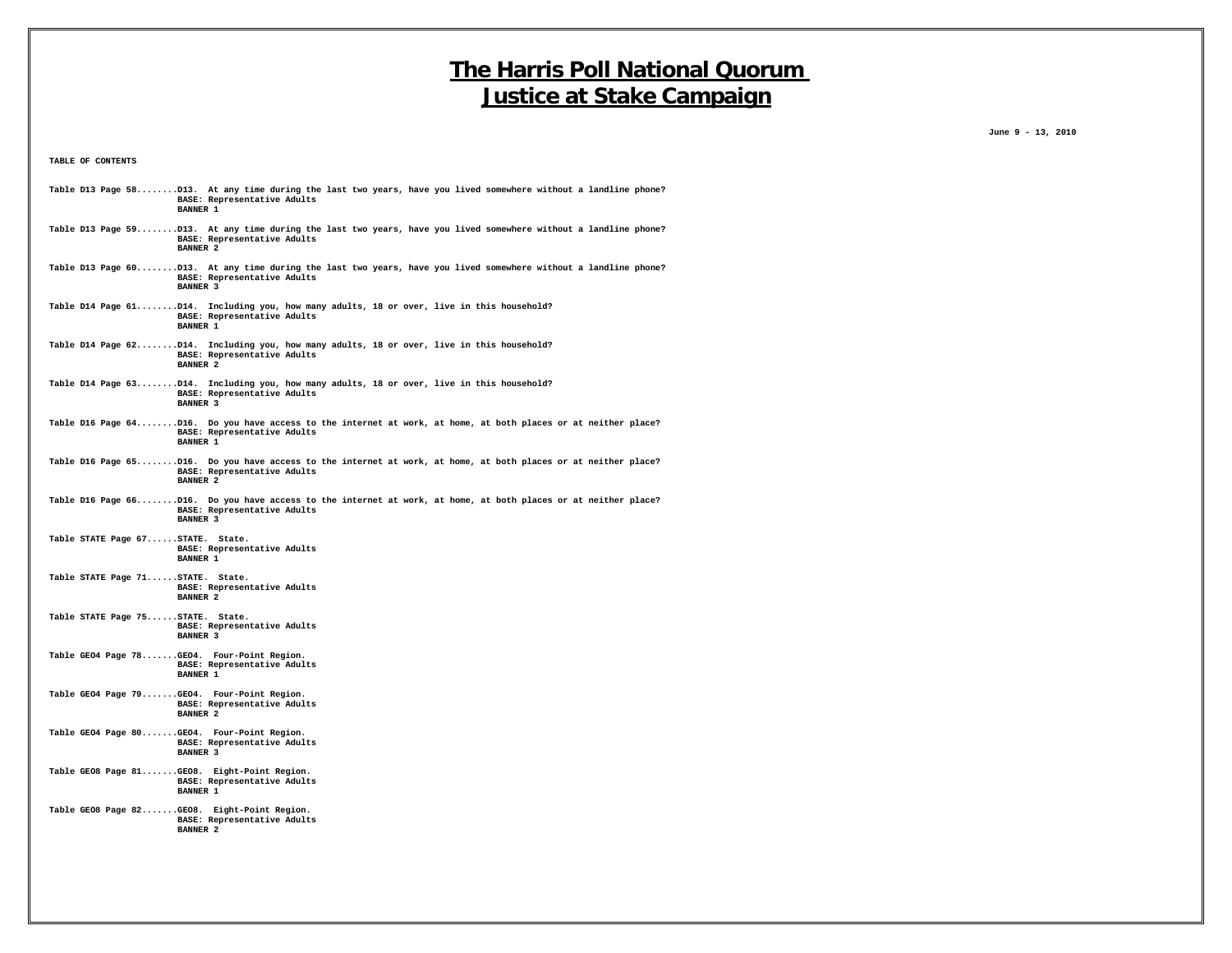# The Harris Poll National Quorum
# Justice at Stake Campaign

June 9 - 13, 2010

TABLE OF CONTENTS

Table D13 Page 58........D13. At any time during the last two years, have you lived somewhere without a landline phone?
BASE: Representative Adults
BANNER 1

Table D13 Page 59........D13. At any time during the last two years, have you lived somewhere without a landline phone?
BASE: Representative Adults
BANNER 2

Table D13 Page 60........D13. At any time during the last two years, have you lived somewhere without a landline phone?
BASE: Representative Adults
BANNER 3

Table D14 Page 61........D14. Including you, how many adults, 18 or over, live in this household?
BASE: Representative Adults
BANNER 1

Table D14 Page 62........D14. Including you, how many adults, 18 or over, live in this household?
BASE: Representative Adults
BANNER 2

Table D14 Page 63........D14. Including you, how many adults, 18 or over, live in this household?
BASE: Representative Adults
BANNER 3

Table D16 Page 64........D16. Do you have access to the internet at work, at home, at both places or at neither place?
BASE: Representative Adults
BANNER 1

Table D16 Page 65........D16. Do you have access to the internet at work, at home, at both places or at neither place?
BASE: Representative Adults
BANNER 2

Table D16 Page 66........D16. Do you have access to the internet at work, at home, at both places or at neither place?
BASE: Representative Adults
BANNER 3

Table STATE Page 67......STATE. State.
BASE: Representative Adults
BANNER 1

Table STATE Page 71......STATE. State.
BASE: Representative Adults
BANNER 2

Table STATE Page 75......STATE. State.
BASE: Representative Adults
BANNER 3

Table GEO4 Page 78.......GEO4. Four-Point Region.
BASE: Representative Adults
BANNER 1

Table GEO4 Page 79.......GEO4. Four-Point Region.
BASE: Representative Adults
BANNER 2

Table GEO4 Page 80.......GEO4. Four-Point Region.
BASE: Representative Adults
BANNER 3

Table GEO8 Page 81.......GEO8. Eight-Point Region.
BASE: Representative Adults
BANNER 1

Table GEO8 Page 82.......GEO8. Eight-Point Region.
BASE: Representative Adults
BANNER 2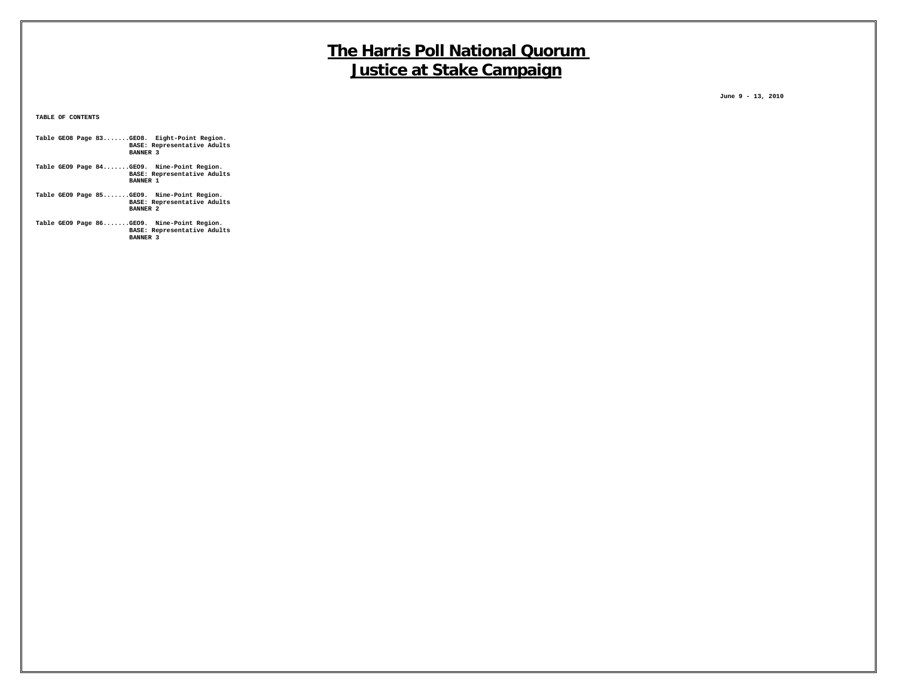# The Harris Poll National Quorum
# Justice at Stake Campaign

June 9 - 13, 2010

TABLE OF CONTENTS

```
Table GEO8 Page 83.......GEO8.  Eight-Point Region.
                         BASE: Representative Adults
                         BANNER 3

Table GEO9 Page 84.......GEO9.  Nine-Point Region.
                         BASE: Representative Adults
                         BANNER 1

Table GEO9 Page 85.......GEO9.  Nine-Point Region.
                         BASE: Representative Adults
                         BANNER 2

Table GEO9 Page 86.......GEO9.  Nine-Point Region.
                         BASE: Representative Adults
                         BANNER 3
```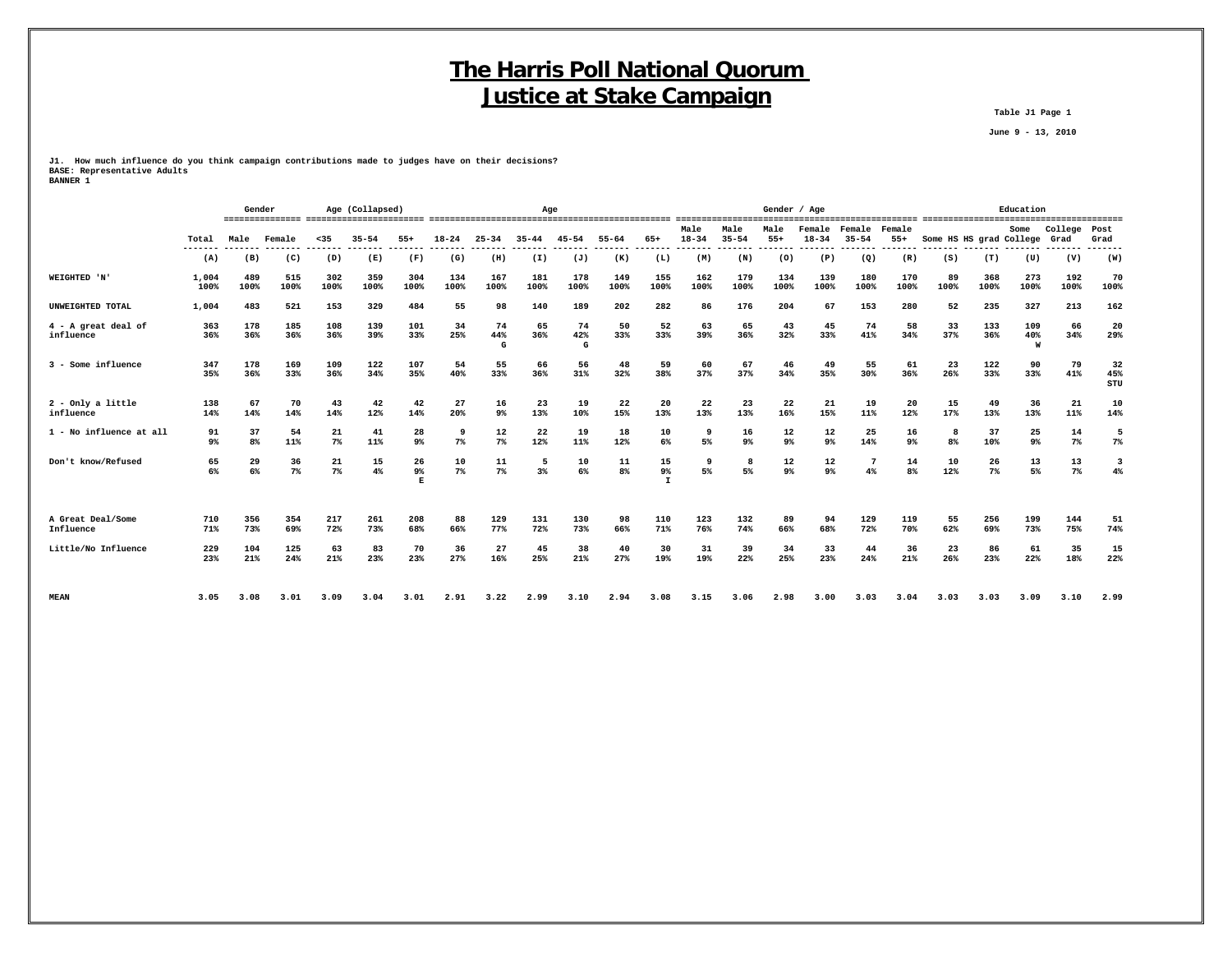# The Harris Poll National Quorum
# Justice at Stake Campaign

Table J1 Page 1

June 9 - 13, 2010

J1. How much influence do you think campaign contributions made to judges have on their decisions?
BASE: Representative Adults
BANNER 1

| | | Gender | | Age (Collapsed) | | | Age | | | | | | Gender / Age | | | | | | Education | | | | |
|---|---|---|---|---|---|---|---|---|---|---|---|---|---|---|---|---|---|---|---|---|---|---|---|
| | Total | Male | Female | <35 | 35-54 | 55+ | 18-24 | 25-34 | 35-44 | 45-54 | 55-64 | 65+ | Male 18-34 | Male 35-54 | Male 55+ | Female 18-34 | Female 35-54 | Female 55+ | Some HS | HS grad | Some College | College Grad | Post Grad |
| | (A) | (B) | (C) | (D) | (E) | (F) | (G) | (H) | (I) | (J) | (K) | (L) | (M) | (N) | (O) | (P) | (Q) | (R) | (S) | (T) | (U) | (V) | (W) |
| WEIGHTED 'N' | 1,004<br>100% | 489<br>100% | 515<br>100% | 302<br>100% | 359<br>100% | 304<br>100% | 134<br>100% | 167<br>100% | 181<br>100% | 178<br>100% | 149<br>100% | 155<br>100% | 162<br>100% | 179<br>100% | 134<br>100% | 139<br>100% | 180<br>100% | 170<br>100% | 89<br>100% | 368<br>100% | 273<br>100% | 192<br>100% | 70<br>100% |
| UNWEIGHTED TOTAL | 1,004 | 483 | 521 | 153 | 329 | 484 | 55 | 98 | 140 | 189 | 202 | 282 | 86 | 176 | 204 | 67 | 153 | 280 | 52 | 235 | 327 | 213 | 162 |
| 4 - A great deal of influence | 363<br>36% | 178<br>36% | 185<br>36% | 108<br>36% | 139<br>39% | 101<br>33% | 34<br>25% | 74<br>44%<br>G | 65<br>36% | 74<br>42%<br>G | 50<br>33% | 52<br>33% | 63<br>39% | 65<br>36% | 43<br>32% | 45<br>33% | 74<br>41% | 58<br>34% | 33<br>37% | 133<br>36% | 109<br>40%<br>W | 66<br>34% | 20<br>29% |
| 3 - Some influence | 347<br>35% | 178<br>36% | 169<br>33% | 109<br>36% | 122<br>34% | 107<br>35% | 54<br>40% | 55<br>33% | 66<br>36% | 56<br>31% | 48<br>32% | 59<br>38% | 60<br>37% | 67<br>37% | 46<br>34% | 49<br>35% | 55<br>30% | 61<br>36% | 23<br>26% | 122<br>33% | 90<br>33% | 79<br>41% | 32<br>45%<br>STU |
| 2 - Only a little influence | 138<br>14% | 67<br>14% | 70<br>14% | 43<br>14% | 42<br>12% | 42<br>14% | 27<br>20% | 16<br>9% | 23<br>13% | 19<br>10% | 22<br>15% | 20<br>13% | 22<br>13% | 23<br>13% | 22<br>16% | 21<br>15% | 19<br>11% | 20<br>12% | 15<br>17% | 49<br>13% | 36<br>13% | 21<br>11% | 10<br>14% |
| 1 - No influence at all | 91<br>9% | 37<br>8% | 54<br>11% | 21<br>7% | 41<br>11% | 28<br>9% | 9<br>7% | 12<br>7% | 22<br>12% | 19<br>11% | 18<br>12% | 10<br>6% | 9<br>5% | 16<br>9% | 12<br>9% | 12<br>9% | 25<br>14% | 16<br>9% | 8<br>8% | 37<br>10% | 25<br>9% | 14<br>7% | 5<br>7% |
| Don't know/Refused | 65<br>6% | 29<br>6% | 36<br>7% | 21<br>7% | 15<br>4% | 26<br>9%<br>E | 10<br>7% | 11<br>7% | 5<br>3% | 10<br>6% | 11<br>8% | 15<br>9%<br>I | 9<br>5% | 8<br>5% | 12<br>9% | 12<br>9% | 7<br>4% | 14<br>8% | 10<br>12% | 26<br>7% | 13<br>5% | 13<br>7% | 3<br>4% |
| A Great Deal/Some Influence | 710<br>71% | 356<br>73% | 354<br>69% | 217<br>72% | 261<br>73% | 208<br>68% | 88<br>66% | 129<br>77% | 131<br>72% | 130<br>73% | 98<br>66% | 110<br>71% | 123<br>76% | 132<br>74% | 89<br>66% | 94<br>68% | 129<br>72% | 119<br>70% | 55<br>62% | 256<br>69% | 199<br>73% | 144<br>75% | 51<br>74% |
| Little/No Influence | 229<br>23% | 104<br>21% | 125<br>24% | 63<br>21% | 83<br>23% | 70<br>23% | 36<br>27% | 27<br>16% | 45<br>25% | 38<br>21% | 40<br>27% | 30<br>19% | 31<br>19% | 39<br>22% | 34<br>25% | 33<br>23% | 44<br>24% | 36<br>21% | 23<br>26% | 86<br>23% | 61<br>22% | 35<br>18% | 15<br>22% |
| MEAN | 3.05 | 3.08 | 3.01 | 3.09 | 3.04 | 3.01 | 2.91 | 3.22 | 2.99 | 3.10 | 2.94 | 3.08 | 3.15 | 3.06 | 2.98 | 3.00 | 3.03 | 3.04 | 3.03 | 3.03 | 3.09 | 3.10 | 2.99 |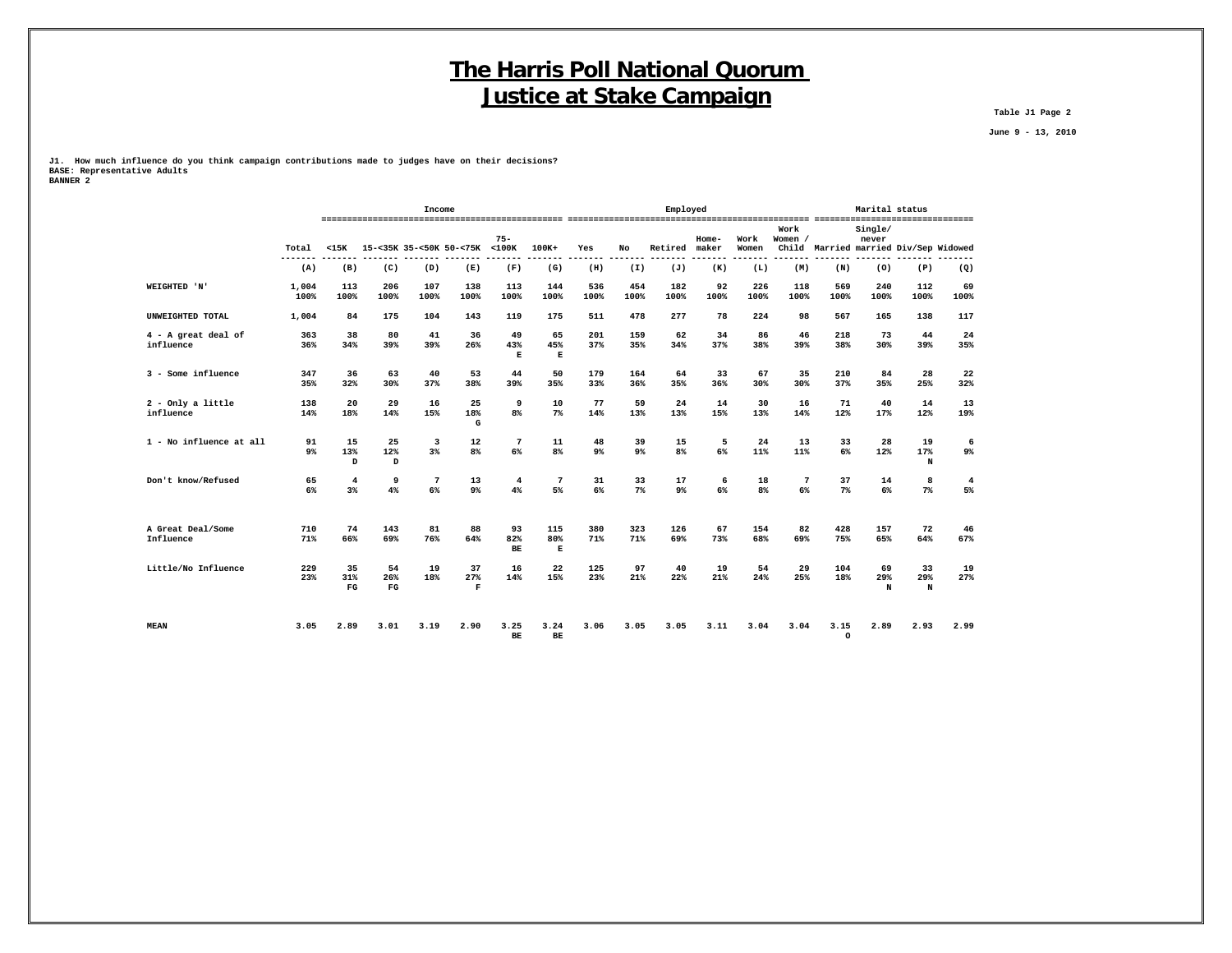# The Harris Poll National Quorum
# Justice at Stake Campaign

Table J1 Page 2

June 9 - 13, 2010

**J1. How much influence do you think campaign contributions made to judges have on their decisions?**
**BASE: Representative Adults**
**BANNER 2**

| | | Income | | | | | | Employed | | | | | | Marital status | | | |
|---|---|---|---|---|---|---|---|---|---|---|---|---|---|---|---|---|---|
| | Total | <15K | 15-<35K | 35-<50K | 50-<75K | 75-<100K | 100K+ | Yes | No | Retired | Home-maker | Work Women | Work Women / Child | Married | Single/ never married | Div/Sep | Widowed |
| | (A) | (B) | (C) | (D) | (E) | (F) | (G) | (H) | (I) | (J) | (K) | (L) | (M) | (N) | (O) | (P) | (Q) |
| WEIGHTED 'N' | 1,004 100% | 113 100% | 206 100% | 107 100% | 138 100% | 113 100% | 144 100% | 536 100% | 454 100% | 182 100% | 92 100% | 226 100% | 118 100% | 569 100% | 240 100% | 112 100% | 69 100% |
| UNWEIGHTED TOTAL | 1,004 | 84 | 175 | 104 | 143 | 119 | 175 | 511 | 478 | 277 | 78 | 224 | 98 | 567 | 165 | 138 | 117 |
| 4 - A great deal of influence | 363 36% | 38 34% | 80 39% | 41 39% | 36 26% | 49 43% E | 65 45% E | 201 37% | 159 35% | 62 34% | 34 37% | 86 38% | 46 39% | 218 38% | 73 30% | 44 39% | 24 35% |
| 3 - Some influence | 347 35% | 36 32% | 63 30% | 40 37% | 53 38% | 44 39% | 50 35% | 179 33% | 164 36% | 64 35% | 33 36% | 67 30% | 35 30% | 210 37% | 84 35% | 28 25% | 22 32% |
| 2 - Only a little influence | 138 14% | 20 18% | 29 14% | 16 15% | 25 18% G | 9 8% | 10 7% | 77 14% | 59 13% | 24 13% | 14 15% | 30 13% | 16 14% | 71 12% | 40 17% | 14 12% | 13 19% |
| 1 - No influence at all | 91 9% | 15 13% D | 25 12% D | 3 3% | 12 8% | 7 6% | 11 8% | 48 9% | 39 9% | 15 8% | 5 6% | 24 11% | 13 11% | 33 6% | 28 12% | 19 17% N | 6 9% |
| Don't know/Refused | 65 6% | 4 3% | 9 4% | 7 6% | 13 9% | 4 4% | 7 5% | 31 6% | 33 7% | 17 9% | 6 6% | 18 8% | 7 6% | 37 7% | 14 6% | 8 7% | 4 5% |
| A Great Deal/Some Influence | 710 71% | 74 66% | 143 69% | 81 76% | 88 64% | 93 82% BE | 115 80% E | 380 71% | 323 71% | 126 69% | 67 73% | 154 68% | 82 69% | 428 75% | 157 65% | 72 64% | 46 67% |
| Little/No Influence | 229 23% | 35 31% FG | 54 26% FG | 19 18% | 37 27% F | 16 14% | 22 15% | 125 23% | 97 21% | 40 22% | 19 21% | 54 24% | 29 25% | 104 18% | 69 29% N | 33 29% N | 19 27% |
| MEAN | 3.05 | 2.89 | 3.01 | 3.19 | 2.90 | 3.25 BE | 3.24 BE | 3.06 | 3.05 | 3.05 | 3.11 | 3.04 | 3.04 | 3.15 O | 2.89 | 2.93 | 2.99 |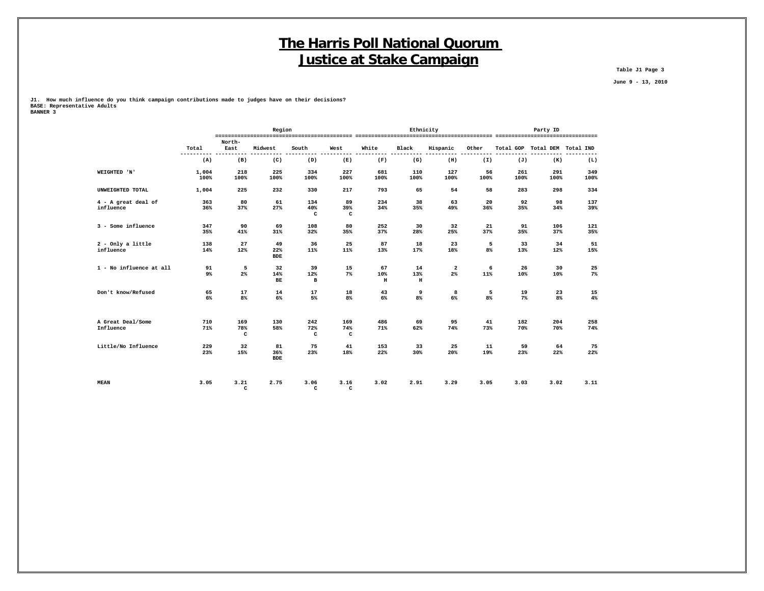# The Harris Poll National Quorum
# Justice at Stake Campaign

Table J1 Page 3

June 9 - 13, 2010

J1. How much influence do you think campaign contributions made to judges have on their decisions?
BASE: Representative Adults
BANNER 3

| | | Region | | | | Ethnicity | | | | Party ID | | |
|---|---|---|---|---|---|---|---|---|---|---|---|---|
| | Total | North-East | Midwest | South | West | White | Black | Hispanic | Other | Total GOP | Total DEM | Total IND |
| | (A) | (B) | (C) | (D) | (E) | (F) | (G) | (H) | (I) | (J) | (K) | (L) |
| WEIGHTED 'N' | 1,004<br>100% | 218<br>100% | 225<br>100% | 334<br>100% | 227<br>100% | 681<br>100% | 110<br>100% | 127<br>100% | 56<br>100% | 261<br>100% | 291<br>100% | 349<br>100% |
| UNWEIGHTED TOTAL | 1,004 | 225 | 232 | 330 | 217 | 793 | 65 | 54 | 58 | 283 | 298 | 334 |
| 4 - A great deal of influence | 363<br>36% | 80<br>37% | 61<br>27% | 134<br>40%<br>C | 89<br>39%<br>C | 234<br>34% | 38<br>35% | 63<br>49% | 20<br>36% | 92<br>35% | 98<br>34% | 137<br>39% |
| 3 - Some influence | 347<br>35% | 90<br>41% | 69<br>31% | 108<br>32% | 80<br>35% | 252<br>37% | 30<br>28% | 32<br>25% | 21<br>37% | 91<br>35% | 106<br>37% | 121<br>35% |
| 2 - Only a little influence | 138<br>14% | 27<br>12% | 49<br>22%<br>BDE | 36<br>11% | 25<br>11% | 87<br>13% | 18<br>17% | 23<br>18% | 5<br>8% | 33<br>13% | 34<br>12% | 51<br>15% |
| 1 - No influence at all | 91<br>9% | 5<br>2% | 32<br>14%<br>BE | 39<br>12%<br>B | 15<br>7% | 67<br>10%<br>H | 14<br>13%<br>H | 2<br>2% | 6<br>11% | 26<br>10% | 30<br>10% | 25<br>7% |
| Don't know/Refused | 65<br>6% | 17<br>8% | 14<br>6% | 17<br>5% | 18<br>8% | 43<br>6% | 9<br>8% | 8<br>6% | 5<br>8% | 19<br>7% | 23<br>8% | 15<br>4% |
| A Great Deal/Some Influence | 710<br>71% | 169<br>78%<br>C | 130<br>58% | 242<br>72%<br>C | 169<br>74%<br>C | 486<br>71% | 69<br>62% | 95<br>74% | 41<br>73% | 182<br>70% | 204<br>70% | 258<br>74% |
| Little/No Influence | 229<br>23% | 32<br>15% | 81<br>36%<br>BDE | 75<br>23% | 41<br>18% | 153<br>22% | 33<br>30% | 25<br>20% | 11<br>19% | 59<br>23% | 64<br>22% | 75<br>22% |
| MEAN | 3.05 | 3.21<br>C | 2.75 | 3.06<br>C | 3.16<br>C | 3.02 | 2.91 | 3.29 | 3.05 | 3.03 | 3.02 | 3.11 |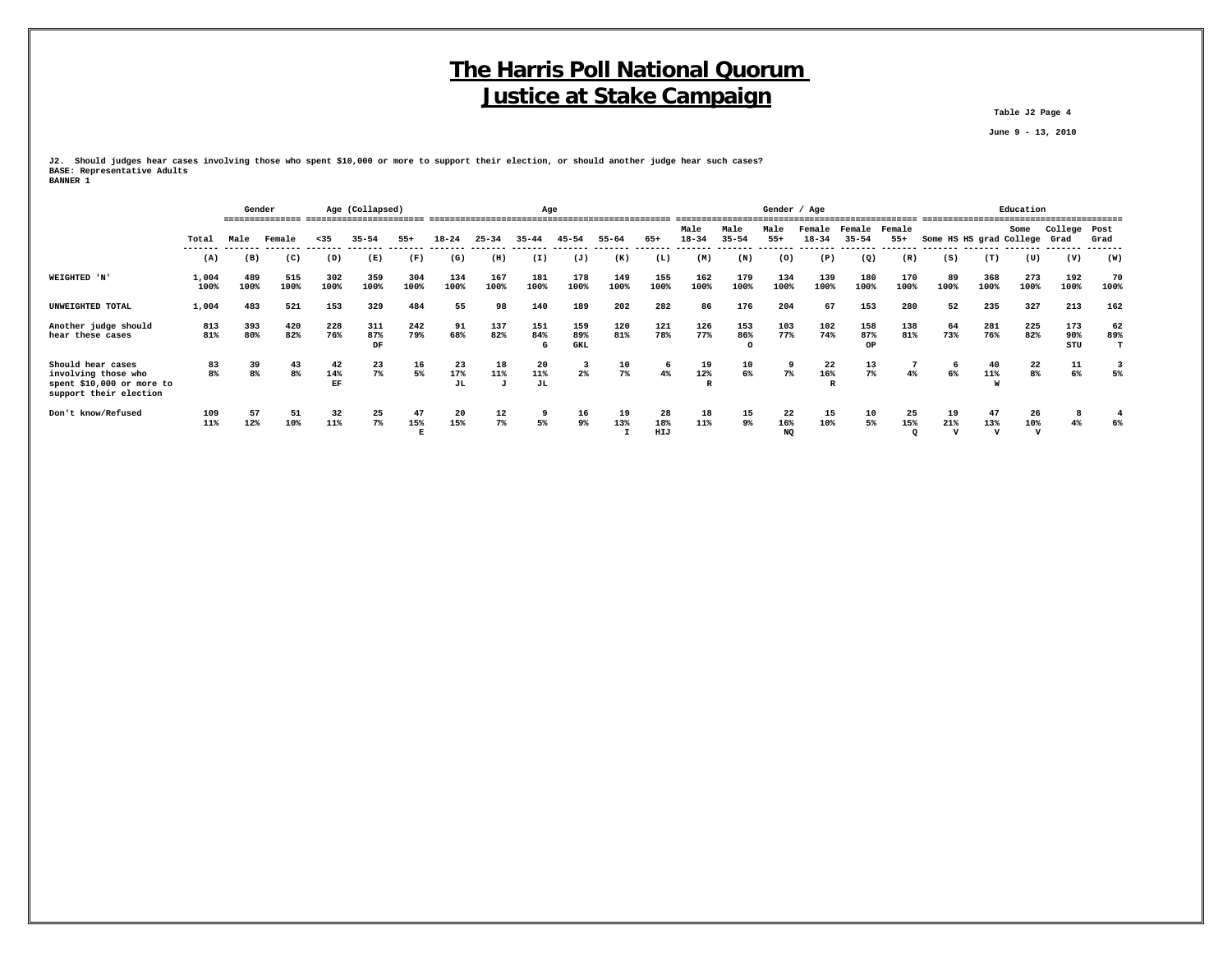# The Harris Poll National Quorum
# Justice at Stake Campaign

Table J2 Page 4

June 9 - 13, 2010

J2. Should judges hear cases involving those who spent $10,000 or more to support their election, or should another judge hear such cases?
BASE: Representative Adults
BANNER 1

| | | Gender | | Age (Collapsed) | | | Age | | | | | | Gender / Age | | | | | | Education | | | | |
|---|---|---|---|---|---|---|---|---|---|---|---|---|---|---|---|---|---|---|---|---|---|---|---|
| | Total | Male | Female | <35 | 35-54 | 55+ | 18-24 | 25-34 | 35-44 | 45-54 | 55-64 | 65+ | Male 18-34 | Male 35-54 | Male 55+ | Female 18-34 | Female 35-54 | Female 55+ | Some HS | HS grad | Some College | College Grad | Post Grad |
| | (A) | (B) | (C) | (D) | (E) | (F) | (G) | (H) | (I) | (J) | (K) | (L) | (M) | (N) | (O) | (P) | (Q) | (R) | (S) | (T) | (U) | (V) | (W) |
| WEIGHTED 'N' | 1,004<br>100% | 489<br>100% | 515<br>100% | 302<br>100% | 359<br>100% | 304<br>100% | 134<br>100% | 167<br>100% | 181<br>100% | 178<br>100% | 149<br>100% | 155<br>100% | 162<br>100% | 179<br>100% | 134<br>100% | 139<br>100% | 180<br>100% | 170<br>100% | 89<br>100% | 368<br>100% | 273<br>100% | 192<br>100% | 70<br>100% |
| UNWEIGHTED TOTAL | 1,004 | 483 | 521 | 153 | 329 | 484 | 55 | 98 | 140 | 189 | 202 | 282 | 86 | 176 | 204 | 67 | 153 | 280 | 52 | 235 | 327 | 213 | 162 |
| Another judge should hear these cases | 813<br>81% | 393<br>80% | 420<br>82% | 228<br>76% | 311<br>87%<br>DF | 242<br>79% | 91<br>68% | 137<br>82% | 151<br>84%<br>G | 159<br>89%<br>GKL | 120<br>81% | 121<br>78% | 126<br>77% | 153<br>86%<br>O | 103<br>77% | 102<br>74% | 158<br>87%<br>OP | 138<br>81% | 64<br>73% | 281<br>76% | 225<br>82% | 173<br>90%<br>STU | 62<br>89%<br>T |
| Should hear cases involving those who spent $10,000 or more to support their election | 83<br>8% | 39<br>8% | 43<br>8% | 42<br>14%<br>EF | 23<br>7% | 16<br>5% | 23<br>17%<br>JL | 18<br>11%<br>J | 20<br>11%<br>JL | 3<br>2% | 10<br>7% | 6<br>4% | 19<br>12%<br>R | 10<br>6% | 9<br>7% | 22<br>16%<br>R | 13<br>7% | 7<br>4% | 6<br>6% | 40<br>11%<br>W | 22<br>8% | 11<br>6% | 3<br>5% |
| Don't know/Refused | 109<br>11% | 57<br>12% | 51<br>10% | 32<br>11% | 25<br>7% | 47<br>15%<br>E | 20<br>15% | 12<br>7% | 9<br>5% | 16<br>9% | 19<br>13%<br>I | 28<br>18%<br>HIJ | 18<br>11% | 15<br>9% | 22<br>16%<br>NQ | 15<br>10% | 10<br>5% | 25<br>15%<br>Q | 19<br>21%<br>V | 47<br>13%<br>V | 26<br>10%<br>V | 8<br>4% | 4<br>6% |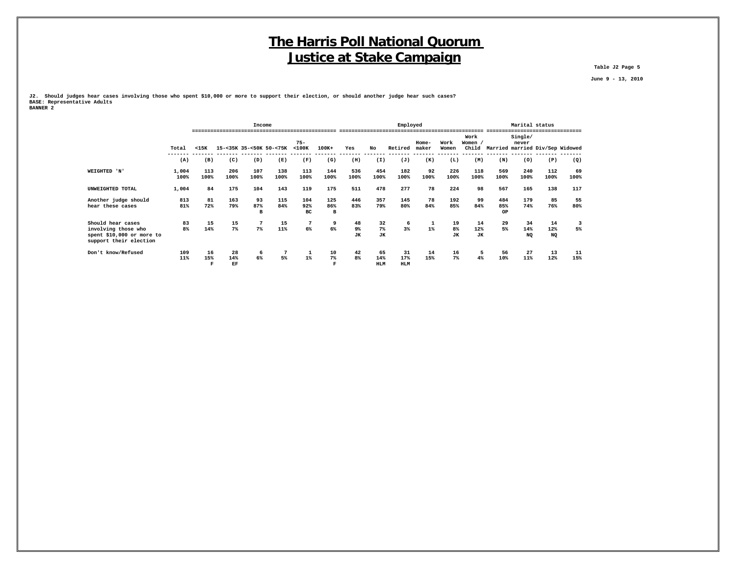# The Harris Poll National Quorum
# Justice at Stake Campaign

Table J2 Page 5

June 9 - 13, 2010

J2. Should judges hear cases involving those who spent $10,000 or more to support their election, or should another judge hear such cases?
BASE: Representative Adults
BANNER 2

| | | Income | | | | | | Employed | | | | | | Marital status | | | |
|---|---|---|---|---|---|---|---|---|---|---|---|---|---|---|---|---|---|
| | Total | <15K | 15-<35K | 35-<50K | 50-<75K | 75-<100K | 100K+ | Yes | No | Retired | Home-maker | Work Women | Work Women / Child | Married | Single/ never married | Div/Sep | Widowed |
| | (A) | (B) | (C) | (D) | (E) | (F) | (G) | (H) | (I) | (J) | (K) | (L) | (M) | (N) | (O) | (P) | (Q) |
| WEIGHTED 'N' | 1,004 | 113 | 206 | 107 | 138 | 113 | 144 | 536 | 454 | 182 | 92 | 226 | 118 | 569 | 240 | 112 | 69 |
| | 100% | 100% | 100% | 100% | 100% | 100% | 100% | 100% | 100% | 100% | 100% | 100% | 100% | 100% | 100% | 100% | 100% |
| UNWEIGHTED TOTAL | 1,004 | 84 | 175 | 104 | 143 | 119 | 175 | 511 | 478 | 277 | 78 | 224 | 98 | 567 | 165 | 138 | 117 |
| Another judge should hear these cases | 813 | 81 | 163 | 93 | 115 | 104 | 125 | 446 | 357 | 145 | 78 | 192 | 99 | 484 | 179 | 85 | 55 |
| | 81% | 72% | 79% | 87% | 84% | 92% | 86% | 83% | 79% | 80% | 84% | 85% | 84% | 85% | 74% | 76% | 80% |
| | | | | B | | BC | B | | | | | | | OP | | | |
| Should hear cases involving those who spent $10,000 or more to support their election | 83 | 15 | 15 | 7 | 15 | 7 | 9 | 48 | 32 | 6 | 1 | 19 | 14 | 29 | 34 | 14 | 3 |
| | 8% | 14% | 7% | 7% | 11% | 6% | 6% | 9% | 7% | 3% | 1% | 8% | 12% | 5% | 14% | 12% | 5% |
| | | | | | | | | JK | JK | | | JK | JK | | NQ | NQ | |
| Don't know/Refused | 109 | 16 | 28 | 6 | 7 | 1 | 10 | 42 | 65 | 31 | 14 | 16 | 5 | 56 | 27 | 13 | 11 |
| | 11% | 15% | 14% | 6% | 5% | 1% | 7% | 8% | 14% | 17% | 15% | 7% | 4% | 10% | 11% | 12% | 15% |
| | | F | EF | | | | F | | HLM | HLM | | | | | | | |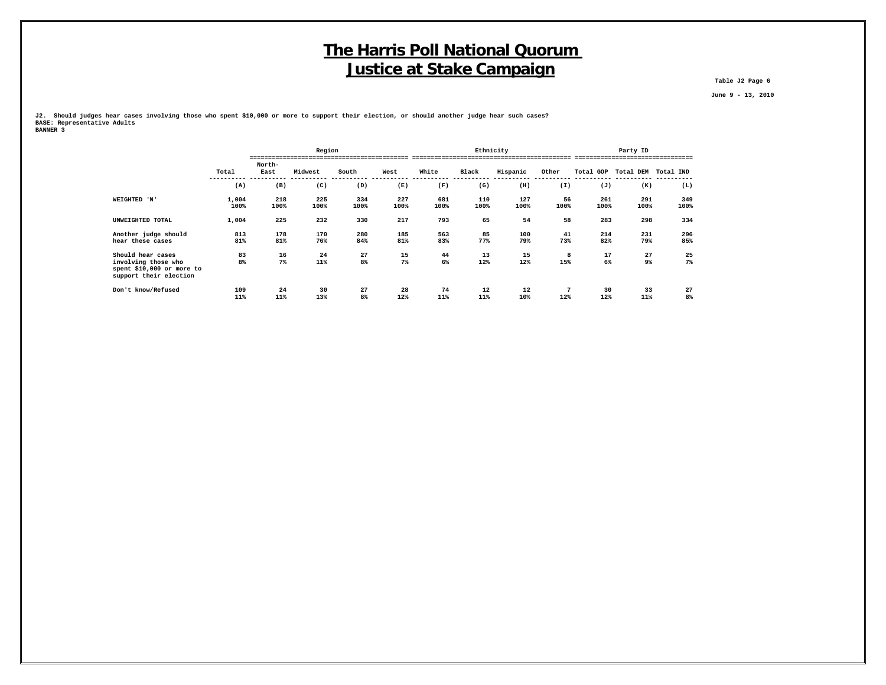# The Harris Poll National Quorum
# Justice at Stake Campaign

Table J2 Page 6

June 9 - 13, 2010

**J2. Should judges hear cases involving those who spent $10,000 or more to support their election, or should another judge hear such cases?**
**BASE: Representative Adults**
**BANNER 3**

| | | Region | | | | Ethnicity | | | | Party ID | | |
|---|---|---|---|---|---|---|---|---|---|---|---|---|
| | Total | North-East | Midwest | South | West | White | Black | Hispanic | Other | Total GOP | Total DEM | Total IND |
| | (A) | (B) | (C) | (D) | (E) | (F) | (G) | (H) | (I) | (J) | (K) | (L) |
| WEIGHTED 'N' | 1,004<br>100% | 218<br>100% | 225<br>100% | 334<br>100% | 227<br>100% | 681<br>100% | 110<br>100% | 127<br>100% | 56<br>100% | 261<br>100% | 291<br>100% | 349<br>100% |
| UNWEIGHTED TOTAL | 1,004 | 225 | 232 | 330 | 217 | 793 | 65 | 54 | 58 | 283 | 298 | 334 |
| Another judge should hear these cases | 813<br>81% | 178<br>81% | 170<br>76% | 280<br>84% | 185<br>81% | 563<br>83% | 85<br>77% | 100<br>79% | 41<br>73% | 214<br>82% | 231<br>79% | 296<br>85% |
| Should hear cases involving those who spent $10,000 or more to support their election | 83<br>8% | 16<br>7% | 24<br>11% | 27<br>8% | 15<br>7% | 44<br>6% | 13<br>12% | 15<br>12% | 8<br>15% | 17<br>6% | 27<br>9% | 25<br>7% |
| Don't know/Refused | 109<br>11% | 24<br>11% | 30<br>13% | 27<br>8% | 28<br>12% | 74<br>11% | 12<br>11% | 12<br>10% | 7<br>12% | 30<br>12% | 33<br>11% | 27<br>8% |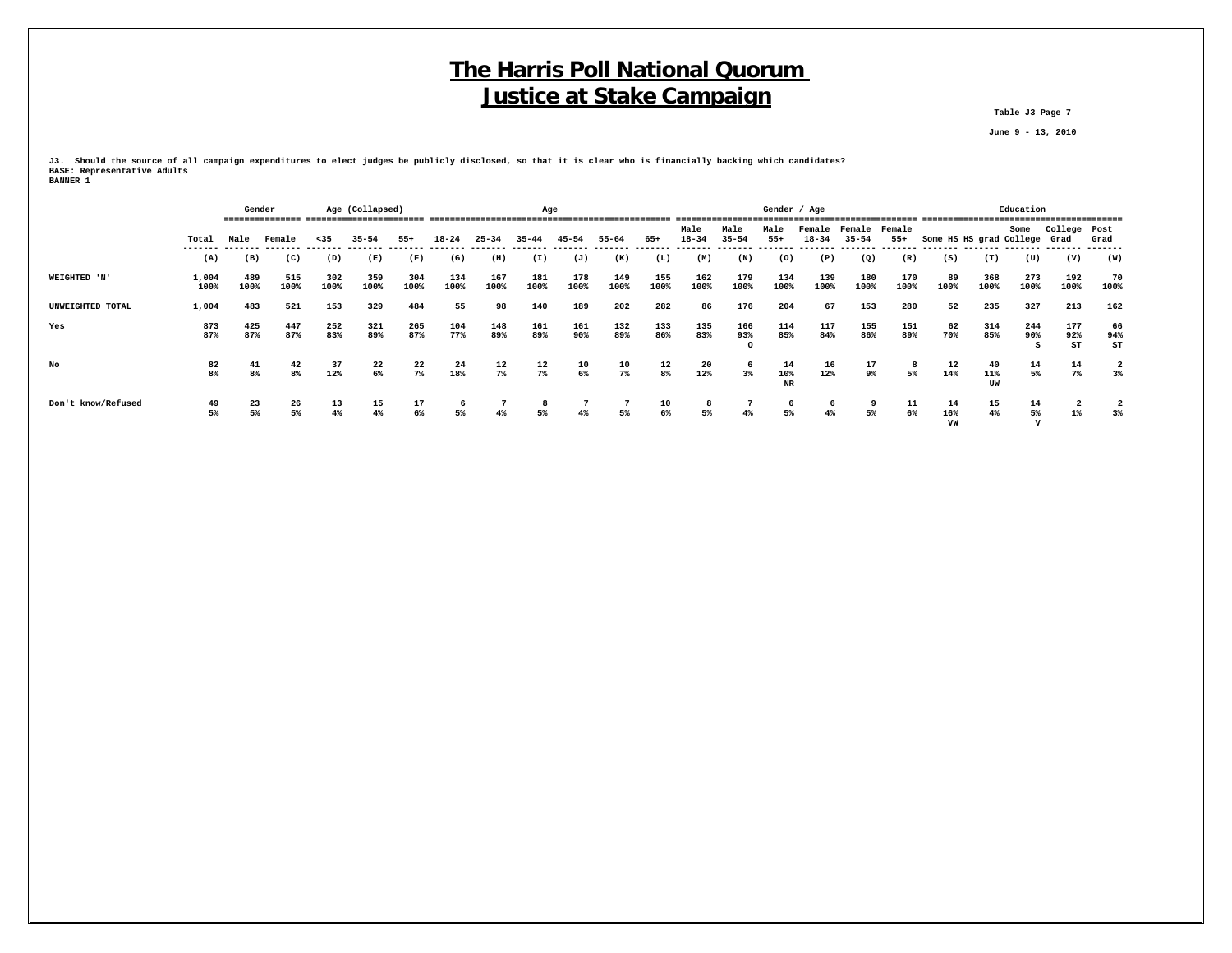# The Harris Poll National Quorum
# Justice at Stake Campaign

Table J3 Page 7

June 9 - 13, 2010

**J3. Should the source of all campaign expenditures to elect judges be publicly disclosed, so that it is clear who is financially backing which candidates?**
**BASE: Representative Adults**
**BANNER 1**

| | | Gender | | Age (Collapsed) | | | Age | | | | | | Gender / Age | | | | | | Education | | | | |
|---|---|---|---|---|---|---|---|---|---|---|---|---|---|---|---|---|---|---|---|---|---|---|---|
| | Total | Male | Female | <35 | 35-54 | 55+ | 18-24 | 25-34 | 35-44 | 45-54 | 55-64 | 65+ | Male 18-34 | Male 35-54 | Male 55+ | Female 18-34 | Female 35-54 | Female 55+ | Some HS | HS grad | Some College | College Grad | Post Grad |
| | (A) | (B) | (C) | (D) | (E) | (F) | (G) | (H) | (I) | (J) | (K) | (L) | (M) | (N) | (O) | (P) | (Q) | (R) | (S) | (T) | (U) | (V) | (W) |
| WEIGHTED 'N' | 1,004<br>100% | 489<br>100% | 515<br>100% | 302<br>100% | 359<br>100% | 304<br>100% | 134<br>100% | 167<br>100% | 181<br>100% | 178<br>100% | 149<br>100% | 155<br>100% | 162<br>100% | 179<br>100% | 134<br>100% | 139<br>100% | 180<br>100% | 170<br>100% | 89<br>100% | 368<br>100% | 273<br>100% | 192<br>100% | 70<br>100% |
| UNWEIGHTED TOTAL | 1,004 | 483 | 521 | 153 | 329 | 484 | 55 | 98 | 140 | 189 | 202 | 282 | 86 | 176 | 204 | 67 | 153 | 280 | 52 | 235 | 327 | 213 | 162 |
| Yes | 873<br>87% | 425<br>87% | 447<br>87% | 252<br>83% | 321<br>89% | 265<br>87% | 104<br>77% | 148<br>89% | 161<br>89% | 161<br>90% | 132<br>89% | 133<br>86% | 135<br>83% | 166<br>93%<br>O | 114<br>85% | 117<br>84% | 155<br>86% | 151<br>89% | 62<br>70% | 314<br>85% | 244<br>90%<br>S | 177<br>92%<br>ST | 66<br>94%<br>ST |
| No | 82<br>8% | 41<br>8% | 42<br>8% | 37<br>12% | 22<br>6% | 22<br>7% | 24<br>18% | 12<br>7% | 12<br>7% | 10<br>6% | 10<br>7% | 12<br>8% | 20<br>12% | 6<br>3% | 14<br>10%<br>NR | 16<br>12% | 17<br>9% | 8<br>5% | 12<br>14% | 40<br>11%<br>UW | 14<br>5% | 14<br>7% | 2<br>3% |
| Don't know/Refused | 49<br>5% | 23<br>5% | 26<br>5% | 13<br>4% | 15<br>4% | 17<br>6% | 6<br>5% | 7<br>4% | 8<br>5% | 7<br>4% | 7<br>5% | 10<br>6% | 8<br>5% | 7<br>4% | 6<br>5% | 6<br>4% | 9<br>5% | 11<br>6% | 14<br>16%<br>VW | 15<br>4% | 14<br>5%<br>V | 2<br>1% | 2<br>3% |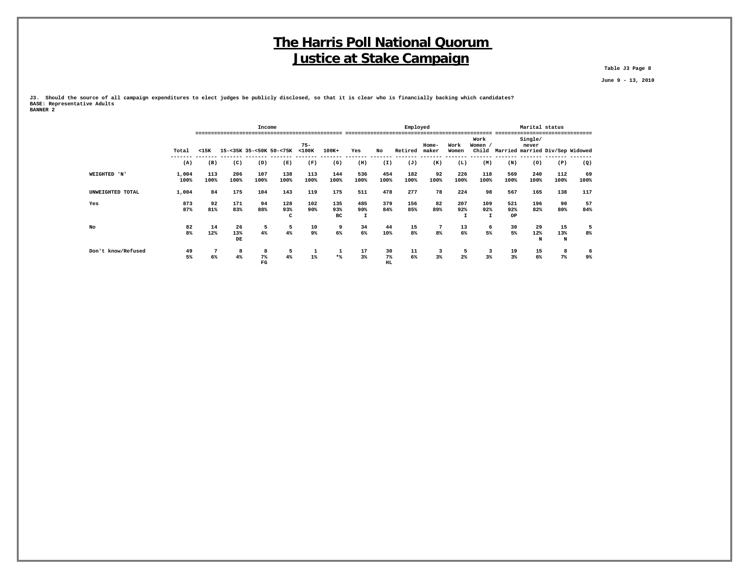# The Harris Poll National Quorum
# Justice at Stake Campaign

Table J3 Page 8

June 9 - 13, 2010

J3. Should the source of all campaign expenditures to elect judges be publicly disclosed, so that it is clear who is financially backing which candidates?
BASE: Representative Adults
BANNER 2

| | | Income | | | | | | Employed | | | | | | | Marital status | | | |
|---|---|---|---|---|---|---|---|---|---|---|---|---|---|---|---|---|---|---|
| | Total | <15K | 15-<35K | 35-<50K | 50-<75K | 75-<100K | 100K+ | Yes | No | Retired | Home-maker | Work Women | Work Women / Child | Married | Single/ never married | Div/Sep | Widowed |
| | (A) | (B) | (C) | (D) | (E) | (F) | (G) | (H) | (I) | (J) | (K) | (L) | (M) | (N) | (O) | (P) | (Q) |
| WEIGHTED 'N' | 1,004 | 113 | 206 | 107 | 138 | 113 | 144 | 536 | 454 | 182 | 92 | 226 | 118 | 569 | 240 | 112 | 69 |
| | 100% | 100% | 100% | 100% | 100% | 100% | 100% | 100% | 100% | 100% | 100% | 100% | 100% | 100% | 100% | 100% | 100% |
| UNWEIGHTED TOTAL | 1,004 | 84 | 175 | 104 | 143 | 119 | 175 | 511 | 478 | 277 | 78 | 224 | 98 | 567 | 165 | 138 | 117 |
| Yes | 873 | 92 | 171 | 94 | 128 | 102 | 135 | 485 | 379 | 156 | 82 | 207 | 109 | 521 | 196 | 90 | 57 |
| | 87% | 81% | 83% | 88% | 93% | 90% | 93% | 90% | 84% | 85% | 89% | 92% | 92% | 92% | 82% | 80% | 84% |
| | | | | | C | | BC | I | | | | I | I | OP | | | |
| No | 82 | 14 | 26 | 5 | 5 | 10 | 9 | 34 | 44 | 15 | 7 | 13 | 6 | 30 | 29 | 15 | 5 |
| | 8% | 12% | 13% | 4% | 4% | 9% | 6% | 6% | 10% | 8% | 8% | 6% | 5% | 5% | 12% | 13% | 8% |
| | | | DE | | | | | | | | | | | | N | N | |
| Don't know/Refused | 49 | 7 | 8 | 8 | 5 | 1 | 1 | 17 | 30 | 11 | 3 | 5 | 3 | 19 | 15 | 8 | 6 |
| | 5% | 6% | 4% | 7% | 4% | 1% | *% | 3% | 7% | 6% | 3% | 2% | 3% | 3% | 6% | 7% | 9% |
| | | | | FG | | | | | HL | | | | | | | | |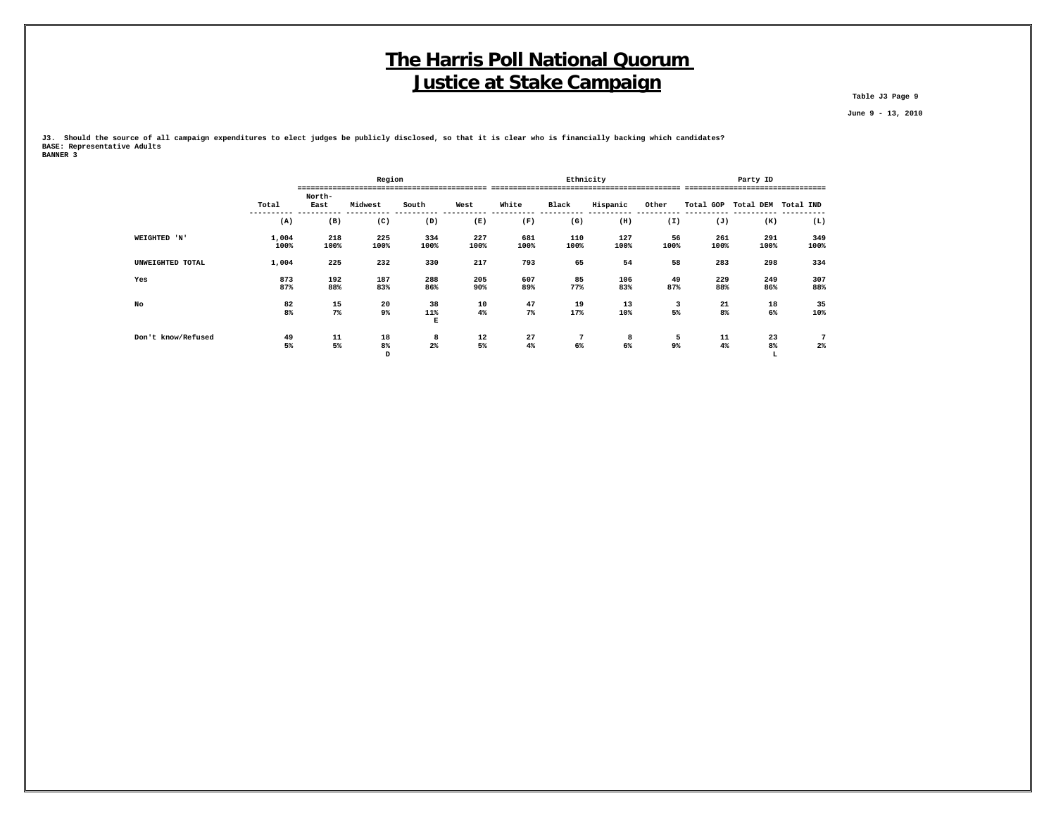# The Harris Poll National Quorum
# Justice at Stake Campaign

Table J3 Page 9

June 9 - 13, 2010

**J3. Should the source of all campaign expenditures to elect judges be publicly disclosed, so that it is clear who is financially backing which candidates?**
**BASE: Representative Adults**
**BANNER 3**

| | | Region | | | | Ethnicity | | | | Party ID | | |
|---|---|---|---|---|---|---|---|---|---|---|---|---|
| | Total | North-East | Midwest | South | West | White | Black | Hispanic | Other | Total GOP | Total DEM | Total IND |
| | (A) | (B) | (C) | (D) | (E) | (F) | (G) | (H) | (I) | (J) | (K) | (L) |
| WEIGHTED 'N' | 1,004<br>100% | 218<br>100% | 225<br>100% | 334<br>100% | 227<br>100% | 681<br>100% | 110<br>100% | 127<br>100% | 56<br>100% | 261<br>100% | 291<br>100% | 349<br>100% |
| UNWEIGHTED TOTAL | 1,004 | 225 | 232 | 330 | 217 | 793 | 65 | 54 | 58 | 283 | 298 | 334 |
| Yes | 873<br>87% | 192<br>88% | 187<br>83% | 288<br>86% | 205<br>90% | 607<br>89% | 85<br>77% | 106<br>83% | 49<br>87% | 229<br>88% | 249<br>86% | 307<br>88% |
| No | 82<br>8% | 15<br>7% | 20<br>9% | 38<br>11%<br>E | 10<br>4% | 47<br>7% | 19<br>17% | 13<br>10% | 3<br>5% | 21<br>8% | 18<br>6% | 35<br>10% |
| Don't know/Refused | 49<br>5% | 11<br>5% | 18<br>8%<br>D | 8<br>2% | 12<br>5% | 27<br>4% | 7<br>6% | 8<br>6% | 5<br>9% | 11<br>4% | 23<br>8%<br>L | 7<br>2% |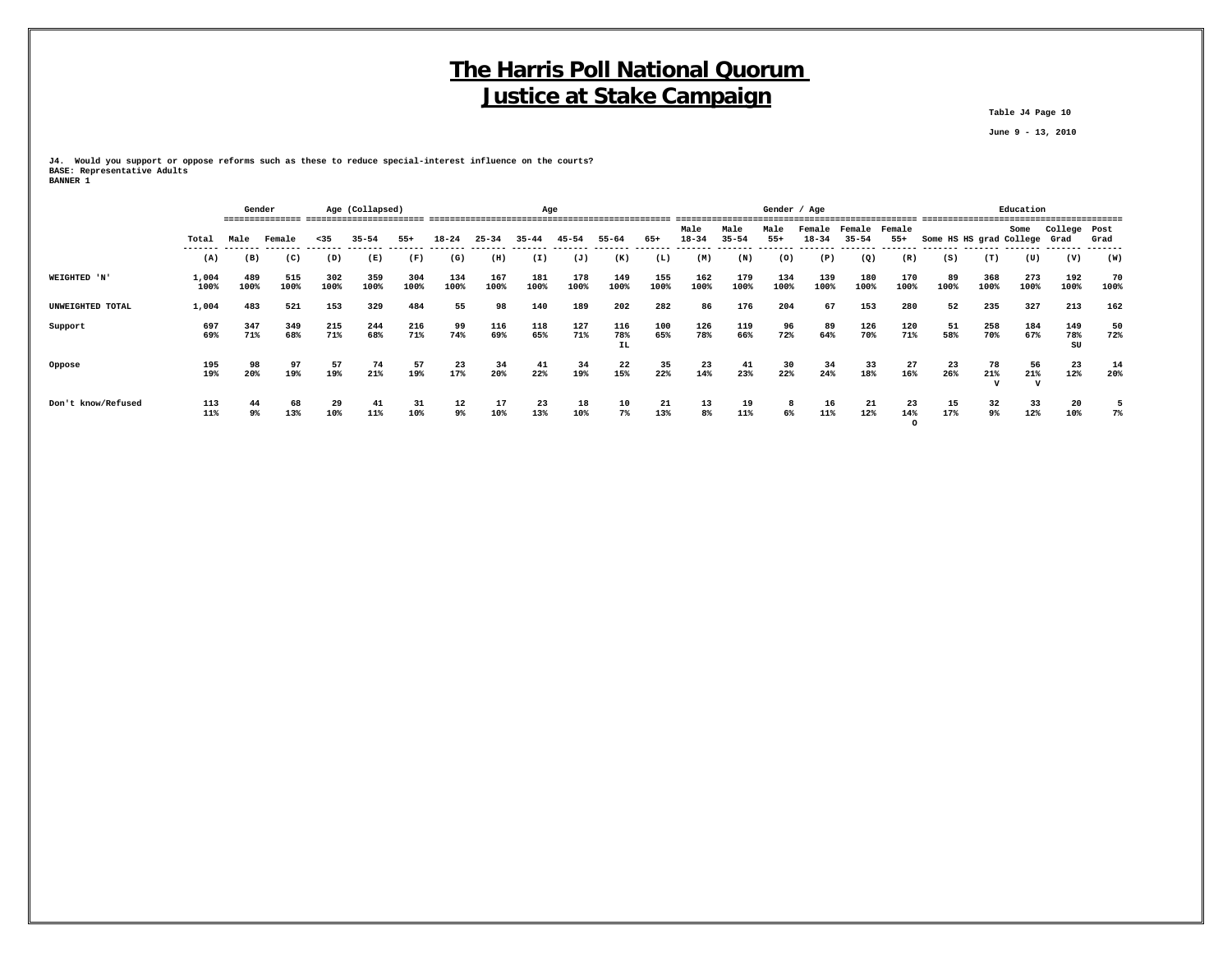# The Harris Poll National Quorum
# Justice at Stake Campaign

Table J4 Page 10

June 9 - 13, 2010

J4. Would you support or oppose reforms such as these to reduce special-interest influence on the courts?
BASE: Representative Adults
BANNER 1

| | | Gender | | Age (Collapsed) | | | Age | | | | | | Gender / Age | | | | | | Education | | | | |
|---|---|---|---|---|---|---|---|---|---|---|---|---|---|---|---|---|---|---|---|---|---|---|---|
| | Total | Male | Female | <35 | 35-54 | 55+ | 18-24 | 25-34 | 35-44 | 45-54 | 55-64 | 65+ | Male 18-34 | Male 35-54 | Male 55+ | Female 18-34 | Female 35-54 | Female 55+ | Some HS | HS grad | Some College | College Grad | Post Grad |
| | (A) | (B) | (C) | (D) | (E) | (F) | (G) | (H) | (I) | (J) | (K) | (L) | (M) | (N) | (O) | (P) | (Q) | (R) | (S) | (T) | (U) | (V) | (W) |
| WEIGHTED 'N' | 1,004 100% | 489 100% | 515 100% | 302 100% | 359 100% | 304 100% | 134 100% | 167 100% | 181 100% | 178 100% | 149 100% | 155 100% | 162 100% | 179 100% | 134 100% | 139 100% | 180 100% | 170 100% | 89 100% | 368 100% | 273 100% | 192 100% | 70 100% |
| UNWEIGHTED TOTAL | 1,004 | 483 | 521 | 153 | 329 | 484 | 55 | 98 | 140 | 189 | 202 | 282 | 86 | 176 | 204 | 67 | 153 | 280 | 52 | 235 | 327 | 213 | 162 |
| Support | 697 69% | 347 71% | 349 68% | 215 71% | 244 68% | 216 71% | 99 74% | 116 69% | 118 65% | 127 71% | 116 78% IL | 100 65% | 126 78% | 119 66% | 96 72% | 89 64% | 126 70% | 120 71% | 51 58% | 258 70% | 184 67% | 149 78% SU | 50 72% |
| Oppose | 195 19% | 98 20% | 97 19% | 57 19% | 74 21% | 57 19% | 23 17% | 34 20% | 41 22% | 34 19% | 22 15% | 35 22% | 23 14% | 41 23% | 30 22% | 34 24% | 33 18% | 27 16% | 23 26% | 78 21% V | 56 21% V | 23 12% | 14 20% |
| Don't know/Refused | 113 11% | 44 9% | 68 13% | 29 10% | 41 11% | 31 10% | 12 9% | 17 10% | 23 13% | 18 10% | 10 7% | 21 13% | 13 8% | 19 11% | 8 6% | 16 11% | 21 12% | 23 14% O | 15 17% | 32 9% | 33 12% | 20 10% | 5 7% |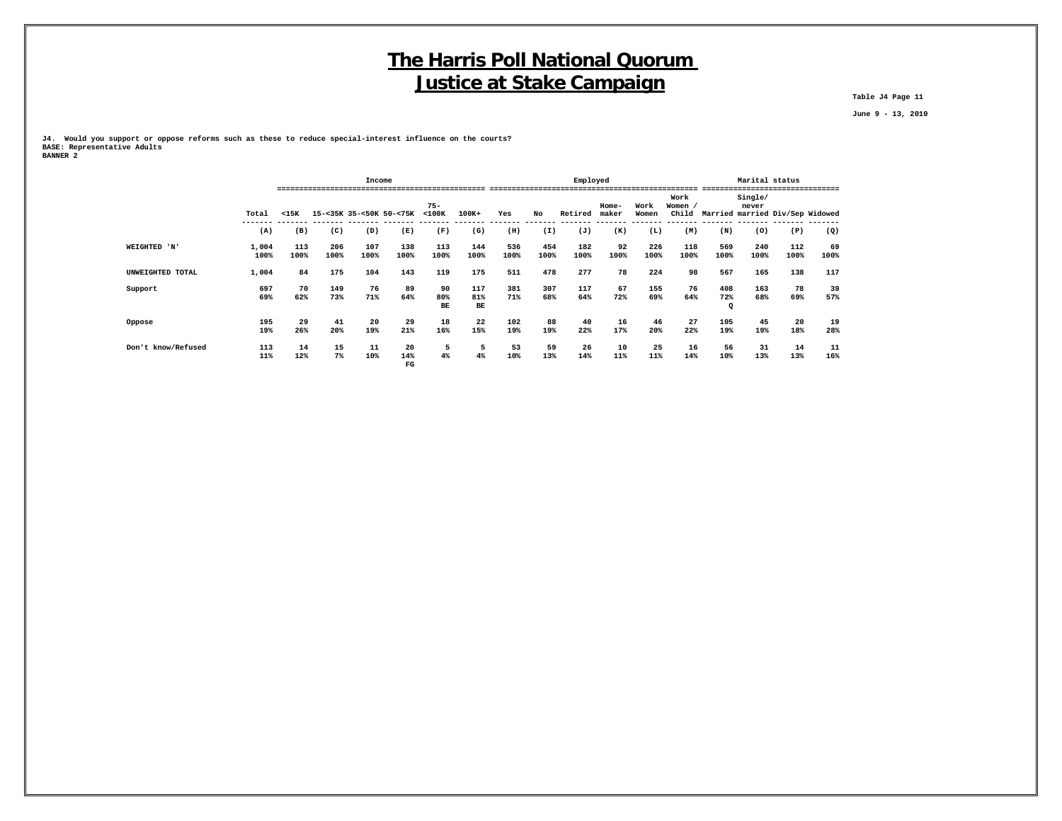# The Harris Poll National Quorum
# Justice at Stake Campaign

Table J4 Page 11

June 9 - 13, 2010

**J4. Would you support or oppose reforms such as these to reduce special-interest influence on the courts?**
**BASE: Representative Adults**
**BANNER 2**

| | | Income | | | | | | Employed | | | | | | | Marital status | | | |
|---|---|---|---|---|---|---|---|---|---|---|---|---|---|---|---|---|---|---|
| | Total | <15K | 15-<35K | 35-<50K | 50-<75K | 75-<100K | 100K+ | Yes | No | Retired | Home-maker | Work Women | Work Women / Child | Married | Single/ never married | Div/Sep | Widowed |
| | (A) | (B) | (C) | (D) | (E) | (F) | (G) | (H) | (I) | (J) | (K) | (L) | (M) | (N) | (O) | (P) | (Q) |
| WEIGHTED 'N' | 1,004<br>100% | 113<br>100% | 206<br>100% | 107<br>100% | 138<br>100% | 113<br>100% | 144<br>100% | 536<br>100% | 454<br>100% | 182<br>100% | 92<br>100% | 226<br>100% | 118<br>100% | 569<br>100% | 240<br>100% | 112<br>100% | 69<br>100% |
| UNWEIGHTED TOTAL | 1,004 | 84 | 175 | 104 | 143 | 119 | 175 | 511 | 478 | 277 | 78 | 224 | 98 | 567 | 165 | 138 | 117 |
| Support | 697<br>69% | 70<br>62% | 149<br>73% | 76<br>71% | 89<br>64% | 90<br>80%<br>BE | 117<br>81%<br>BE | 381<br>71% | 307<br>68% | 117<br>64% | 67<br>72% | 155<br>69% | 76<br>64% | 408<br>72%<br>Q | 163<br>68% | 78<br>69% | 39<br>57% |
| Oppose | 195<br>19% | 29<br>26% | 41<br>20% | 20<br>19% | 29<br>21% | 18<br>16% | 22<br>15% | 102<br>19% | 88<br>19% | 40<br>22% | 16<br>17% | 46<br>20% | 27<br>22% | 105<br>19% | 45<br>19% | 20<br>18% | 19<br>28% |
| Don't know/Refused | 113<br>11% | 14<br>12% | 15<br>7% | 11<br>10% | 20<br>14%<br>FG | 5<br>4% | 5<br>4% | 53<br>10% | 59<br>13% | 26<br>14% | 10<br>11% | 25<br>11% | 16<br>14% | 56<br>10% | 31<br>13% | 14<br>13% | 11<br>16% |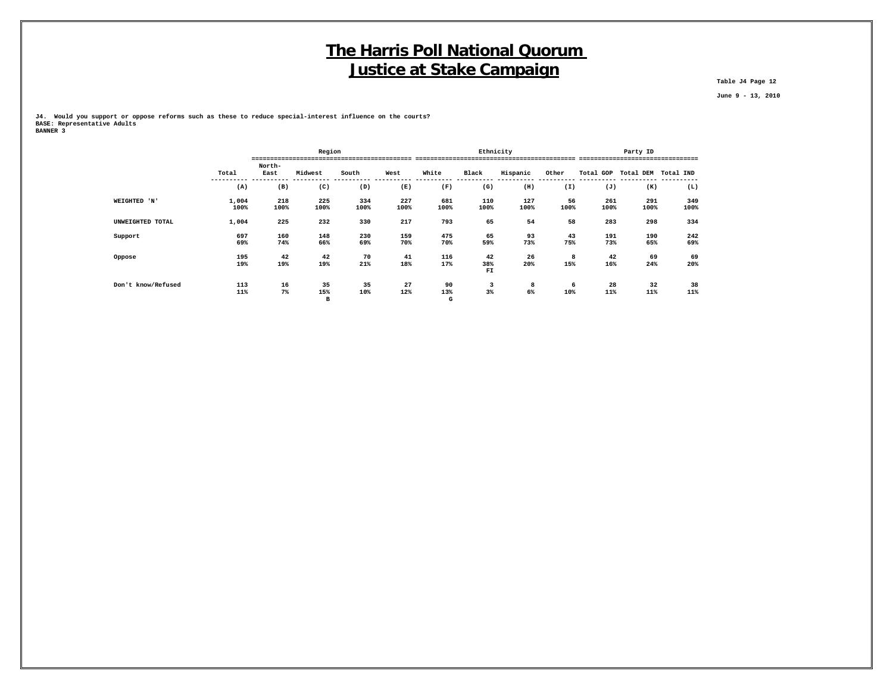# The Harris Poll National Quorum
# Justice at Stake Campaign

Table J4 Page 12

June 9 - 13, 2010

J4. Would you support or oppose reforms such as these to reduce special-interest influence on the courts?
BASE: Representative Adults
BANNER 3

| | | Region | | | | Ethnicity | | | | Party ID | | |
|---|---|---|---|---|---|---|---|---|---|---|---|---|
| | Total | North-East | Midwest | South | West | White | Black | Hispanic | Other | Total GOP | Total DEM | Total IND |
| | (A) | (B) | (C) | (D) | (E) | (F) | (G) | (H) | (I) | (J) | (K) | (L) |
| WEIGHTED 'N' | 1,004<br>100% | 218<br>100% | 225<br>100% | 334<br>100% | 227<br>100% | 681<br>100% | 110<br>100% | 127<br>100% | 56<br>100% | 261<br>100% | 291<br>100% | 349<br>100% |
| UNWEIGHTED TOTAL | 1,004 | 225 | 232 | 330 | 217 | 793 | 65 | 54 | 58 | 283 | 298 | 334 |
| Support | 697<br>69% | 160<br>74% | 148<br>66% | 230<br>69% | 159<br>70% | 475<br>70% | 65<br>59% | 93<br>73% | 43<br>75% | 191<br>73% | 190<br>65% | 242<br>69% |
| Oppose | 195<br>19% | 42<br>19% | 42<br>19% | 70<br>21% | 41<br>18% | 116<br>17% | 42<br>38%<br>FI | 26<br>20% | 8<br>15% | 42<br>16% | 69<br>24% | 69<br>20% |
| Don't know/Refused | 113<br>11% | 16<br>7% | 35<br>15%<br>B | 35<br>10% | 27<br>12% | 90<br>13%<br>G | 3<br>3% | 8<br>6% | 6<br>10% | 28<br>11% | 32<br>11% | 38<br>11% |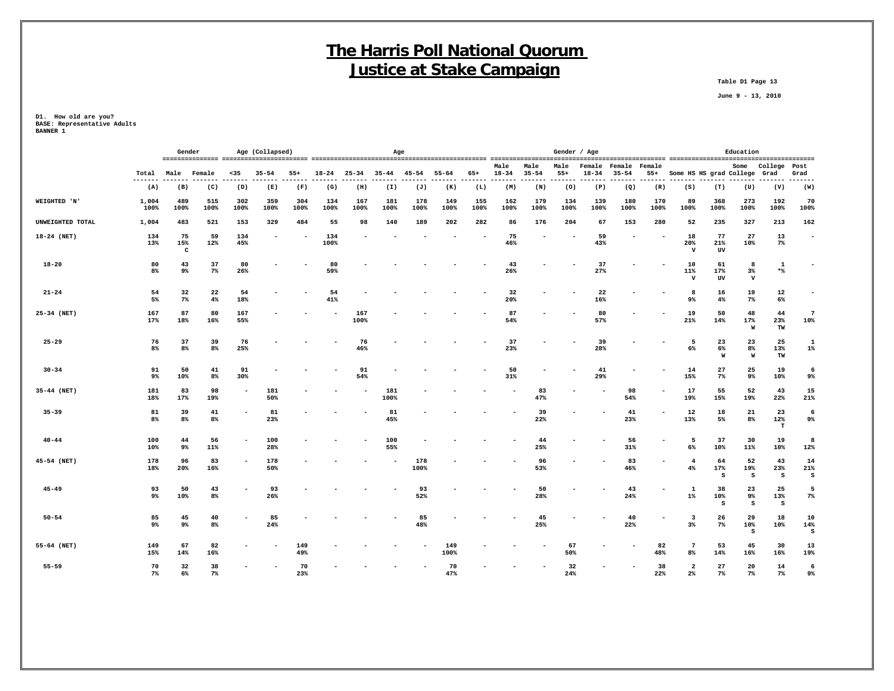# The Harris Poll National Quorum
# Justice at Stake Campaign

Table D1 Page 13

June 9 - 13, 2010

D1. How old are you?
BASE: Representative Adults
BANNER 1

| | | Gender | | Age (Collapsed) | | | Age | | | | | | Gender / Age | | | | | | Education | | | | |
|---|---|---|---|---|---|---|---|---|---|---|---|---|---|---|---|---|---|---|---|---|---|---|---|
| | Total | Male | Female | <35 | 35-54 | 55+ | 18-24 | 25-34 | 35-44 | 45-54 | 55-64 | 65+ | Male 18-34 | Male 35-54 | Male 55+ | Female 18-34 | Female 35-54 | Female 55+ | Some HS | HS grad | Some College | College Grad | Post Grad |
| | (A) | (B) | (C) | (D) | (E) | (F) | (G) | (H) | (I) | (J) | (K) | (L) | (M) | (N) | (O) | (P) | (Q) | (R) | (S) | (T) | (U) | (V) | (W) |
| WEIGHTED 'N' | 1,004 100% | 489 100% | 515 100% | 302 100% | 359 100% | 304 100% | 134 100% | 167 100% | 181 100% | 178 100% | 149 100% | 155 100% | 162 100% | 179 100% | 134 100% | 139 100% | 180 100% | 170 100% | 89 100% | 368 100% | 273 100% | 192 100% | 70 100% |
| UNWEIGHTED TOTAL | 1,004 | 483 | 521 | 153 | 329 | 484 | 55 | 98 | 140 | 189 | 202 | 282 | 86 | 176 | 204 | 67 | 153 | 280 | 52 | 235 | 327 | 213 | 162 |
| 18-24 (NET) | 134 13% | 75 15% C | 59 12% | 134 45% | - | - | 134 100% | - | - | - | - | - | 75 46% | - | - | 59 43% | - | - | 18 20% V | 77 21% UV | 27 10% | 13 7% | - |
| 18-20 | 80 8% | 43 9% | 37 7% | 80 26% | - | - | 80 59% | - | - | - | - | - | 43 26% | - | - | 37 27% | - | - | 10 11% V | 61 17% UV | 8 3% V | 1 *% | - |
| 21-24 | 54 5% | 32 7% | 22 4% | 54 18% | - | - | 54 41% | - | - | - | - | - | 32 20% | - | - | 22 16% | - | - | 8 9% | 16 4% | 19 7% | 12 6% | - |
| 25-34 (NET) | 167 17% | 87 18% | 80 16% | 167 55% | - | - | - | 167 100% | - | - | - | - | 87 54% | - | - | 80 57% | - | - | 19 21% | 50 14% | 48 17% W | 44 23% TW | 7 10% |
| 25-29 | 76 8% | 37 8% | 39 8% | 76 25% | - | - | - | 76 46% | - | - | - | - | 37 23% | - | - | 39 28% | - | - | 5 6% | 23 6% W | 23 8% W | 25 13% TW | 1 1% |
| 30-34 | 91 9% | 50 10% | 41 8% | 91 30% | - | - | - | 91 54% | - | - | - | - | 50 31% | - | - | 41 29% | - | - | 14 15% | 27 7% | 25 9% | 19 10% | 6 9% |
| 35-44 (NET) | 181 18% | 83 17% | 98 19% | - | 181 50% | - | - | - | 181 100% | - | - | - | - | 83 47% | - | - | 98 54% | - | 17 19% | 55 15% | 52 19% | 43 22% | 15 21% |
| 35-39 | 81 8% | 39 8% | 41 8% | - | 81 23% | - | - | - | 81 45% | - | - | - | - | 39 22% | - | - | 41 23% | - | 12 13% | 18 5% | 21 8% | 23 12% T | 6 9% |
| 40-44 | 100 10% | 44 9% | 56 11% | - | 100 28% | - | - | - | 100 55% | - | - | - | - | 44 25% | - | - | 56 31% | - | 5 6% | 37 10% | 30 11% | 19 10% | 8 12% |
| 45-54 (NET) | 178 18% | 96 20% | 83 16% | - | 178 50% | - | - | - | - | 178 100% | - | - | - | 96 53% | - | - | 83 46% | - | 4 4% | 64 17% S | 52 19% S | 43 23% S | 14 21% S |
| 45-49 | 93 9% | 50 10% | 43 8% | - | 93 26% | - | - | - | - | 93 52% | - | - | - | 50 28% | - | - | 43 24% | - | 1 1% | 38 10% S | 23 9% S | 25 13% S | 5 7% |
| 50-54 | 85 9% | 45 9% | 40 8% | - | 85 24% | - | - | - | - | 85 48% | - | - | - | 45 25% | - | - | 40 22% | - | 3 3% | 26 7% | 29 10% S | 18 10% | 10 14% S |
| 55-64 (NET) | 149 15% | 67 14% | 82 16% | - | - | 149 49% | - | - | - | - | 149 100% | - | - | - | 67 50% | - | - | 82 48% | 7 8% | 53 14% | 45 16% | 30 16% | 13 19% |
| 55-59 | 70 7% | 32 6% | 38 7% | - | - | 70 23% | - | - | - | - | 70 47% | - | - | - | 32 24% | - | - | 38 22% | 2 2% | 27 7% | 20 7% | 14 7% | 6 9% |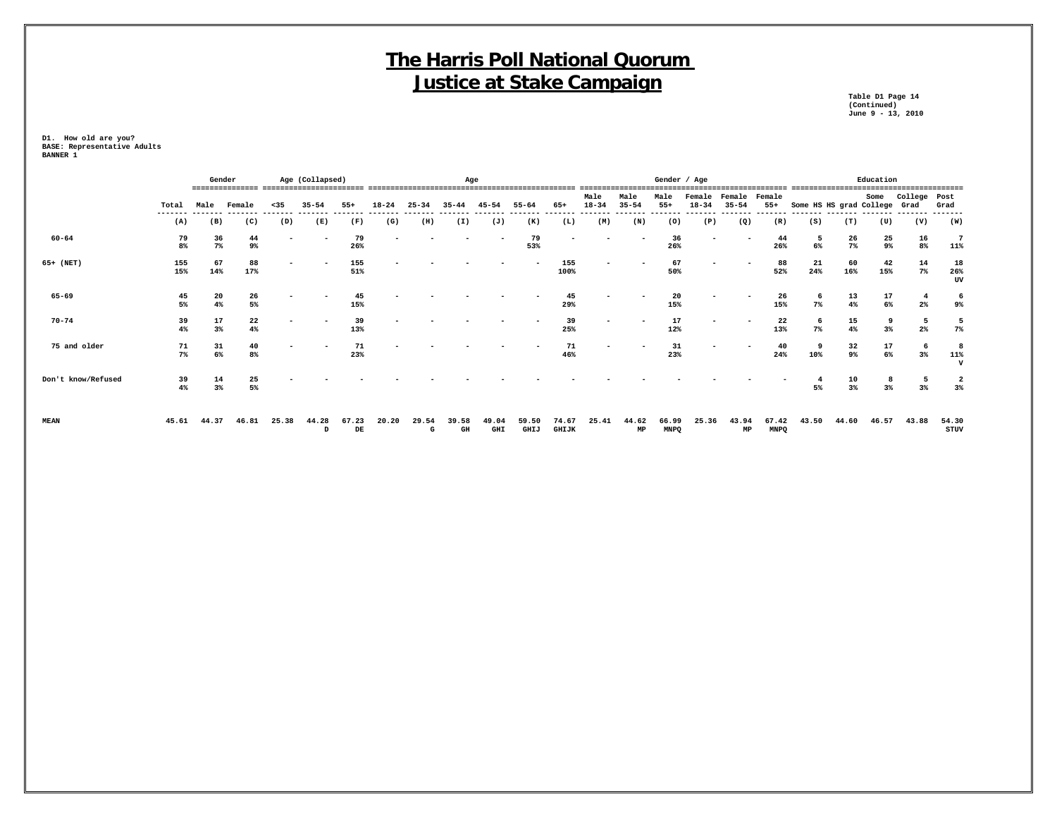# The Harris Poll National Quorum
# Justice at Stake Campaign

Table D1 Page 14
(Continued)
June 9 - 13, 2010

D1. How old are you?
BASE: Representative Adults
BANNER 1

| | | Gender | | Age (Collapsed) | | | Age | | | | | | Gender / Age | | | | | | Education | | | | |
|---|---|---|---|---|---|---|---|---|---|---|---|---|---|---|---|---|---|---|---|---|---|---|---|
| | Total | Male | Female | <35 | 35-54 | 55+ | 18-24 | 25-34 | 35-44 | 45-54 | 55-64 | 65+ | Male 18-34 | Male 35-54 | Male 55+ | Female 18-34 | Female 35-54 | Female 55+ | Some HS | HS grad | Some College | College Grad | Post Grad |
| | (A) | (B) | (C) | (D) | (E) | (F) | (G) | (H) | (I) | (J) | (K) | (L) | (M) | (N) | (O) | (P) | (Q) | (R) | (S) | (T) | (U) | (V) | (W) |
| 60-64 | 79<br>8% | 36<br>7% | 44<br>9% | - | - | 79<br>26% | - | - | - | - | 79<br>53% | - | - | - | 36<br>26% | - | - | 44<br>26% | 5<br>6% | 26<br>7% | 25<br>9% | 16<br>8% | 7<br>11% |
| 65+ (NET) | 155<br>15% | 67<br>14% | 88<br>17% | - | - | 155<br>51% | - | - | - | - | - | 155<br>100% | - | - | 67<br>50% | - | - | 88<br>52% | 21<br>24% | 60<br>16% | 42<br>15% | 14<br>7% | 18<br>26%<br>UV |
| 65-69 | 45<br>5% | 20<br>4% | 26<br>5% | - | - | 45<br>15% | - | - | - | - | - | 45<br>29% | - | - | 20<br>15% | - | - | 26<br>15% | 6<br>7% | 13<br>4% | 17<br>6% | 4<br>2% | 6<br>9% |
| 70-74 | 39<br>4% | 17<br>3% | 22<br>4% | - | - | 39<br>13% | - | - | - | - | - | 39<br>25% | - | - | 17<br>12% | - | - | 22<br>13% | 6<br>7% | 15<br>4% | 9<br>3% | 5<br>2% | 5<br>7% |
| 75 and older | 71<br>7% | 31<br>6% | 40<br>8% | - | - | 71<br>23% | - | - | - | - | - | 71<br>46% | - | - | 31<br>23% | - | - | 40<br>24% | 9<br>10% | 32<br>9% | 17<br>6% | 6<br>3% | 8<br>11%<br>V |
| Don't know/Refused | 39<br>4% | 14<br>3% | 25<br>5% | - | - | - | - | - | - | - | - | - | - | - | - | - | - | - | 4<br>5% | 10<br>3% | 8<br>3% | 5<br>3% | 2<br>3% |
| MEAN | 45.61 | 44.37 | 46.81 | 25.38 | 44.28<br>D | 67.23<br>DE | 20.20 | 29.54<br>G | 39.58<br>GH | 49.04<br>GHI | 59.50<br>GHIJ | 74.67<br>GHIJK | 25.41 | 44.62<br>MP | 66.99<br>MNPQ | 25.36 | 43.94<br>MP | 67.42<br>MNPQ | 43.50 | 44.60 | 46.57 | 43.88 | 54.30<br>STUV |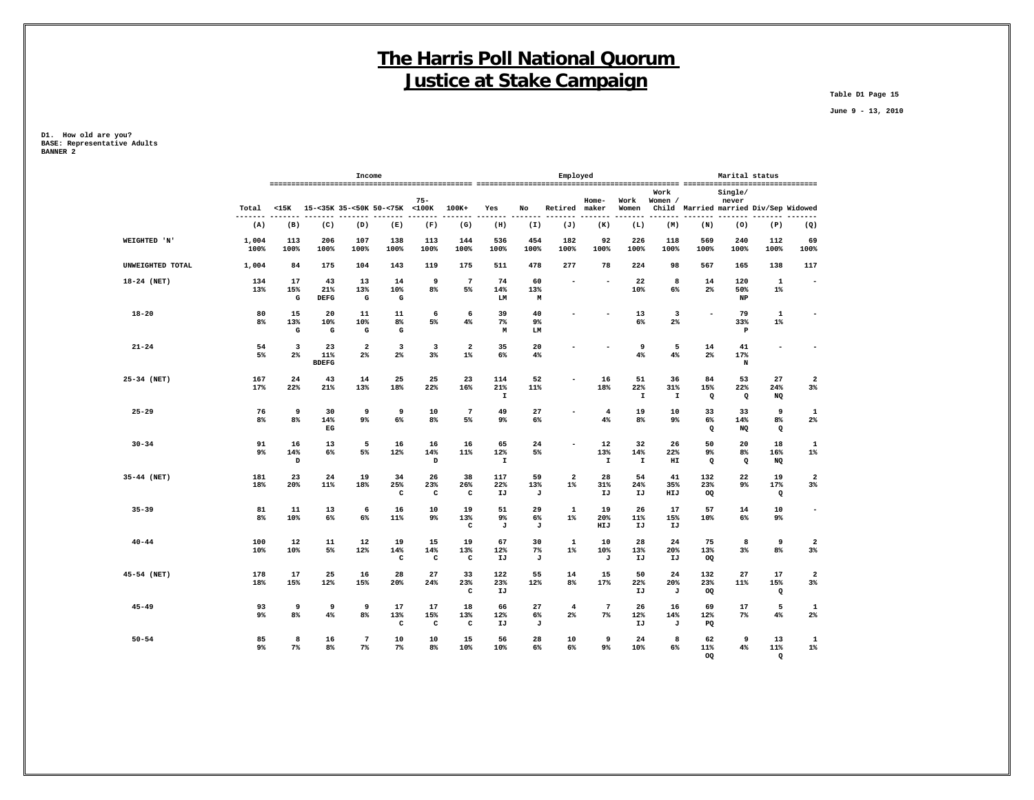# The Harris Poll National Quorum
# Justice at Stake Campaign

Table D1 Page 15

June 9 - 13, 2010

D1. How old are you?
BASE: Representative Adults
BANNER 2

| | | Income | | | | | | Employed | | | | | | | Marital status | | | |
|---|---|---|---|---|---|---|---|---|---|---|---|---|---|---|---|---|---|---|
| | Total | <15K | 15-<35K | 35-<50K | 50-<75K | 75-<100K | 100K+ | Yes | No | Retired | Home-maker | Work Women | Work Women / Child | Married | Single/ never married | Div/Sep | Widowed |
| | (A) | (B) | (C) | (D) | (E) | (F) | (G) | (H) | (I) | (J) | (K) | (L) | (M) | (N) | (O) | (P) | (Q) |
| WEIGHTED 'N' | 1,004<br>100% | 113<br>100% | 206<br>100% | 107<br>100% | 138<br>100% | 113<br>100% | 144<br>100% | 536<br>100% | 454<br>100% | 182<br>100% | 92<br>100% | 226<br>100% | 118<br>100% | 569<br>100% | 240<br>100% | 112<br>100% | 69<br>100% |
| UNWEIGHTED TOTAL | 1,004 | 84 | 175 | 104 | 143 | 119 | 175 | 511 | 478 | 277 | 78 | 224 | 98 | 567 | 165 | 138 | 117 |
| 18-24 (NET) | 134<br>13% | 17<br>15%<br>G | 43<br>21%<br>DEFG | 13<br>13%<br>G | 14<br>10%<br>G | 9<br>8% | 7<br>5% | 74<br>14%<br>LM | 60<br>13%<br>M | - | - | 22<br>10% | 8<br>6% | 14<br>2% | 120<br>50%<br>NP | 1<br>1% | - |
| 18-20 | 80<br>8% | 15<br>13%<br>G | 20<br>10%<br>G | 11<br>10%<br>G | 11<br>8%<br>G | 6<br>5% | 6<br>4% | 39<br>7%<br>M | 40<br>9%<br>LM | - | - | 13<br>6% | 3<br>2% | - | 79<br>33%<br>P | 1<br>1% | - |
| 21-24 | 54<br>5% | 3<br>2% | 23<br>11%<br>BDEFG | 2<br>2% | 3<br>2% | 3<br>3% | 2<br>1% | 35<br>6% | 20<br>4% | - | - | 9<br>4% | 5<br>4% | 14<br>2% | 41<br>17%<br>N | - | - |
| 25-34 (NET) | 167<br>17% | 24<br>22% | 43<br>21% | 14<br>13% | 25<br>18% | 25<br>22% | 23<br>16% | 114<br>21%<br>I | 52<br>11% | - | 16<br>18% | 51<br>22%<br>I | 36<br>31%<br>I | 84<br>15%<br>Q | 53<br>22%<br>Q | 27<br>24%<br>NQ | 2<br>3% |
| 25-29 | 76<br>8% | 9<br>8% | 30<br>14%<br>EG | 9<br>9% | 9<br>6% | 10<br>8% | 7<br>5% | 49<br>9% | 27<br>6% | - | 4<br>4% | 19<br>8% | 10<br>9% | 33<br>6%<br>Q | 33<br>14%<br>NQ | 9<br>8%<br>Q | 1<br>2% |
| 30-34 | 91<br>9% | 16<br>14%<br>D | 13<br>6% | 5<br>5% | 16<br>12% | 16<br>14%<br>D | 16<br>11% | 65<br>12%<br>I | 24<br>5% | - | 12<br>13%<br>I | 32<br>14%<br>I | 26<br>22%<br>HI | 50<br>9%<br>Q | 20<br>8%<br>Q | 18<br>16%<br>NQ | 1<br>1% |
| 35-44 (NET) | 181<br>18% | 23<br>20% | 24<br>11% | 19<br>18% | 34<br>25%<br>C | 26<br>23%<br>C | 38<br>26%<br>C | 117<br>22%<br>IJ | 59<br>13%<br>J | 2<br>1% | 28<br>31%<br>IJ | 54<br>24%<br>IJ | 41<br>35%<br>HIJ | 132<br>23%<br>OQ | 22<br>9% | 19<br>17%<br>Q | 2<br>3% |
| 35-39 | 81<br>8% | 11<br>10% | 13<br>6% | 6<br>6% | 16<br>11% | 10<br>9% | 19<br>13%<br>C | 51<br>9%<br>J | 29<br>6%<br>J | 1<br>1% | 19<br>20%<br>HIJ | 26<br>11%<br>IJ | 17<br>15%<br>IJ | 57<br>10% | 14<br>6% | 10<br>9% | - |
| 40-44 | 100<br>10% | 12<br>10% | 11<br>5% | 12<br>12% | 19<br>14%<br>C | 15<br>14%<br>C | 19<br>13%<br>C | 67<br>12%<br>IJ | 30<br>7%<br>J | 1<br>1% | 10<br>10%<br>J | 28<br>13%<br>IJ | 24<br>20%<br>IJ | 75<br>13%<br>OQ | 8<br>3% | 9<br>8% | 2<br>3% |
| 45-54 (NET) | 178<br>18% | 17<br>15% | 25<br>12% | 16<br>15% | 28<br>20% | 27<br>24% | 33<br>23%<br>C | 122<br>23%<br>IJ | 55<br>12% | 14<br>8% | 15<br>17% | 50<br>22%<br>IJ | 24<br>20%<br>J | 132<br>23%<br>OQ | 27<br>11% | 17<br>15%<br>Q | 2<br>3% |
| 45-49 | 93<br>9% | 9<br>8% | 9<br>4% | 9<br>8% | 17<br>13%<br>C | 17<br>15%<br>C | 18<br>13%<br>C | 66<br>12%<br>IJ | 27<br>6%<br>J | 4<br>2% | 7<br>7% | 26<br>12%<br>IJ | 16<br>14%<br>J | 69<br>12%<br>PQ | 17<br>7% | 5<br>4% | 1<br>2% |
| 50-54 | 85<br>9% | 8<br>7% | 16<br>8% | 7<br>7% | 10<br>7% | 10<br>8% | 15<br>10% | 56<br>10% | 28<br>6% | 10<br>6% | 9<br>9% | 24<br>10% | 8<br>6% | 62<br>11%<br>OQ | 9<br>4% | 13<br>11%<br>Q | 1<br>1% |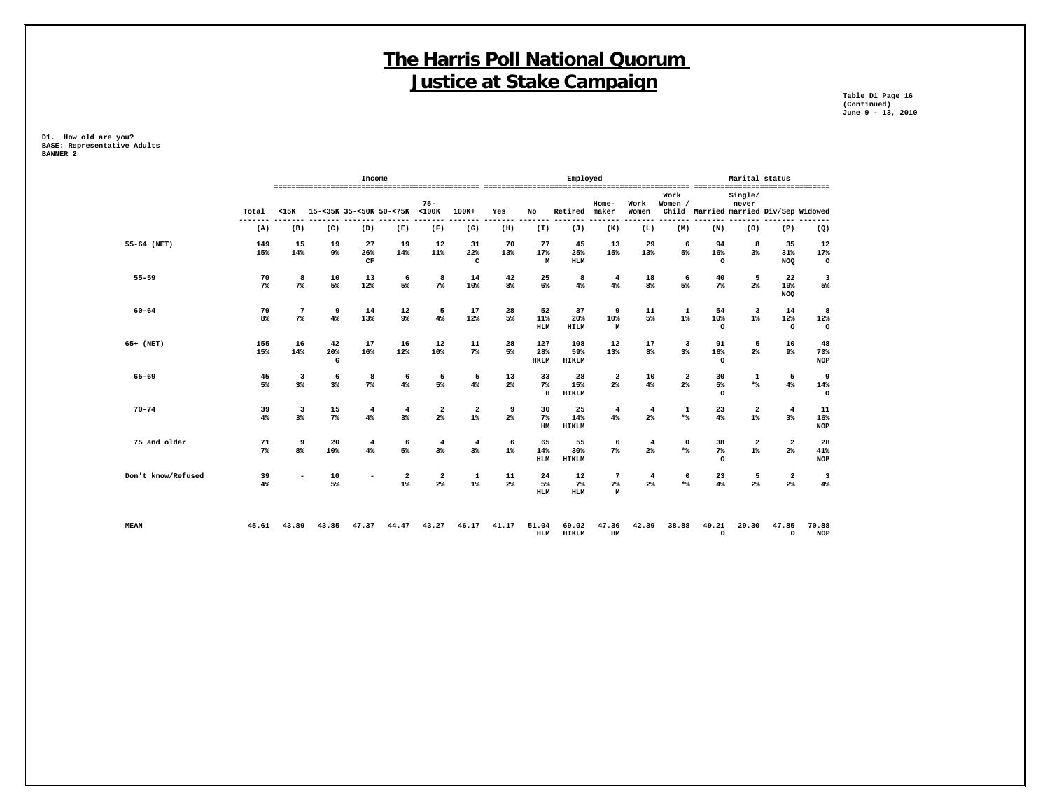# The Harris Poll National Quorum
# Justice at Stake Campaign

Table D1 Page 16
(Continued)
June 9 - 13, 2010

D1. How old are you?
BASE: Representative Adults
BANNER 2

| | | Income | | | | | | Employed | | | | | | Marital status | | | |
|---|---|---|---|---|---|---|---|---|---|---|---|---|---|---|---|---|---|
| | Total | <15K | 15-<35K | 35-<50K | 50-<75K | 75-<100K | 100K+ | Yes | No | Retired | Home-maker | Work Women | Work Women / Child | Married | Single/ never married | Div/Sep | Widowed |
| | (A) | (B) | (C) | (D) | (E) | (F) | (G) | (H) | (I) | (J) | (K) | (L) | (M) | (N) | (O) | (P) | (Q) |
| 55-64 (NET) | 149<br>15% | 15<br>14% | 19<br>9% | 27<br>26%<br>CF | 19<br>14% | 12<br>11% | 31<br>22%<br>C | 70<br>13% | 77<br>17%<br>M | 45<br>25%<br>HLM | 13<br>15% | 29<br>13% | 6<br>5% | 94<br>16%<br>O | 8<br>3% | 35<br>31%<br>NOQ | 12<br>17%<br>O |
| 55-59 | 70<br>7% | 8<br>7% | 10<br>5% | 13<br>12% | 6<br>5% | 8<br>7% | 14<br>10% | 42<br>8% | 25<br>6% | 8<br>4% | 4<br>4% | 18<br>8% | 6<br>5% | 40<br>7% | 5<br>2% | 22<br>19%<br>NOQ | 3<br>5% |
| 60-64 | 79<br>8% | 7<br>7% | 9<br>4% | 14<br>13% | 12<br>9% | 5<br>4% | 17<br>12% | 28<br>5% | 52<br>11%<br>HLM | 37<br>20%<br>HILM | 9<br>10%<br>M | 11<br>5% | 1<br>1% | 54<br>10%<br>O | 3<br>1% | 14<br>12%<br>O | 8<br>12%<br>O |
| 65+ (NET) | 155<br>15% | 16<br>14% | 42<br>20%<br>G | 17<br>16% | 16<br>12% | 12<br>10% | 11<br>7% | 28<br>5% | 127<br>28%<br>HKLM | 108<br>59%<br>HIKLM | 12<br>13% | 17<br>8% | 3<br>3% | 91<br>16%<br>O | 5<br>2% | 10<br>9% | 48<br>70%<br>NOP |
| 65-69 | 45<br>5% | 3<br>3% | 6<br>3% | 8<br>7% | 6<br>4% | 5<br>5% | 5<br>4% | 13<br>2% | 33<br>7%<br>H | 28<br>15%<br>HIKLM | 2<br>2% | 10<br>4% | 2<br>2% | 30<br>5%<br>O | 1<br>*% | 5<br>4% | 9<br>14%<br>O |
| 70-74 | 39<br>4% | 3<br>3% | 15<br>7% | 4<br>4% | 4<br>3% | 2<br>2% | 2<br>1% | 9<br>2% | 30<br>7%<br>HM | 25<br>14%<br>HIKLM | 4<br>4% | 4<br>2% | 1<br>*% | 23<br>4% | 2<br>1% | 4<br>3% | 11<br>16%<br>NOP |
| 75 and older | 71<br>7% | 9<br>8% | 20<br>10% | 4<br>4% | 6<br>5% | 4<br>3% | 4<br>3% | 6<br>1% | 65<br>14%<br>HLM | 55<br>30%<br>HIKLM | 6<br>7% | 4<br>2% | 0<br>*% | 38<br>7%<br>O | 2<br>1% | 2<br>2% | 28<br>41%<br>NOP |
| Don't know/Refused | 39<br>4% | - | 10<br>5% | - | 2<br>1% | 2<br>2% | 1<br>1% | 11<br>2% | 24<br>5%<br>HLM | 12<br>7%<br>HLM | 7<br>7%<br>M | 4<br>2% | 0<br>*% | 23<br>4% | 5<br>2% | 2<br>2% | 3<br>4% |
| MEAN | 45.61 | 43.89 | 43.85 | 47.37 | 44.47 | 43.27 | 46.17 | 41.17 | 51.04<br>HLM | 69.02<br>HIKLM | 47.36<br>HM | 42.39 | 38.88 | 49.21<br>O | 29.30 | 47.85<br>O | 70.88<br>NOP |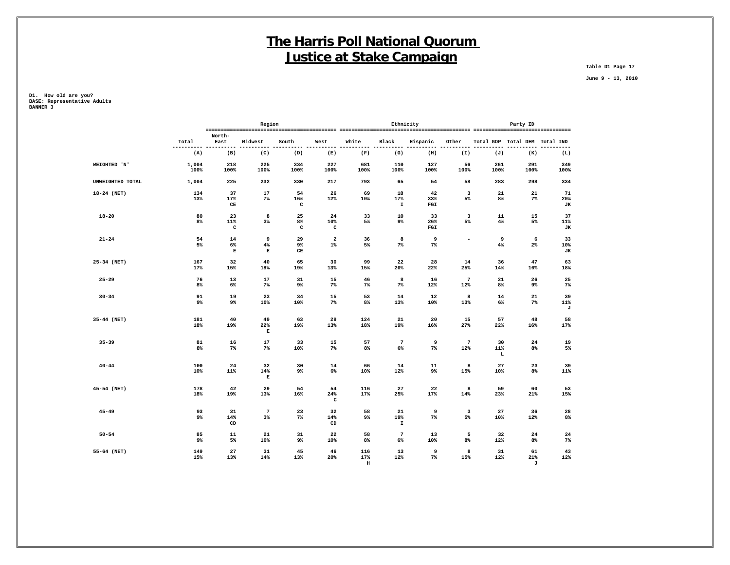# The Harris Poll National Quorum
# Justice at Stake Campaign

Table D1 Page 17

June 9 - 13, 2010

D1. How old are you?
BASE: Representative Adults
BANNER 3

| | Total | Region | | | | Ethnicity | | | | Party ID | | |
|---|---|---|---|---|---|---|---|---|---|---|---|---|
| | | North-East | Midwest | South | West | White | Black | Hispanic | Other | Total GOP | Total DEM | Total IND |
| | (A) | (B) | (C) | (D) | (E) | (F) | (G) | (H) | (I) | (J) | (K) | (L) |
| WEIGHTED 'N' | 1,004<br>100% | 218<br>100% | 225<br>100% | 334<br>100% | 227<br>100% | 681<br>100% | 110<br>100% | 127<br>100% | 56<br>100% | 261<br>100% | 291<br>100% | 349<br>100% |
| UNWEIGHTED TOTAL | 1,004 | 225 | 232 | 330 | 217 | 793 | 65 | 54 | 58 | 283 | 298 | 334 |
| 18-24 (NET) | 134<br>13% | 37<br>17%<br>CE | 17<br>7% | 54<br>16%<br>C | 26<br>12% | 69<br>10% | 18<br>17%<br>I | 42<br>33%<br>FGI | 3<br>5% | 21<br>8% | 21<br>7% | 71<br>20%<br>JK |
| 18-20 | 80<br>8% | 23<br>11%<br>C | 8<br>3% | 25<br>8%<br>C | 24<br>10%<br>C | 33<br>5% | 10<br>9% | 33<br>26%<br>FGI | 3<br>5% | 11<br>4% | 15<br>5% | 37<br>11%<br>JK |
| 21-24 | 54<br>5% | 14<br>6%<br>E | 9<br>4%<br>E | 29<br>9%<br>CE | 2<br>1% | 36<br>5% | 8<br>7% | 9<br>7% | - | 9<br>4% | 6<br>2% | 33<br>10%<br>JK |
| 25-34 (NET) | 167<br>17% | 32<br>15% | 40<br>18% | 65<br>19% | 30<br>13% | 99<br>15% | 22<br>20% | 28<br>22% | 14<br>25% | 36<br>14% | 47<br>16% | 63<br>18% |
| 25-29 | 76<br>8% | 13<br>6% | 17<br>7% | 31<br>9% | 15<br>7% | 46<br>7% | 8<br>7% | 16<br>12% | 7<br>12% | 21<br>8% | 26<br>9% | 25<br>7% |
| 30-34 | 91<br>9% | 19<br>9% | 23<br>10% | 34<br>10% | 15<br>7% | 53<br>8% | 14<br>13% | 12<br>10% | 8<br>13% | 14<br>6% | 21<br>7% | 39<br>11%<br>J |
| 35-44 (NET) | 181<br>18% | 40<br>19% | 49<br>22%<br>E | 63<br>19% | 29<br>13% | 124<br>18% | 21<br>19% | 20<br>16% | 15<br>27% | 57<br>22% | 48<br>16% | 58<br>17% |
| 35-39 | 81<br>8% | 16<br>7% | 17<br>7% | 33<br>10% | 15<br>7% | 57<br>8% | 7<br>6% | 9<br>7% | 7<br>12% | 30<br>11%<br>L | 24<br>8% | 19<br>5% |
| 40-44 | 100<br>10% | 24<br>11% | 32<br>14%<br>E | 30<br>9% | 14<br>6% | 66<br>10% | 14<br>12% | 11<br>9% | 8<br>15% | 27<br>10% | 23<br>8% | 39<br>11% |
| 45-54 (NET) | 178<br>18% | 42<br>19% | 29<br>13% | 54<br>16% | 54<br>24%<br>C | 116<br>17% | 27<br>25% | 22<br>17% | 8<br>14% | 59<br>23% | 60<br>21% | 53<br>15% |
| 45-49 | 93<br>9% | 31<br>14%<br>CD | 7<br>3% | 23<br>7% | 32<br>14%<br>CD | 58<br>9% | 21<br>19%<br>I | 9<br>7% | 3<br>5% | 27<br>10% | 36<br>12% | 28<br>8% |
| 50-54 | 85<br>9% | 11<br>5% | 21<br>10% | 31<br>9% | 22<br>10% | 58<br>8% | 7<br>6% | 13<br>10% | 5<br>8% | 32<br>12% | 24<br>8% | 24<br>7% |
| 55-64 (NET) | 149<br>15% | 27<br>13% | 31<br>14% | 45<br>13% | 46<br>20% | 116<br>17%<br>H | 13<br>12% | 9<br>7% | 8<br>15% | 31<br>12% | 61<br>21%<br>J | 43<br>12% |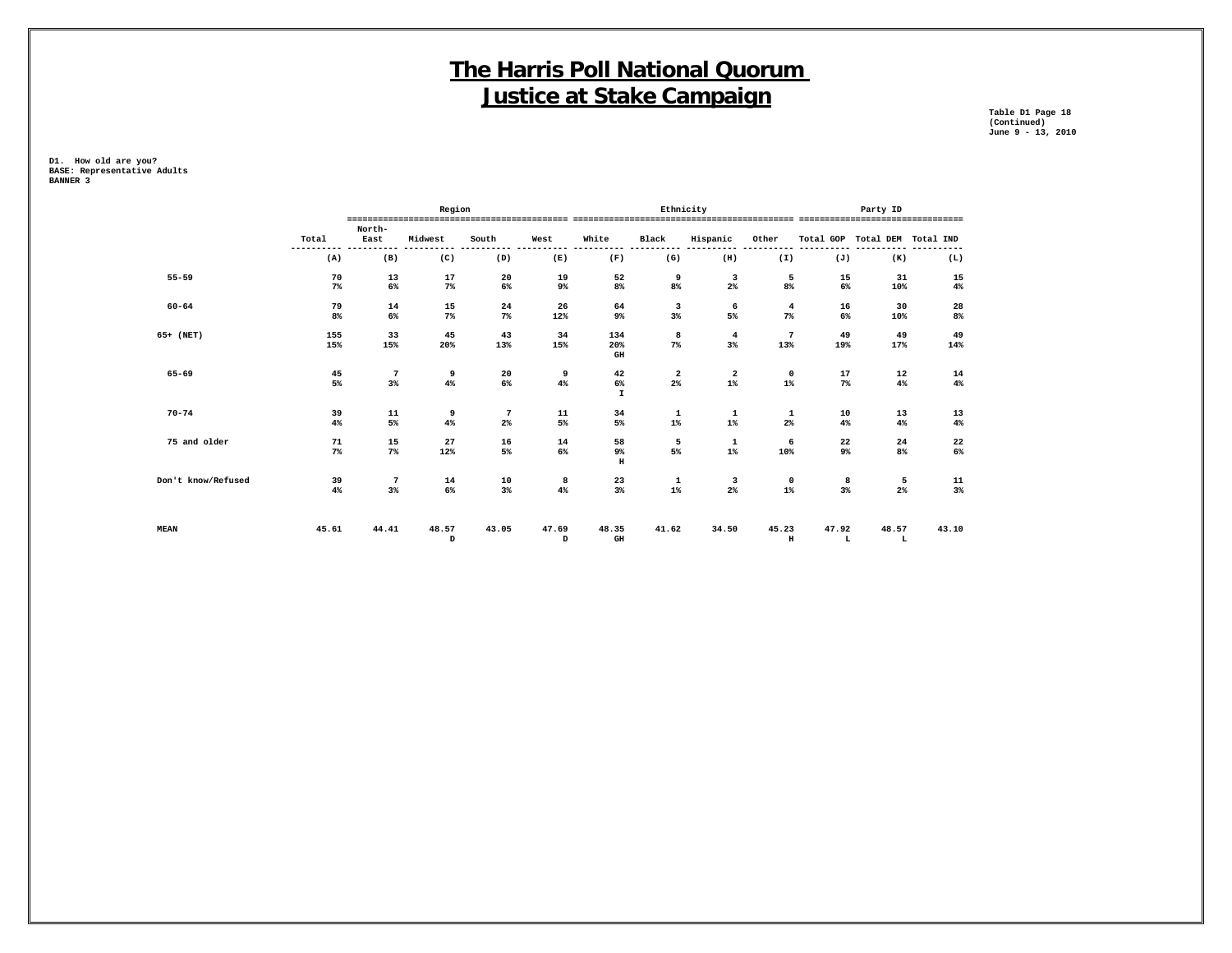# The Harris Poll National Quorum
# Justice at Stake Campaign

Table D1 Page 18
(Continued)
June 9 - 13, 2010

D1. How old are you?
BASE: Representative Adults
BANNER 3

| | | Region | | | | Ethnicity | | | | Party ID | | |
|---|---|---|---|---|---|---|---|---|---|---|---|---|
| | Total | North-East | Midwest | South | West | White | Black | Hispanic | Other | Total GOP | Total DEM | Total IND |
| | (A) | (B) | (C) | (D) | (E) | (F) | (G) | (H) | (I) | (J) | (K) | (L) |
| 55-59 | 70 | 13 | 17 | 20 | 19 | 52 | 9 | 3 | 5 | 15 | 31 | 15 |
| | 7% | 6% | 7% | 6% | 9% | 8% | 8% | 2% | 8% | 6% | 10% | 4% |
| 60-64 | 79 | 14 | 15 | 24 | 26 | 64 | 3 | 6 | 4 | 16 | 30 | 28 |
| | 8% | 6% | 7% | 7% | 12% | 9% | 3% | 5% | 7% | 6% | 10% | 8% |
| 65+ (NET) | 155 | 33 | 45 | 43 | 34 | 134 | 8 | 4 | 7 | 49 | 49 | 49 |
| | 15% | 15% | 20% | 13% | 15% | 20% | 7% | 3% | 13% | 19% | 17% | 14% |
| | | | | | | GH | | | | | | |
| 65-69 | 45 | 7 | 9 | 20 | 9 | 42 | 2 | 2 | 0 | 17 | 12 | 14 |
| | 5% | 3% | 4% | 6% | 4% | 6% | 2% | 1% | 1% | 7% | 4% | 4% |
| | | | | | | I | | | | | | |
| 70-74 | 39 | 11 | 9 | 7 | 11 | 34 | 1 | 1 | 1 | 10 | 13 | 13 |
| | 4% | 5% | 4% | 2% | 5% | 5% | 1% | 1% | 2% | 4% | 4% | 4% |
| 75 and older | 71 | 15 | 27 | 16 | 14 | 58 | 5 | 1 | 6 | 22 | 24 | 22 |
| | 7% | 7% | 12% | 5% | 6% | 9% | 5% | 1% | 10% | 9% | 8% | 6% |
| | | | | | | H | | | | | | |
| Don't know/Refused | 39 | 7 | 14 | 10 | 8 | 23 | 1 | 3 | 0 | 8 | 5 | 11 |
| | 4% | 3% | 6% | 3% | 4% | 3% | 1% | 2% | 1% | 3% | 2% | 3% |
| MEAN | 45.61 | 44.41 | 48.57 | 43.05 | 47.69 | 48.35 | 41.62 | 34.50 | 45.23 | 47.92 | 48.57 | 43.10 |
| | | | D | | D | GH | | | H | L | L | |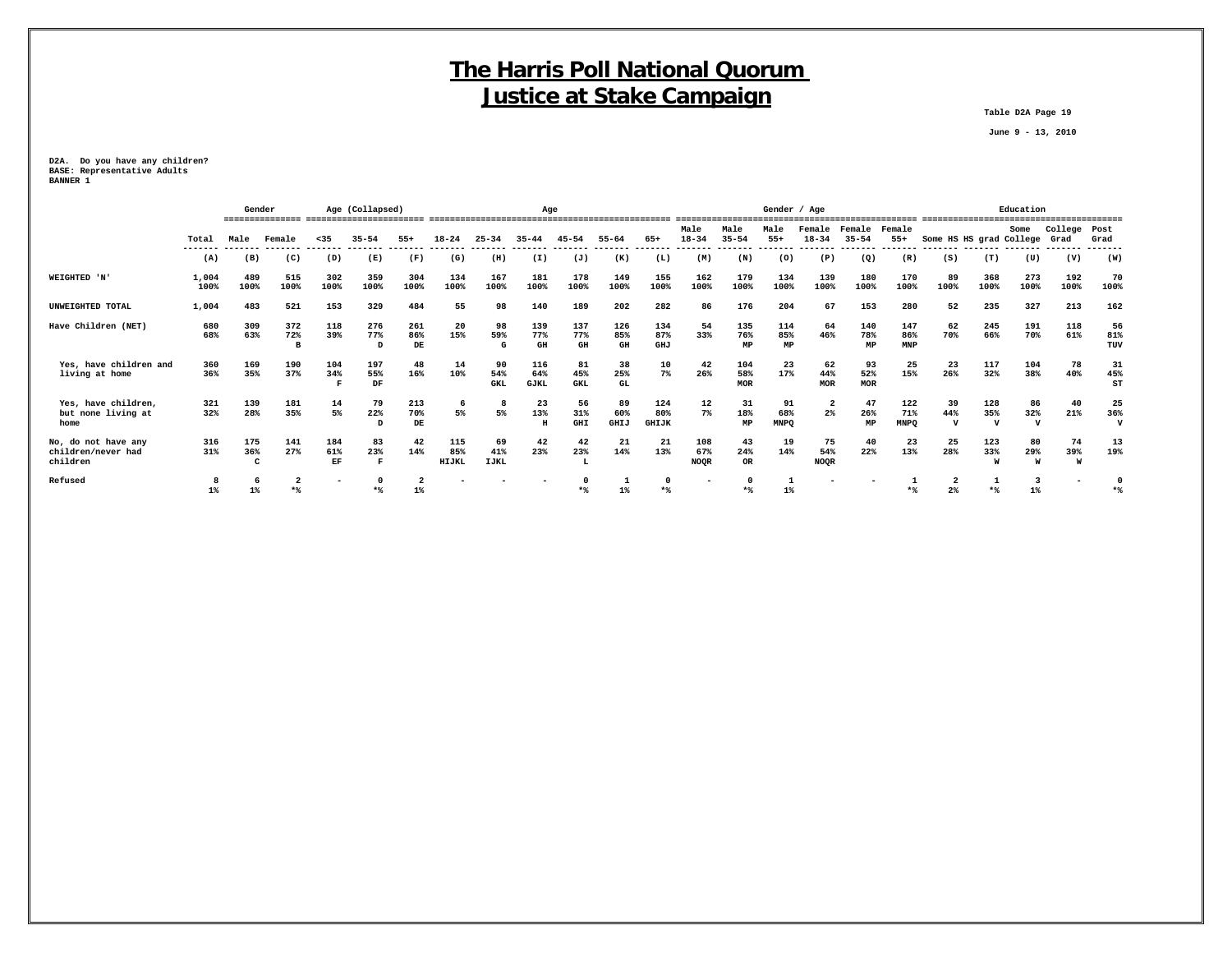# The Harris Poll National Quorum
# Justice at Stake Campaign

Table D2A Page 19

June 9 - 13, 2010

D2A. Do you have any children?
BASE: Representative Adults
BANNER 1

| | | Gender | | Age (Collapsed) | | | Age | | | | | | Gender / Age | | | | | | Education | | | | |
|---|---|---|---|---|---|---|---|---|---|---|---|---|---|---|---|---|---|---|---|---|---|---|---|
| | Total | Male | Female | <35 | 35-54 | 55+ | 18-24 | 25-34 | 35-44 | 45-54 | 55-64 | 65+ | Male 18-34 | Male 35-54 | Male 55+ | Female 18-34 | Female 35-54 | Female 55+ | Some HS | HS grad | Some College | College Grad | Post Grad |
| | (A) | (B) | (C) | (D) | (E) | (F) | (G) | (H) | (I) | (J) | (K) | (L) | (M) | (N) | (O) | (P) | (Q) | (R) | (S) | (T) | (U) | (V) | (W) |
| WEIGHTED 'N' | 1,004 100% | 489 100% | 515 100% | 302 100% | 359 100% | 304 100% | 134 100% | 167 100% | 181 100% | 178 100% | 149 100% | 155 100% | 162 100% | 179 100% | 134 100% | 139 100% | 180 100% | 170 100% | 89 100% | 368 100% | 273 100% | 192 100% | 70 100% |
| UNWEIGHTED TOTAL | 1,004 | 483 | 521 | 153 | 329 | 484 | 55 | 98 | 140 | 189 | 202 | 282 | 86 | 176 | 204 | 67 | 153 | 280 | 52 | 235 | 327 | 213 | 162 |
| Have Children (NET) | 680 68% | 309 63% | 372 72% B | 118 39% | 276 77% D | 261 86% DE | 20 15% | 98 59% G | 139 77% GH | 137 77% GH | 126 85% GH | 134 87% GHJ | 54 33% | 135 76% MP | 114 85% MP | 64 46% | 140 78% MP | 147 86% MNP | 62 70% | 245 66% | 191 70% | 118 61% | 56 81% TUV |
| Yes, have children and living at home | 360 36% | 169 35% | 190 37% | 104 34% F | 197 55% DF | 48 16% | 14 10% | 90 54% GKL | 116 64% GJKL | 81 45% GKL | 38 25% GL | 10 7% | 42 26% | 104 58% MOR | 23 17% | 62 44% MOR | 93 52% MOR | 25 15% | 23 26% | 117 32% | 104 38% | 78 40% | 31 45% ST |
| Yes, have children, but none living at home | 321 32% | 139 28% | 181 35% | 14 5% | 79 22% D | 213 70% DE | 6 5% | 8 5% | 23 13% H | 56 31% GHI | 89 60% GHIJ | 124 80% GHIJK | 12 7% | 31 18% MP | 91 68% MNPQ | 2 2% | 47 26% MP | 122 71% MNPQ | 39 44% V | 128 35% V | 86 32% V | 40 21% | 25 36% V |
| No, do not have any children/never had children | 316 31% | 175 36% C | 141 27% | 184 61% EF | 83 23% F | 42 14% | 115 85% HIJKL | 69 41% IJKL | 42 23% | 42 23% L | 21 14% | 21 13% | 108 67% NOQR | 43 24% OR | 19 14% | 75 54% NOQR | 40 22% | 23 13% | 25 28% | 123 33% W | 80 29% W | 74 39% W | 13 19% |
| Refused | 8 1% | 6 1% | 2 *% | - | 0 *% | 2 1% | - | - | - | 0 *% | 1 1% | 0 *% | - | 0 *% | 1 1% | - | - | 1 *% | 2 2% | 1 *% | 3 1% | - | 0 *% |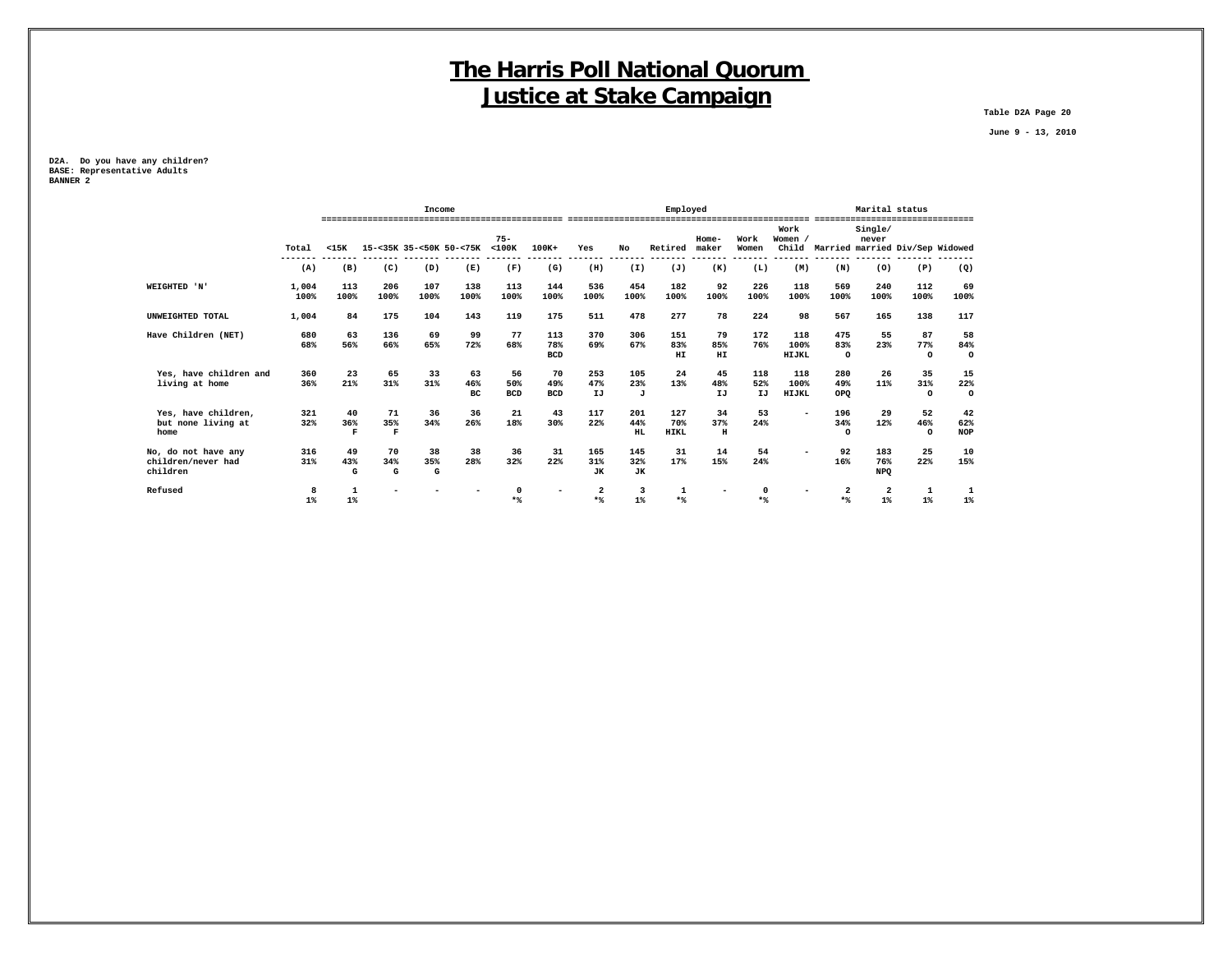# The Harris Poll National Quorum
# Justice at Stake Campaign

Table D2A Page 20

June 9 - 13, 2010

D2A. Do you have any children?
BASE: Representative Adults
BANNER 2

| | | Income | | | | | | Employed | | | | | | | Marital status | | | |
|---|---|---|---|---|---|---|---|---|---|---|---|---|---|---|---|---|---|---|
| | Total | <15K | 15-<35K | 35-<50K | 50-<75K | 75-<100K | 100K+ | Yes | No | Retired | Home-maker | Work Women | Work Women / Child | Married | Single/ never married | Div/Sep | Widowed |
| | (A) | (B) | (C) | (D) | (E) | (F) | (G) | (H) | (I) | (J) | (K) | (L) | (M) | (N) | (O) | (P) | (Q) |
| WEIGHTED 'N' | 1,004 | 113 | 206 | 107 | 138 | 113 | 144 | 536 | 454 | 182 | 92 | 226 | 118 | 569 | 240 | 112 | 69 |
| | 100% | 100% | 100% | 100% | 100% | 100% | 100% | 100% | 100% | 100% | 100% | 100% | 100% | 100% | 100% | 100% | 100% |
| UNWEIGHTED TOTAL | 1,004 | 84 | 175 | 104 | 143 | 119 | 175 | 511 | 478 | 277 | 78 | 224 | 98 | 567 | 165 | 138 | 117 |
| Have Children (NET) | 680 | 63 | 136 | 69 | 99 | 77 | 113 | 370 | 306 | 151 | 79 | 172 | 118 | 475 | 55 | 87 | 58 |
| | 68% | 56% | 66% | 65% | 72% | 68% | 78% | 69% | 67% | 83% | 85% | 76% | 100% | 83% | 23% | 77% | 84% |
| | | | | | | | BCD | | | HI | HI | | HIJKL | O | | O | O |
| Yes, have children and living at home | 360 | 23 | 65 | 33 | 63 | 56 | 70 | 253 | 105 | 24 | 45 | 118 | 118 | 280 | 26 | 35 | 15 |
| | 36% | 21% | 31% | 31% | 46% | 50% | 49% | 47% | 23% | 13% | 48% | 52% | 100% | 49% | 11% | 31% | 22% |
| | | | | | BC | BCD | BCD | IJ | J | | IJ | IJ | HIJKL | OPQ | | O | O |
| Yes, have children, but none living at home | 321 | 40 | 71 | 36 | 36 | 21 | 43 | 117 | 201 | 127 | 34 | 53 | - | 196 | 29 | 52 | 42 |
| | 32% | 36% | 35% | 34% | 26% | 18% | 30% | 22% | 44% | 70% | 37% | 24% | | 34% | 12% | 46% | 62% |
| | | F | F | | | | | | HL | HIKL | H | | | O | | O | NOP |
| No, do not have any children/never had children | 316 | 49 | 70 | 38 | 38 | 36 | 31 | 165 | 145 | 31 | 14 | 54 | - | 92 | 183 | 25 | 10 |
| | 31% | 43% | 34% | 35% | 28% | 32% | 22% | 31% | 32% | 17% | 15% | 24% | | 16% | 76% | 22% | 15% |
| | | G | G | G | | | | JK | JK | | | | | | NPQ | | |
| Refused | 8 | 1 | - | - | - | 0 | - | 2 | 3 | 1 | - | 0 | - | 2 | 2 | 1 | 1 |
| | 1% | 1% | | | | *% | | *% | 1% | *% | | *% | | *% | 1% | 1% | 1% |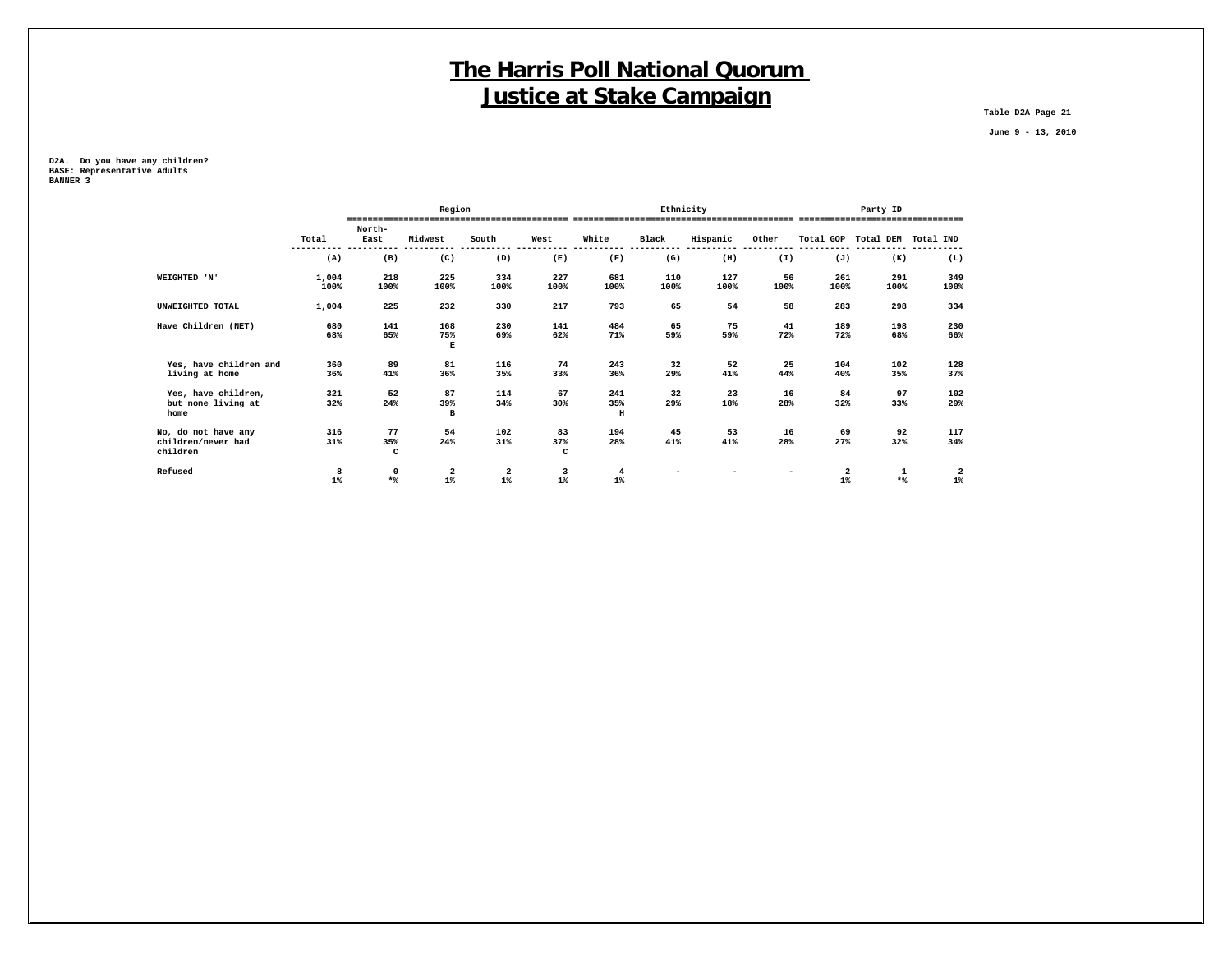# The Harris Poll National Quorum
# Justice at Stake Campaign

Table D2A Page 21

June 9 - 13, 2010

D2A. Do you have any children?
BASE: Representative Adults
BANNER 3

| | | Region | | | | Ethnicity | | | | Party ID | | |
|---|---|---|---|---|---|---|---|---|---|---|---|---|
| | Total | North-East | Midwest | South | West | White | Black | Hispanic | Other | Total GOP | Total DEM | Total IND |
| | (A) | (B) | (C) | (D) | (E) | (F) | (G) | (H) | (I) | (J) | (K) | (L) |
| WEIGHTED 'N' | 1,004<br>100% | 218<br>100% | 225<br>100% | 334<br>100% | 227<br>100% | 681<br>100% | 110<br>100% | 127<br>100% | 56<br>100% | 261<br>100% | 291<br>100% | 349<br>100% |
| UNWEIGHTED TOTAL | 1,004 | 225 | 232 | 330 | 217 | 793 | 65 | 54 | 58 | 283 | 298 | 334 |
| Have Children (NET) | 680<br>68% | 141<br>65% | 168<br>75%<br>E | 230<br>69% | 141<br>62% | 484<br>71% | 65<br>59% | 75<br>59% | 41<br>72% | 189<br>72% | 198<br>68% | 230<br>66% |
| Yes, have children and living at home | 360<br>36% | 89<br>41% | 81<br>36% | 116<br>35% | 74<br>33% | 243<br>36% | 32<br>29% | 52<br>41% | 25<br>44% | 104<br>40% | 102<br>35% | 128<br>37% |
| Yes, have children, but none living at home | 321<br>32% | 52<br>24% | 87<br>39%<br>B | 114<br>34% | 67<br>30% | 241<br>35%<br>H | 32<br>29% | 23<br>18% | 16<br>28% | 84<br>32% | 97<br>33% | 102<br>29% |
| No, do not have any children/never had children | 316<br>31% | 77<br>35%<br>C | 54<br>24% | 102<br>31% | 83<br>37%<br>C | 194<br>28% | 45<br>41% | 53<br>41% | 16<br>28% | 69<br>27% | 92<br>32% | 117<br>34% |
| Refused | 8<br>1% | 0<br>*% | 2<br>1% | 2<br>1% | 3<br>1% | 4<br>1% | - | - | - | 2<br>1% | 1<br>*% | 2<br>1% |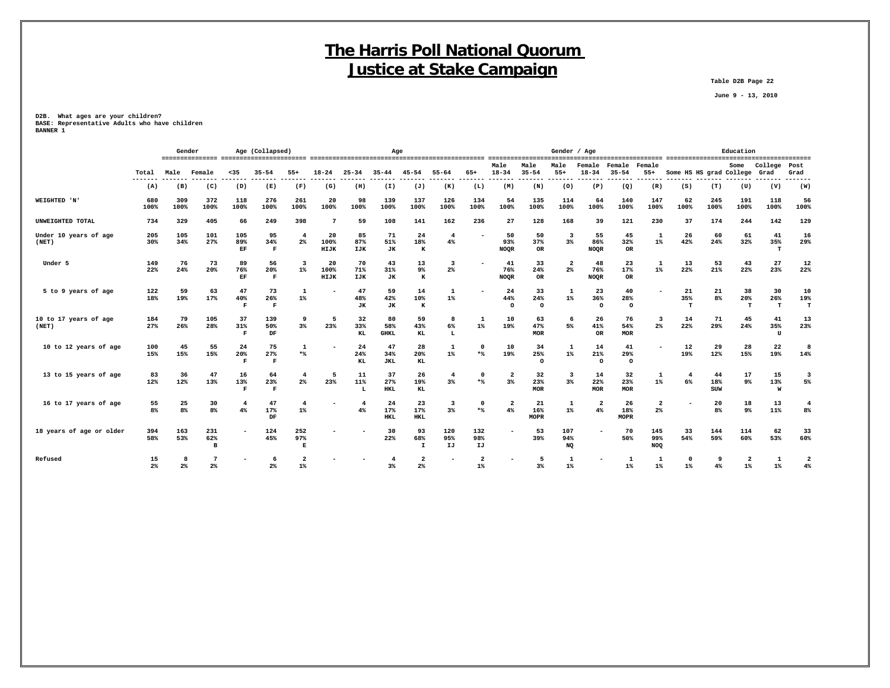# The Harris Poll National Quorum
# Justice at Stake Campaign

Table D2B Page 22

June 9 - 13, 2010

D2B. What ages are your children?
BASE: Representative Adults who have children
BANNER 1

| | | Gender | | Age (Collapsed) | | | Age | | | | | | Gender / Age | | | | | | Education | | | | |
|---|---|---|---|---|---|---|---|---|---|---|---|---|---|---|---|---|---|---|---|---|---|---|---|
| | Total | Male | Female | <35 | 35-54 | 55+ | 18-24 | 25-34 | 35-44 | 45-54 | 55-64 | 65+ | Male 18-34 | Male 35-54 | Male 55+ | Female 18-34 | Female 35-54 | Female 55+ | Some HS | HS grad | Some College | College Grad | Post Grad |
| | (A) | (B) | (C) | (D) | (E) | (F) | (G) | (H) | (I) | (J) | (K) | (L) | (M) | (N) | (O) | (P) | (Q) | (R) | (S) | (T) | (U) | (V) | (W) |
| WEIGHTED 'N' | 680 100% | 309 100% | 372 100% | 118 100% | 276 100% | 261 100% | 20 100% | 98 100% | 139 100% | 137 100% | 126 100% | 134 100% | 54 100% | 135 100% | 114 100% | 64 100% | 140 100% | 147 100% | 62 100% | 245 100% | 191 100% | 118 100% | 56 100% |
| UNWEIGHTED TOTAL | 734 | 329 | 405 | 66 | 249 | 398 | 7 | 59 | 108 | 141 | 162 | 236 | 27 | 128 | 168 | 39 | 121 | 230 | 37 | 174 | 244 | 142 | 129 |
| Under 10 years of age (NET) | 205 30% | 105 34% | 101 27% | 105 89% EF | 95 34% F | 4 2% | 20 100% HIJK | 85 87% IJK | 71 51% JK | 24 18% K | 4 4% | - | 50 93% NOQR | 50 37% OR | 3 3% | 55 86% NOQR | 45 32% OR | 1 1% | 26 42% | 60 24% | 61 32% | 41 35% T | 16 29% |
| Under 5 | 149 22% | 76 24% | 73 20% | 89 76% EF | 56 20% F | 3 1% | 20 100% HIJK | 70 71% IJK | 43 31% JK | 13 9% K | 3 2% | - | 41 76% NOQR | 33 24% OR | 2 2% | 48 76% NOQR | 23 17% OR | 1 1% | 13 22% | 53 21% | 43 22% | 27 23% | 12 22% |
| 5 to 9 years of age | 122 18% | 59 19% | 63 17% | 47 40% F | 73 26% F | 1 1% | - | 47 48% JK | 59 42% JK | 14 10% K | 1 1% | - | 24 44% O | 33 24% O | 1 1% | 23 36% O | 40 28% O | - | 21 35% T | 21 8% | 38 20% T | 30 26% T | 10 19% T |
| 10 to 17 years of age (NET) | 184 27% | 79 26% | 105 28% | 37 31% F | 139 50% DF | 9 3% | 5 23% | 32 33% KL | 80 58% GHKL | 59 43% KL | 8 6% L | 1 1% | 10 19% | 63 47% MOR | 6 5% | 26 41% OR | 76 54% MOR | 3 2% | 14 22% | 71 29% | 45 24% | 41 35% U | 13 23% |
| 10 to 12 years of age | 100 15% | 45 15% | 55 15% | 24 20% F | 75 27% F | 1 *% | - | 24 24% KL | 47 34% JKL | 28 20% KL | 1 1% | 0 *% | 10 19% | 34 25% O | 1 1% | 14 21% O | 41 29% O | - | 12 19% | 29 12% | 28 15% | 22 19% | 8 14% |
| 13 to 15 years of age | 83 12% | 36 12% | 47 13% | 16 13% F | 64 23% F | 4 2% | 5 23% | 11 11% L | 37 27% HKL | 26 19% KL | 4 3% | 0 *% | 2 3% | 32 23% MOR | 3 3% | 14 22% MOR | 32 23% MOR | 1 1% | 4 6% | 44 18% SUW | 17 9% | 15 13% W | 3 5% |
| 16 to 17 years of age | 55 8% | 25 8% | 30 8% | 4 4% | 47 17% DF | 4 1% | - | 4 4% | 24 17% HKL | 23 17% HKL | 3 3% | 0 *% | 2 4% | 21 16% MOPR | 1 1% | 2 4% | 26 18% MOPR | 2 2% | - | 20 8% | 18 9% | 13 11% | 4 8% |
| 18 years of age or older | 394 58% | 163 53% | 231 62% B | - | 124 45% | 252 97% E | - | - | 30 22% | 93 68% I | 120 95% IJ | 132 98% IJ | - | 53 39% | 107 94% NQ | - | 70 50% | 145 99% NOQ | 33 54% | 144 59% | 114 60% | 62 53% | 33 60% |
| Refused | 15 2% | 8 2% | 7 2% | - | 6 2% | 2 1% | - | - | 4 3% | 2 2% | - | 2 1% | - | 5 3% | 1 1% | - | 1 1% | 1 1% | 0 1% | 9 4% | 2 1% | 1 1% | 2 4% |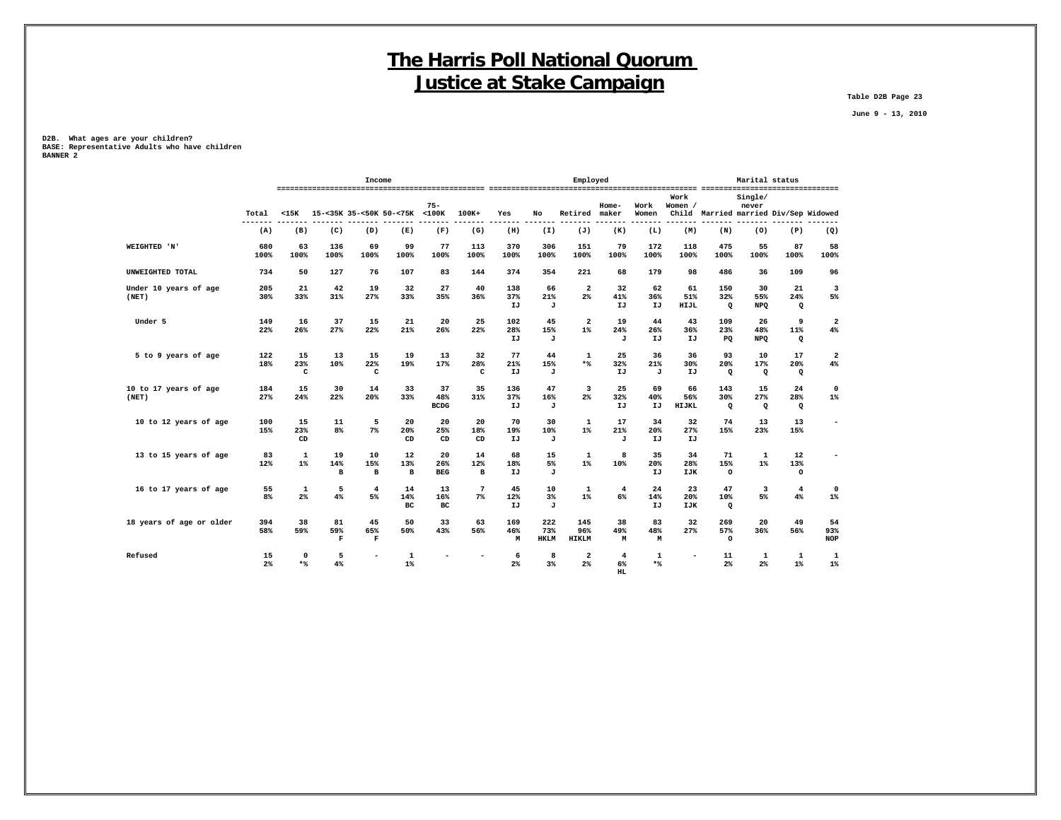# The Harris Poll National Quorum
# Justice at Stake Campaign

Table D2B Page 23

June 9 - 13, 2010

D2B. What ages are your children?
BASE: Representative Adults who have children
BANNER 2

| | | Income | | | | | Employed | | | | | | Marital status | | | |
|---|---|---|---|---|---|---|---|---|---|---|---|---|---|---|---|---|
| | Total | <15K | 15-<35K | 35-<50K | 50-<75K | 75-<100K | 100K+ | Yes | No | Retired | Home-maker | Work Women | Work Women / Child | Married | Single/ never married | Div/Sep | Widowed |
| | (A) | (B) | (C) | (D) | (E) | (F) | (G) | (H) | (I) | (J) | (K) | (L) | (M) | (N) | (O) | (P) | (Q) |
| WEIGHTED 'N' | 680<br>100% | 63<br>100% | 136<br>100% | 69<br>100% | 99<br>100% | 77<br>100% | 113<br>100% | 370<br>100% | 306<br>100% | 151<br>100% | 79<br>100% | 172<br>100% | 118<br>100% | 475<br>100% | 55<br>100% | 87<br>100% | 58<br>100% |
| UNWEIGHTED TOTAL | 734 | 50 | 127 | 76 | 107 | 83 | 144 | 374 | 354 | 221 | 68 | 179 | 98 | 486 | 36 | 109 | 96 |
| Under 10 years of age (NET) | 205<br>30% | 21<br>33% | 42<br>31% | 19<br>27% | 32<br>33% | 27<br>35% | 40<br>36% | 138<br>37%<br>IJ | 66<br>21%<br>J | 2<br>2% | 32<br>41%<br>IJ | 62<br>36%<br>IJ | 61<br>51%<br>HIJL | 150<br>32%<br>Q | 30<br>55%<br>NPQ | 21<br>24%<br>Q | 3<br>5% |
| Under 5 | 149<br>22% | 16<br>26% | 37<br>27% | 15<br>22% | 21<br>21% | 20<br>26% | 25<br>22% | 102<br>28%<br>IJ | 45<br>15%<br>J | 2<br>1% | 19<br>24%<br>J | 44<br>26%<br>IJ | 43<br>36%<br>IJ | 109<br>23%<br>PQ | 26<br>48%<br>NPQ | 9<br>11%<br>Q | 2<br>4% |
| 5 to 9 years of age | 122<br>18% | 15<br>23%<br>C | 13<br>10% | 15<br>22%<br>C | 19<br>19% | 13<br>17% | 32<br>28%<br>C | 77<br>21%<br>IJ | 44<br>15%<br>J | 1<br>*% | 25<br>32%<br>IJ | 36<br>21%<br>J | 36<br>30%<br>IJ | 93<br>20%<br>Q | 10<br>17%<br>Q | 17<br>20%<br>Q | 2<br>4% |
| 10 to 17 years of age (NET) | 184<br>27% | 15<br>24% | 30<br>22% | 14<br>20% | 33<br>33% | 37<br>48%<br>BCDG | 35<br>31% | 136<br>37%<br>IJ | 47<br>16%<br>J | 3<br>2% | 25<br>32%<br>IJ | 69<br>40%<br>IJ | 66<br>56%<br>HIJKL | 143<br>30%<br>Q | 15<br>27%<br>Q | 24<br>28%<br>Q | 0<br>1% |
| 10 to 12 years of age | 100<br>15% | 15<br>23%<br>CD | 11<br>8% | 5<br>7% | 20<br>20%<br>CD | 20<br>25%<br>CD | 20<br>18%<br>CD | 70<br>19%<br>IJ | 30<br>10%<br>J | 1<br>1% | 17<br>21%<br>J | 34<br>20%<br>IJ | 32<br>27%<br>IJ | 74<br>15% | 13<br>23% | 13<br>15% | - |
| 13 to 15 years of age | 83<br>12% | 1<br>1% | 19<br>14%<br>B | 10<br>15%<br>B | 12<br>13%<br>B | 20<br>26%<br>BEG | 14<br>12%<br>B | 68<br>18%<br>IJ | 15<br>5%<br>J | 1<br>1% | 8<br>10% | 35<br>20%<br>IJ | 34<br>28%<br>IJK | 71<br>15%<br>O | 1<br>1% | 12<br>13%<br>O | - |
| 16 to 17 years of age | 55<br>8% | 1<br>2% | 5<br>4% | 4<br>5% | 14<br>14%<br>BC | 13<br>16%<br>BC | 7<br>7% | 45<br>12%<br>IJ | 10<br>3%<br>J | 1<br>1% | 4<br>6% | 24<br>14%<br>IJ | 23<br>20%<br>IJK | 47<br>10%<br>Q | 3<br>5% | 4<br>4% | 0<br>1% |
| 18 years of age or older | 394<br>58% | 38<br>59% | 81<br>59%<br>F | 45<br>65%<br>F | 50<br>50% | 33<br>43% | 63<br>56% | 169<br>46%<br>M | 222<br>73%<br>HKLM | 145<br>96%<br>HIKLM | 38<br>49%<br>M | 83<br>48%<br>M | 32<br>27% | 269<br>57%<br>O | 20<br>36% | 49<br>56% | 54<br>93%<br>NOP |
| Refused | 15<br>2% | 0<br>*% | 5<br>4% | - | 1<br>1% | - | - | 6<br>2% | 8<br>3% | 2<br>2% | 4<br>6%<br>HL | 1<br>*% | - | 11<br>2% | 1<br>2% | 1<br>1% | 1<br>1% |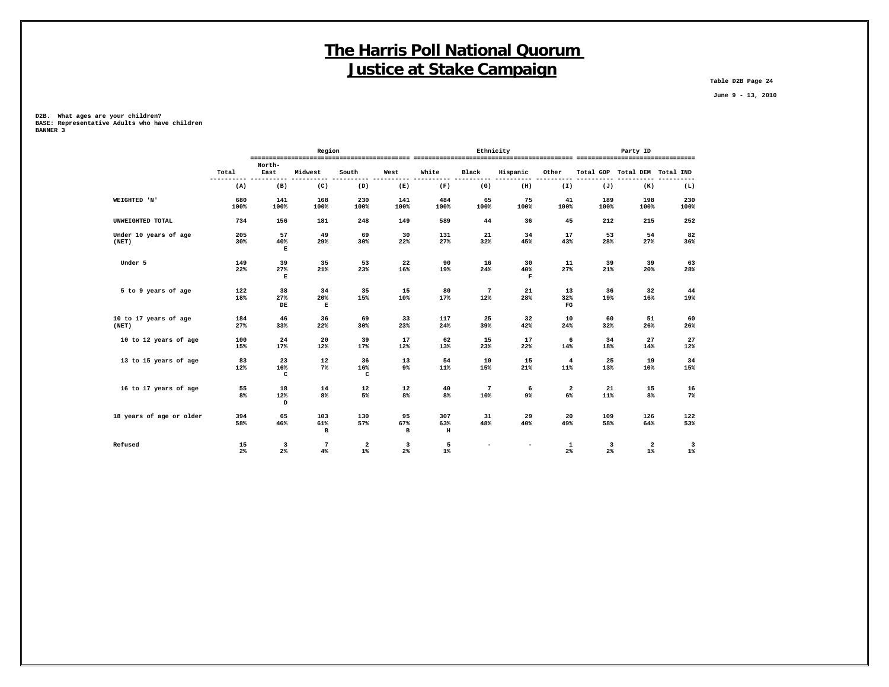# The Harris Poll National Quorum
# Justice at Stake Campaign

Table D2B Page 24

June 9 - 13, 2010

D2B. What ages are your children?
BASE: Representative Adults who have children
BANNER 3

| | | Region | | | | Ethnicity | | | | Party ID | | |
|---|---|---|---|---|---|---|---|---|---|---|---|---|
| | Total | North-East | Midwest | South | West | White | Black | Hispanic | Other | Total GOP | Total DEM | Total IND |
| | (A) | (B) | (C) | (D) | (E) | (F) | (G) | (H) | (I) | (J) | (K) | (L) |
| WEIGHTED 'N' | 680<br>100% | 141<br>100% | 168<br>100% | 230<br>100% | 141<br>100% | 484<br>100% | 65<br>100% | 75<br>100% | 41<br>100% | 189<br>100% | 198<br>100% | 230<br>100% |
| UNWEIGHTED TOTAL | 734 | 156 | 181 | 248 | 149 | 589 | 44 | 36 | 45 | 212 | 215 | 252 |
| Under 10 years of age (NET) | 205<br>30% | 57<br>40%<br>E | 49<br>29% | 69<br>30% | 30<br>22% | 131<br>27% | 21<br>32% | 34<br>45% | 17<br>43% | 53<br>28% | 54<br>27% | 82<br>36% |
| Under 5 | 149<br>22% | 39<br>27%<br>E | 35<br>21% | 53<br>23% | 22<br>16% | 90<br>19% | 16<br>24% | 30<br>40%<br>F | 11<br>27% | 39<br>21% | 39<br>20% | 63<br>28% |
| 5 to 9 years of age | 122<br>18% | 38<br>27%<br>DE | 34<br>20%<br>E | 35<br>15% | 15<br>10% | 80<br>17% | 7<br>12% | 21<br>28% | 13<br>32%<br>FG | 36<br>19% | 32<br>16% | 44<br>19% |
| 10 to 17 years of age (NET) | 184<br>27% | 46<br>33% | 36<br>22% | 69<br>30% | 33<br>23% | 117<br>24% | 25<br>39% | 32<br>42% | 10<br>24% | 60<br>32% | 51<br>26% | 60<br>26% |
| 10 to 12 years of age | 100<br>15% | 24<br>17% | 20<br>12% | 39<br>17% | 17<br>12% | 62<br>13% | 15<br>23% | 17<br>22% | 6<br>14% | 34<br>18% | 27<br>14% | 27<br>12% |
| 13 to 15 years of age | 83<br>12% | 23<br>16%<br>C | 12<br>7% | 36<br>16%<br>C | 13<br>9% | 54<br>11% | 10<br>15% | 15<br>21% | 4<br>11% | 25<br>13% | 19<br>10% | 34<br>15% |
| 16 to 17 years of age | 55<br>8% | 18<br>12%<br>D | 14<br>8% | 12<br>5% | 12<br>8% | 40<br>8% | 7<br>10% | 6<br>9% | 2<br>6% | 21<br>11% | 15<br>8% | 16<br>7% |
| 18 years of age or older | 394<br>58% | 65<br>46% | 103<br>61%<br>B | 130<br>57% | 95<br>67%<br>B | 307<br>63%<br>H | 31<br>48% | 29<br>40% | 20<br>49% | 109<br>58% | 126<br>64% | 122<br>53% |
| Refused | 15<br>2% | 3<br>2% | 7<br>4% | 2<br>1% | 3<br>2% | 5<br>1% | - | - | 1<br>2% | 3<br>2% | 2<br>1% | 3<br>1% |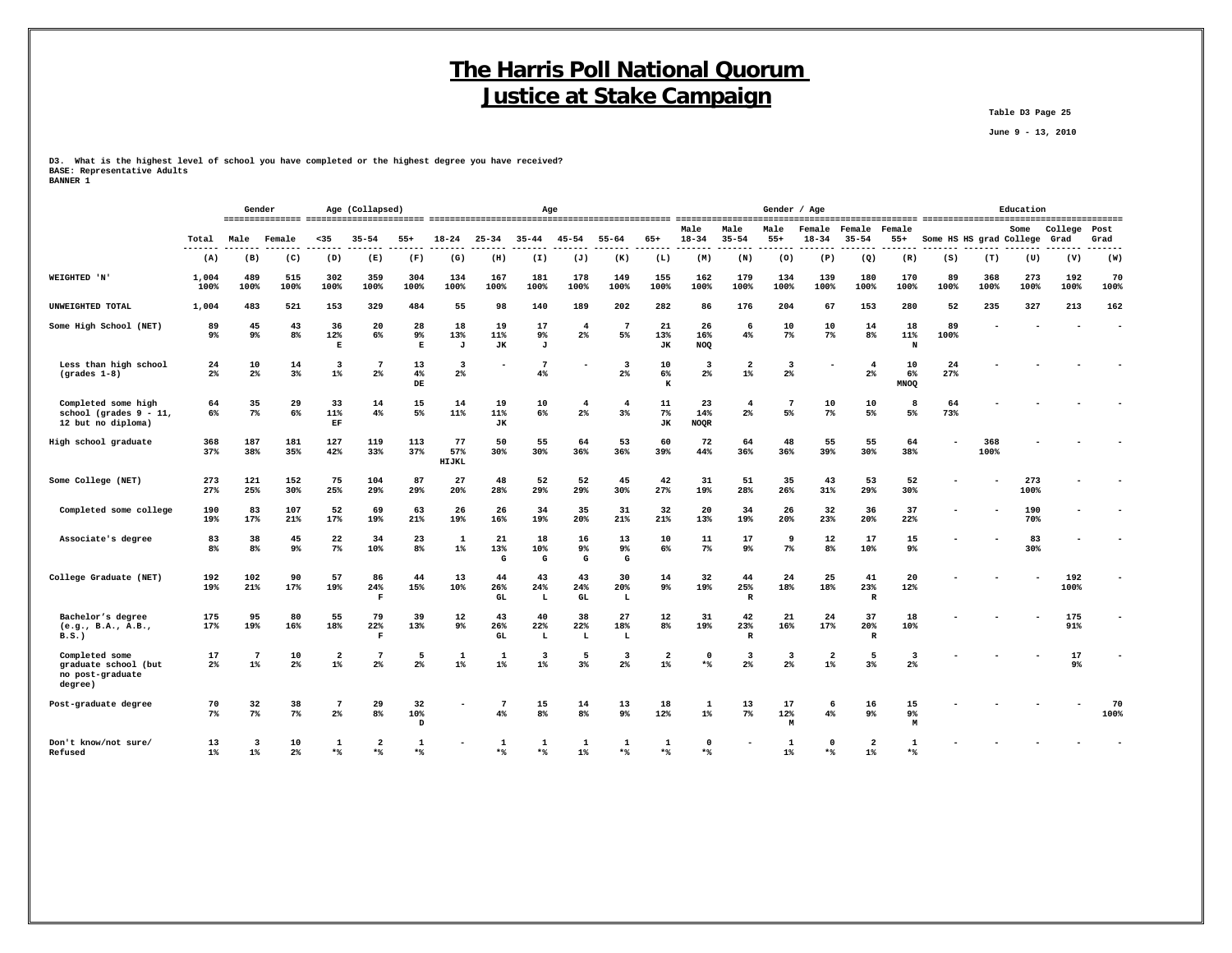# The Harris Poll National Quorum
# Justice at Stake Campaign

Table D3 Page 25

June 9 - 13, 2010

D3. What is the highest level of school you have completed or the highest degree you have received?
BASE: Representative Adults
BANNER 1

| | Total | Gender | | Age (Collapsed) | | | Age | | | | | | Gender / Age | | | | | | Education | | | | |
|---|---|---|---|---|---|---|---|---|---|---|---|---|---|---|---|---|---|---|---|---|---|---|---|
| | | Male | Female | <35 | 35-54 | 55+ | 18-24 | 25-34 | 35-44 | 45-54 | 55-64 | 65+ | Male 18-34 | Male 35-54 | Male 55+ | Female 18-34 | Female 35-54 | Female 55+ | Some HS | HS grad | Some College | College Grad | Post Grad |
| | (A) | (B) | (C) | (D) | (E) | (F) | (G) | (H) | (I) | (J) | (K) | (L) | (M) | (N) | (O) | (P) | (Q) | (R) | (S) | (T) | (U) | (V) | (W) |
| WEIGHTED 'N' | 1,004 100% | 489 100% | 515 100% | 302 100% | 359 100% | 304 100% | 134 100% | 167 100% | 181 100% | 178 100% | 149 100% | 155 100% | 162 100% | 179 100% | 134 100% | 139 100% | 180 100% | 170 100% | 89 100% | 368 100% | 273 100% | 192 100% | 70 100% |
| UNWEIGHTED TOTAL | 1,004 | 483 | 521 | 153 | 329 | 484 | 55 | 98 | 140 | 189 | 202 | 282 | 86 | 176 | 204 | 67 | 153 | 280 | 52 | 235 | 327 | 213 | 162 |
| Some High School (NET) | 89 9% | 45 9% | 43 8% | 36 12% E | 20 6% | 28 9% E | 18 13% J | 19 11% JK | 17 9% J | 4 2% | 7 5% | 21 13% JK | 26 16% NOQ | 6 4% | 10 7% | 10 7% | 14 8% | 18 11% N | 89 100% | - | - | - | - |
| Less than high school (grades 1-8) | 24 2% | 10 2% | 14 3% | 3 1% | 7 2% | 13 4% DE | 3 2% | - | 7 4% | - | 3 2% | 10 6% K | 3 2% | 2 1% | 3 2% | - | 4 2% | 10 6% MNOQ | 24 27% | - | - | - | - |
| Completed some high school (grades 9 - 11, 12 but no diploma) | 64 6% | 35 7% | 29 6% | 33 11% EF | 14 4% | 15 5% | 14 11% | 19 11% JK | 10 6% | 4 2% | 4 3% | 11 7% JK | 23 14% NOQR | 4 2% | 7 5% | 10 7% | 10 5% | 8 5% | 64 73% | - | - | - | - |
| High school graduate | 368 37% | 187 38% | 181 35% | 127 42% | 119 33% | 113 37% | 77 57% HIJKL | 50 30% | 55 30% | 64 36% | 53 36% | 60 39% | 72 44% | 64 36% | 48 36% | 55 39% | 55 30% | 64 38% | - | 368 100% | - | - | - |
| Some College (NET) | 273 27% | 121 25% | 152 30% | 75 25% | 104 29% | 87 29% | 27 20% | 48 28% | 52 29% | 52 29% | 45 30% | 42 27% | 31 19% | 51 28% | 35 26% | 43 31% | 53 29% | 52 30% | - | - | 273 100% | - | - |
| Completed some college | 190 19% | 83 17% | 107 21% | 52 17% | 69 19% | 63 21% | 26 19% | 26 16% | 34 19% | 35 20% | 31 21% | 32 21% | 20 13% | 34 19% | 26 20% | 32 23% | 36 20% | 37 22% | - | - | 190 70% | - | - |
| Associate's degree | 83 8% | 38 8% | 45 9% | 22 7% | 34 10% | 23 8% | 1 1% | 21 13% G | 18 10% G | 16 9% G | 13 9% G | 10 6% | 11 7% | 17 9% | 9 7% | 12 8% | 17 10% | 15 9% | - | - | 83 30% | - | - |
| College Graduate (NET) | 192 19% | 102 21% | 90 17% | 57 19% | 86 24% F | 44 15% | 13 10% | 44 26% GL | 43 24% L | 43 24% GL | 30 20% L | 14 9% | 32 19% | 44 25% R | 24 18% | 25 18% | 41 23% R | 20 12% | - | - | - | 192 100% | - |
| Bachelor's degree (e.g., B.A., A.B., B.S.) | 175 17% | 95 19% | 80 16% | 55 18% | 79 22% F | 39 13% | 12 9% | 43 26% GL | 40 22% L | 38 22% L | 27 18% L | 12 8% | 31 19% | 42 23% R | 21 16% | 24 17% | 37 20% R | 18 10% | - | - | - | 175 91% | - |
| Completed some graduate school (but no post-graduate degree) | 17 2% | 7 1% | 10 2% | 2 1% | 7 2% | 5 2% | 1 1% | 1 1% | 3 1% | 5 3% | 3 2% | 2 1% | 0 *% | 3 2% | 3 2% | 2 1% | 5 3% | 3 2% | - | - | - | 17 9% | - |
| Post-graduate degree | 70 7% | 32 7% | 38 7% | 7 2% | 29 8% | 32 10% D | - | 7 4% | 15 8% | 14 8% | 13 9% | 18 12% | 1 1% | 13 7% | 17 12% M | 6 4% | 16 9% | 15 9% M | - | - | - | - | 70 100% |
| Don't know/not sure/ Refused | 13 1% | 3 1% | 10 2% | 1 *% | 2 *% | 1 *% | - | 1 *% | 1 *% | 1 1% | 1 *% | 1 *% | 0 *% | - | 1 1% | 0 *% | 2 1% | 1 *% | - | - | - | - | - |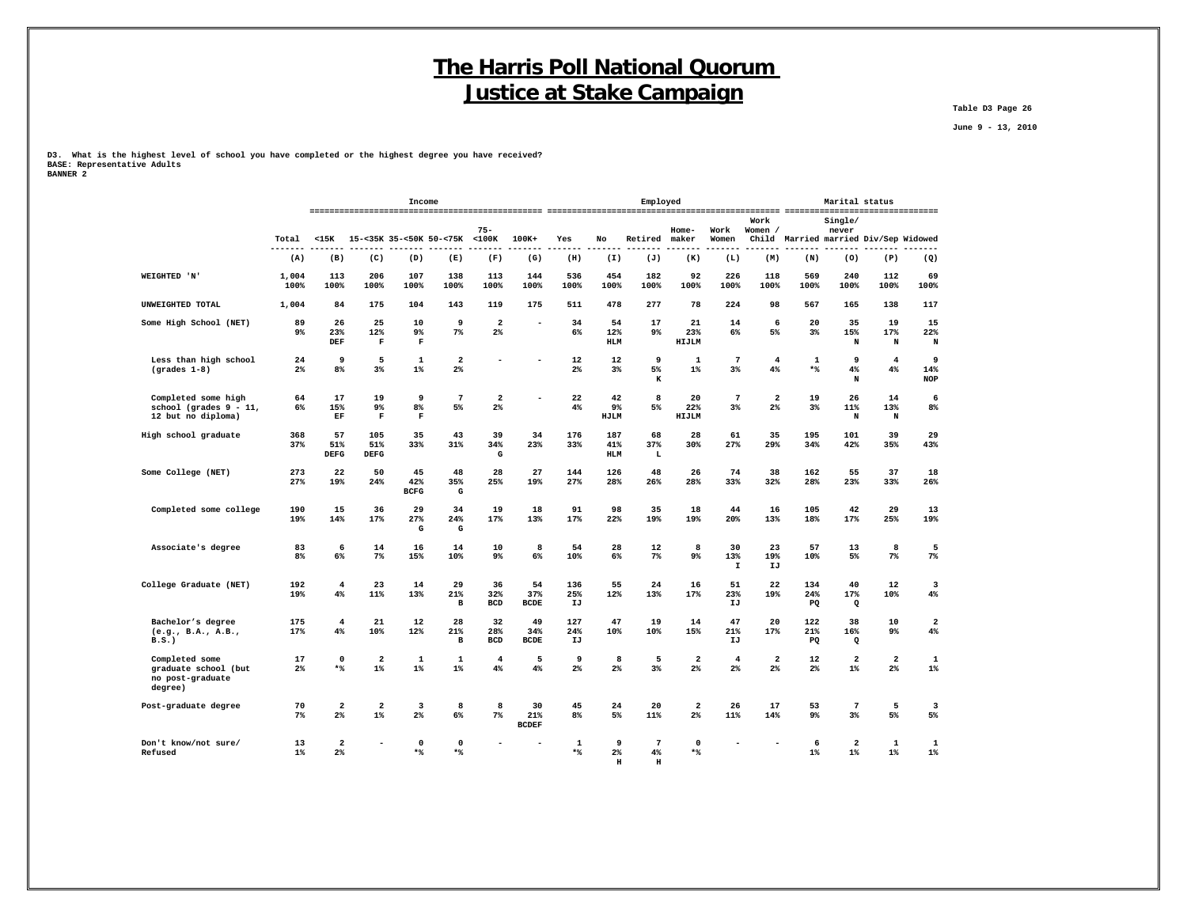# The Harris Poll National Quorum
# Justice at Stake Campaign

Table D3 Page 26

June 9 - 13, 2010

D3. What is the highest level of school you have completed or the highest degree you have received?
BASE: Representative Adults
BANNER 2

| | | Income | | | | | | Employed | | | | | | Marital status | | | |
|---|---|---|---|---|---|---|---|---|---|---|---|---|---|---|---|---|---|
| | Total | <15K | 15-<35K | 35-<50K | 50-<75K | 75-<100K | 100K+ | Yes | No | Retired | Home-maker | Work Women | Work Women / Child | Married | Single/ never married | Div/Sep | Widowed |
| | (A) | (B) | (C) | (D) | (E) | (F) | (G) | (H) | (I) | (J) | (K) | (L) | (M) | (N) | (O) | (P) | (Q) |
| WEIGHTED 'N' | 1,004<br>100% | 113<br>100% | 206<br>100% | 107<br>100% | 138<br>100% | 113<br>100% | 144<br>100% | 536<br>100% | 454<br>100% | 182<br>100% | 92<br>100% | 226<br>100% | 118<br>100% | 569<br>100% | 240<br>100% | 112<br>100% | 69<br>100% |
| UNWEIGHTED TOTAL | 1,004 | 84 | 175 | 104 | 143 | 119 | 175 | 511 | 478 | 277 | 78 | 224 | 98 | 567 | 165 | 138 | 117 |
| Some High School (NET) | 89<br>9% | 26<br>23%<br>DEF | 25<br>12%<br>F | 10<br>9%<br>F | 9<br>7% | 2<br>2% | - | 34<br>6% | 54<br>12%<br>HLM | 17<br>9% | 21<br>23%<br>HIJLM | 14<br>6% | 6<br>5% | 20<br>3% | 35<br>15%<br>N | 19<br>17%<br>N | 15<br>22%<br>N |
| Less than high school (grades 1-8) | 24<br>2% | 9<br>8% | 5<br>3% | 1<br>1% | 2<br>2% | - | - | 12<br>2% | 12<br>3% | 9<br>5%<br>K | 1<br>1% | 7<br>3% | 4<br>4% | 1<br>*% | 9<br>4%<br>N | 4<br>4% | 9<br>14%<br>NOP |
| Completed some high school (grades 9 - 11, 12 but no diploma) | 64<br>6% | 17<br>15%<br>EF | 19<br>9%<br>F | 9<br>8%<br>F | 7<br>5% | 2<br>2% | - | 22<br>4% | 42<br>9%<br>HJLM | 8<br>5% | 20<br>22%<br>HIJLM | 7<br>3% | 2<br>2% | 19<br>3% | 26<br>11%<br>N | 14<br>13%<br>N | 6<br>8% |
| High school graduate | 368<br>37% | 57<br>51%<br>DEFG | 105<br>51%<br>DEFG | 35<br>33% | 43<br>31% | 39<br>34%<br>G | 34<br>23% | 176<br>33% | 187<br>41%<br>HLM | 68<br>37%<br>L | 28<br>30% | 61<br>27% | 35<br>29% | 195<br>34% | 101<br>42% | 39<br>35% | 29<br>43% |
| Some College (NET) | 273<br>27% | 22<br>19% | 50<br>24% | 45<br>42%<br>BCFG | 48<br>35%<br>G | 28<br>25% | 27<br>19% | 144<br>27% | 126<br>28% | 48<br>26% | 26<br>28% | 74<br>33% | 38<br>32% | 162<br>28% | 55<br>23% | 37<br>33% | 18<br>26% |
| Completed some college | 190<br>19% | 15<br>14% | 36<br>17% | 29<br>27%<br>G | 34<br>24%<br>G | 19<br>17% | 18<br>13% | 91<br>17% | 98<br>22% | 35<br>19% | 18<br>19% | 44<br>20% | 16<br>13% | 105<br>18% | 42<br>17% | 29<br>25% | 13<br>19% |
| Associate's degree | 83<br>8% | 6<br>6% | 14<br>7% | 16<br>15% | 14<br>10% | 10<br>9% | 8<br>6% | 54<br>10% | 28<br>6% | 12<br>7% | 8<br>9% | 30<br>13%<br>I | 23<br>19%<br>IJ | 57<br>10% | 13<br>5% | 8<br>7% | 5<br>7% |
| College Graduate (NET) | 192<br>19% | 4<br>4% | 23<br>11% | 14<br>13% | 29<br>21%<br>B | 36<br>32%<br>BCD | 54<br>37%<br>BCDE | 136<br>25%<br>IJ | 55<br>12% | 24<br>13% | 16<br>17% | 51<br>23%<br>IJ | 22<br>19% | 134<br>24%<br>PQ | 40<br>17%<br>Q | 12<br>10% | 3<br>4% |
| Bachelor's degree (e.g., B.A., A.B., B.S.) | 175<br>17% | 4<br>4% | 21<br>10% | 12<br>12% | 28<br>21%<br>B | 32<br>28%<br>BCD | 49<br>34%<br>BCDE | 127<br>24%<br>IJ | 47<br>10% | 19<br>10% | 14<br>15% | 47<br>21%<br>IJ | 20<br>17% | 122<br>21%<br>PQ | 38<br>16%<br>Q | 10<br>9% | 2<br>4% |
| Completed some graduate school (but no post-graduate degree) | 17<br>2% | 0<br>*% | 2<br>1% | 1<br>1% | 1<br>1% | 4<br>4% | 5<br>4% | 9<br>2% | 8<br>2% | 5<br>3% | 2<br>2% | 4<br>2% | 2<br>2% | 12<br>2% | 2<br>1% | 2<br>2% | 1<br>1% |
| Post-graduate degree | 70<br>7% | 2<br>2% | 2<br>1% | 3<br>2% | 8<br>6% | 8<br>7% | 30<br>21%<br>BCDEF | 45<br>8% | 24<br>5% | 20<br>11% | 2<br>2% | 26<br>11% | 17<br>14% | 53<br>9% | 7<br>3% | 5<br>5% | 3<br>5% |
| Don't know/not sure/ Refused | 13<br>1% | 2<br>2% | - | 0<br>*% | 0<br>*% | - | - | 1<br>*% | 9<br>2%<br>H | 7<br>4%<br>H | 0<br>*% | - | - | 6<br>1% | 2<br>1% | 1<br>1% | 1<br>1% |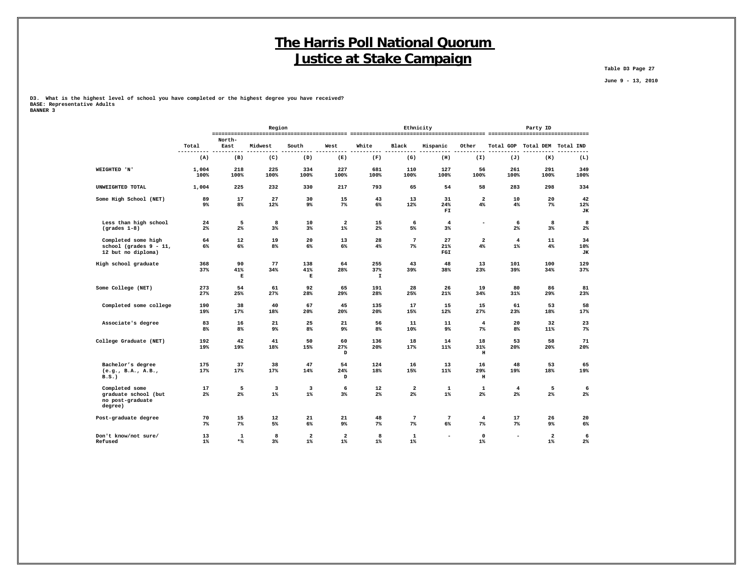# The Harris Poll National Quorum
# Justice at Stake Campaign

Table D3 Page 27

June 9 - 13, 2010

**D3. What is the highest level of school you have completed or the highest degree you have received?**
**BASE: Representative Adults**
**BANNER 3**

| | Total | Region | | | | Ethnicity | | | | Party ID | | |
|---|---|---|---|---|---|---|---|---|---|---|---|---|
| | Total | North-East | Midwest | South | West | White | Black | Hispanic | Other | Total GOP | Total DEM | Total IND |
| | (A) | (B) | (C) | (D) | (E) | (F) | (G) | (H) | (I) | (J) | (K) | (L) |
| WEIGHTED 'N' | 1,004<br>100% | 218<br>100% | 225<br>100% | 334<br>100% | 227<br>100% | 681<br>100% | 110<br>100% | 127<br>100% | 56<br>100% | 261<br>100% | 291<br>100% | 349<br>100% |
| UNWEIGHTED TOTAL | 1,004 | 225 | 232 | 330 | 217 | 793 | 65 | 54 | 58 | 283 | 298 | 334 |
| Some High School (NET) | 89<br>9% | 17<br>8% | 27<br>12% | 30<br>9% | 15<br>7% | 43<br>6% | 13<br>12% | 31<br>24%<br>FI | 2<br>4% | 10<br>4% | 20<br>7% | 42<br>12%<br>JK |
| Less than high school (grades 1-8) | 24<br>2% | 5<br>2% | 8<br>3% | 10<br>3% | 2<br>1% | 15<br>2% | 6<br>5% | 4<br>3% | - | 6<br>2% | 8<br>3% | 8<br>2% |
| Completed some high school (grades 9 - 11, 12 but no diploma) | 64<br>6% | 12<br>6% | 19<br>8% | 20<br>6% | 13<br>6% | 28<br>4% | 7<br>7% | 27<br>21%<br>FGI | 2<br>4% | 4<br>1% | 11<br>4% | 34<br>10%<br>JK |
| High school graduate | 368<br>37% | 90<br>41%<br>E | 77<br>34% | 138<br>41%<br>E | 64<br>28% | 255<br>37%<br>I | 43<br>39% | 48<br>38% | 13<br>23% | 101<br>39% | 100<br>34% | 129<br>37% |
| Some College (NET) | 273<br>27% | 54<br>25% | 61<br>27% | 92<br>28% | 65<br>29% | 191<br>28% | 28<br>25% | 26<br>21% | 19<br>34% | 80<br>31% | 86<br>29% | 81<br>23% |
| Completed some college | 190<br>19% | 38<br>17% | 40<br>18% | 67<br>20% | 45<br>20% | 135<br>20% | 17<br>15% | 15<br>12% | 15<br>27% | 61<br>23% | 53<br>18% | 58<br>17% |
| Associate's degree | 83<br>8% | 16<br>8% | 21<br>9% | 25<br>8% | 21<br>9% | 56<br>8% | 11<br>10% | 11<br>9% | 4<br>7% | 20<br>8% | 32<br>11% | 23<br>7% |
| College Graduate (NET) | 192<br>19% | 42<br>19% | 41<br>18% | 50<br>15% | 60<br>27%<br>D | 136<br>20% | 18<br>17% | 14<br>11% | 18<br>31%<br>H | 53<br>20% | 58<br>20% | 71<br>20% |
| Bachelor's degree (e.g., B.A., A.B., B.S.) | 175<br>17% | 37<br>17% | 38<br>17% | 47<br>14% | 54<br>24%<br>D | 124<br>18% | 16<br>15% | 13<br>11% | 16<br>29%<br>H | 48<br>19% | 53<br>18% | 65<br>19% |
| Completed some graduate school (but no post-graduate degree) | 17<br>2% | 5<br>2% | 3<br>1% | 3<br>1% | 6<br>3% | 12<br>2% | 2<br>2% | 1<br>1% | 1<br>2% | 4<br>2% | 5<br>2% | 6<br>2% |
| Post-graduate degree | 70<br>7% | 15<br>7% | 12<br>5% | 21<br>6% | 21<br>9% | 48<br>7% | 7<br>7% | 7<br>6% | 4<br>7% | 17<br>7% | 26<br>9% | 20<br>6% |
| Don't know/not sure/ Refused | 13<br>1% | 1<br>*% | 8<br>3% | 2<br>1% | 2<br>1% | 8<br>1% | 1<br>1% | - | 0<br>1% | - | 2<br>1% | 6<br>2% |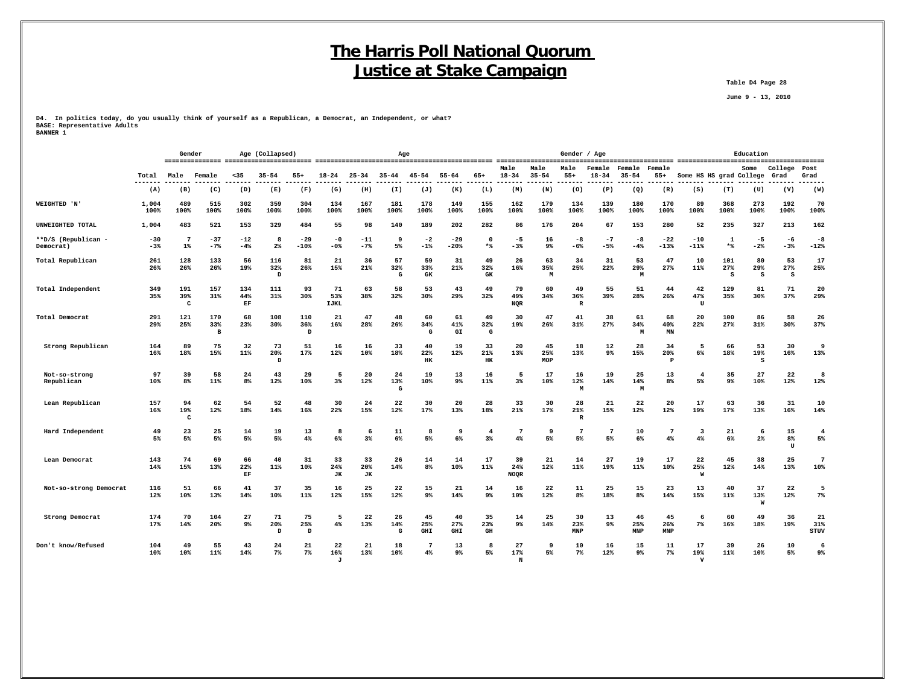# The Harris Poll National Quorum
# Justice at Stake Campaign

Table D4 Page 28

June 9 - 13, 2010

**D4. In politics today, do you usually think of yourself as a Republican, a Democrat, an Independent, or what?**
**BASE: Representative Adults**
**BANNER 1**

| | | Gender | | Age (Collapsed) | | | Age | | | | | | Gender / Age | | | | | | Education | | | | |
|---|---|---|---|---|---|---|---|---|---|---|---|---|---|---|---|---|---|---|---|---|---|---|---|
| | Total | Male | Female | <35 | 35-54 | 55+ | 18-24 | 25-34 | 35-44 | 45-54 | 55-64 | 65+ | Male 18-34 | Male 35-54 | Male 55+ | Female 18-34 | Female 35-54 | Female 55+ | Some HS | HS grad | Some College | College Grad | Post Grad |
| | (A) | (B) | (C) | (D) | (E) | (F) | (G) | (H) | (I) | (J) | (K) | (L) | (M) | (N) | (O) | (P) | (Q) | (R) | (S) | (T) | (U) | (V) | (W) |
| WEIGHTED 'N' | 1,004<br>100% | 489<br>100% | 515<br>100% | 302<br>100% | 359<br>100% | 304<br>100% | 134<br>100% | 167<br>100% | 181<br>100% | 178<br>100% | 149<br>100% | 155<br>100% | 162<br>100% | 179<br>100% | 134<br>100% | 139<br>100% | 180<br>100% | 170<br>100% | 89<br>100% | 368<br>100% | 273<br>100% | 192<br>100% | 70<br>100% |
| UNWEIGHTED TOTAL | 1,004 | 483 | 521 | 153 | 329 | 484 | 55 | 98 | 140 | 189 | 202 | 282 | 86 | 176 | 204 | 67 | 153 | 280 | 52 | 235 | 327 | 213 | 162 |
| **D/S (Republican - Democrat) | -30<br>-3% | 7<br>1% | -37<br>-7% | -12<br>-4% | 8<br>2% | -29<br>-10% | -0<br>-0% | -11<br>-7% | 9<br>5% | -2<br>-1% | -29<br>-20% | 0<br>*% | -5<br>-3% | 16<br>9% | -8<br>-6% | -7<br>-5% | -8<br>-4% | -22<br>-13% | -10<br>-11% | 1<br>*% | -5<br>-2% | -6<br>-3% | -8<br>-12% |
| Total Republican | 261<br>26% | 128<br>26% | 133<br>26% | 56<br>19% | 116<br>32%<br>D | 81<br>26% | 21<br>15% | 36<br>21% | 57<br>32%<br>G | 59<br>33%<br>GK | 31<br>21% | 49<br>32%<br>GK | 26<br>16% | 63<br>35%<br>M | 34<br>25% | 31<br>22% | 53<br>29%<br>M | 47<br>27% | 10<br>11% | 101<br>27%<br>S | 80<br>29%<br>S | 53<br>27%<br>S | 17<br>25% |
| Total Independent | 349<br>35% | 191<br>39%<br>C | 157<br>31% | 134<br>44%<br>EF | 111<br>31% | 93<br>30% | 71<br>53%<br>IJKL | 63<br>38% | 58<br>32% | 53<br>30% | 43<br>29% | 49<br>32% | 79<br>49%<br>NQR | 60<br>34% | 49<br>36%<br>R | 55<br>39% | 51<br>28% | 44<br>26% | 42<br>47%<br>U | 129<br>35% | 81<br>30% | 71<br>37% | 20<br>29% |
| Total Democrat | 291<br>29% | 121<br>25% | 170<br>33%<br>B | 68<br>23% | 108<br>30% | 110<br>36%<br>D | 21<br>16% | 47<br>28% | 48<br>26% | 60<br>34%<br>G | 61<br>41%<br>GI | 49<br>32%<br>G | 30<br>19% | 47<br>26% | 41<br>31% | 38<br>27% | 61<br>34%<br>M | 68<br>40%<br>MN | 20<br>22% | 100<br>27% | 86<br>31% | 58<br>30% | 26<br>37% |
| Strong Republican | 164<br>16% | 89<br>18% | 75<br>15% | 32<br>11% | 73<br>20%<br>D | 51<br>17% | 16<br>12% | 16<br>10% | 33<br>18% | 40<br>22%<br>HK | 19<br>12% | 33<br>21%<br>HK | 20<br>13% | 45<br>25%<br>MOP | 18<br>13% | 12<br>9% | 28<br>15% | 34<br>20%<br>P | 5<br>6% | 66<br>18% | 53<br>19%<br>S | 30<br>16% | 9<br>13% |
| Not-so-strong Republican | 97<br>10% | 39<br>8% | 58<br>11% | 24<br>8% | 43<br>12% | 29<br>10% | 5<br>3% | 20<br>12% | 24<br>13%<br>G | 19<br>10% | 13<br>9% | 16<br>11% | 5<br>3% | 17<br>10% | 16<br>12%<br>M | 19<br>14% | 25<br>14%<br>M | 13<br>8% | 4<br>5% | 35<br>9% | 27<br>10% | 22<br>12% | 8<br>12% |
| Lean Republican | 157<br>16% | 94<br>19%<br>C | 62<br>12% | 54<br>18% | 52<br>14% | 48<br>16% | 30<br>22% | 24<br>15% | 22<br>12% | 30<br>17% | 20<br>13% | 28<br>18% | 33<br>21% | 30<br>17% | 28<br>21%<br>R | 21<br>15% | 22<br>12% | 20<br>12% | 17<br>19% | 63<br>17% | 36<br>13% | 31<br>16% | 10<br>14% |
| Hard Independent | 49<br>5% | 23<br>5% | 25<br>5% | 14<br>5% | 19<br>5% | 13<br>4% | 8<br>6% | 6<br>3% | 11<br>6% | 8<br>5% | 9<br>6% | 4<br>3% | 7<br>4% | 9<br>5% | 7<br>5% | 7<br>5% | 10<br>6% | 7<br>4% | 3<br>4% | 21<br>6% | 6<br>2% | 15<br>8%<br>U | 4<br>5% |
| Lean Democrat | 143<br>14% | 74<br>15% | 69<br>13% | 66<br>22%<br>EF | 40<br>11% | 31<br>10% | 33<br>24%<br>JK | 33<br>20%<br>JK | 26<br>14% | 14<br>8% | 14<br>10% | 17<br>11% | 39<br>24%<br>NOQR | 21<br>12% | 14<br>11% | 27<br>19% | 19<br>11% | 17<br>10% | 22<br>25%<br>W | 45<br>12% | 38<br>14% | 25<br>13% | 7<br>10% |
| Not-so-strong Democrat | 116<br>12% | 51<br>10% | 66<br>13% | 41<br>14% | 37<br>10% | 35<br>11% | 16<br>12% | 25<br>15% | 22<br>12% | 15<br>9% | 21<br>14% | 14<br>9% | 16<br>10% | 22<br>12% | 11<br>8% | 25<br>18% | 15<br>8% | 23<br>14% | 13<br>15% | 40<br>11% | 37<br>13%<br>W | 22<br>12% | 5<br>7% |
| Strong Democrat | 174<br>17% | 70<br>14% | 104<br>20% | 27<br>9% | 71<br>20%<br>D | 75<br>25%<br>D | 5<br>4% | 22<br>13% | 26<br>14%<br>G | 45<br>25%<br>GHI | 40<br>27%<br>GHI | 35<br>23%<br>GH | 14<br>9% | 25<br>14% | 30<br>23%<br>MNP | 13<br>9% | 46<br>25%<br>MNP | 45<br>26%<br>MNP | 6<br>7% | 60<br>16% | 49<br>18% | 36<br>19% | 21<br>31%<br>STUV |
| Don't know/Refused | 104<br>10% | 49<br>10% | 55<br>11% | 43<br>14% | 24<br>7% | 21<br>7% | 22<br>16%<br>J | 21<br>13% | 18<br>10% | 7<br>4% | 13<br>9% | 8<br>5% | 27<br>17%<br>N | 9<br>5% | 10<br>7% | 16<br>12% | 15<br>9% | 11<br>7% | 17<br>19%<br>V | 39<br>11% | 26<br>10% | 10<br>5% | 6<br>9% |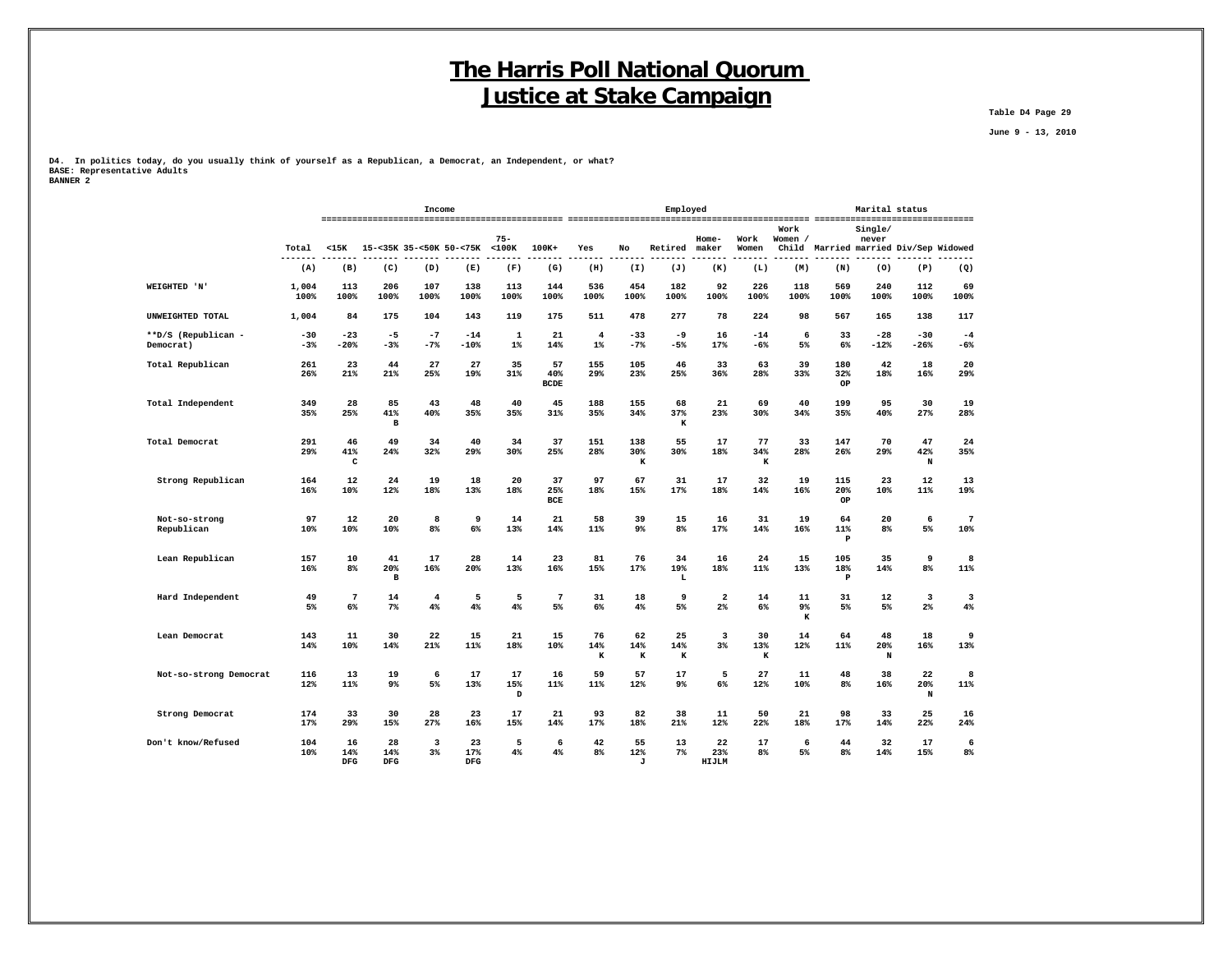# The Harris Poll National Quorum
# Justice at Stake Campaign

Table D4 Page 29

June 9 - 13, 2010

**D4. In politics today, do you usually think of yourself as a Republican, a Democrat, an Independent, or what?**
**BASE: Representative Adults**
**BANNER 2**

| | | Income | | | | | Employed | | | | | | Marital status | | | |
|---|---|---|---|---|---|---|---|---|---|---|---|---|---|---|---|---|
| | Total | <15K | 15-<35K | 35-<50K | 50-<75K | 75-<100K | 100K+ | Yes | No | Retired | Home-maker | Work Women | Work Women / Child | Married | Single/ never married | Div/Sep | Widowed |
| | (A) | (B) | (C) | (D) | (E) | (F) | (G) | (H) | (I) | (J) | (K) | (L) | (M) | (N) | (O) | (P) | (Q) |
| WEIGHTED 'N' | 1,004<br>100% | 113<br>100% | 206<br>100% | 107<br>100% | 138<br>100% | 113<br>100% | 144<br>100% | 536<br>100% | 454<br>100% | 182<br>100% | 92<br>100% | 226<br>100% | 118<br>100% | 569<br>100% | 240<br>100% | 112<br>100% | 69<br>100% |
| UNWEIGHTED TOTAL | 1,004 | 84 | 175 | 104 | 143 | 119 | 175 | 511 | 478 | 277 | 78 | 224 | 98 | 567 | 165 | 138 | 117 |
| **D/S (Republican - Democrat) | -30<br>-3% | -23<br>-20% | -5<br>-3% | -7<br>-7% | -14<br>-10% | 1<br>1% | 21<br>14% | 4<br>1% | -33<br>-7% | -9<br>-5% | 16<br>17% | -14<br>-6% | 6<br>5% | 33<br>6% | -28<br>-12% | -30<br>-26% | -4<br>-6% |
| Total Republican | 261<br>26% | 23<br>21% | 44<br>21% | 27<br>25% | 27<br>19% | 35<br>31% | 57<br>40%<br>BCDE | 155<br>29% | 105<br>23% | 46<br>25% | 33<br>36% | 63<br>28% | 39<br>33% | 180<br>32%<br>OP | 42<br>18% | 18<br>16% | 20<br>29% |
| Total Independent | 349<br>35% | 28<br>25% | 85<br>41%<br>B | 43<br>40% | 48<br>35% | 40<br>35% | 45<br>31% | 188<br>35% | 155<br>34% | 68<br>37%<br>K | 21<br>23% | 69<br>30% | 40<br>34% | 199<br>35% | 95<br>40% | 30<br>27% | 19<br>28% |
| Total Democrat | 291<br>29% | 46<br>41%<br>C | 49<br>24% | 34<br>32% | 40<br>29% | 34<br>30% | 37<br>25% | 151<br>28% | 138<br>30%<br>K | 55<br>30% | 17<br>18% | 77<br>34%<br>K | 33<br>28% | 147<br>26% | 70<br>29% | 47<br>42%<br>N | 24<br>35% |
| Strong Republican | 164<br>16% | 12<br>10% | 24<br>12% | 19<br>18% | 18<br>13% | 20<br>18% | 37<br>25%<br>BCE | 97<br>18% | 67<br>15% | 31<br>17% | 17<br>18% | 32<br>14% | 19<br>16% | 115<br>20%<br>OP | 23<br>10% | 12<br>11% | 13<br>19% |
| Not-so-strong Republican | 97<br>10% | 12<br>10% | 20<br>10% | 8<br>8% | 9<br>6% | 14<br>13% | 21<br>14% | 58<br>11% | 39<br>9% | 15<br>8% | 16<br>17% | 31<br>14% | 19<br>16% | 64<br>11%<br>P | 20<br>8% | 6<br>5% | 7<br>10% |
| Lean Republican | 157<br>16% | 10<br>8% | 41<br>20%<br>B | 17<br>16% | 28<br>20% | 14<br>13% | 23<br>16% | 81<br>15% | 76<br>17% | 34<br>19%<br>L | 16<br>18% | 24<br>11% | 15<br>13% | 105<br>18%<br>P | 35<br>14% | 9<br>8% | 8<br>11% |
| Hard Independent | 49<br>5% | 7<br>6% | 14<br>7% | 4<br>4% | 5<br>4% | 5<br>4% | 7<br>5% | 31<br>6% | 18<br>4% | 9<br>5% | 2<br>2% | 14<br>6% | 11<br>9%<br>K | 31<br>5% | 12<br>5% | 3<br>2% | 3<br>4% |
| Lean Democrat | 143<br>14% | 11<br>10% | 30<br>14% | 22<br>21% | 15<br>11% | 21<br>18% | 15<br>10% | 76<br>14%<br>K | 62<br>14%<br>K | 25<br>14%<br>K | 3<br>3% | 30<br>13%<br>K | 14<br>12% | 64<br>11% | 48<br>20%<br>N | 18<br>16% | 9<br>13% |
| Not-so-strong Democrat | 116<br>12% | 13<br>11% | 19<br>9% | 6<br>5% | 17<br>13% | 17<br>15%<br>D | 16<br>11% | 59<br>11% | 57<br>12% | 17<br>9% | 5<br>6% | 27<br>12% | 11<br>10% | 48<br>8% | 38<br>16% | 22<br>20%<br>N | 8<br>11% |
| Strong Democrat | 174<br>17% | 33<br>29% | 30<br>15% | 28<br>27% | 23<br>16% | 17<br>15% | 21<br>14% | 93<br>17% | 82<br>18% | 38<br>21% | 11<br>12% | 50<br>22% | 21<br>18% | 98<br>17% | 33<br>14% | 25<br>22% | 16<br>24% |
| Don't know/Refused | 104<br>10% | 16<br>14%<br>DFG | 28<br>14%<br>DFG | 3<br>3% | 23<br>17%<br>DFG | 5<br>4% | 6<br>4% | 42<br>8% | 55<br>12%<br>J | 13<br>7% | 22<br>23%<br>HIJLM | 17<br>8% | 6<br>5% | 44<br>8% | 32<br>14% | 17<br>15% | 6<br>8% |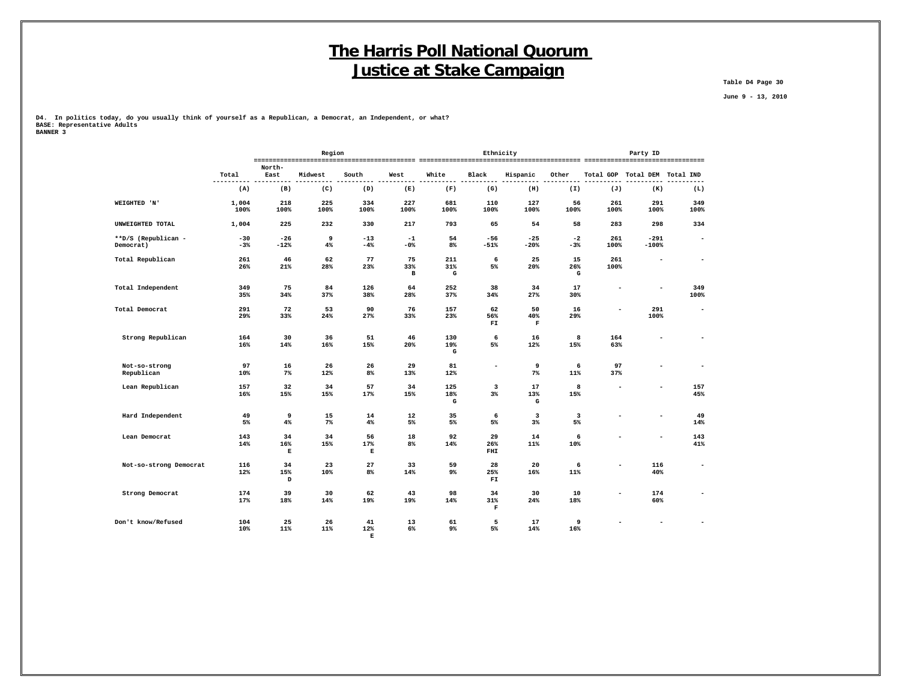# The Harris Poll National Quorum
# Justice at Stake Campaign

Table D4 Page 30

June 9 - 13, 2010

**D4. In politics today, do you usually think of yourself as a Republican, a Democrat, an Independent, or what?**
**BASE: Representative Adults**
**BANNER 3**

| | | Region | | | | Ethnicity | | | | Party ID | | |
|---|---|---|---|---|---|---|---|---|---|---|---|---|
| | Total | North-East | Midwest | South | West | White | Black | Hispanic | Other | Total GOP | Total DEM | Total IND |
| | (A) | (B) | (C) | (D) | (E) | (F) | (G) | (H) | (I) | (J) | (K) | (L) |
| WEIGHTED 'N' | 1,004<br>100% | 218<br>100% | 225<br>100% | 334<br>100% | 227<br>100% | 681<br>100% | 110<br>100% | 127<br>100% | 56<br>100% | 261<br>100% | 291<br>100% | 349<br>100% |
| UNWEIGHTED TOTAL | 1,004 | 225 | 232 | 330 | 217 | 793 | 65 | 54 | 58 | 283 | 298 | 334 |
| **D/S (Republican - Democrat) | -30<br>-3% | -26<br>-12% | 9<br>4% | -13<br>-4% | -1<br>-0% | 54<br>8% | -56<br>-51% | -25<br>-20% | -2<br>-3% | 261<br>100% | -291<br>-100% | - |
| Total Republican | 261<br>26% | 46<br>21% | 62<br>28% | 77<br>23% | 75<br>33%<br>B | 211<br>31%<br>G | 6<br>5% | 25<br>20% | 15<br>26%<br>G | 261<br>100% | - | - |
| Total Independent | 349<br>35% | 75<br>34% | 84<br>37% | 126<br>38% | 64<br>28% | 252<br>37% | 38<br>34% | 34<br>27% | 17<br>30% | - | - | 349<br>100% |
| Total Democrat | 291<br>29% | 72<br>33% | 53<br>24% | 90<br>27% | 76<br>33% | 157<br>23% | 62<br>56%<br>FI | 50<br>40%<br>F | 16<br>29% | - | 291<br>100% | - |
| Strong Republican | 164<br>16% | 30<br>14% | 36<br>16% | 51<br>15% | 46<br>20% | 130<br>19%<br>G | 6<br>5% | 16<br>12% | 8<br>15% | 164<br>63% | - | - |
| Not-so-strong Republican | 97<br>10% | 16<br>7% | 26<br>12% | 26<br>8% | 29<br>13% | 81<br>12% | - | 9<br>7% | 6<br>11% | 97<br>37% | - | - |
| Lean Republican | 157<br>16% | 32<br>15% | 34<br>15% | 57<br>17% | 34<br>15% | 125<br>18%<br>G | 3<br>3% | 17<br>13%<br>G | 8<br>15% | - | - | 157<br>45% |
| Hard Independent | 49<br>5% | 9<br>4% | 15<br>7% | 14<br>4% | 12<br>5% | 35<br>5% | 6<br>5% | 3<br>3% | 3<br>5% | - | - | 49<br>14% |
| Lean Democrat | 143<br>14% | 34<br>16%<br>E | 34<br>15% | 56<br>17%<br>E | 18<br>8% | 92<br>14% | 29<br>26%<br>FHI | 14<br>11% | 6<br>10% | - | - | 143<br>41% |
| Not-so-strong Democrat | 116<br>12% | 34<br>15%<br>D | 23<br>10% | 27<br>8% | 33<br>14% | 59<br>9% | 28<br>25%<br>FI | 20<br>16% | 6<br>11% | - | 116<br>40% | - |
| Strong Democrat | 174<br>17% | 39<br>18% | 30<br>14% | 62<br>19% | 43<br>19% | 98<br>14% | 34<br>31%<br>F | 30<br>24% | 10<br>18% | - | 174<br>60% | - |
| Don't know/Refused | 104<br>10% | 25<br>11% | 26<br>11% | 41<br>12%<br>E | 13<br>6% | 61<br>9% | 5<br>5% | 17<br>14% | 9<br>16% | - | - | - |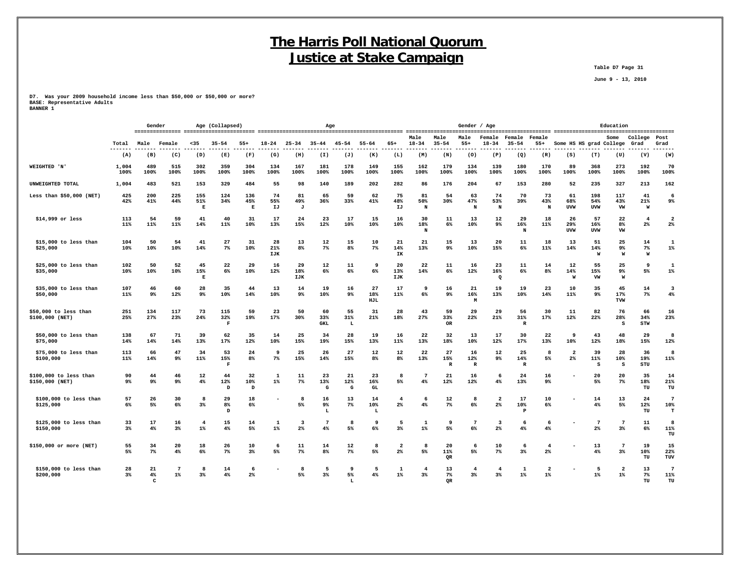# The Harris Poll National Quorum
# Justice at Stake Campaign

Table D7 Page 31

June 9 - 13, 2010

D7. Was your 2009 household income less than $50,000 or $50,000 or more?
BASE: Representative Adults
BANNER 1

| | Total | Gender | | Age (Collapsed) | | | Age | | | | | | Gender / Age | | | | | | Education | | | | |
|---|---|---|---|---|---|---|---|---|---|---|---|---|---|---|---|---|---|---|---|---|---|---|---|
| | | Male | Female | <35 | 35-54 | 55+ | 18-24 | 25-34 | 35-44 | 45-54 | 55-64 | 65+ | Male 18-34 | Male 35-54 | Male 55+ | Female 18-34 | Female 35-54 | Female 55+ | Some HS | HS grad | Some College | College Grad | Post Grad |
| | (A) | (B) | (C) | (D) | (E) | (F) | (G) | (H) | (I) | (J) | (K) | (L) | (M) | (N) | (O) | (P) | (Q) | (R) | (S) | (T) | (U) | (V) | (W) |
| WEIGHTED 'N' | 1,004 100% | 489 100% | 515 100% | 302 100% | 359 100% | 304 100% | 134 100% | 167 100% | 181 100% | 178 100% | 149 100% | 155 100% | 162 100% | 179 100% | 134 100% | 139 100% | 180 100% | 170 100% | 89 100% | 368 100% | 273 100% | 192 100% | 70 100% |
| UNWEIGHTED TOTAL | 1,004 | 483 | 521 | 153 | 329 | 484 | 55 | 98 | 140 | 189 | 202 | 282 | 86 | 176 | 204 | 67 | 153 | 280 | 52 | 235 | 327 | 213 | 162 |
| Less than $50,000 (NET) | 425 42% | 200 41% | 225 44% | 155 51% E | 124 34% | 136 45% E | 74 55% IJ | 81 49% J | 65 36% | 59 33% | 62 41% | 75 48% IJ | 81 50% N | 54 30% | 63 47% N | 74 53% N | 70 39% | 73 43% N | 61 68% UVW | 198 54% UVW | 117 43% VW | 41 21% W | 6 9% |
| $14,999 or less | 113 11% | 54 11% | 59 11% | 41 14% | 40 11% | 31 10% | 17 13% | 24 15% | 23 12% | 17 10% | 15 10% | 16 10% | 30 18% N | 11 6% | 13 10% | 12 9% | 29 16% N | 18 11% | 26 29% UVW | 57 16% UVW | 22 8% VW | 4 2% | 2 2% |
| $15,000 to less than $25,000 | 104 10% | 50 10% | 54 10% | 41 14% | 27 7% | 31 10% | 28 21% IJK | 13 8% | 12 7% | 15 8% | 10 7% | 21 14% IK | 21 13% | 15 9% | 13 10% | 20 15% | 11 6% | 18 11% | 13 14% | 51 14% W | 25 9% W | 14 7% W | 1 1% |
| $25,000 to less than $35,000 | 102 10% | 50 10% | 52 10% | 45 15% E | 22 6% | 29 10% | 16 12% | 29 18% IJK | 12 6% | 11 6% | 9 6% | 20 13% IJK | 22 14% | 11 6% | 16 12% | 23 16% Q | 11 6% | 14 8% | 12 14% W | 55 15% VW | 25 9% W | 9 5% | 1 1% |
| $35,000 to less than $50,000 | 107 11% | 46 9% | 60 12% | 28 9% | 35 10% | 44 14% | 13 10% | 14 9% | 19 10% | 16 9% | 27 18% HJL | 17 11% | 9 6% | 16 9% | 21 16% M | 19 13% | 19 10% | 23 14% | 10 11% | 35 9% | 45 17% TVW | 14 7% | 3 4% |
| $50,000 to less than $100,000 (NET) | 251 25% | 134 27% | 117 23% | 73 24% | 115 32% F | 59 19% | 23 17% | 50 30% | 60 33% GKL | 55 31% L | 31 21% | 28 18% | 43 27% | 59 33% OR | 29 22% | 29 21% | 56 31% R | 30 17% | 11 12% | 82 22% | 76 28% S | 66 34% STW | 16 23% |
| $50,000 to less than $75,000 | 138 14% | 67 14% | 71 14% | 39 13% | 62 17% | 35 12% | 14 10% | 25 15% | 34 19% | 28 15% | 19 13% | 16 11% | 22 13% | 32 18% | 13 10% | 17 12% | 30 17% | 22 13% | 9 10% | 43 12% | 48 18% | 29 15% | 8 12% |
| $75,000 to less than $100,000 | 113 11% | 66 14% | 47 9% | 34 11% | 53 15% F | 24 8% | 9 7% | 25 15% | 26 14% | 27 15% | 12 8% | 12 8% | 22 13% | 27 15% R | 16 12% R | 12 9% | 25 14% R | 8 5% | 2 2% | 39 11% S | 28 10% S | 36 19% STU | 8 11% |
| $100,000 to less than $150,000 (NET) | 90 9% | 44 9% | 46 9% | 12 4% | 44 12% D | 32 10% D | 1 1% | 11 7% | 23 13% G | 21 12% G | 23 16% GL | 8 5% | 7 4% | 21 12% | 16 12% | 6 4% | 24 13% | 16 9% | - | 20 5% | 20 7% | 35 18% TU | 14 21% TU |
| $100,000 to less than $125,000 | 57 6% | 26 5% | 30 6% | 8 3% | 29 8% D | 18 6% | - | 8 5% | 16 9% L | 13 7% | 14 10% L | 4 2% | 6 4% | 12 7% | 8 6% | 2 2% | 17 10% P | 10 6% | - | 14 4% | 13 5% | 24 12% TU | 7 10% T |
| $125,000 to less than $150,000 | 33 3% | 17 4% | 16 3% | 4 1% | 15 4% | 14 5% | 1 1% | 3 2% | 7 4% | 8 5% | 9 6% | 5 3% | 1 1% | 9 5% | 7 6% | 3 2% | 6 4% | 6 4% | - | 7 2% | 7 3% | 11 6% | 8 11% TU |
| $150,000 or more (NET) | 55 5% | 34 7% | 20 4% | 18 6% | 26 7% | 10 3% | 6 5% | 11 7% | 14 8% | 12 7% | 8 5% | 2 2% | 8 5% | 20 11% QR | 6 5% | 10 7% | 6 3% | 4 2% | - | 13 4% | 7 3% | 19 10% TU | 15 22% TUV |
| $150,000 to less than $200,000 | 28 3% | 21 4% C | 7 1% | 8 3% | 14 4% | 6 2% | - | 8 5% | 5 3% | 9 5% L | 5 4% | 1 1% | 4 3% | 13 7% QR | 4 3% | 4 3% | 1 1% | 2 1% | - | 5 1% | 2 1% | 13 7% TU | 7 11% TU |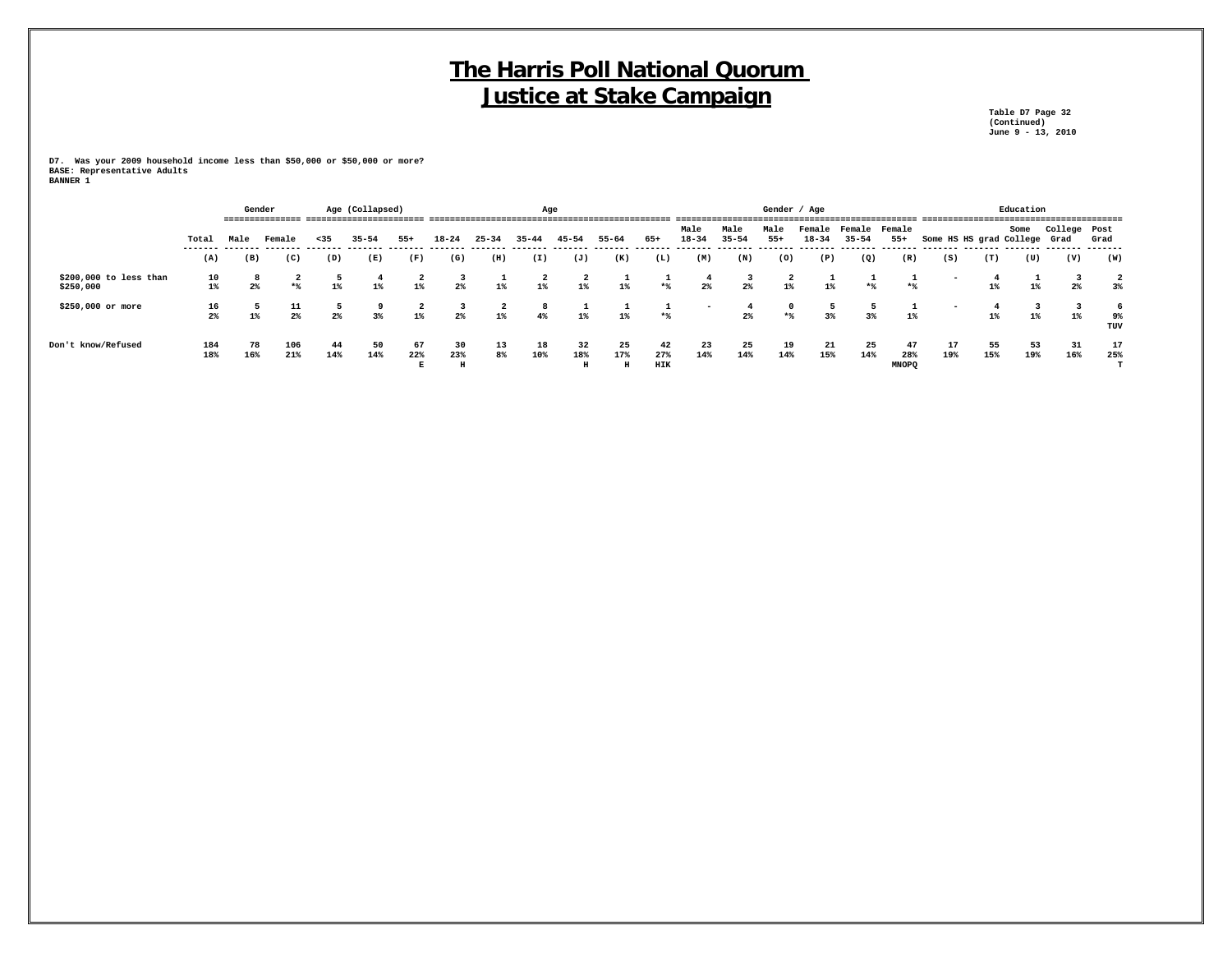# The Harris Poll National Quorum
# Justice at Stake Campaign

Table D7 Page 32
(Continued)
June 9 - 13, 2010

D7. Was your 2009 household income less than $50,000 or $50,000 or more?
BASE: Representative Adults
BANNER 1

| | | Gender | | Age (Collapsed) | | | Age | | | | | | Gender / Age | | | | | | Education | | | | |
|---|---|---|---|---|---|---|---|---|---|---|---|---|---|---|---|---|---|---|---|---|---|---|---|
| | Total | Male | Female | <35 | 35-54 | 55+ | 18-24 | 25-34 | 35-44 | 45-54 | 55-64 | 65+ | Male 18-34 | Male 35-54 | Male 55+ | Female 18-34 | Female 35-54 | Female 55+ | Some HS | HS grad | Some College | College Grad | Post Grad |
| | (A) | (B) | (C) | (D) | (E) | (F) | (G) | (H) | (I) | (J) | (K) | (L) | (M) | (N) | (O) | (P) | (Q) | (R) | (S) | (T) | (U) | (V) | (W) |
| $200,000 to less than $250,000 | 10<br>1% | 8<br>2% | 2<br>*% | 5<br>1% | 4<br>1% | 2<br>1% | 3<br>2% | 1<br>1% | 2<br>1% | 2<br>1% | 1<br>1% | 1<br>*% | 4<br>2% | 3<br>2% | 2<br>1% | 1<br>1% | 1<br>*% | 1<br>*% | - | 4<br>1% | 1<br>1% | 3<br>2% | 2<br>3% |
| $250,000 or more | 16<br>2% | 5<br>1% | 11<br>2% | 5<br>2% | 9<br>3% | 2<br>1% | 3<br>2% | 2<br>1% | 8<br>4% | 1<br>1% | 1<br>1% | 1<br>*% | - | 4<br>2% | 0<br>*% | 5<br>3% | 5<br>3% | 1<br>1% | - | 4<br>1% | 3<br>1% | 3<br>1% | 6<br>9%<br>TUV |
| Don't know/Refused | 184<br>18% | 78<br>16% | 106<br>21% | 44<br>14% | 50<br>14% | 67<br>22%<br>E | 30<br>23%<br>H | 13<br>8% | 18<br>10% | 32<br>18%<br>H | 25<br>17%<br>H | 42<br>27%<br>HIK | 23<br>14% | 25<br>14% | 19<br>14% | 21<br>15% | 25<br>14% | 47<br>28%<br>MNOPQ | 17<br>19% | 55<br>15% | 53<br>19% | 31<br>16% | 17<br>25%<br>T |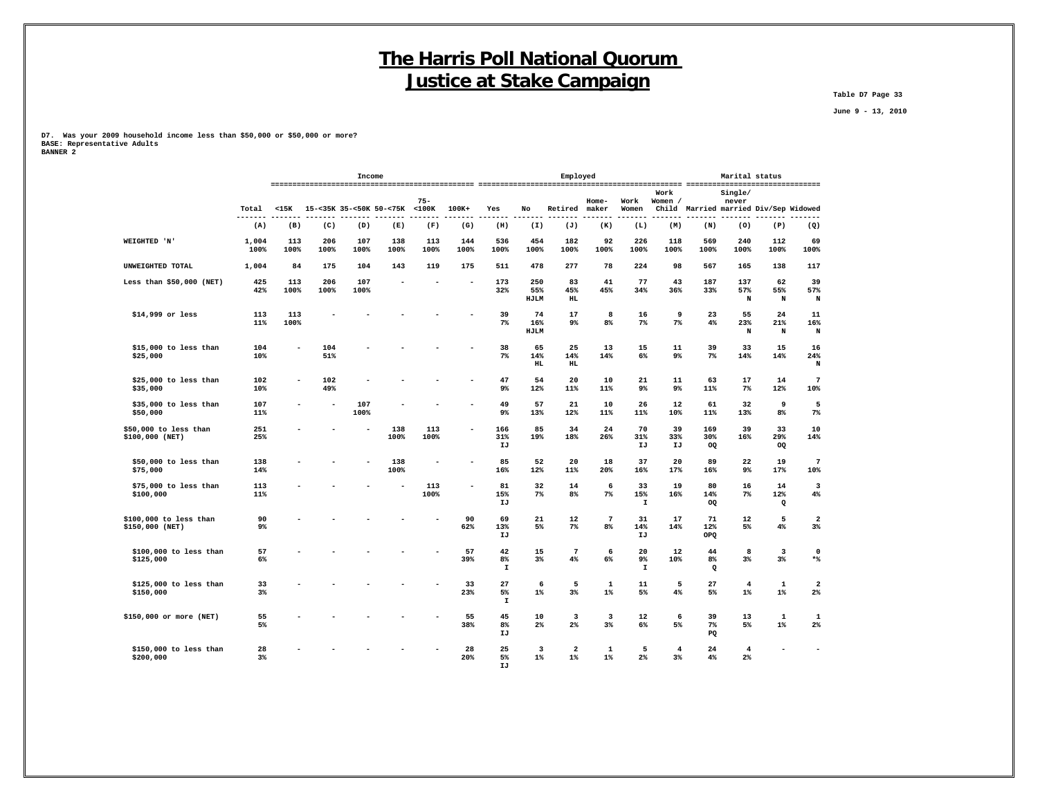# The Harris Poll National Quorum
# Justice at Stake Campaign

Table D7 Page 33

June 9 - 13, 2010

**D7. Was your 2009 household income less than $50,000 or $50,000 or more?**
**BASE: Representative Adults**
**BANNER 2**

| | | Income | | | | | | Employed | | | | | | | Marital status | | | |
|---|---|---|---|---|---|---|---|---|---|---|---|---|---|---|---|---|---|---|
| | Total | <15K | 15-<35K | 35-<50K | 50-<75K | 75-<100K | 100K+ | Yes | No | Retired | Home-maker | Work Women | Work Women / Child | Married | Single/never married | Div/Sep | Widowed |
| | (A) | (B) | (C) | (D) | (E) | (F) | (G) | (H) | (I) | (J) | (K) | (L) | (M) | (N) | (O) | (P) | (Q) |
| WEIGHTED 'N' | 1,004 100% | 113 100% | 206 100% | 107 100% | 138 100% | 113 100% | 144 100% | 536 100% | 454 100% | 182 100% | 92 100% | 226 100% | 118 100% | 569 100% | 240 100% | 112 100% | 69 100% |
| UNWEIGHTED TOTAL | 1,004 | 84 | 175 | 104 | 143 | 119 | 175 | 511 | 478 | 277 | 78 | 224 | 98 | 567 | 165 | 138 | 117 |
| Less than $50,000 (NET) | 425 42% | 113 100% | 206 100% | 107 100% | - | - | - | 173 32% | 250 55% HJLM | 83 45% HL | 41 45% | 77 34% | 43 36% | 187 33% | 137 57% N | 62 55% N | 39 57% N |
| $14,999 or less | 113 11% | 113 100% | - | - | - | - | - | 39 7% | 74 16% HJLM | 17 9% | 8 8% | 16 7% | 9 7% | 23 4% | 55 23% N | 24 21% N | 11 16% N |
| $15,000 to less than $25,000 | 104 10% | - | 104 51% | - | - | - | - | 38 7% | 65 14% HL | 25 14% HL | 13 14% | 15 6% | 11 9% | 39 7% | 33 14% | 15 14% | 16 24% N |
| $25,000 to less than $35,000 | 102 10% | - | 102 49% | - | - | - | - | 47 9% | 54 12% | 20 11% | 10 11% | 21 9% | 11 9% | 63 11% | 17 7% | 14 12% | 7 10% |
| $35,000 to less than $50,000 | 107 11% | - | - | 107 100% | - | - | - | 49 9% | 57 13% | 21 12% | 10 11% | 26 11% | 12 10% | 61 11% | 32 13% | 9 8% | 5 7% |
| $50,000 to less than $100,000 (NET) | 251 25% | - | - | - | 138 100% | 113 100% | - | 166 31% IJ | 85 19% | 34 18% | 24 26% | 70 31% IJ | 39 33% IJ | 169 30% OQ | 39 16% | 33 29% OQ | 10 14% |
| $50,000 to less than $75,000 | 138 14% | - | - | - | 138 100% | - | - | 85 16% | 52 12% | 20 11% | 18 20% | 37 16% | 20 17% | 89 16% | 22 9% | 19 17% | 7 10% |
| $75,000 to less than $100,000 | 113 11% | - | - | - | - | 113 100% | - | 81 15% IJ | 32 7% | 14 8% | 6 7% | 33 15% I | 19 16% | 80 14% OQ | 16 7% | 14 12% Q | 3 4% |
| $100,000 to less than $150,000 (NET) | 90 9% | - | - | - | - | - | 90 62% | 69 13% IJ | 21 5% | 12 7% | 7 8% | 31 14% IJ | 17 14% | 71 12% OPQ | 12 5% | 5 4% | 2 3% |
| $100,000 to less than $125,000 | 57 6% | - | - | - | - | - | 57 39% | 42 8% I | 15 3% | 7 4% | 6 6% | 20 9% I | 12 10% | 44 8% Q | 8 3% | 3 3% | 0 *% |
| $125,000 to less than $150,000 | 33 3% | - | - | - | - | - | 33 23% | 27 5% I | 6 1% | 5 3% | 1 1% | 11 5% | 5 4% | 27 5% | 4 1% | 1 1% | 2 2% |
| $150,000 or more (NET) | 55 5% | - | - | - | - | - | 55 38% | 45 8% IJ | 10 2% | 3 2% | 3 3% | 12 6% | 6 5% | 39 7% PQ | 13 5% | 1 1% | 1 2% |
| $150,000 to less than $200,000 | 28 3% | - | - | - | - | - | 28 20% | 25 5% IJ | 3 1% | 2 1% | 1 1% | 5 2% | 4 3% | 24 4% | 4 2% | - | - |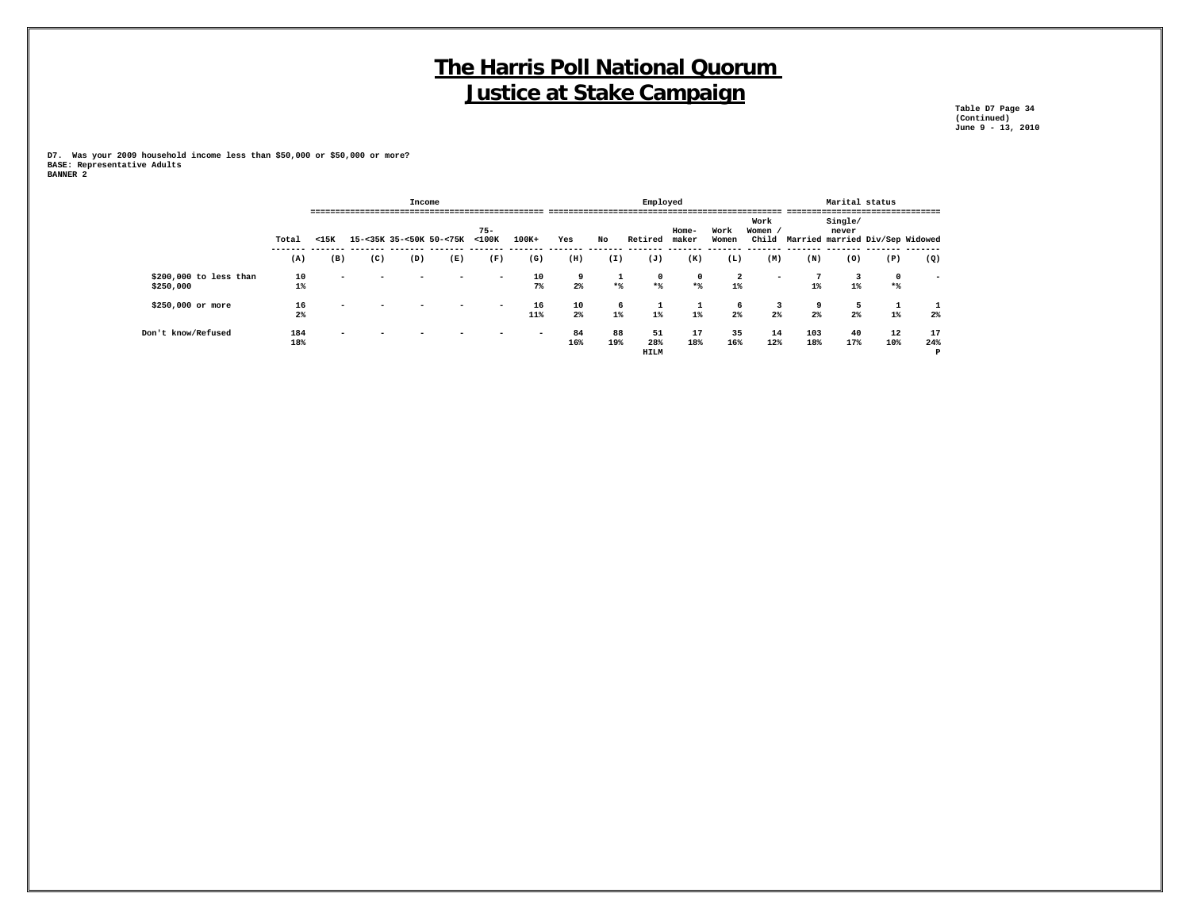# The Harris Poll National Quorum
# Justice at Stake Campaign

Table D7 Page 34
(Continued)
June 9 - 13, 2010

D7. Was your 2009 household income less than $50,000 or $50,000 or more?
BASE: Representative Adults
BANNER 2

| | | Income | | | | | | Employed | | | | | | Marital status | | | |
|---|---|---|---|---|---|---|---|---|---|---|---|---|---|---|---|---|---|
| | Total | <15K | 15-<35K | 35-<50K | 50-<75K | 75-<100K | 100K+ | Yes | No | Retired | Home-maker | Work Women | Work Women / Child | Married | Single/ never married | Div/Sep | Widowed |
| | (A) | (B) | (C) | (D) | (E) | (F) | (G) | (H) | (I) | (J) | (K) | (L) | (M) | (N) | (O) | (P) | (Q) |
| $200,000 to less than $250,000 | 10 | - | - | - | - | - | 10 | 9 | 1 | 0 | 0 | 2 | - | 7 | 3 | 0 | - |
| | 1% | | | | | | 7% | 2% | *% | *% | *% | 1% | | 1% | 1% | *% | |
| $250,000 or more | 16 | - | - | - | - | - | 16 | 10 | 6 | 1 | 1 | 6 | 3 | 9 | 5 | 1 | 1 |
| | 2% | | | | | | 11% | 2% | 1% | 1% | 1% | 2% | 2% | 2% | 2% | 1% | 2% |
| Don't know/Refused | 184 | - | - | - | - | - | - | 84 | 88 | 51 | 17 | 35 | 14 | 103 | 40 | 12 | 17 |
| | 18% | | | | | | | 16% | 19% | 28% | 18% | 16% | 12% | 18% | 17% | 10% | 24% |
| | | | | | | | | | | HILM | | | | | | | P |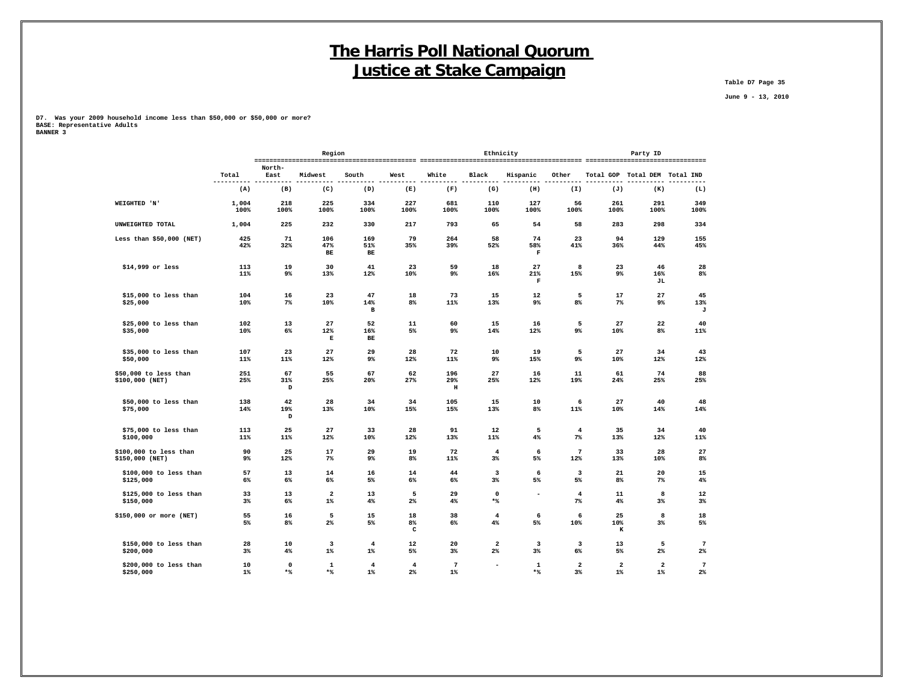# The Harris Poll National Quorum
# Justice at Stake Campaign

Table D7 Page 35

June 9 - 13, 2010

D7. Was your 2009 household income less than $50,000 or $50,000 or more?
BASE: Representative Adults
BANNER 3

| | | Region | | | | Ethnicity | | | | Party ID | | |
|---|---|---|---|---|---|---|---|---|---|---|---|---|
| | Total | North-East | Midwest | South | West | White | Black | Hispanic | Other | Total GOP | Total DEM | Total IND |
| | (A) | (B) | (C) | (D) | (E) | (F) | (G) | (H) | (I) | (J) | (K) | (L) |
| WEIGHTED 'N' | 1,004<br>100% | 218<br>100% | 225<br>100% | 334<br>100% | 227<br>100% | 681<br>100% | 110<br>100% | 127<br>100% | 56<br>100% | 261<br>100% | 291<br>100% | 349<br>100% |
| UNWEIGHTED TOTAL | 1,004 | 225 | 232 | 330 | 217 | 793 | 65 | 54 | 58 | 283 | 298 | 334 |
| Less than $50,000 (NET) | 425<br>42% | 71<br>32% | 106<br>47%<br>BE | 169<br>51%<br>BE | 79<br>35% | 264<br>39% | 58<br>52% | 74<br>58%<br>F | 23<br>41% | 94<br>36% | 129<br>44% | 155<br>45% |
| $14,999 or less | 113<br>11% | 19<br>9% | 30<br>13% | 41<br>12% | 23<br>10% | 59<br>9% | 18<br>16% | 27<br>21%<br>F | 8<br>15% | 23<br>9% | 46<br>16%<br>JL | 28<br>8% |
| $15,000 to less than $25,000 | 104<br>10% | 16<br>7% | 23<br>10% | 47<br>14%<br>B | 18<br>8% | 73<br>11% | 15<br>13% | 12<br>9% | 5<br>8% | 17<br>7% | 27<br>9% | 45<br>13%<br>J |
| $25,000 to less than $35,000 | 102<br>10% | 13<br>6% | 27<br>12%<br>E | 52<br>16%<br>BE | 11<br>5% | 60<br>9% | 15<br>14% | 16<br>12% | 5<br>9% | 27<br>10% | 22<br>8% | 40<br>11% |
| $35,000 to less than $50,000 | 107<br>11% | 23<br>11% | 27<br>12% | 29<br>9% | 28<br>12% | 72<br>11% | 10<br>9% | 19<br>15% | 5<br>9% | 27<br>10% | 34<br>12% | 43<br>12% |
| $50,000 to less than $100,000 (NET) | 251<br>25% | 67<br>31%<br>D | 55<br>25% | 67<br>20% | 62<br>27% | 196<br>29%<br>H | 27<br>25% | 16<br>12% | 11<br>19% | 61<br>24% | 74<br>25% | 88<br>25% |
| $50,000 to less than $75,000 | 138<br>14% | 42<br>19%<br>D | 28<br>13% | 34<br>10% | 34<br>15% | 105<br>15% | 15<br>13% | 10<br>8% | 6<br>11% | 27<br>10% | 40<br>14% | 48<br>14% |
| $75,000 to less than $100,000 | 113<br>11% | 25<br>11% | 27<br>12% | 33<br>10% | 28<br>12% | 91<br>13% | 12<br>11% | 5<br>4% | 4<br>7% | 35<br>13% | 34<br>12% | 40<br>11% |
| $100,000 to less than $150,000 (NET) | 90<br>9% | 25<br>12% | 17<br>7% | 29<br>9% | 19<br>8% | 72<br>11% | 4<br>3% | 6<br>5% | 7<br>12% | 33<br>13% | 28<br>10% | 27<br>8% |
| $100,000 to less than $125,000 | 57<br>6% | 13<br>6% | 14<br>6% | 16<br>5% | 14<br>6% | 44<br>6% | 3<br>3% | 6<br>5% | 3<br>5% | 21<br>8% | 20<br>7% | 15<br>4% |
| $125,000 to less than $150,000 | 33<br>3% | 13<br>6% | 2<br>1% | 13<br>4% | 5<br>2% | 29<br>4% | 0<br>*% | - | 4<br>7% | 11<br>4% | 8<br>3% | 12<br>3% |
| $150,000 or more (NET) | 55<br>5% | 16<br>8% | 5<br>2% | 15<br>5% | 18<br>8%<br>C | 38<br>6% | 4<br>4% | 6<br>5% | 6<br>10% | 25<br>10%<br>K | 8<br>3% | 18<br>5% |
| $150,000 to less than $200,000 | 28<br>3% | 10<br>4% | 3<br>1% | 4<br>1% | 12<br>5% | 20<br>3% | 2<br>2% | 3<br>3% | 3<br>6% | 13<br>5% | 5<br>2% | 7<br>2% |
| $200,000 to less than $250,000 | 10<br>1% | 0<br>*% | 1<br>*% | 4<br>1% | 4<br>2% | 7<br>1% | - | 1<br>*% | 2<br>3% | 2<br>1% | 2<br>1% | 7<br>2% |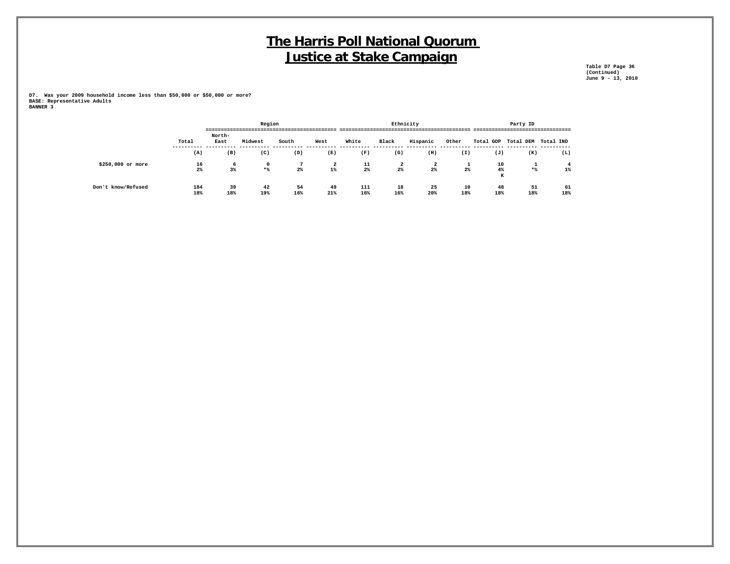# The Harris Poll National Quorum
# Justice at Stake Campaign

Table D7 Page 36
(Continued)
June 9 - 13, 2010

**D7. Was your 2009 household income less than $50,000 or $50,000 or more?**
**BASE: Representative Adults**
**BANNER 3**

| | | Region | | | | Ethnicity | | | | Party ID | | |
|---|---|---|---|---|---|---|---|---|---|---|---|---|
| | Total | North-East | Midwest | South | West | White | Black | Hispanic | Other | Total GOP | Total DEM | Total IND |
| | (A) | (B) | (C) | (D) | (E) | (F) | (G) | (H) | (I) | (J) | (K) | (L) |
| $250,000 or more | 16 | 6 | 0 | 7 | 2 | 11 | 2 | 2 | 1 | 10 | 1 | 4 |
| | 2% | 3% | *% | 2% | 1% | 2% | 2% | 2% | 2% | 4% | *% | 1% |
| | | | | | | | | | | K | | |
| Don't know/Refused | 184 | 39 | 42 | 54 | 49 | 111 | 18 | 25 | 10 | 48 | 51 | 61 |
| | 18% | 18% | 19% | 16% | 21% | 16% | 16% | 20% | 18% | 18% | 18% | 18% |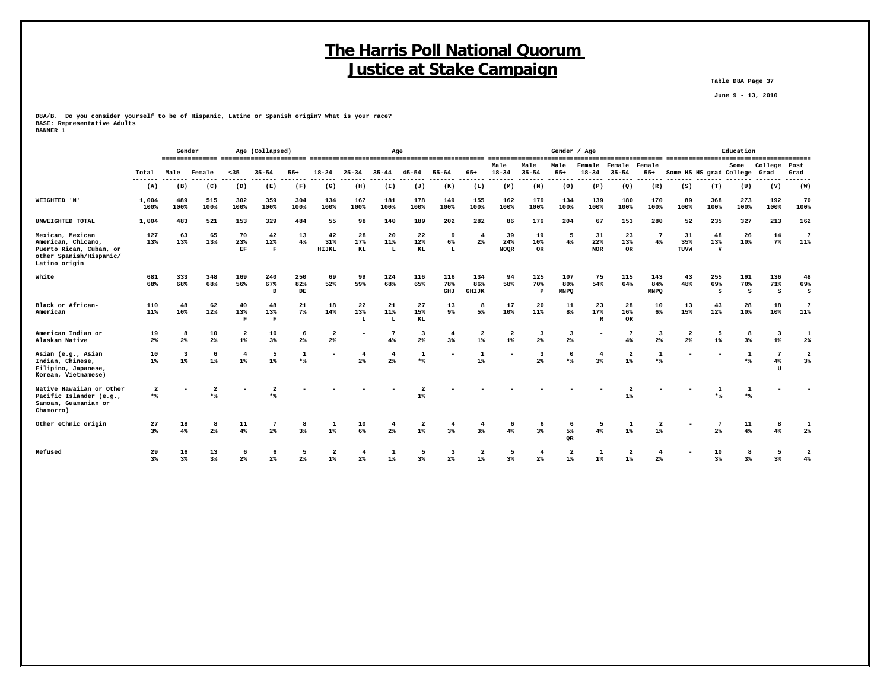# The Harris Poll National Quorum
# Justice at Stake Campaign

Table D8A Page 37

June 9 - 13, 2010

D8A/B. Do you consider yourself to be of Hispanic, Latino or Spanish origin? What is your race?
BASE: Representative Adults
BANNER 1

| | | Gender | | Age (Collapsed) | | | Age | | | | | | Gender / Age | | | | | | Education | | | | |
|---|---|---|---|---|---|---|---|---|---|---|---|---|---|---|---|---|---|---|---|---|---|---|---|
| | Total | Male | Female | <35 | 35-54 | 55+ | 18-24 | 25-34 | 35-44 | 45-54 | 55-64 | 65+ | Male 18-34 | Male 35-54 | Male 55+ | Female 18-34 | Female 35-54 | Female 55+ | Some HS | HS grad | Some College | College Grad | Post Grad |
| | (A) | (B) | (C) | (D) | (E) | (F) | (G) | (H) | (I) | (J) | (K) | (L) | (M) | (N) | (O) | (P) | (Q) | (R) | (S) | (T) | (U) | (V) | (W) |
| WEIGHTED 'N' | 1,004<br>100% | 489<br>100% | 515<br>100% | 302<br>100% | 359<br>100% | 304<br>100% | 134<br>100% | 167<br>100% | 181<br>100% | 178<br>100% | 149<br>100% | 155<br>100% | 162<br>100% | 179<br>100% | 134<br>100% | 139<br>100% | 180<br>100% | 170<br>100% | 89<br>100% | 368<br>100% | 273<br>100% | 192<br>100% | 70<br>100% |
| UNWEIGHTED TOTAL | 1,004 | 483 | 521 | 153 | 329 | 484 | 55 | 98 | 140 | 189 | 202 | 282 | 86 | 176 | 204 | 67 | 153 | 280 | 52 | 235 | 327 | 213 | 162 |
| Mexican, Mexican American, Chicano, Puerto Rican, Cuban, or other Spanish/Hispanic/ Latino origin | 127<br>13% | 63<br>13% | 65<br>13% | 70<br>23%<br>EF | 42<br>12%<br>F | 13<br>4% | 42<br>31%<br>HIJKL | 28<br>17%<br>KL | 20<br>11%<br>L | 22<br>12%<br>KL | 9<br>6%<br>L | 4<br>2% | 39<br>24%<br>NOQR | 19<br>10%<br>OR | 5<br>4% | 31<br>22%<br>NOR | 23<br>13%<br>OR | 7<br>4% | 31<br>35%<br>TUVW | 48<br>13%<br>V | 26<br>10% | 14<br>7% | 7<br>11% |
| White | 681<br>68% | 333<br>68% | 348<br>68% | 169<br>56% | 240<br>67%<br>D | 250<br>82%<br>DE | 69<br>52% | 99<br>59% | 124<br>68% | 116<br>65% | 116<br>78%<br>GHJ | 134<br>86%<br>GHIJK | 94<br>58% | 125<br>70%<br>P | 107<br>80%<br>MNPQ | 75<br>54% | 115<br>64% | 143<br>84%<br>MNPQ | 43<br>48% | 255<br>69%<br>S | 191<br>70%<br>S | 136<br>71%<br>S | 48<br>69%<br>S |
| Black or African-American | 110<br>11% | 48<br>10% | 62<br>12% | 40<br>13%<br>F | 48<br>13%<br>F | 21<br>7% | 18<br>14% | 22<br>13%<br>L | 21<br>11%<br>L | 27<br>15%<br>KL | 13<br>9% | 8<br>5% | 17<br>10% | 20<br>11% | 11<br>8% | 23<br>17%<br>R | 28<br>16%<br>OR | 10<br>6% | 13<br>15% | 43<br>12% | 28<br>10% | 18<br>10% | 7<br>11% |
| American Indian or Alaskan Native | 19<br>2% | 8<br>2% | 10<br>2% | 2<br>1% | 10<br>3% | 6<br>2% | 2<br>2% | - | 7<br>4% | 3<br>2% | 4<br>3% | 2<br>1% | 2<br>1% | 3<br>2% | 3<br>2% | - | 7<br>4% | 3<br>2% | 2<br>2% | 5<br>1% | 8<br>3% | 3<br>1% | 1<br>2% |
| Asian (e.g., Asian Indian, Chinese, Filipino, Japanese, Korean, Vietnamese) | 10<br>1% | 3<br>1% | 6<br>1% | 4<br>1% | 5<br>1% | 1<br>*% | - | 4<br>2% | 4<br>2% | 1<br>*% | - | 1<br>1% | - | 3<br>2% | 0<br>*% | 4<br>3% | 2<br>1% | 1<br>*% | - | - | 1<br>*% | 7<br>4%<br>U | 2<br>3% |
| Native Hawaiian or Other Pacific Islander (e.g., Samoan, Guamanian or Chamorro) | 2<br>*% | - | 2<br>*% | - | 2<br>*% | - | - | - | - | 2<br>1% | - | - | - | - | - | - | 2<br>1% | - | - | 1<br>*% | 1<br>*% | - | - |
| Other ethnic origin | 27<br>3% | 18<br>4% | 8<br>2% | 11<br>4% | 7<br>2% | 8<br>3% | 1<br>1% | 10<br>6% | 4<br>2% | 2<br>1% | 4<br>3% | 4<br>3% | 6<br>4% | 6<br>3% | 6<br>5%<br>QR | 5<br>4% | 1<br>1% | 2<br>1% | - | 7<br>2% | 11<br>4% | 8<br>4% | 1<br>2% |
| Refused | 29<br>3% | 16<br>3% | 13<br>3% | 6<br>2% | 6<br>2% | 5<br>2% | 2<br>1% | 4<br>2% | 1<br>1% | 5<br>3% | 3<br>2% | 2<br>1% | 5<br>3% | 4<br>2% | 2<br>1% | 1<br>1% | 2<br>1% | 4<br>2% | - | 10<br>3% | 8<br>3% | 5<br>3% | 2<br>4% |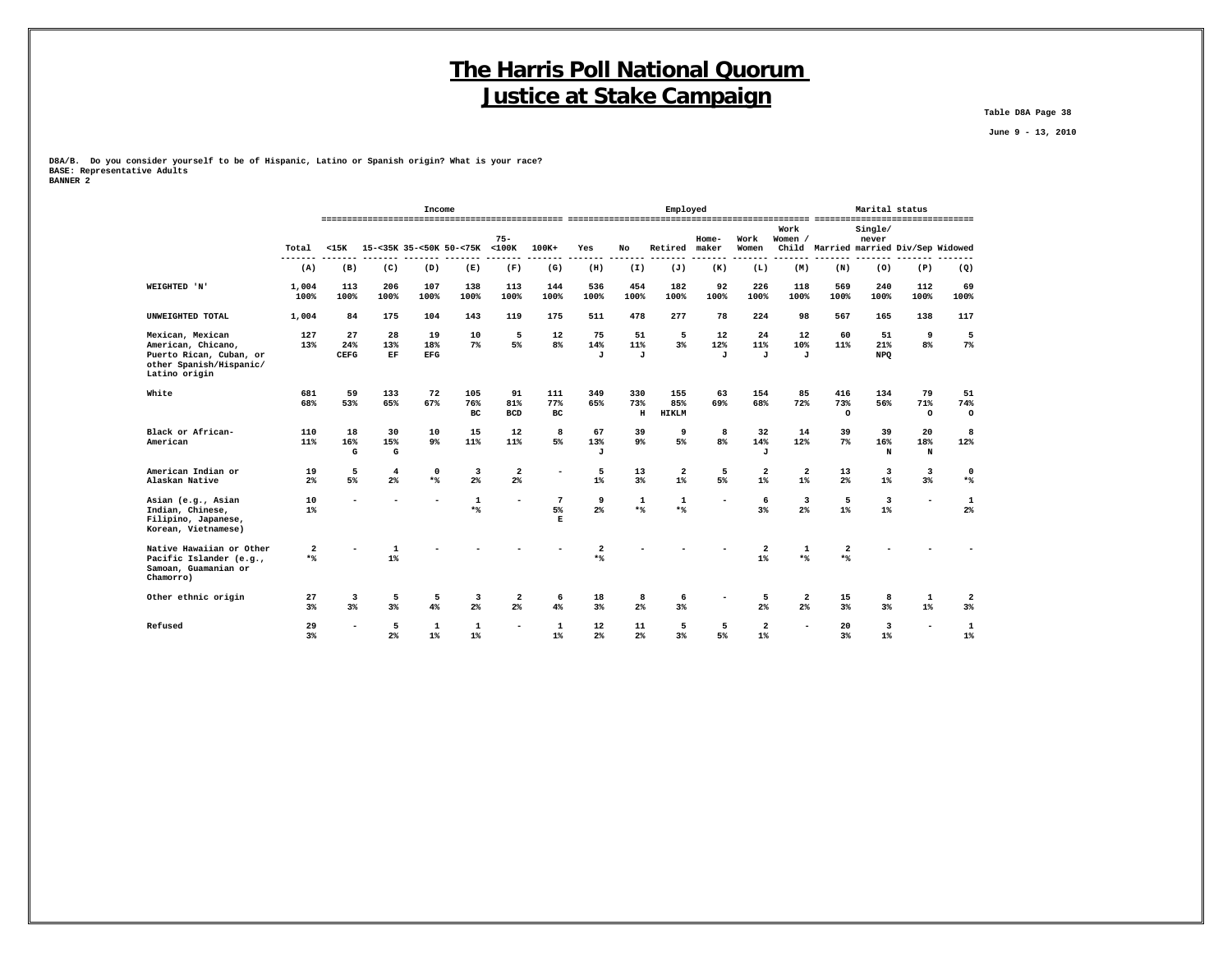# The Harris Poll National Quorum
# Justice at Stake Campaign

Table D8A Page 38

June 9 - 13, 2010

D8A/B. Do you consider yourself to be of Hispanic, Latino or Spanish origin? What is your race?
BASE: Representative Adults
BANNER 2

| | | Income | | | | | | Employed | | | | | | | Marital status | | | |
|---|---|---|---|---|---|---|---|---|---|---|---|---|---|---|---|---|---|---|
| | Total | <15K | 15-<35K | 35-<50K | 50-<75K | 75-<100K | 100K+ | Yes | No | Retired | Home-maker | Work Women | Work Women / Child | Married | Single/ never married | Div/Sep | Widowed |
| | (A) | (B) | (C) | (D) | (E) | (F) | (G) | (H) | (I) | (J) | (K) | (L) | (M) | (N) | (O) | (P) | (Q) |
| WEIGHTED 'N' | 1,004 | 113 | 206 | 107 | 138 | 113 | 144 | 536 | 454 | 182 | 92 | 226 | 118 | 569 | 240 | 112 | 69 |
| | 100% | 100% | 100% | 100% | 100% | 100% | 100% | 100% | 100% | 100% | 100% | 100% | 100% | 100% | 100% | 100% | 100% |
| UNWEIGHTED TOTAL | 1,004 | 84 | 175 | 104 | 143 | 119 | 175 | 511 | 478 | 277 | 78 | 224 | 98 | 567 | 165 | 138 | 117 |
| Mexican, Mexican American, Chicano, Puerto Rican, Cuban, or other Spanish/Hispanic/ Latino origin | 127 | 27 | 28 | 19 | 10 | 5 | 12 | 75 | 51 | 5 | 12 | 24 | 12 | 60 | 51 | 9 | 5 |
| | 13% | 24% | 13% | 18% | 7% | 5% | 8% | 14% | 11% | 3% | 12% | 11% | 10% | 11% | 21% | 8% | 7% |
| | | CEFG | EF | EFG | | | | J | J | | J | J | J | | NPQ | | |
| White | 681 | 59 | 133 | 72 | 105 | 91 | 111 | 349 | 330 | 155 | 63 | 154 | 85 | 416 | 134 | 79 | 51 |
| | 68% | 53% | 65% | 67% | 76% | 81% | 77% | 65% | 73% | 85% | 69% | 68% | 72% | 73% | 56% | 71% | 74% |
| | | | | | BC | BCD | BC | | H | HIKLM | | | | O | | O | O |
| Black or African-American | 110 | 18 | 30 | 10 | 15 | 12 | 8 | 67 | 39 | 9 | 8 | 32 | 14 | 39 | 39 | 20 | 8 |
| | 11% | 16% | 15% | 9% | 11% | 11% | 5% | 13% | 9% | 5% | 8% | 14% | 12% | 7% | 16% | 18% | 12% |
| | | G | G | | | | | J | | | | J | | | N | N | |
| American Indian or Alaskan Native | 19 | 5 | 4 | 0 | 3 | 2 | - | 5 | 13 | 2 | 5 | 2 | 2 | 13 | 3 | 3 | 0 |
| | 2% | 5% | 2% | *% | 2% | 2% | | 1% | 3% | 1% | 5% | 1% | 1% | 2% | 1% | 3% | *% |
| Asian (e.g., Asian Indian, Chinese, Filipino, Japanese, Korean, Vietnamese) | 10 | - | - | - | 1 | - | 7 | 9 | 1 | 1 | - | 6 | 3 | 5 | 3 | - | 1 |
| | 1% | | | | *% | | 5% | 2% | *% | *% | | 3% | 2% | 1% | 1% | | 2% |
| | | | | | | | E | | | | | | | | | | |
| Native Hawaiian or Other Pacific Islander (e.g., Samoan, Guamanian or Chamorro) | 2 | - | 1 | - | - | - | - | 2 | - | - | - | 2 | 1 | 2 | - | - | - |
| | *% | | 1% | | | | | *% | | | | 1% | *% | *% | | | |
| Other ethnic origin | 27 | 3 | 5 | 5 | 3 | 2 | 6 | 18 | 8 | 6 | - | 5 | 2 | 15 | 8 | 1 | 2 |
| | 3% | 3% | 3% | 4% | 2% | 2% | 4% | 3% | 2% | 3% | | 2% | 2% | 3% | 3% | 1% | 3% |
| Refused | 29 | - | 5 | 1 | 1 | - | 1 | 12 | 11 | 5 | 5 | 2 | - | 20 | 3 | - | 1 |
| | 3% | | 2% | 1% | 1% | | 1% | 2% | 2% | 3% | 5% | 1% | | 3% | 1% | | 1% |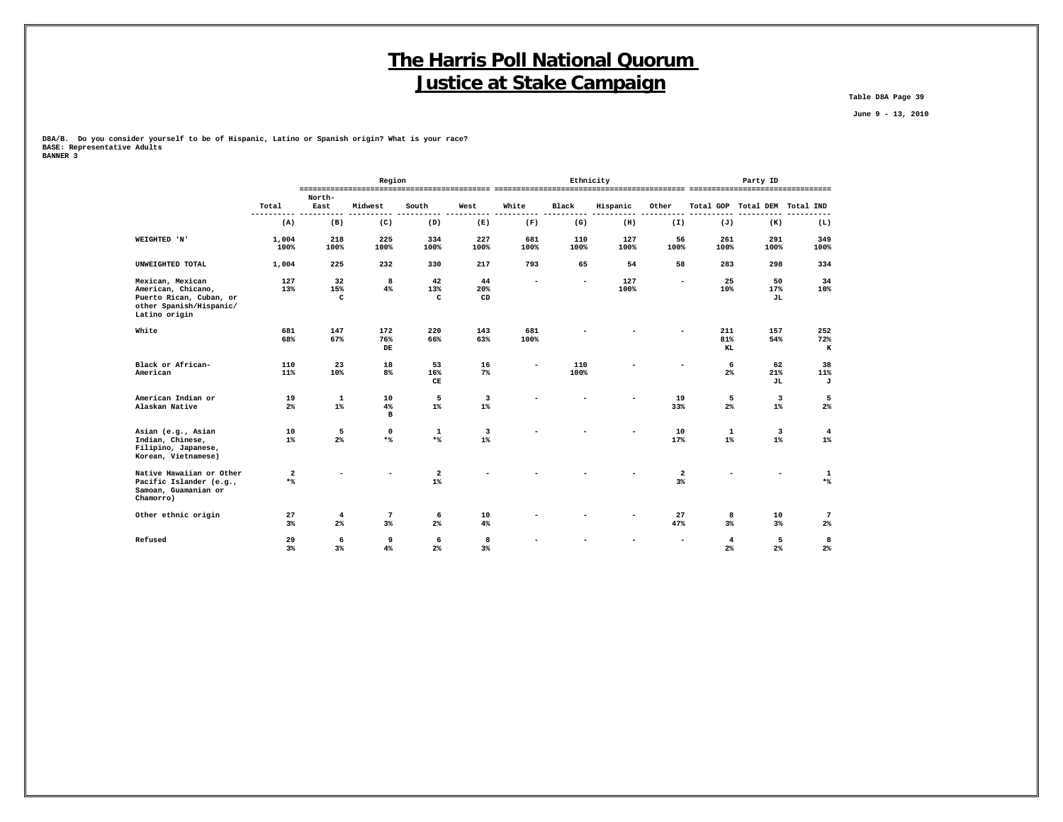# The Harris Poll National Quorum
# Justice at Stake Campaign

Table D8A Page 39

June 9 - 13, 2010

**D8A/B. Do you consider yourself to be of Hispanic, Latino or Spanish origin? What is your race?**
**BASE: Representative Adults**
**BANNER 3**

| | Total | Region | | | | Ethnicity | | | | Party ID | | |
|---|---|---|---|---|---|---|---|---|---|---|---|---|
| | | North-East | Midwest | South | West | White | Black | Hispanic | Other | Total GOP | Total DEM | Total IND |
| | (A) | (B) | (C) | (D) | (E) | (F) | (G) | (H) | (I) | (J) | (K) | (L) |
| WEIGHTED 'N' | 1,004<br>100% | 218<br>100% | 225<br>100% | 334<br>100% | 227<br>100% | 681<br>100% | 110<br>100% | 127<br>100% | 56<br>100% | 261<br>100% | 291<br>100% | 349<br>100% |
| UNWEIGHTED TOTAL | 1,004 | 225 | 232 | 330 | 217 | 793 | 65 | 54 | 58 | 283 | 298 | 334 |
| Mexican, Mexican American, Chicano, Puerto Rican, Cuban, or other Spanish/Hispanic/ Latino origin | 127<br>13% | 32<br>15%<br>C | 8<br>4% | 42<br>13%<br>C | 44<br>20%<br>CD | - | - | 127<br>100% | - | 25<br>10% | 50<br>17%<br>JL | 34<br>10% |
| White | 681<br>68% | 147<br>67% | 172<br>76%<br>DE | 220<br>66% | 143<br>63% | 681<br>100% | - | - | - | 211<br>81%<br>KL | 157<br>54% | 252<br>72%<br>K |
| Black or African-American | 110<br>11% | 23<br>10% | 18<br>8% | 53<br>16%<br>CE | 16<br>7% | - | 110<br>100% | - | - | 6<br>2% | 62<br>21%<br>JL | 38<br>11%<br>J |
| American Indian or Alaskan Native | 19<br>2% | 1<br>1% | 10<br>4%<br>B | 5<br>1% | 3<br>1% | - | - | - | 19<br>33% | 5<br>2% | 3<br>1% | 5<br>2% |
| Asian (e.g., Asian Indian, Chinese, Filipino, Japanese, Korean, Vietnamese) | 10<br>1% | 5<br>2% | 0<br>*% | 1<br>*% | 3<br>1% | - | - | - | 10<br>17% | 1<br>1% | 3<br>1% | 4<br>1% |
| Native Hawaiian or Other Pacific Islander (e.g., Samoan, Guamanian or Chamorro) | 2<br>*% | - | - | 2<br>1% | - | - | - | - | 2<br>3% | - | - | 1<br>*% |
| Other ethnic origin | 27<br>3% | 4<br>2% | 7<br>3% | 6<br>2% | 10<br>4% | - | - | - | 27<br>47% | 8<br>3% | 10<br>3% | 7<br>2% |
| Refused | 29<br>3% | 6<br>3% | 9<br>4% | 6<br>2% | 8<br>3% | - | - | - | - | 4<br>2% | 5<br>2% | 8<br>2% |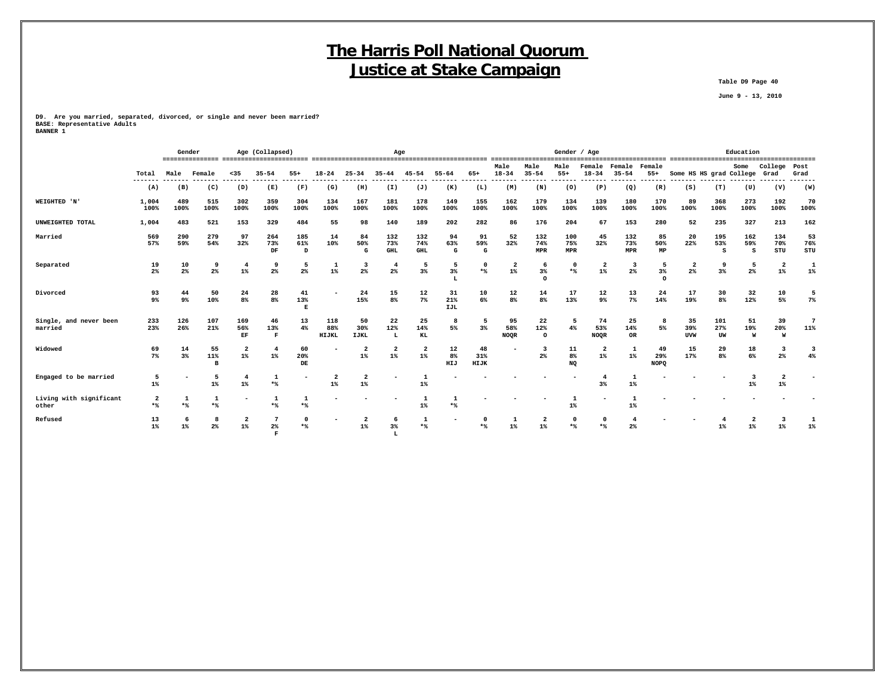# The Harris Poll National Quorum
# Justice at Stake Campaign

Table D9 Page 40

June 9 - 13, 2010

**D9. Are you married, separated, divorced, or single and never been married?**
**BASE: Representative Adults**
**BANNER 1**

| | | Gender | | Age (Collapsed) | | | Age | | | | | | Gender / Age | | | | | | Education | | | | |
|---|---|---|---|---|---|---|---|---|---|---|---|---|---|---|---|---|---|---|---|---|---|---|---|
| | Total | Male | Female | <35 | 35-54 | 55+ | 18-24 | 25-34 | 35-44 | 45-54 | 55-64 | 65+ | Male 18-34 | Male 35-54 | Male 55+ | Female 18-34 | Female 35-54 | Female 55+ | Some HS | HS grad | Some College | College Grad | Post Grad |
| | (A) | (B) | (C) | (D) | (E) | (F) | (G) | (H) | (I) | (J) | (K) | (L) | (M) | (N) | (O) | (P) | (Q) | (R) | (S) | (T) | (U) | (V) | (W) |
| WEIGHTED 'N' | 1,004 | 489 | 515 | 302 | 359 | 304 | 134 | 167 | 181 | 178 | 149 | 155 | 162 | 179 | 134 | 139 | 180 | 170 | 89 | 368 | 273 | 192 | 70 |
| | 100% | 100% | 100% | 100% | 100% | 100% | 100% | 100% | 100% | 100% | 100% | 100% | 100% | 100% | 100% | 100% | 100% | 100% | 100% | 100% | 100% | 100% | 100% |
| UNWEIGHTED TOTAL | 1,004 | 483 | 521 | 153 | 329 | 484 | 55 | 98 | 140 | 189 | 202 | 282 | 86 | 176 | 204 | 67 | 153 | 280 | 52 | 235 | 327 | 213 | 162 |
| Married | 569 | 290 | 279 | 97 | 264 | 185 | 14 | 84 | 132 | 132 | 94 | 91 | 52 | 132 | 100 | 45 | 132 | 85 | 20 | 195 | 162 | 134 | 53 |
| | 57% | 59% | 54% | 32% | 73% | 61% | 10% | 50% | 73% | 74% | 63% | 59% | 32% | 74% | 75% | 32% | 73% | 50% | 22% | 53% | 59% | 70% | 76% |
| | | | | | DF | D | | G | GHL | GHL | G | G | | MPR | MPR | | MPR | MP | | S | S | STU | STU |
| Separated | 19 | 10 | 9 | 4 | 9 | 5 | 1 | 3 | 4 | 5 | 5 | 0 | 2 | 6 | 0 | 2 | 3 | 5 | 2 | 9 | 5 | 2 | 1 |
| | 2% | 2% | 2% | 1% | 2% | 2% | 1% | 2% | 2% | 3% | 3% | *% | 1% | 3% | *% | 1% | 2% | 3% | 2% | 3% | 2% | 1% | 1% |
| | | | | | | | | | | | L | | | O | | | | O | | | | | |
| Divorced | 93 | 44 | 50 | 24 | 28 | 41 | - | 24 | 15 | 12 | 31 | 10 | 12 | 14 | 17 | 12 | 13 | 24 | 17 | 30 | 32 | 10 | 5 |
| | 9% | 9% | 10% | 8% | 8% | 13% | | 15% | 8% | 7% | 21% | 6% | 8% | 8% | 13% | 9% | 7% | 14% | 19% | 8% | 12% | 5% | 7% |
| | | | | | | E | | | | | IJL | | | | | | | | | | | | |
| Single, and never been married | 233 | 126 | 107 | 169 | 46 | 13 | 118 | 50 | 22 | 25 | 8 | 5 | 95 | 22 | 5 | 74 | 25 | 8 | 35 | 101 | 51 | 39 | 7 |
| | 23% | 26% | 21% | 56% | 13% | 4% | 88% | 30% | 12% | 14% | 5% | 3% | 58% | 12% | 4% | 53% | 14% | 5% | 39% | 27% | 19% | 20% | 11% |
| | | | | EF | F | | HIJKL | IJKL | L | KL | | | NOQR | O | | NOQR | OR | | UVW | UW | W | W | |
| Widowed | 69 | 14 | 55 | 2 | 4 | 60 | - | 2 | 2 | 2 | 12 | 48 | - | 3 | 11 | 2 | 1 | 49 | 15 | 29 | 18 | 3 | 3 |
| | 7% | 3% | 11% | 1% | 1% | 20% | | 1% | 1% | 1% | 8% | 31% | | 2% | 8% | 1% | 1% | 29% | 17% | 8% | 6% | 2% | 4% |
| | | | B | | | DE | | | | | HIJ | HIJK | | | NQ | | | NOPQ | | | | | |
| Engaged to be married | 5 | - | 5 | 4 | 1 | - | 2 | 2 | - | 1 | - | - | - | - | - | 4 | 1 | - | - | - | 3 | 2 | - |
| | 1% | | 1% | 1% | *% | | 1% | 1% | | 1% | | | | | | 3% | 1% | | | | 1% | 1% | |
| Living with significant other | 2 | 1 | 1 | - | 1 | 1 | - | - | - | 1 | 1 | - | - | - | 1 | - | 1 | - | - | - | - | - | - |
| | *% | *% | *% | | *% | *% | | | | 1% | *% | | | | 1% | | 1% | | | | | | |
| Refused | 13 | 6 | 8 | 2 | 7 | 0 | - | 2 | 6 | 1 | - | 0 | 1 | 2 | 0 | 0 | 4 | - | - | 4 | 2 | 3 | 1 |
| | 1% | 1% | 2% | 1% | 2% | *% | | 1% | 3% | *% | | *% | 1% | 1% | *% | *% | 2% | | | 1% | 1% | 1% | 1% |
| | | | | | F | | | | L | | | | | | | | | | | | | | |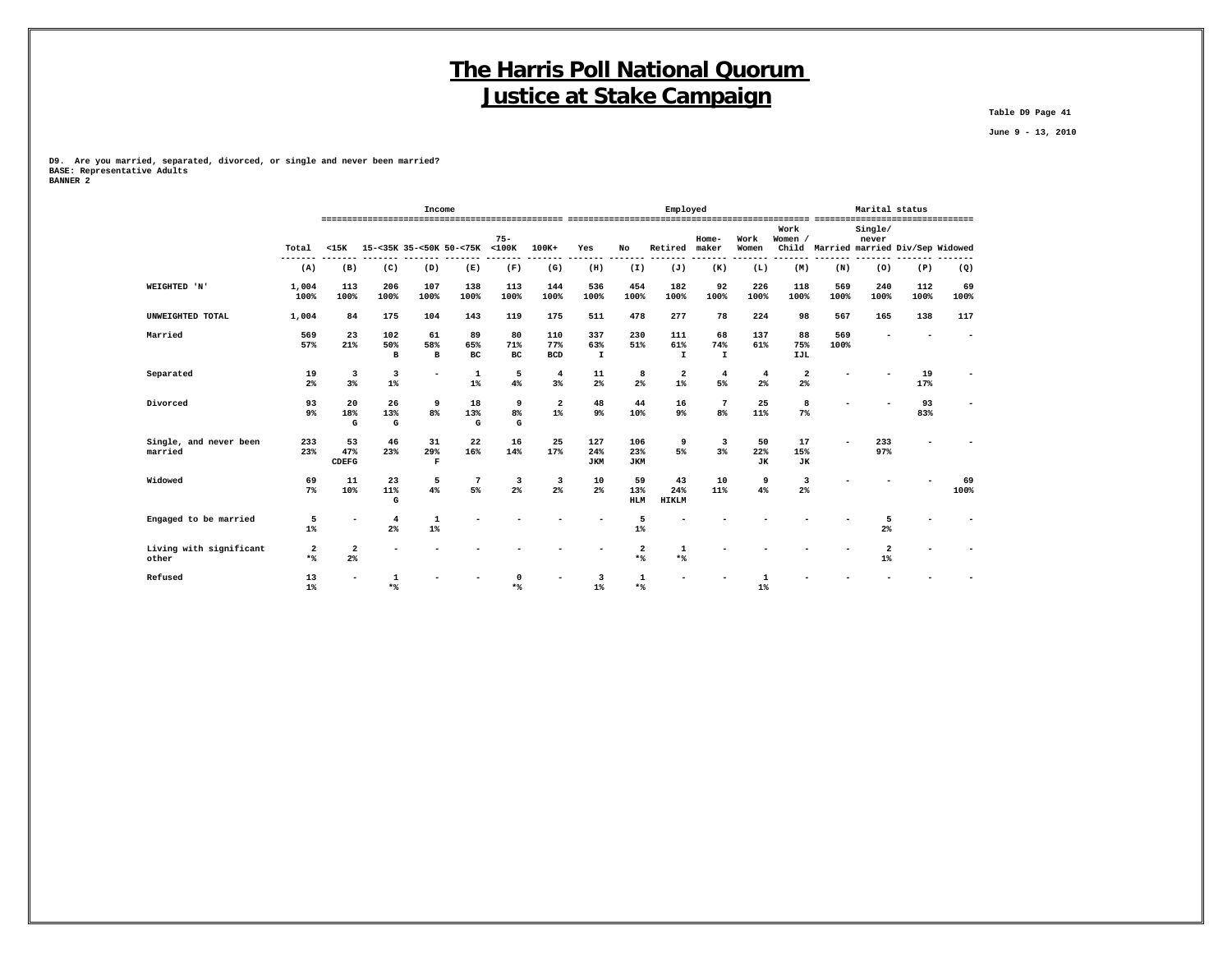# The Harris Poll National Quorum
# Justice at Stake Campaign

Table D9 Page 41

June 9 - 13, 2010

D9. Are you married, separated, divorced, or single and never been married?
BASE: Representative Adults
BANNER 2

| | | Income | | | | | | Employed | | | | | | | Marital status | | | |
|---|---|---|---|---|---|---|---|---|---|---|---|---|---|---|---|---|---|---|
| | Total | <15K | 15-<35K | 35-<50K | 50-<75K | 75-<100K | 100K+ | Yes | No | Retired | Home-maker | Work Women | Work Women / Child | Married | Single/ never married | Div/Sep | Widowed |
| | (A) | (B) | (C) | (D) | (E) | (F) | (G) | (H) | (I) | (J) | (K) | (L) | (M) | (N) | (O) | (P) | (Q) |
| WEIGHTED 'N' | 1,004<br>100% | 113<br>100% | 206<br>100% | 107<br>100% | 138<br>100% | 113<br>100% | 144<br>100% | 536<br>100% | 454<br>100% | 182<br>100% | 92<br>100% | 226<br>100% | 118<br>100% | 569<br>100% | 240<br>100% | 112<br>100% | 69<br>100% |
| UNWEIGHTED TOTAL | 1,004 | 84 | 175 | 104 | 143 | 119 | 175 | 511 | 478 | 277 | 78 | 224 | 98 | 567 | 165 | 138 | 117 |
| Married | 569<br>57% | 23<br>21% | 102<br>50%<br>B | 61<br>58%<br>B | 89<br>65%<br>BC | 80<br>71%<br>BC | 110<br>77%<br>BCD | 337<br>63%<br>I | 230<br>51% | 111<br>61%<br>I | 68<br>74%<br>I | 137<br>61% | 88<br>75%<br>IJL | 569<br>100% | - | - | - |
| Separated | 19<br>2% | 3<br>3% | 3<br>1% | - | 1<br>1% | 5<br>4% | 4<br>3% | 11<br>2% | 8<br>2% | 2<br>1% | 4<br>5% | 4<br>2% | 2<br>2% | - | - | 19<br>17% | - |
| Divorced | 93<br>9% | 20<br>18%<br>G | 26<br>13%<br>G | 9<br>8% | 18<br>13%<br>G | 9<br>8%<br>G | 2<br>1% | 48<br>9% | 44<br>10% | 16<br>9% | 7<br>8% | 25<br>11% | 8<br>7% | - | - | 93<br>83% | - |
| Single, and never been married | 233<br>23% | 53<br>47%<br>CDEFG | 46<br>23% | 31<br>29%<br>F | 22<br>16% | 16<br>14% | 25<br>17% | 127<br>24%<br>JKM | 106<br>23%<br>JKM | 9<br>5% | 3<br>3% | 50<br>22%<br>JK | 17<br>15%<br>JK | - | 233<br>97% | - | - |
| Widowed | 69<br>7% | 11<br>10% | 23<br>11%<br>G | 5<br>4% | 7<br>5% | 3<br>2% | 3<br>2% | 10<br>2% | 59<br>13%<br>HLM | 43<br>24%<br>HIKLM | 10<br>11% | 9<br>4% | 3<br>2% | - | - | - | 69<br>100% |
| Engaged to be married | 5<br>1% | - | 4<br>2% | 1<br>1% | - | - | - | - | 5<br>1% | - | - | - | - | - | 5<br>2% | - | - |
| Living with significant other | 2<br>*% | 2<br>2% | - | - | - | - | - | - | 2<br>*% | 1<br>*% | - | - | - | - | 2<br>1% | - | - |
| Refused | 13<br>1% | - | 1<br>*% | - | - | 0<br>*% | - | 3<br>1% | 1<br>*% | - | - | 1<br>1% | - | - | - | - | - |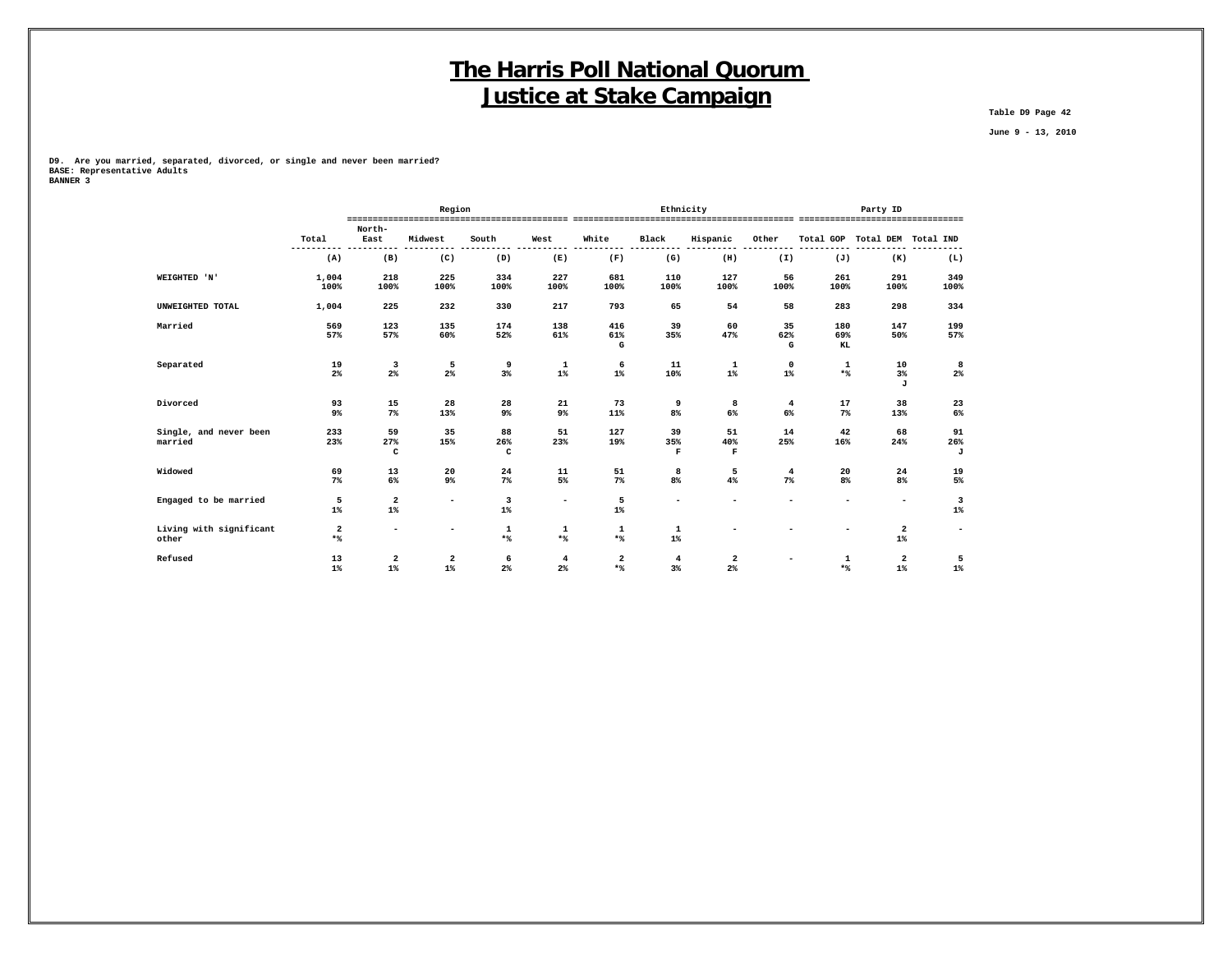# The Harris Poll National Quorum
# Justice at Stake Campaign

Table D9 Page 42

June 9 - 13, 2010

D9. Are you married, separated, divorced, or single and never been married?
BASE: Representative Adults
BANNER 3

| | | Region | | | | Ethnicity | | | | Party ID | | |
|---|---|---|---|---|---|---|---|---|---|---|---|---|
| | Total | North-East | Midwest | South | West | White | Black | Hispanic | Other | Total GOP | Total DEM | Total IND |
| | (A) | (B) | (C) | (D) | (E) | (F) | (G) | (H) | (I) | (J) | (K) | (L) |
| WEIGHTED 'N' | 1,004<br>100% | 218<br>100% | 225<br>100% | 334<br>100% | 227<br>100% | 681<br>100% | 110<br>100% | 127<br>100% | 56<br>100% | 261<br>100% | 291<br>100% | 349<br>100% |
| UNWEIGHTED TOTAL | 1,004 | 225 | 232 | 330 | 217 | 793 | 65 | 54 | 58 | 283 | 298 | 334 |
| Married | 569<br>57% | 123<br>57% | 135<br>60% | 174<br>52% | 138<br>61% | 416<br>61%<br>G | 39<br>35% | 60<br>47% | 35<br>62%<br>G | 180<br>69%<br>KL | 147<br>50% | 199<br>57% |
| Separated | 19<br>2% | 3<br>2% | 5<br>2% | 9<br>3% | 1<br>1% | 6<br>1% | 11<br>10% | 1<br>1% | 0<br>1% | 1<br>*% | 10<br>3%<br>J | 8<br>2% |
| Divorced | 93<br>9% | 15<br>7% | 28<br>13% | 28<br>9% | 21<br>9% | 73<br>11% | 9<br>8% | 8<br>6% | 4<br>6% | 17<br>7% | 38<br>13% | 23<br>6% |
| Single, and never been married | 233<br>23% | 59<br>27%<br>C | 35<br>15% | 88<br>26%<br>C | 51<br>23% | 127<br>19% | 39<br>35%<br>F | 51<br>40%<br>F | 14<br>25% | 42<br>16% | 68<br>24% | 91<br>26%<br>J |
| Widowed | 69<br>7% | 13<br>6% | 20<br>9% | 24<br>7% | 11<br>5% | 51<br>7% | 8<br>8% | 5<br>4% | 4<br>7% | 20<br>8% | 24<br>8% | 19<br>5% |
| Engaged to be married | 5<br>1% | 2<br>1% | - | 3<br>1% | - | 5<br>1% | - | - | - | - | - | 3<br>1% |
| Living with significant other | 2<br>*% | - | - | 1<br>*% | 1<br>*% | 1<br>*% | 1<br>1% | - | - | - | 2<br>1% | - |
| Refused | 13<br>1% | 2<br>1% | 2<br>1% | 6<br>2% | 4<br>2% | 2<br>*% | 4<br>3% | 2<br>2% | - | 1<br>*% | 2<br>1% | 5<br>1% |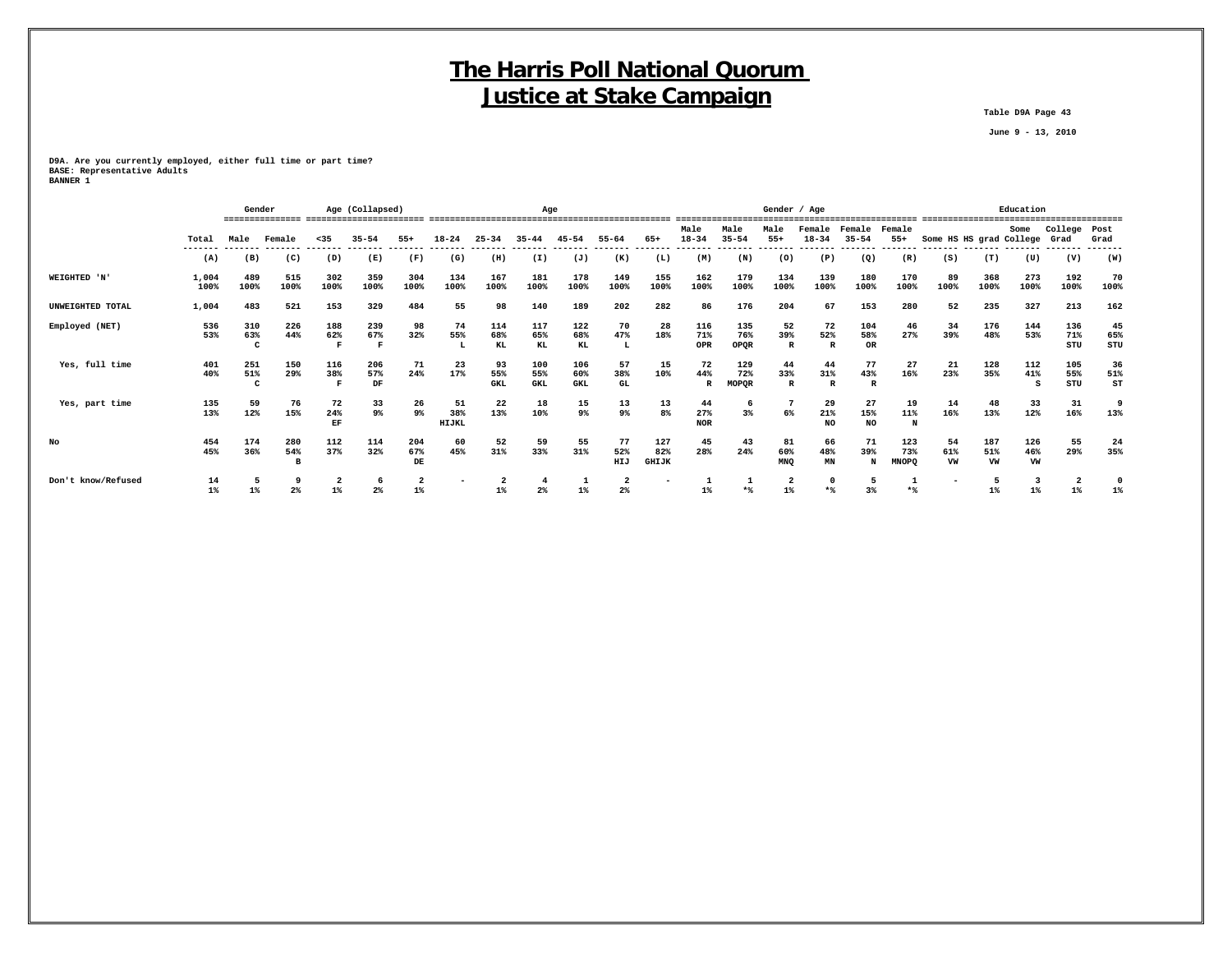# The Harris Poll National Quorum
# Justice at Stake Campaign

Table D9A Page 43

June 9 - 13, 2010

D9A. Are you currently employed, either full time or part time?
BASE: Representative Adults
BANNER 1

| | | Gender | | Age (Collapsed) | | | Age | | | | | | Gender / Age | | | | | | Education | | | | |
|---|---|---|---|---|---|---|---|---|---|---|---|---|---|---|---|---|---|---|---|---|---|---|---|
| | Total | Male | Female | <35 | 35-54 | 55+ | 18-24 | 25-34 | 35-44 | 45-54 | 55-64 | 65+ | Male 18-34 | Male 35-54 | Male 55+ | Female 18-34 | Female 35-54 | Female 55+ | Some HS | HS grad | Some College | College Grad | Post Grad |
| | (A) | (B) | (C) | (D) | (E) | (F) | (G) | (H) | (I) | (J) | (K) | (L) | (M) | (N) | (O) | (P) | (Q) | (R) | (S) | (T) | (U) | (V) | (W) |
| WEIGHTED 'N' | 1,004<br>100% | 489<br>100% | 515<br>100% | 302<br>100% | 359<br>100% | 304<br>100% | 134<br>100% | 167<br>100% | 181<br>100% | 178<br>100% | 149<br>100% | 155<br>100% | 162<br>100% | 179<br>100% | 134<br>100% | 139<br>100% | 180<br>100% | 170<br>100% | 89<br>100% | 368<br>100% | 273<br>100% | 192<br>100% | 70<br>100% |
| UNWEIGHTED TOTAL | 1,004 | 483 | 521 | 153 | 329 | 484 | 55 | 98 | 140 | 189 | 202 | 282 | 86 | 176 | 204 | 67 | 153 | 280 | 52 | 235 | 327 | 213 | 162 |
| Employed (NET) | 536<br>53% | 310<br>63%<br>C | 226<br>44% | 188<br>62%<br>F | 239<br>67%<br>F | 98<br>32% | 74<br>55%<br>L | 114<br>68%<br>KL | 117<br>65%<br>KL | 122<br>68%<br>KL | 70<br>47%<br>L | 28<br>18% | 116<br>71%<br>OPR | 135<br>76%<br>OPQR | 52<br>39%<br>R | 72<br>52%<br>R | 104<br>58%<br>OR | 46<br>27% | 34<br>39% | 176<br>48% | 144<br>53% | 136<br>71%<br>STU | 45<br>65%<br>STU |
| Yes, full time | 401<br>40% | 251<br>51%<br>C | 150<br>29% | 116<br>38%<br>F | 206<br>57%<br>DF | 71<br>24% | 23<br>17% | 93<br>55%<br>GKL | 100<br>55%<br>GKL | 106<br>60%<br>GKL | 57<br>38%<br>GL | 15<br>10% | 72<br>44%<br>R | 129<br>72%<br>MOPQR | 44<br>33%<br>R | 44<br>31%<br>R | 77<br>43%<br>R | 27<br>16% | 21<br>23% | 128<br>35% | 112<br>41%<br>S | 105<br>55%<br>STU | 36<br>51%<br>ST |
| Yes, part time | 135<br>13% | 59<br>12% | 76<br>15% | 72<br>24%<br>EF | 33<br>9% | 26<br>9% | 51<br>38%<br>HIJKL | 22<br>13% | 18<br>10% | 15<br>9% | 13<br>9% | 13<br>8% | 44<br>27%<br>NOR | 6<br>3% | 7<br>6% | 29<br>21%<br>NO | 27<br>15%<br>NO | 19<br>11%<br>N | 14<br>16% | 48<br>13% | 33<br>12% | 31<br>16% | 9<br>13% |
| No | 454<br>45% | 174<br>36% | 280<br>54%<br>B | 112<br>37% | 114<br>32% | 204<br>67%<br>DE | 60<br>45% | 52<br>31% | 59<br>33% | 55<br>31% | 77<br>52%<br>HIJ | 127<br>82%<br>GHIJK | 45<br>28% | 43<br>24% | 81<br>60%<br>MNQ | 66<br>48%<br>MN | 71<br>39%<br>N | 123<br>73%<br>MNOPQ | 54<br>61%<br>VW | 187<br>51%<br>VW | 126<br>46%<br>VW | 55<br>29% | 24<br>35% |
| Don't know/Refused | 14<br>1% | 5<br>1% | 9<br>2% | 2<br>1% | 6<br>2% | 2<br>1% | - | 2<br>1% | 4<br>2% | 1<br>1% | 2<br>2% | - | 1<br>1% | 1<br>*% | 2<br>1% | 0<br>*% | 5<br>3% | 1<br>*% | - | 5<br>1% | 3<br>1% | 2<br>1% | 0<br>1% |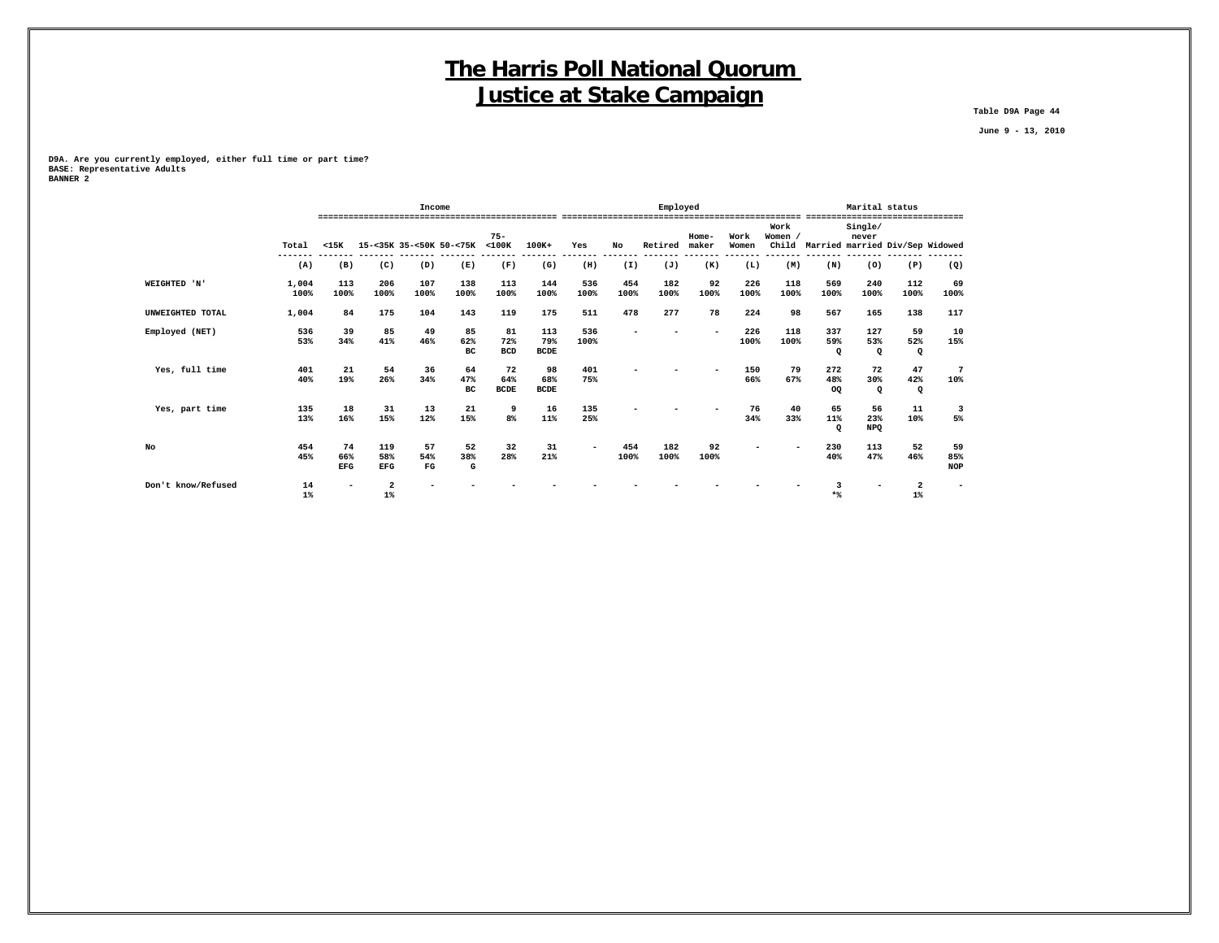# The Harris Poll National Quorum
# Justice at Stake Campaign

Table D9A Page 44

June 9 - 13, 2010

D9A. Are you currently employed, either full time or part time?
BASE: Representative Adults
BANNER 2

| | | Income | | | | | | Employed | | | | | | Marital status | | | |
|---|---|---|---|---|---|---|---|---|---|---|---|---|---|---|---|---|---|
| | Total | <15K | 15-<35K | 35-<50K | 50-<75K | 75-<100K | 100K+ | Yes | No | Retired | Home-maker | Work Women | Work Women / Child | Married | Single/never married | Div/Sep | Widowed |
| | (A) | (B) | (C) | (D) | (E) | (F) | (G) | (H) | (I) | (J) | (K) | (L) | (M) | (N) | (O) | (P) | (Q) |
| WEIGHTED 'N' | 1,004<br>100% | 113<br>100% | 206<br>100% | 107<br>100% | 138<br>100% | 113<br>100% | 144<br>100% | 536<br>100% | 454<br>100% | 182<br>100% | 92<br>100% | 226<br>100% | 118<br>100% | 569<br>100% | 240<br>100% | 112<br>100% | 69<br>100% |
| UNWEIGHTED TOTAL | 1,004 | 84 | 175 | 104 | 143 | 119 | 175 | 511 | 478 | 277 | 78 | 224 | 98 | 567 | 165 | 138 | 117 |
| Employed (NET) | 536<br>53% | 39<br>34% | 85<br>41% | 49<br>46% | 85<br>62%<br>BC | 81<br>72%<br>BCD | 113<br>79%<br>BCDE | 536<br>100% | - | - | - | 226<br>100% | 118<br>100% | 337<br>59%<br>Q | 127<br>53%<br>Q | 59<br>52%<br>Q | 10<br>15% |
| Yes, full time | 401<br>40% | 21<br>19% | 54<br>26% | 36<br>34% | 64<br>47%<br>BC | 72<br>64%<br>BCDE | 98<br>68%<br>BCDE | 401<br>75% | - | - | - | 150<br>66% | 79<br>67% | 272<br>48%<br>OQ | 72<br>30%<br>Q | 47<br>42%<br>Q | 7<br>10% |
| Yes, part time | 135<br>13% | 18<br>16% | 31<br>15% | 13<br>12% | 21<br>15% | 9<br>8% | 16<br>11% | 135<br>25% | - | - | - | 76<br>34% | 40<br>33% | 65<br>11%<br>Q | 56<br>23%<br>NPQ | 11<br>10% | 3<br>5% |
| No | 454<br>45% | 74<br>66%<br>EFG | 119<br>58%<br>EFG | 57<br>54%<br>FG | 52<br>38%<br>G | 32<br>28% | 31<br>21% | - | 454<br>100% | 182<br>100% | 92<br>100% | - | - | 230<br>40% | 113<br>47% | 52<br>46% | 59<br>85%<br>NOP |
| Don't know/Refused | 14<br>1% | - | 2<br>1% | - | - | - | - | - | - | - | - | - | - | 3<br>*% | - | 2<br>1% | - |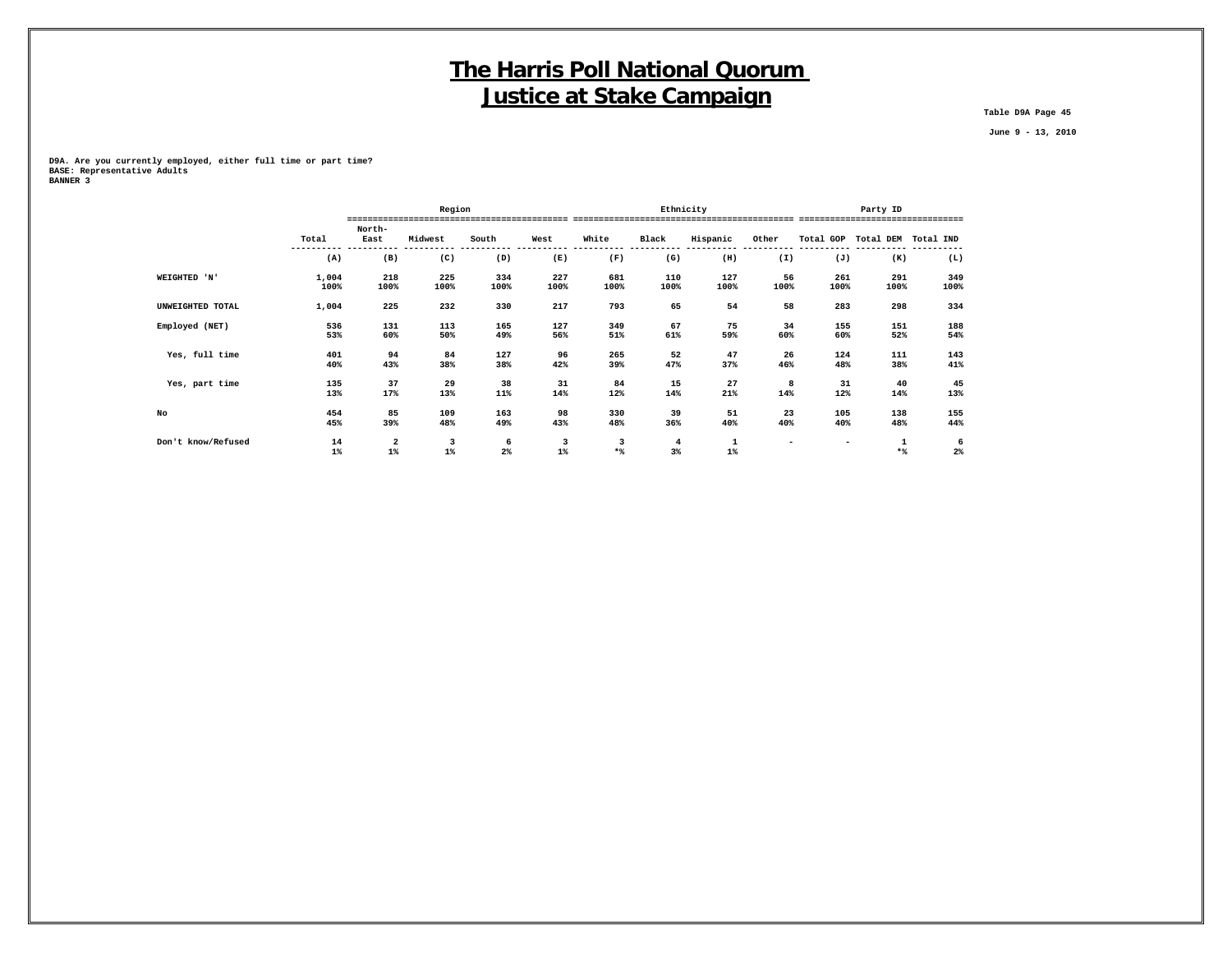# The Harris Poll National Quorum
# Justice at Stake Campaign

Table D9A Page 45

June 9 - 13, 2010

**D9A. Are you currently employed, either full time or part time?**
**BASE: Representative Adults**
**BANNER 3**

| | | Region | | | | Ethnicity | | | | Party ID | | |
|---|---|---|---|---|---|---|---|---|---|---|---|---|
| | Total | North-East | Midwest | South | West | White | Black | Hispanic | Other | Total GOP | Total DEM | Total IND |
| | (A) | (B) | (C) | (D) | (E) | (F) | (G) | (H) | (I) | (J) | (K) | (L) |
| WEIGHTED 'N' | 1,004<br>100% | 218<br>100% | 225<br>100% | 334<br>100% | 227<br>100% | 681<br>100% | 110<br>100% | 127<br>100% | 56<br>100% | 261<br>100% | 291<br>100% | 349<br>100% |
| UNWEIGHTED TOTAL | 1,004 | 225 | 232 | 330 | 217 | 793 | 65 | 54 | 58 | 283 | 298 | 334 |
| Employed (NET) | 536<br>53% | 131<br>60% | 113<br>50% | 165<br>49% | 127<br>56% | 349<br>51% | 67<br>61% | 75<br>59% | 34<br>60% | 155<br>60% | 151<br>52% | 188<br>54% |
| Yes, full time | 401<br>40% | 94<br>43% | 84<br>38% | 127<br>38% | 96<br>42% | 265<br>39% | 52<br>47% | 47<br>37% | 26<br>46% | 124<br>48% | 111<br>38% | 143<br>41% |
| Yes, part time | 135<br>13% | 37<br>17% | 29<br>13% | 38<br>11% | 31<br>14% | 84<br>12% | 15<br>14% | 27<br>21% | 8<br>14% | 31<br>12% | 40<br>14% | 45<br>13% |
| No | 454<br>45% | 85<br>39% | 109<br>48% | 163<br>49% | 98<br>43% | 330<br>48% | 39<br>36% | 51<br>40% | 23<br>40% | 105<br>40% | 138<br>48% | 155<br>44% |
| Don't know/Refused | 14<br>1% | 2<br>1% | 3<br>1% | 6<br>2% | 3<br>1% | 3<br>*% | 4<br>3% | 1<br>1% | - | - | 1<br>*% | 6<br>2% |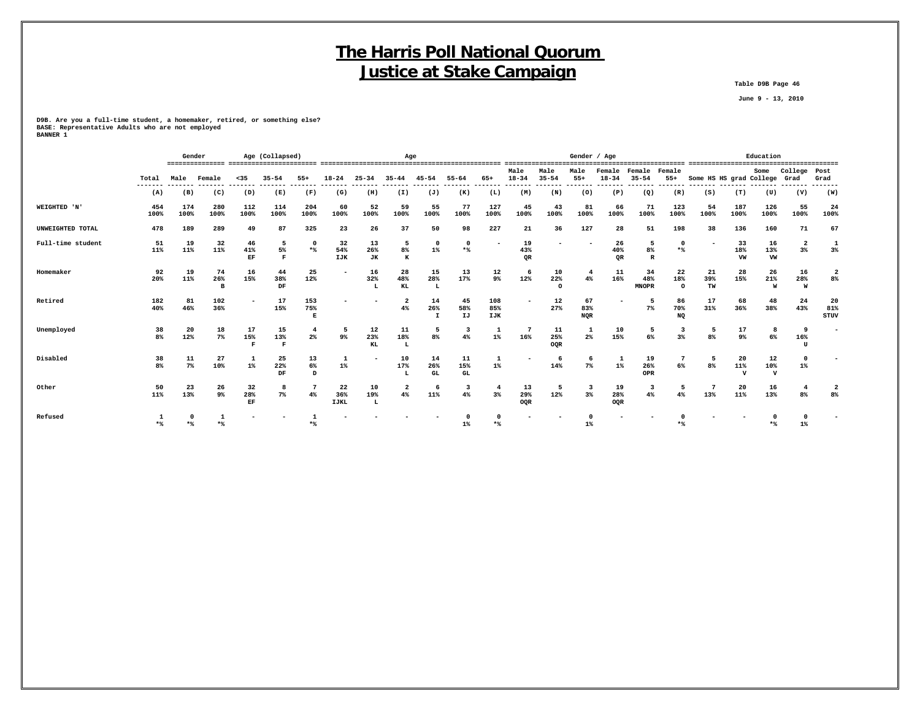# The Harris Poll National Quorum
# Justice at Stake Campaign

Table D9B Page 46

June 9 - 13, 2010

D9B. Are you a full-time student, a homemaker, retired, or something else?
BASE: Representative Adults who are not employed
BANNER 1

| | Total | Gender | | Age (Collapsed) | | | Age | | | | | | Gender / Age | | | | | | Education | | | | |
|---|---|---|---|---|---|---|---|---|---|---|---|---|---|---|---|---|---|---|---|---|---|---|---|
| | | Male | Female | <35 | 35-54 | 55+ | 18-24 | 25-34 | 35-44 | 45-54 | 55-64 | 65+ | Male 18-34 | Male 35-54 | Male 55+ | Female 18-34 | Female 35-54 | Female 55+ | Some HS | HS grad | Some College | College Grad | Post Grad |
| | (A) | (B) | (C) | (D) | (E) | (F) | (G) | (H) | (I) | (J) | (K) | (L) | (M) | (N) | (O) | (P) | (Q) | (R) | (S) | (T) | (U) | (V) | (W) |
| WEIGHTED 'N' | 454<br>100% | 174<br>100% | 280<br>100% | 112<br>100% | 114<br>100% | 204<br>100% | 60<br>100% | 52<br>100% | 59<br>100% | 55<br>100% | 77<br>100% | 127<br>100% | 45<br>100% | 43<br>100% | 81<br>100% | 66<br>100% | 71<br>100% | 123<br>100% | 54<br>100% | 187<br>100% | 126<br>100% | 55<br>100% | 24<br>100% |
| UNWEIGHTED TOTAL | 478 | 189 | 289 | 49 | 87 | 325 | 23 | 26 | 37 | 50 | 98 | 227 | 21 | 36 | 127 | 28 | 51 | 198 | 38 | 136 | 160 | 71 | 67 |
| Full-time student | 51<br>11% | 19<br>11% | 32<br>11% | 46<br>41%<br>EF | 5<br>5%<br>F | 0<br>*% | 32<br>54%<br>IJK | 13<br>26%<br>JK | 5<br>8%<br>K | 0<br>1% | 0<br>*% | - | 19<br>43%<br>QR | - | - | 26<br>40%<br>QR | 5<br>8%<br>R | 0<br>*% | - | 33<br>18%<br>VW | 16<br>13%<br>VW | 2<br>3% | 1<br>3% |
| Homemaker | 92<br>20% | 19<br>11% | 74<br>26%<br>B | 16<br>15% | 44<br>38%<br>DF | 25<br>12% | - | 16<br>32%<br>L | 28<br>48%<br>KL | 15<br>28%<br>L | 13<br>17% | 12<br>9% | 6<br>12% | 10<br>22%<br>O | 4<br>4% | 11<br>16% | 34<br>48%<br>MNOPR | 22<br>18%<br>O | 21<br>39%<br>TW | 28<br>15% | 26<br>21%<br>W | 16<br>28%<br>W | 2<br>8% |
| Retired | 182<br>40% | 81<br>46% | 102<br>36% | - | 17<br>15% | 153<br>75%<br>E | - | - | 2<br>4% | 14<br>26%<br>I | 45<br>58%<br>IJ | 108<br>85%<br>IJK | - | 12<br>27% | 67<br>83%<br>NQR | - | 5<br>7% | 86<br>70%<br>NQ | 17<br>31% | 68<br>36% | 48<br>38% | 24<br>43% | 20<br>81%<br>STUV |
| Unemployed | 38<br>8% | 20<br>12% | 18<br>7% | 17<br>15%<br>F | 15<br>13%<br>F | 4<br>2% | 5<br>9% | 12<br>23%<br>KL | 11<br>18%<br>L | 5<br>8% | 3<br>4% | 1<br>1% | 7<br>16% | 11<br>25%<br>OQR | 1<br>2% | 10<br>15% | 5<br>6% | 3<br>3% | 5<br>8% | 17<br>9% | 8<br>6% | 9<br>16%<br>U | - |
| Disabled | 38<br>8% | 11<br>7% | 27<br>10% | 1<br>1% | 25<br>22%<br>DF | 13<br>6%<br>D | 1<br>1% | - | 10<br>17%<br>L | 14<br>26%<br>GL | 11<br>15%<br>GL | 1<br>1% | - | 6<br>14% | 6<br>7% | 1<br>1% | 19<br>26%<br>OPR | 7<br>6% | 5<br>8% | 20<br>11%<br>V | 12<br>10%<br>V | 0<br>1% | - |
| Other | 50<br>11% | 23<br>13% | 26<br>9% | 32<br>28%<br>EF | 8<br>7% | 7<br>4% | 22<br>36%<br>IJKL | 10<br>19%<br>L | 2<br>4% | 6<br>11% | 3<br>4% | 4<br>3% | 13<br>29%<br>OQR | 5<br>12% | 3<br>3% | 19<br>28%<br>OQR | 3<br>4% | 5<br>4% | 7<br>13% | 20<br>11% | 16<br>13% | 4<br>8% | 2<br>8% |
| Refused | 1<br>*% | 0<br>*% | 1<br>*% | - | - | 1<br>*% | - | - | - | - | 0<br>1% | 0<br>*% | - | - | 0<br>1% | - | - | 0<br>*% | - | - | 0<br>*% | 0<br>1% | - |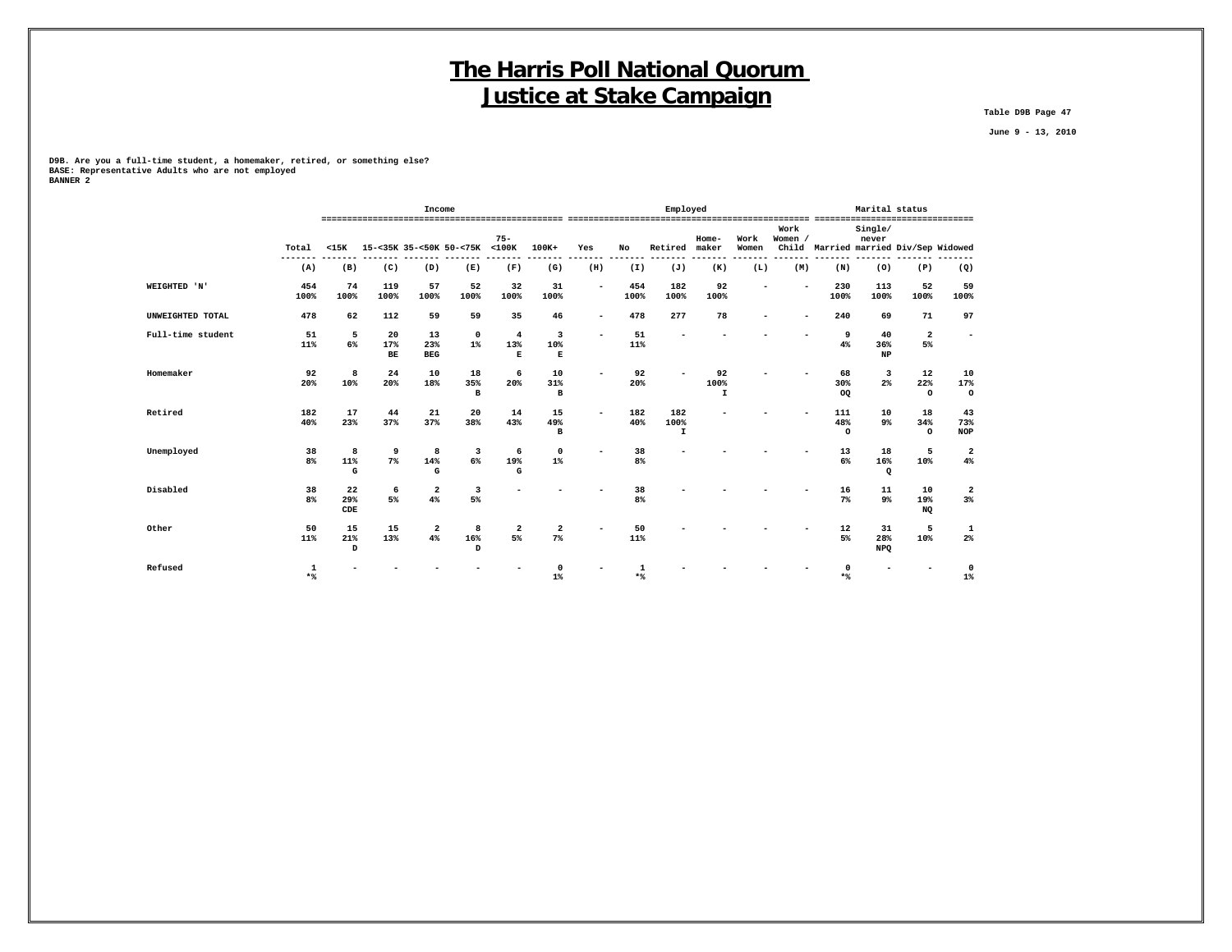# The Harris Poll National Quorum
# Justice at Stake Campaign

Table D9B Page 47

June 9 - 13, 2010

**D9B. Are you a full-time student, a homemaker, retired, or something else?**
**BASE: Representative Adults who are not employed**
**BANNER 2**

| | | Income | | | | | | Employed | | | | | | Marital status | | | |
|---|---|---|---|---|---|---|---|---|---|---|---|---|---|---|---|---|---|
| | Total | <15K | 15-<35K | 35-<50K | 50-<75K | 75-<100K | 100K+ | Yes | No | Retired | Home-maker | Work Women | Work Women / Child | Married | Single/ never married | Div/Sep | Widowed |
| | (A) | (B) | (C) | (D) | (E) | (F) | (G) | (H) | (I) | (J) | (K) | (L) | (M) | (N) | (O) | (P) | (Q) |
| WEIGHTED 'N' | 454<br>100% | 74<br>100% | 119<br>100% | 57<br>100% | 52<br>100% | 32<br>100% | 31<br>100% | - | 454<br>100% | 182<br>100% | 92<br>100% | - | - | 230<br>100% | 113<br>100% | 52<br>100% | 59<br>100% |
| UNWEIGHTED TOTAL | 478 | 62 | 112 | 59 | 59 | 35 | 46 | - | 478 | 277 | 78 | - | - | 240 | 69 | 71 | 97 |
| Full-time student | 51<br>11% | 5<br>6% | 20<br>17%<br>BE | 13<br>23%<br>BEG | 0<br>1% | 4<br>13%<br>E | 3<br>10%<br>E | - | 51<br>11% | - | - | - | - | 9<br>4% | 40<br>36%<br>NP | 2<br>5% | - |
| Homemaker | 92<br>20% | 8<br>10% | 24<br>20% | 10<br>18% | 18<br>35%<br>B | 6<br>20% | 10<br>31%<br>B | - | 92<br>20% | - | 92<br>100%<br>I | - | - | 68<br>30%<br>OQ | 3<br>2% | 12<br>22%<br>O | 10<br>17%<br>O |
| Retired | 182<br>40% | 17<br>23% | 44<br>37% | 21<br>37% | 20<br>38% | 14<br>43% | 15<br>49%<br>B | - | 182<br>40% | 182<br>100%<br>I | - | - | - | 111<br>48%<br>O | 10<br>9% | 18<br>34%<br>O | 43<br>73%<br>NOP |
| Unemployed | 38<br>8% | 8<br>11%<br>G | 9<br>7% | 8<br>14%<br>G | 3<br>6% | 6<br>19%<br>G | 0<br>1% | - | 38<br>8% | - | - | - | - | 13<br>6% | 18<br>16%<br>Q | 5<br>10% | 2<br>4% |
| Disabled | 38<br>8% | 22<br>29%<br>CDE | 6<br>5% | 2<br>4% | 3<br>5% | - | - | - | 38<br>8% | - | - | - | - | 16<br>7% | 11<br>9% | 10<br>19%<br>NQ | 2<br>3% |
| Other | 50<br>11% | 15<br>21%<br>D | 15<br>13% | 2<br>4% | 8<br>16%<br>D | 2<br>5% | 2<br>7% | - | 50<br>11% | - | - | - | - | 12<br>5% | 31<br>28%<br>NPQ | 5<br>10% | 1<br>2% |
| Refused | 1<br>*% | - | - | - | - | - | 0<br>1% | - | 1<br>*% | - | - | - | - | 0<br>*% | - | - | 0<br>1% |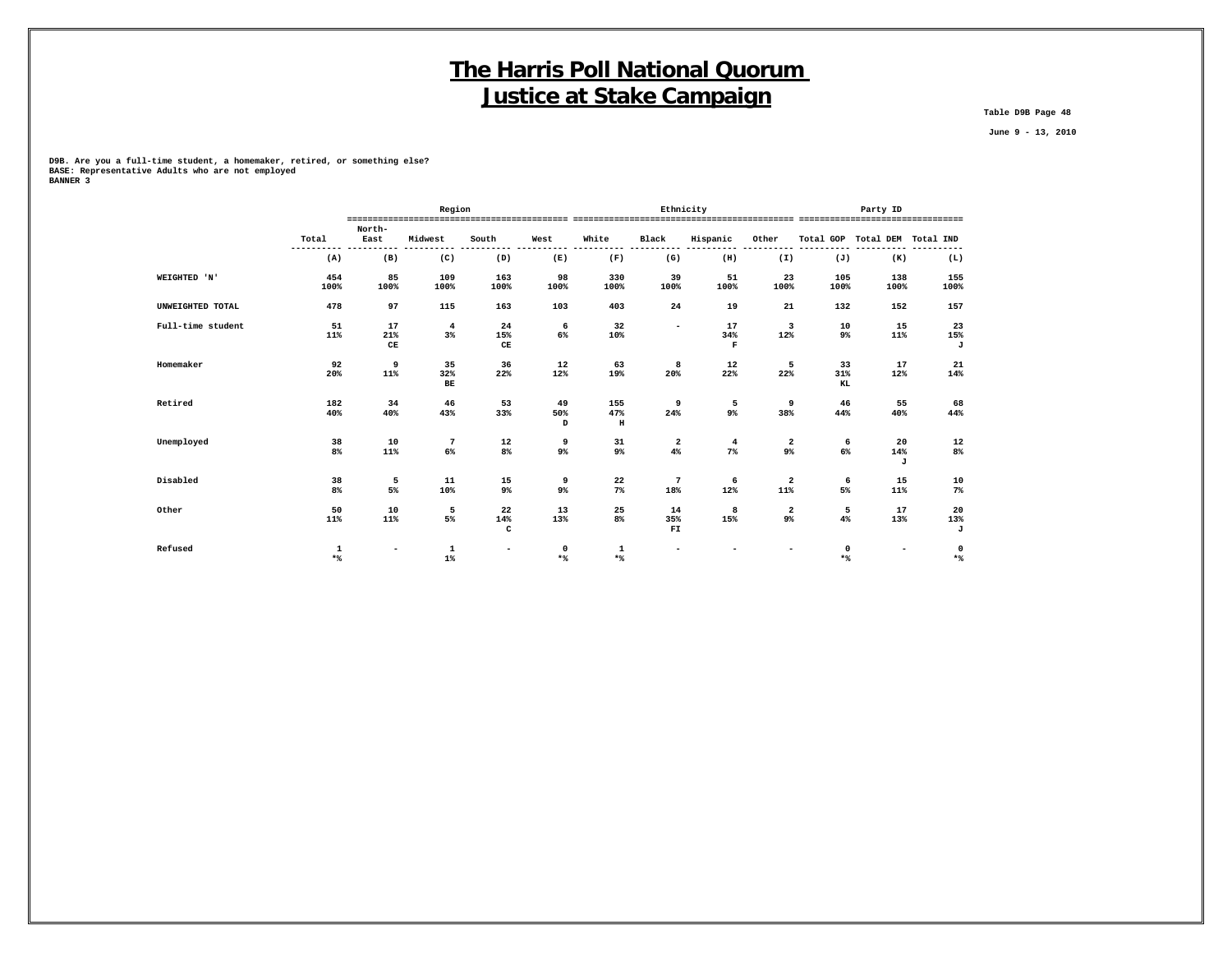# The Harris Poll National Quorum
# Justice at Stake Campaign

Table D9B Page 48

June 9 - 13, 2010

D9B. Are you a full-time student, a homemaker, retired, or something else?
BASE: Representative Adults who are not employed
BANNER 3

| | | Region | | | | Ethnicity | | | | Party ID | | |
|---|---|---|---|---|---|---|---|---|---|---|---|---|
| | Total | North-East | Midwest | South | West | White | Black | Hispanic | Other | Total GOP | Total DEM | Total IND |
| | (A) | (B) | (C) | (D) | (E) | (F) | (G) | (H) | (I) | (J) | (K) | (L) |
| WEIGHTED 'N' | 454<br>100% | 85<br>100% | 109<br>100% | 163<br>100% | 98<br>100% | 330<br>100% | 39<br>100% | 51<br>100% | 23<br>100% | 105<br>100% | 138<br>100% | 155<br>100% |
| UNWEIGHTED TOTAL | 478 | 97 | 115 | 163 | 103 | 403 | 24 | 19 | 21 | 132 | 152 | 157 |
| Full-time student | 51<br>11% | 17<br>21%<br>CE | 4<br>3% | 24<br>15%<br>CE | 6<br>6% | 32<br>10% | - | 17<br>34%<br>F | 3<br>12% | 10<br>9% | 15<br>11% | 23<br>15%<br>J |
| Homemaker | 92<br>20% | 9<br>11% | 35<br>32%<br>BE | 36<br>22% | 12<br>12% | 63<br>19% | 8<br>20% | 12<br>22% | 5<br>22% | 33<br>31%<br>KL | 17<br>12% | 21<br>14% |
| Retired | 182<br>40% | 34<br>40% | 46<br>43% | 53<br>33% | 49<br>50%<br>D | 155<br>47%<br>H | 9<br>24% | 5<br>9% | 9<br>38% | 46<br>44% | 55<br>40% | 68<br>44% |
| Unemployed | 38<br>8% | 10<br>11% | 7<br>6% | 12<br>8% | 9<br>9% | 31<br>9% | 2<br>4% | 4<br>7% | 2<br>9% | 6<br>6% | 20<br>14%<br>J | 12<br>8% |
| Disabled | 38<br>8% | 5<br>5% | 11<br>10% | 15<br>9% | 9<br>9% | 22<br>7% | 7<br>18% | 6<br>12% | 2<br>11% | 6<br>5% | 15<br>11% | 10<br>7% |
| Other | 50<br>11% | 10<br>11% | 5<br>5% | 22<br>14%<br>C | 13<br>13% | 25<br>8% | 14<br>35%<br>FI | 8<br>15% | 2<br>9% | 5<br>4% | 17<br>13% | 20<br>13%<br>J |
| Refused | 1<br>*% | - | 1<br>1% | - | 0<br>*% | 1<br>*% | - | - | - | 0<br>*% | - | 0<br>*% |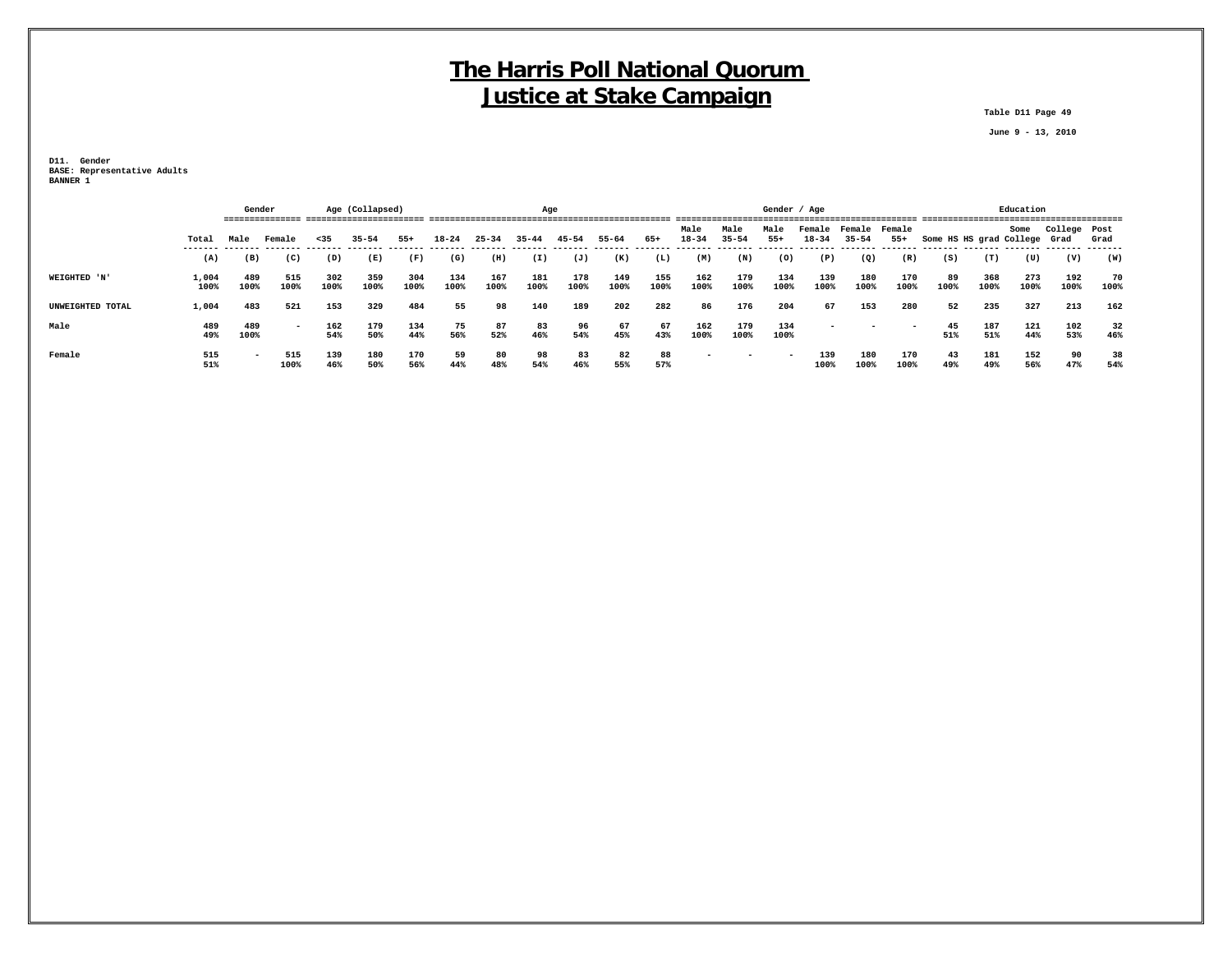# The Harris Poll National Quorum
# Justice at Stake Campaign

Table D11 Page 49

June 9 - 13, 2010

D11. Gender
BASE: Representative Adults
BANNER 1

| | | Gender | | Age (Collapsed) | | | Age | | | | | | Gender / Age | | | | | | Education | | | | |
|---|---|---|---|---|---|---|---|---|---|---|---|---|---|---|---|---|---|---|---|---|---|---|---|
| | Total | Male | Female | <35 | 35-54 | 55+ | 18-24 | 25-34 | 35-44 | 45-54 | 55-64 | 65+ | Male 18-34 | Male 35-54 | Male 55+ | Female 18-34 | Female 35-54 | Female 55+ | Some HS | HS grad | Some College | College Grad | Post Grad |
| | (A) | (B) | (C) | (D) | (E) | (F) | (G) | (H) | (I) | (J) | (K) | (L) | (M) | (N) | (O) | (P) | (Q) | (R) | (S) | (T) | (U) | (V) | (W) |
| WEIGHTED 'N' | 1,004 100% | 489 100% | 515 100% | 302 100% | 359 100% | 304 100% | 134 100% | 167 100% | 181 100% | 178 100% | 149 100% | 155 100% | 162 100% | 179 100% | 134 100% | 139 100% | 180 100% | 170 100% | 89 100% | 368 100% | 273 100% | 192 100% | 70 100% |
| UNWEIGHTED TOTAL | 1,004 | 483 | 521 | 153 | 329 | 484 | 55 | 98 | 140 | 189 | 202 | 282 | 86 | 176 | 204 | 67 | 153 | 280 | 52 | 235 | 327 | 213 | 162 |
| Male | 489 49% | 489 100% | - | 162 54% | 179 50% | 134 44% | 75 56% | 87 52% | 83 46% | 96 54% | 67 45% | 67 43% | 162 100% | 179 100% | 134 100% | - | - | - | 45 51% | 187 51% | 121 44% | 102 53% | 32 46% |
| Female | 515 51% | - | 515 100% | 139 46% | 180 50% | 170 56% | 59 44% | 80 48% | 98 54% | 83 46% | 82 55% | 88 57% | - | - | - | 139 100% | 180 100% | 170 100% | 43 49% | 181 49% | 152 56% | 90 47% | 38 54% |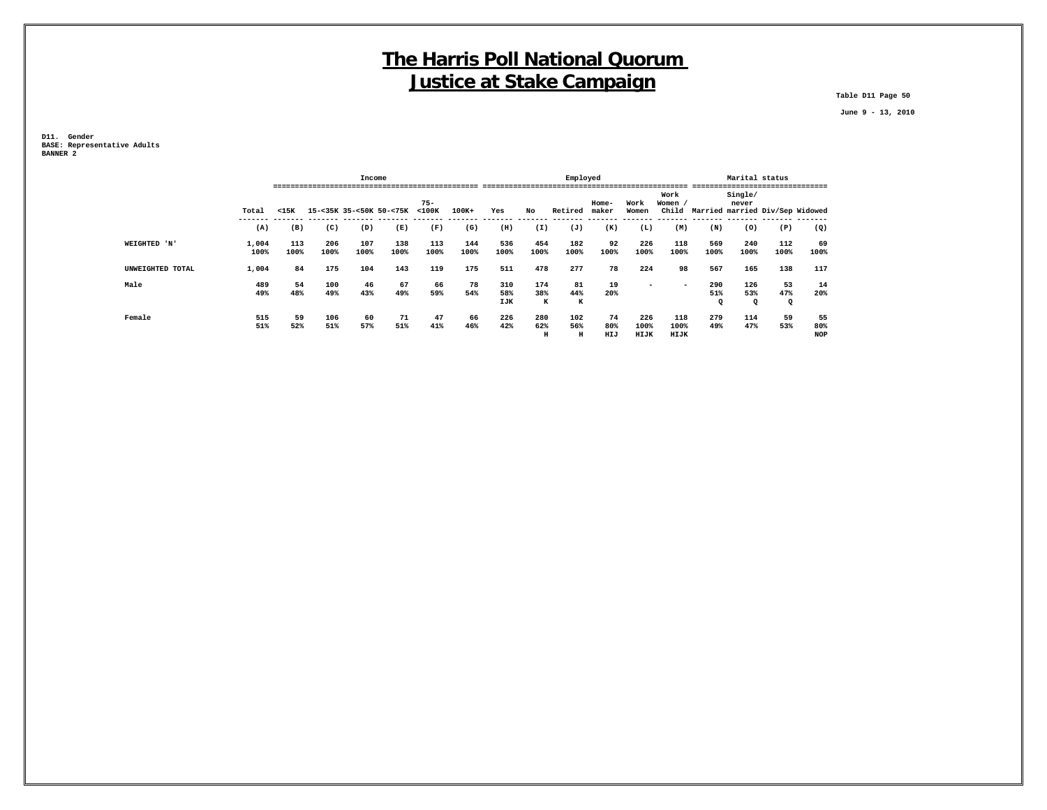# The Harris Poll National Quorum
# Justice at Stake Campaign

Table D11 Page 50

June 9 - 13, 2010

D11. Gender
BASE: Representative Adults
BANNER 2

| | | Income | | | | | | Employed | | | | | | Marital status | | | |
|---|---|---|---|---|---|---|---|---|---|---|---|---|---|---|---|---|---|
| | Total | <15K | 15-<35K | 35-<50K | 50-<75K | 75-<100K | 100K+ | Yes | No | Retired | Home-maker | Work Women | Work Women / Child | Married | Single/never married | Div/Sep | Widowed |
| | (A) | (B) | (C) | (D) | (E) | (F) | (G) | (H) | (I) | (J) | (K) | (L) | (M) | (N) | (O) | (P) | (Q) |
| WEIGHTED 'N' | 1,004<br>100% | 113<br>100% | 206<br>100% | 107<br>100% | 138<br>100% | 113<br>100% | 144<br>100% | 536<br>100% | 454<br>100% | 182<br>100% | 92<br>100% | 226<br>100% | 118<br>100% | 569<br>100% | 240<br>100% | 112<br>100% | 69<br>100% |
| UNWEIGHTED TOTAL | 1,004 | 84 | 175 | 104 | 143 | 119 | 175 | 511 | 478 | 277 | 78 | 224 | 98 | 567 | 165 | 138 | 117 |
| Male | 489<br>49% | 54<br>48% | 100<br>49% | 46<br>43% | 67<br>49% | 66<br>59% | 78<br>54% | 310<br>58%<br>IJK | 174<br>38%<br>K | 81<br>44%<br>K | 19<br>20% | - | - | 290<br>51%<br>Q | 126<br>53%<br>Q | 53<br>47%<br>Q | 14<br>20% |
| Female | 515<br>51% | 59<br>52% | 106<br>51% | 60<br>57% | 71<br>51% | 47<br>41% | 66<br>46% | 226<br>42% | 280<br>62%<br>H | 102<br>56%<br>H | 74<br>80%<br>HIJ | 226<br>100%<br>HIJK | 118<br>100%<br>HIJK | 279<br>49% | 114<br>47% | 59<br>53% | 55<br>80%<br>NOP |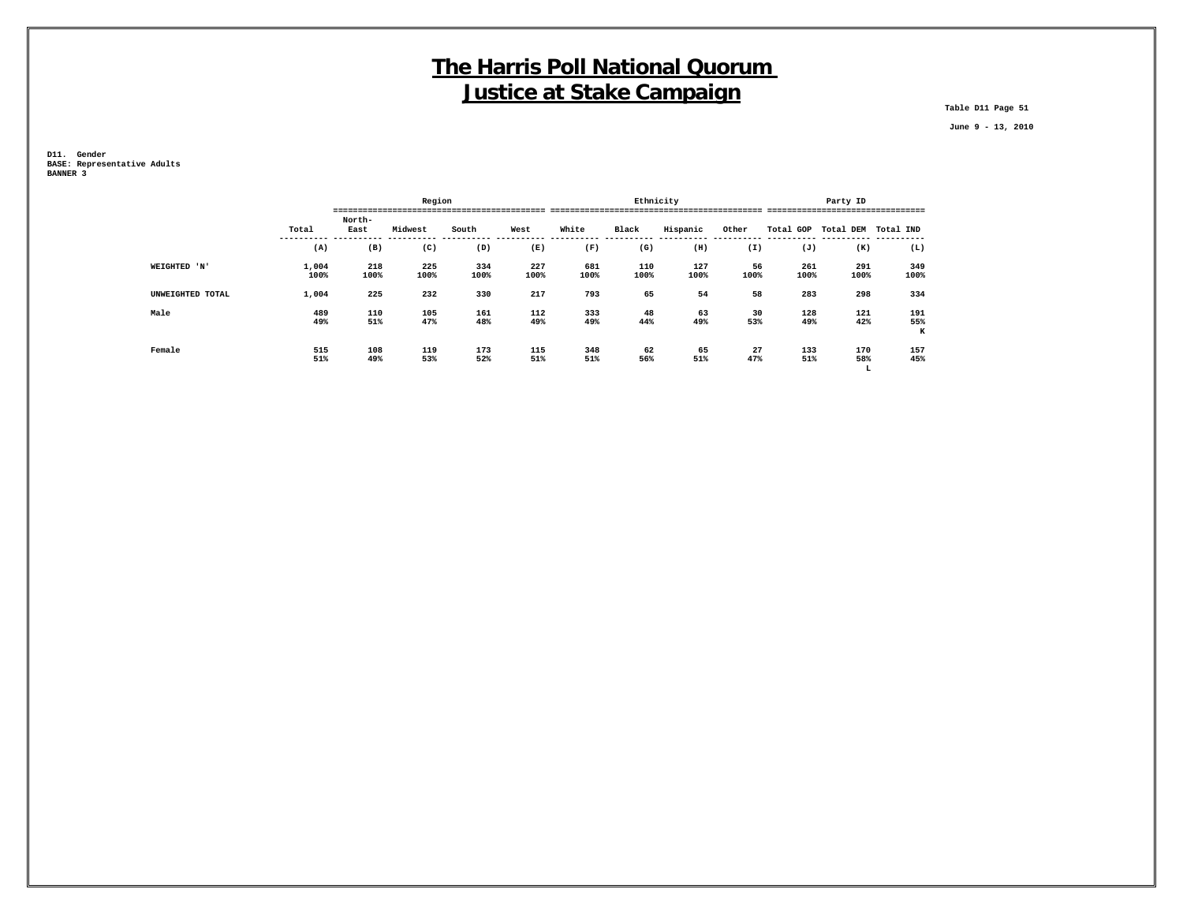# The Harris Poll National Quorum
# Justice at Stake Campaign

Table D11 Page 51

June 9 - 13, 2010

D11. Gender
BASE: Representative Adults
BANNER 3

| | | Region | | | | Ethnicity | | | | Party ID | | |
|---|---|---|---|---|---|---|---|---|---|---|---|---|
| | Total | North-East | Midwest | South | West | White | Black | Hispanic | Other | Total GOP | Total DEM | Total IND |
| | (A) | (B) | (C) | (D) | (E) | (F) | (G) | (H) | (I) | (J) | (K) | (L) |
| WEIGHTED 'N' | 1,004<br>100% | 218<br>100% | 225<br>100% | 334<br>100% | 227<br>100% | 681<br>100% | 110<br>100% | 127<br>100% | 56<br>100% | 261<br>100% | 291<br>100% | 349<br>100% |
| UNWEIGHTED TOTAL | 1,004 | 225 | 232 | 330 | 217 | 793 | 65 | 54 | 58 | 283 | 298 | 334 |
| Male | 489<br>49% | 110<br>51% | 105<br>47% | 161<br>48% | 112<br>49% | 333<br>49% | 48<br>44% | 63<br>49% | 30<br>53% | 128<br>49% | 121<br>42% | 191<br>55%<br>K |
| Female | 515<br>51% | 108<br>49% | 119<br>53% | 173<br>52% | 115<br>51% | 348<br>51% | 62<br>56% | 65<br>51% | 27<br>47% | 133<br>51% | 170<br>58%<br>L | 157<br>45% |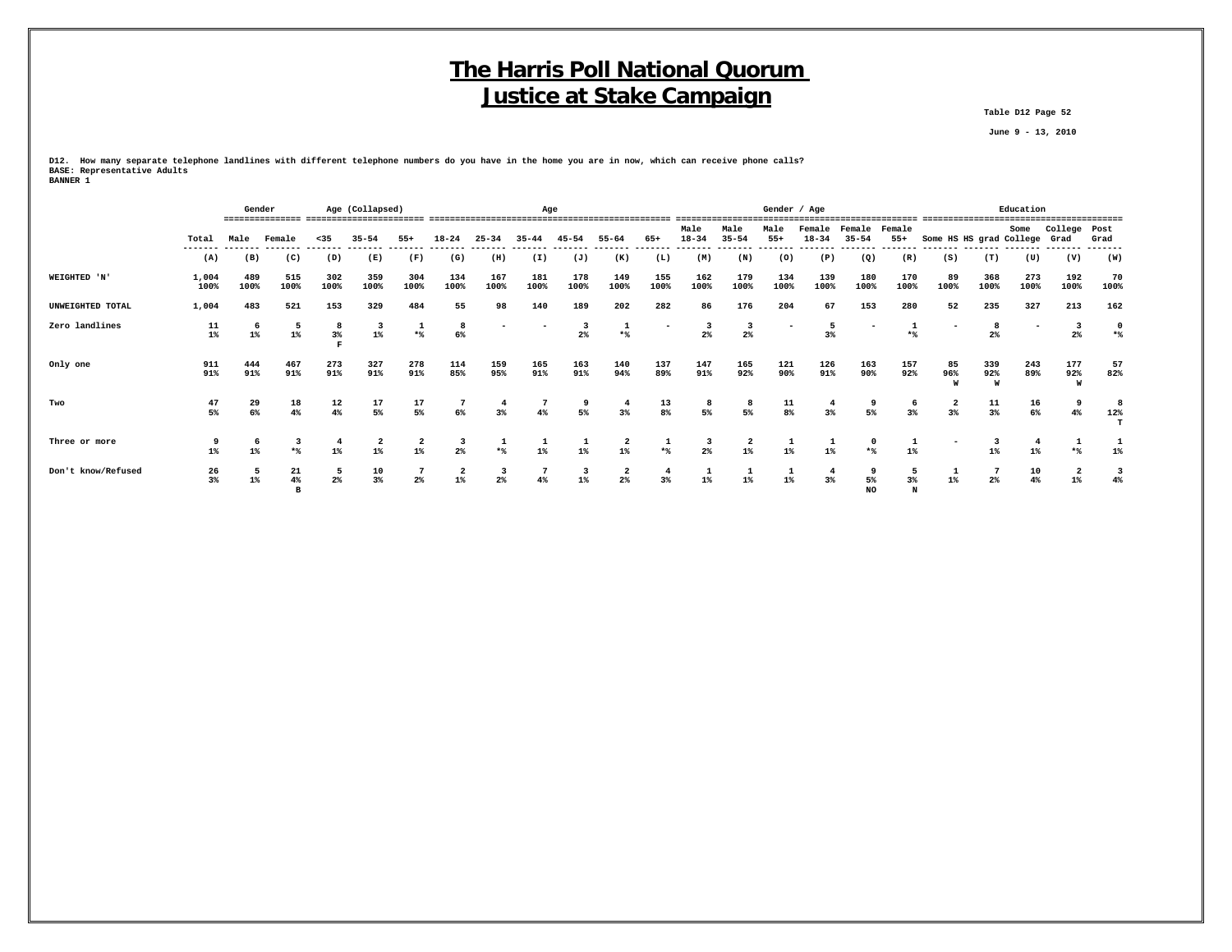# The Harris Poll National Quorum
# Justice at Stake Campaign

Table D12 Page 52

June 9 - 13, 2010

D12. How many separate telephone landlines with different telephone numbers do you have in the home you are in now, which can receive phone calls?
BASE: Representative Adults
BANNER 1

| | | Gender | | Age (Collapsed) | | | Age | | | | | | Gender / Age | | | | | | Education | | | | |
|---|---|---|---|---|---|---|---|---|---|---|---|---|---|---|---|---|---|---|---|---|---|---|---|
| | Total | Male | Female | <35 | 35-54 | 55+ | 18-24 | 25-34 | 35-44 | 45-54 | 55-64 | 65+ | Male 18-34 | Male 35-54 | Male 55+ | Female 18-34 | Female 35-54 | Female 55+ | Some HS | HS grad | Some College | College Grad | Post Grad |
| | (A) | (B) | (C) | (D) | (E) | (F) | (G) | (H) | (I) | (J) | (K) | (L) | (M) | (N) | (O) | (P) | (Q) | (R) | (S) | (T) | (U) | (V) | (W) |
| WEIGHTED 'N' | 1,004<br>100% | 489<br>100% | 515<br>100% | 302<br>100% | 359<br>100% | 304<br>100% | 134<br>100% | 167<br>100% | 181<br>100% | 178<br>100% | 149<br>100% | 155<br>100% | 162<br>100% | 179<br>100% | 134<br>100% | 139<br>100% | 180<br>100% | 170<br>100% | 89<br>100% | 368<br>100% | 273<br>100% | 192<br>100% | 70<br>100% |
| UNWEIGHTED TOTAL | 1,004 | 483 | 521 | 153 | 329 | 484 | 55 | 98 | 140 | 189 | 202 | 282 | 86 | 176 | 204 | 67 | 153 | 280 | 52 | 235 | 327 | 213 | 162 |
| Zero landlines | 11<br>1% | 6<br>1% | 5<br>1% | 8<br>3%<br>F | 3<br>1% | 1<br>*% | 8<br>6% | - | - | 3<br>2% | 1<br>*% | - | 3<br>2% | 3<br>2% | - | 5<br>3% | - | 1<br>*% | - | 8<br>2% | - | 3<br>2% | 0<br>*% |
| Only one | 911<br>91% | 444<br>91% | 467<br>91% | 273<br>91% | 327<br>91% | 278<br>91% | 114<br>85% | 159<br>95% | 165<br>91% | 163<br>91% | 140<br>94% | 137<br>89% | 147<br>91% | 165<br>92% | 121<br>90% | 126<br>91% | 163<br>90% | 157<br>92% | 85<br>96%<br>W | 339<br>92%<br>W | 243<br>89% | 177<br>92%<br>W | 57<br>82% |
| Two | 47<br>5% | 29<br>6% | 18<br>4% | 12<br>4% | 17<br>5% | 17<br>5% | 7<br>6% | 4<br>3% | 7<br>4% | 9<br>5% | 4<br>3% | 13<br>8% | 8<br>5% | 8<br>5% | 11<br>8% | 4<br>3% | 9<br>5% | 6<br>3% | 2<br>3% | 11<br>3% | 16<br>6% | 9<br>4% | 8<br>12%<br>T |
| Three or more | 9<br>1% | 6<br>1% | 3<br>*% | 4<br>1% | 2<br>1% | 2<br>1% | 3<br>2% | 1<br>*% | 1<br>1% | 1<br>1% | 2<br>1% | 1<br>*% | 3<br>2% | 2<br>1% | 1<br>1% | 1<br>1% | 0<br>*% | 1<br>1% | - | 3<br>1% | 4<br>1% | 1<br>*% | 1<br>1% |
| Don't know/Refused | 26<br>3% | 5<br>1% | 21<br>4%<br>B | 5<br>2% | 10<br>3% | 7<br>2% | 2<br>1% | 3<br>2% | 7<br>4% | 3<br>1% | 2<br>2% | 4<br>3% | 1<br>1% | 1<br>1% | 1<br>1% | 4<br>3% | 9<br>5%<br>NO | 5<br>3%<br>N | 1<br>1% | 7<br>2% | 10<br>4% | 2<br>1% | 3<br>4% |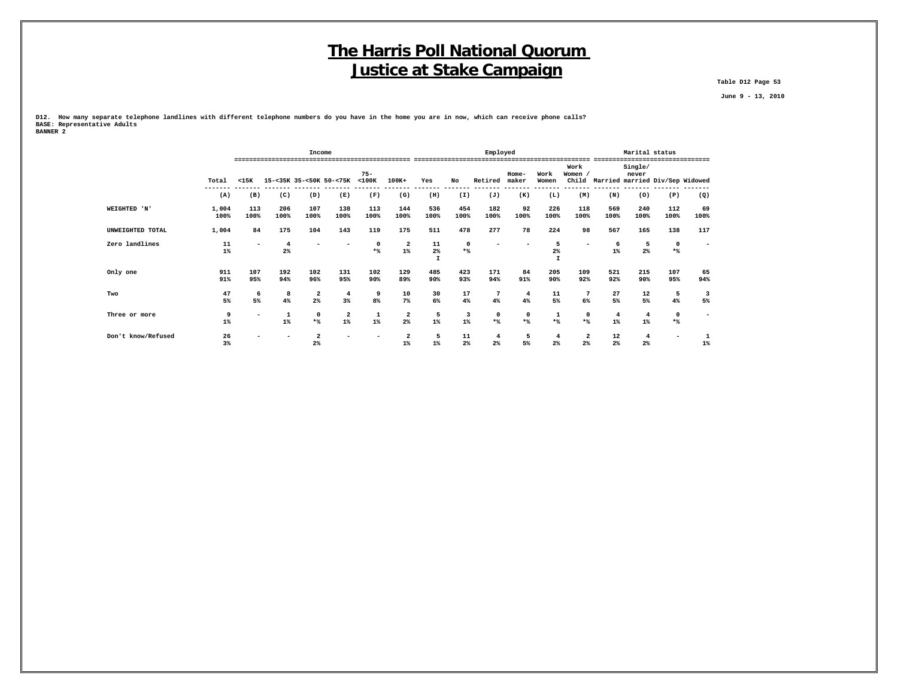# The Harris Poll National Quorum
# Justice at Stake Campaign

Table D12 Page 53

June 9 - 13, 2010

D12. How many separate telephone landlines with different telephone numbers do you have in the home you are in now, which can receive phone calls?
BASE: Representative Adults
BANNER 2

| | | Income | | | | | | Employed | | | | | | | Marital status | | | |
|---|---|---|---|---|---|---|---|---|---|---|---|---|---|---|---|---|---|---|
| | Total | <15K | 15-<35K | 35-<50K | 50-<75K | 75-<100K | 100K+ | Yes | No | Retired | Home-maker | Work Women | Work Women / Child | Married | Single/ never married | Div/Sep | Widowed |
| | (A) | (B) | (C) | (D) | (E) | (F) | (G) | (H) | (I) | (J) | (K) | (L) | (M) | (N) | (O) | (P) | (Q) |
| WEIGHTED 'N' | 1,004<br>100% | 113<br>100% | 206<br>100% | 107<br>100% | 138<br>100% | 113<br>100% | 144<br>100% | 536<br>100% | 454<br>100% | 182<br>100% | 92<br>100% | 226<br>100% | 118<br>100% | 569<br>100% | 240<br>100% | 112<br>100% | 69<br>100% |
| UNWEIGHTED TOTAL | 1,004 | 84 | 175 | 104 | 143 | 119 | 175 | 511 | 478 | 277 | 78 | 224 | 98 | 567 | 165 | 138 | 117 |
| Zero landlines | 11<br>1% | - | 4<br>2% | - | - | 0<br>*% | 2<br>1% | 11<br>2%<br>I | 0<br>*% | - | - | 5<br>2%<br>I | - | 6<br>1% | 5<br>2% | 0<br>*% | - |
| Only one | 911<br>91% | 107<br>95% | 192<br>94% | 102<br>96% | 131<br>95% | 102<br>90% | 129<br>89% | 485<br>90% | 423<br>93% | 171<br>94% | 84<br>91% | 205<br>90% | 109<br>92% | 521<br>92% | 215<br>90% | 107<br>95% | 65<br>94% |
| Two | 47<br>5% | 6<br>5% | 8<br>4% | 2<br>2% | 4<br>3% | 9<br>8% | 10<br>7% | 30<br>6% | 17<br>4% | 7<br>4% | 4<br>4% | 11<br>5% | 7<br>6% | 27<br>5% | 12<br>5% | 5<br>4% | 3<br>5% |
| Three or more | 9<br>1% | - | 1<br>1% | 0<br>*% | 2<br>1% | 1<br>1% | 2<br>2% | 5<br>1% | 3<br>1% | 0<br>*% | 0<br>*% | 1<br>*% | 0<br>*% | 4<br>1% | 4<br>1% | 0<br>*% | - |
| Don't know/Refused | 26<br>3% | - | - | 2<br>2% | - | - | 2<br>1% | 5<br>1% | 11<br>2% | 4<br>2% | 5<br>5% | 4<br>2% | 2<br>2% | 12<br>2% | 4<br>2% | - | 1<br>1% |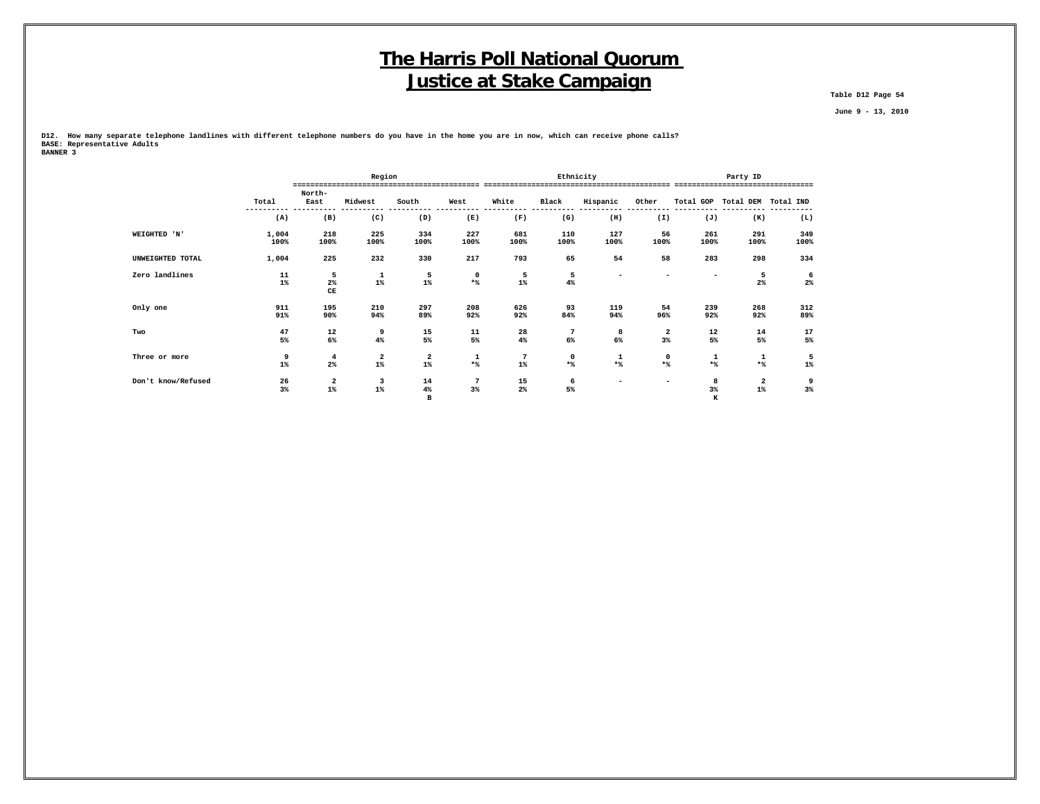# The Harris Poll National Quorum
# Justice at Stake Campaign

Table D12 Page 54

June 9 - 13, 2010

**D12. How many separate telephone landlines with different telephone numbers do you have in the home you are in now, which can receive phone calls?**
**BASE: Representative Adults**
**BANNER 3**

| | | Region | | | | Ethnicity | | | | Party ID | | |
|---|---|---|---|---|---|---|---|---|---|---|---|---|
| | Total | North-East | Midwest | South | West | White | Black | Hispanic | Other | Total GOP | Total DEM | Total IND |
| | (A) | (B) | (C) | (D) | (E) | (F) | (G) | (H) | (I) | (J) | (K) | (L) |
| WEIGHTED 'N' | 1,004<br>100% | 218<br>100% | 225<br>100% | 334<br>100% | 227<br>100% | 681<br>100% | 110<br>100% | 127<br>100% | 56<br>100% | 261<br>100% | 291<br>100% | 349<br>100% |
| UNWEIGHTED TOTAL | 1,004 | 225 | 232 | 330 | 217 | 793 | 65 | 54 | 58 | 283 | 298 | 334 |
| Zero landlines | 11<br>1% | 5<br>2%<br>CE | 1<br>1% | 5<br>1% | 0<br>*% | 5<br>1% | 5<br>4% | - | - | - | 5<br>2% | 6<br>2% |
| Only one | 911<br>91% | 195<br>90% | 210<br>94% | 297<br>89% | 208<br>92% | 626<br>92% | 93<br>84% | 119<br>94% | 54<br>96% | 239<br>92% | 268<br>92% | 312<br>89% |
| Two | 47<br>5% | 12<br>6% | 9<br>4% | 15<br>5% | 11<br>5% | 28<br>4% | 7<br>6% | 8<br>6% | 2<br>3% | 12<br>5% | 14<br>5% | 17<br>5% |
| Three or more | 9<br>1% | 4<br>2% | 2<br>1% | 2<br>1% | 1<br>*% | 7<br>1% | 0<br>*% | 1<br>*% | 0<br>*% | 1<br>*% | 1<br>*% | 5<br>1% |
| Don't know/Refused | 26<br>3% | 2<br>1% | 3<br>1% | 14<br>4%<br>B | 7<br>3% | 15<br>2% | 6<br>5% | - | - | 8<br>3%<br>K | 2<br>1% | 9<br>3% |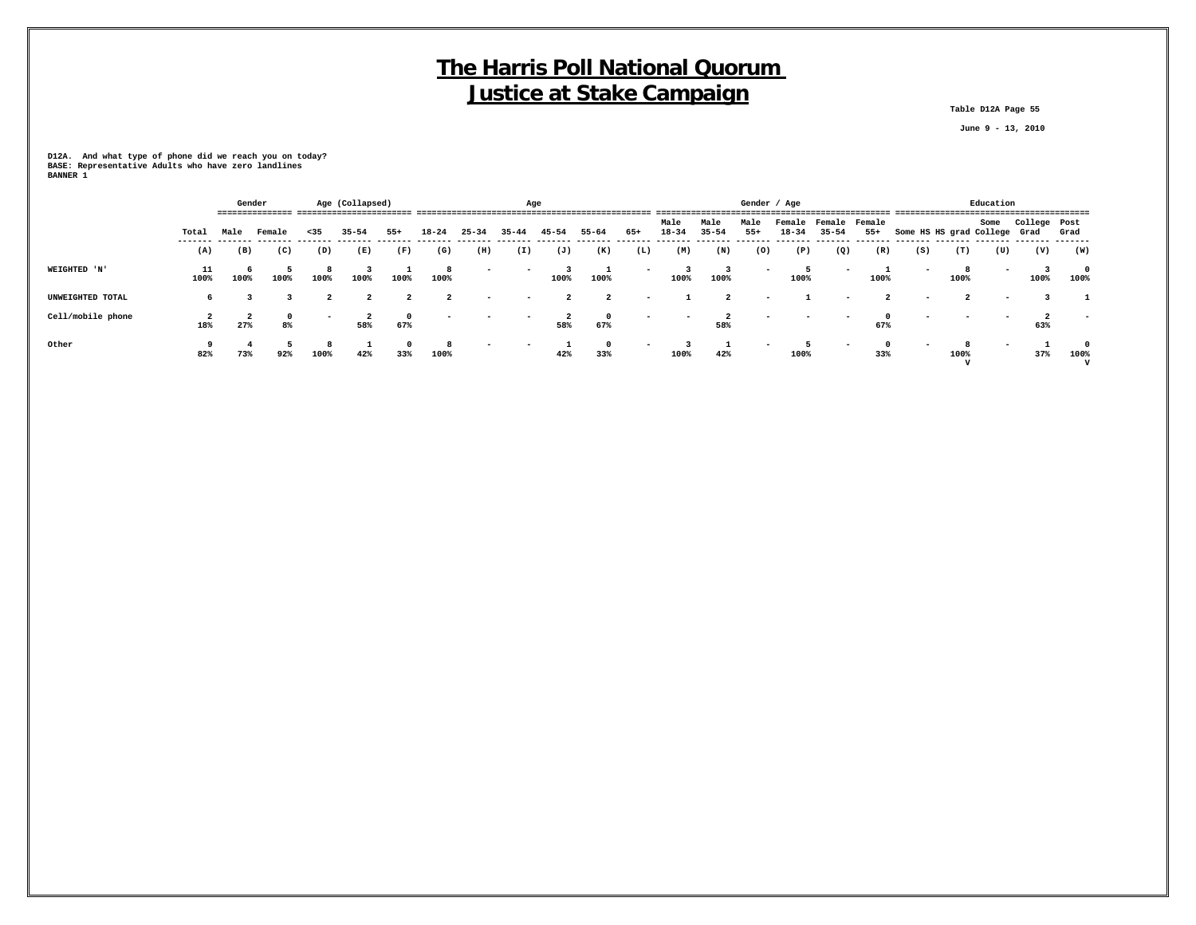# The Harris Poll National Quorum
# Justice at Stake Campaign

Table D12A Page 55

June 9 - 13, 2010

D12A. And what type of phone did we reach you on today?
BASE: Representative Adults who have zero landlines
BANNER 1

| | | Gender | | Age (Collapsed) | | | Age | | | | | | Gender / Age | | | | | | Education | | | | |
|---|---|---|---|---|---|---|---|---|---|---|---|---|---|---|---|---|---|---|---|---|---|---|---|
| | Total | Male | Female | <35 | 35-54 | 55+ | 18-24 | 25-34 | 35-44 | 45-54 | 55-64 | 65+ | Male 18-34 | Male 35-54 | Male 55+ | Female 18-34 | Female 35-54 | Female 55+ | Some HS | HS grad | Some College | College Grad | Post Grad |
| | (A) | (B) | (C) | (D) | (E) | (F) | (G) | (H) | (I) | (J) | (K) | (L) | (M) | (N) | (O) | (P) | (Q) | (R) | (S) | (T) | (U) | (V) | (W) |
| WEIGHTED 'N' | 11<br>100% | 6<br>100% | 5<br>100% | 8<br>100% | 3<br>100% | 1<br>100% | 8<br>100% | - | - | 3<br>100% | 1<br>100% | - | 3<br>100% | 3<br>100% | - | 5<br>100% | - | 1<br>100% | - | 8<br>100% | - | 3<br>100% | 0<br>100% |
| UNWEIGHTED TOTAL | 6 | 3 | 3 | 2 | 2 | 2 | 2 | - | - | 2 | 2 | - | 1 | 2 | - | 1 | - | 2 | - | 2 | - | 3 | 1 |
| Cell/mobile phone | 2<br>18% | 2<br>27% | 0<br>8% | - | 2<br>58% | 0<br>67% | - | - | - | 2<br>58% | 0<br>67% | - | - | 2<br>58% | - | - | - | 0<br>67% | - | - | - | 2<br>63% | - |
| Other | 9<br>82% | 4<br>73% | 5<br>92% | 8<br>100% | 1<br>42% | 0<br>33% | 8<br>100% | - | - | 1<br>42% | 0<br>33% | - | 3<br>100% | 1<br>42% | - | 5<br>100% | - | 0<br>33% | - | 8<br>100%<br>V | - | 1<br>37% | 0<br>100%<br>V |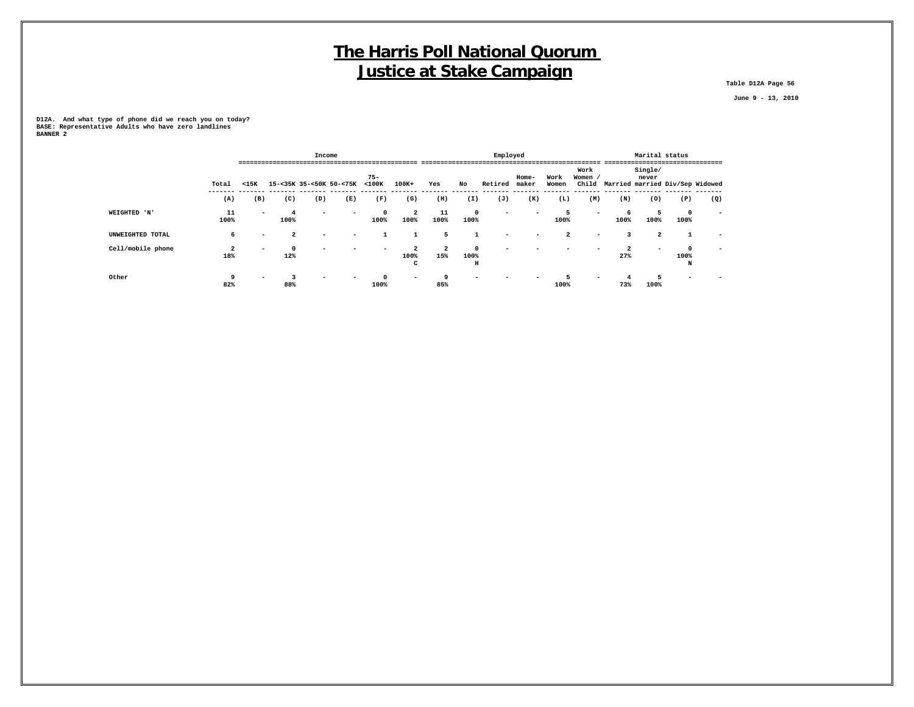# The Harris Poll National Quorum
# Justice at Stake Campaign

Table D12A Page 56

June 9 - 13, 2010

D12A. And what type of phone did we reach you on today?
BASE: Representative Adults who have zero landlines
BANNER 2

| | | Income | | | | | | Employed | | | | | | Marital status | | | |
|---|---|---|---|---|---|---|---|---|---|---|---|---|---|---|---|---|---|
| | Total | <15K | 15-<35K | 35-<50K | 50-<75K | 75-<100K | 100K+ | Yes | No | Retired | Home-maker | Work Women | Work Women / Child | Married | Single/never married | Div/Sep | Widowed |
| | (A) | (B) | (C) | (D) | (E) | (F) | (G) | (H) | (I) | (J) | (K) | (L) | (M) | (N) | (O) | (P) | (Q) |
| WEIGHTED 'N' | 11<br>100% | - | 4<br>100% | - | - | 0<br>100% | 2<br>100% | 11<br>100% | 0<br>100% | - | - | 5<br>100% | - | 6<br>100% | 5<br>100% | 0<br>100% | - |
| UNWEIGHTED TOTAL | 6 | - | 2 | - | - | 1 | 1 | 5 | 1 | - | - | 2 | - | 3 | 2 | 1 | - |
| Cell/mobile phone | 2<br>18% | - | 0<br>12% | - | - | - | 2<br>100%<br>C | 2<br>15% | 0<br>100%<br>H | - | - | - | - | 2<br>27% | - | 0<br>100%<br>N | - |
| Other | 9<br>82% | - | 3<br>88% | - | - | 0<br>100% | - | 9<br>85% | - | - | - | 5<br>100% | - | 4<br>73% | 5<br>100% | - | - |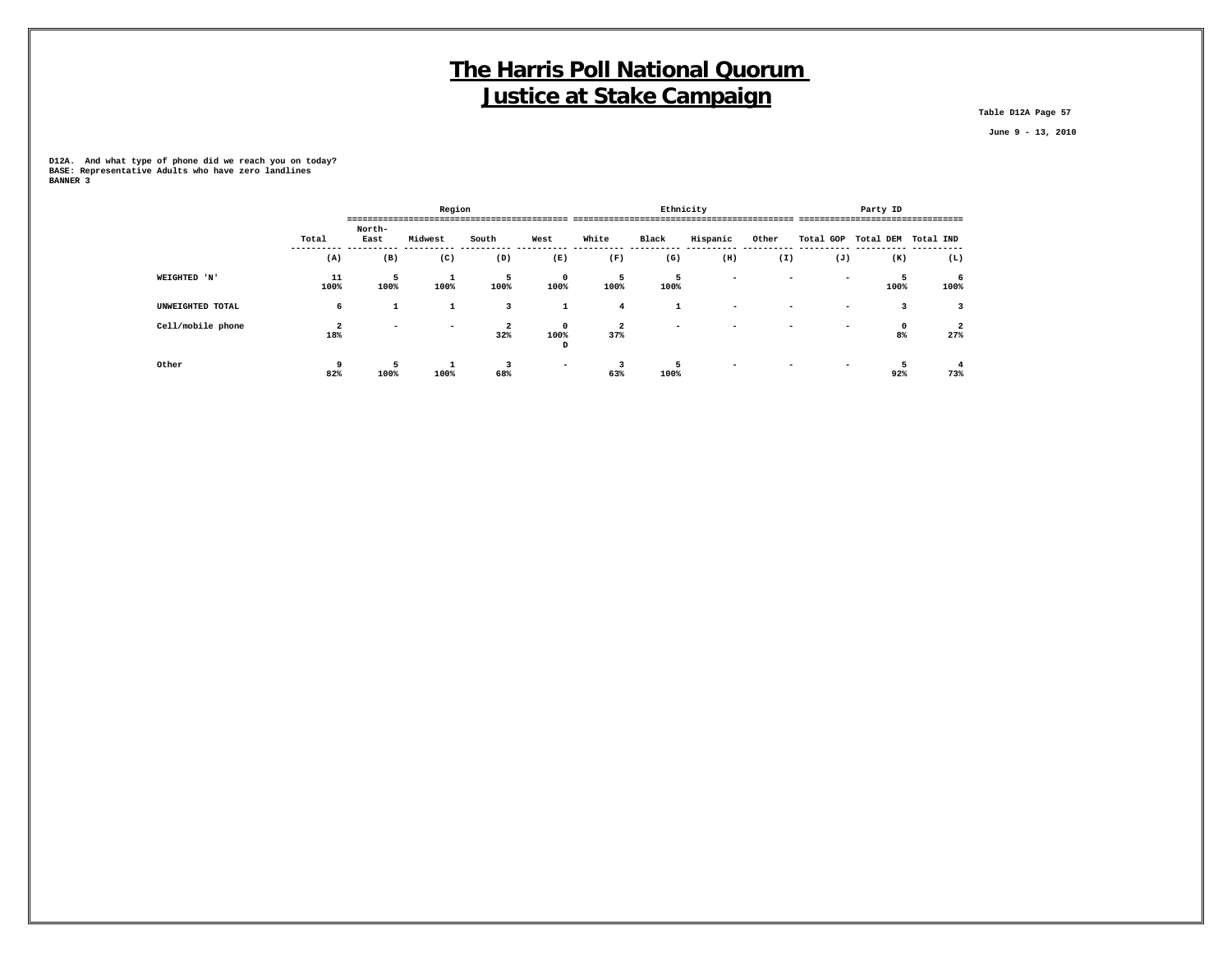# The Harris Poll National Quorum
# Justice at Stake Campaign

Table D12A Page 57

June 9 - 13, 2010

D12A. And what type of phone did we reach you on today?
BASE: Representative Adults who have zero landlines
BANNER 3

| | | Region | | | | Ethnicity | | | | Party ID | | |
|---|---|---|---|---|---|---|---|---|---|---|---|---|
| | Total | North-East | Midwest | South | West | White | Black | Hispanic | Other | Total GOP | Total DEM | Total IND |
| | (A) | (B) | (C) | (D) | (E) | (F) | (G) | (H) | (I) | (J) | (K) | (L) |
| WEIGHTED 'N' | 11<br>100% | 5<br>100% | 1<br>100% | 5<br>100% | 0<br>100% | 5<br>100% | 5<br>100% | - | - | - | 5<br>100% | 6<br>100% |
| UNWEIGHTED TOTAL | 6 | 1 | 1 | 3 | 1 | 4 | 1 | - | - | - | 3 | 3 |
| Cell/mobile phone | 2<br>18% | - | - | 2<br>32% | 0<br>100%<br>D | 2<br>37% | - | - | - | - | 0<br>8% | 2<br>27% |
| Other | 9<br>82% | 5<br>100% | 1<br>100% | 3<br>68% | - | 3<br>63% | 5<br>100% | - | - | - | 5<br>92% | 4<br>73% |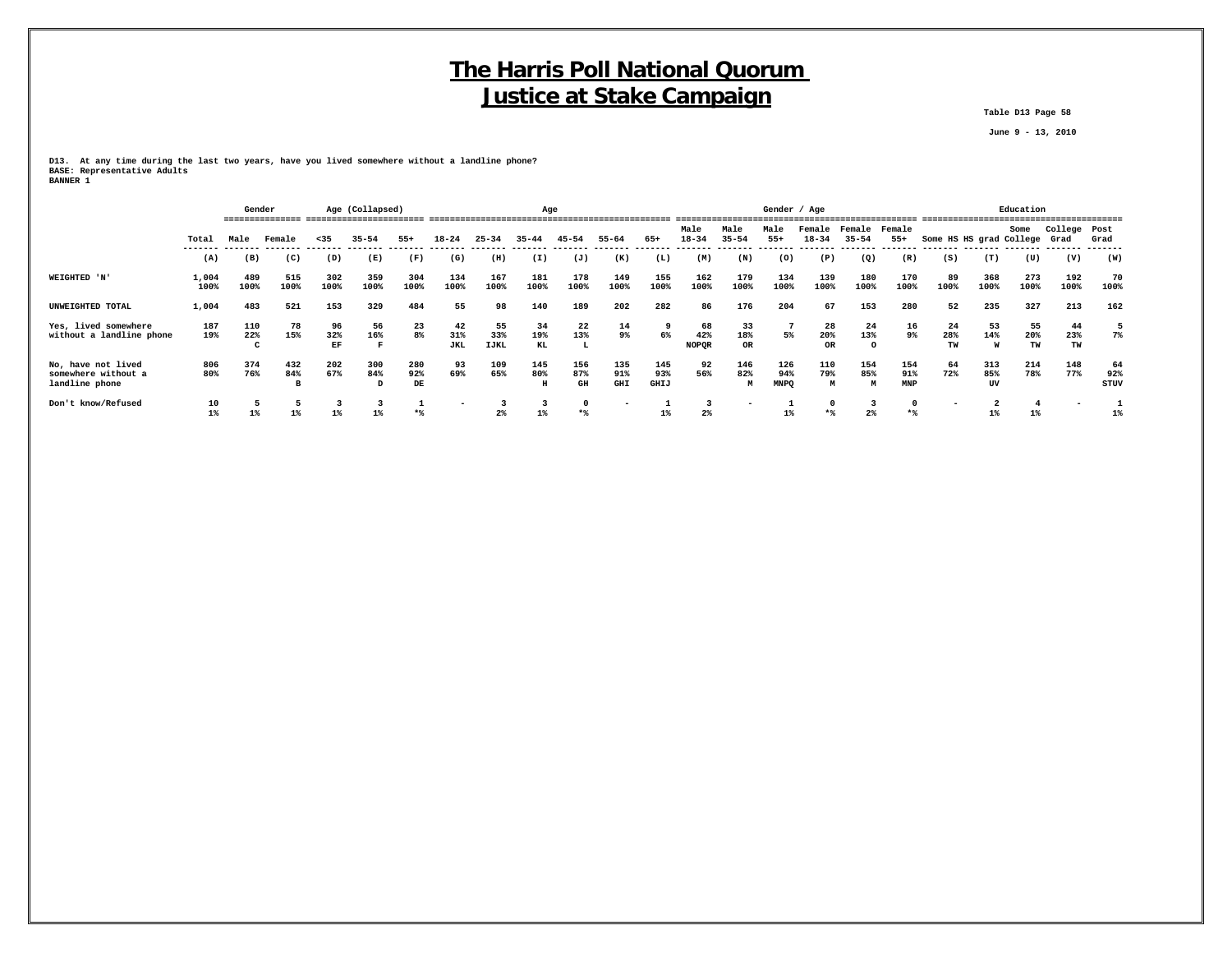# The Harris Poll National Quorum
# Justice at Stake Campaign

Table D13 Page 58

June 9 - 13, 2010

D13. At any time during the last two years, have you lived somewhere without a landline phone?
BASE: Representative Adults
BANNER 1

| | | Gender | | Age (Collapsed) | | | Age | | | | | | Gender / Age | | | | | | Education | | | | |
|---|---|---|---|---|---|---|---|---|---|---|---|---|---|---|---|---|---|---|---|---|---|---|---|
| | Total | Male | Female | <35 | 35-54 | 55+ | 18-24 | 25-34 | 35-44 | 45-54 | 55-64 | 65+ | Male 18-34 | Male 35-54 | Male 55+ | Female 18-34 | Female 35-54 | Female 55+ | Some HS | HS grad | Some College | College Grad | Post Grad |
| | (A) | (B) | (C) | (D) | (E) | (F) | (G) | (H) | (I) | (J) | (K) | (L) | (M) | (N) | (O) | (P) | (Q) | (R) | (S) | (T) | (U) | (V) | (W) |
| WEIGHTED 'N' | 1,004 100% | 489 100% | 515 100% | 302 100% | 359 100% | 304 100% | 134 100% | 167 100% | 181 100% | 178 100% | 149 100% | 155 100% | 162 100% | 179 100% | 134 100% | 139 100% | 180 100% | 170 100% | 89 100% | 368 100% | 273 100% | 192 100% | 70 100% |
| UNWEIGHTED TOTAL | 1,004 | 483 | 521 | 153 | 329 | 484 | 55 | 98 | 140 | 189 | 202 | 282 | 86 | 176 | 204 | 67 | 153 | 280 | 52 | 235 | 327 | 213 | 162 |
| Yes, lived somewhere without a landline phone | 187 19% | 110 22% C | 78 15% | 96 32% EF | 56 16% F | 23 8% | 42 31% JKL | 55 33% IJKL | 34 19% KL | 22 13% L | 14 9% | 9 6% | 68 42% NOPQR | 33 18% OR | 7 5% | 28 20% OR | 24 13% O | 16 9% | 24 28% TW | 53 14% W | 55 20% TW | 44 23% TW | 5 7% |
| No, have not lived somewhere without a landline phone | 806 80% | 374 76% | 432 84% B | 202 67% | 300 84% D | 280 92% DE | 93 69% | 109 65% | 145 80% H | 156 87% GH | 135 91% GHI | 145 93% GHIJ | 92 56% | 146 82% M | 126 94% MNPQ | 110 79% M | 154 85% M | 154 91% MNP | 64 72% | 313 85% UV | 214 78% | 148 77% | 64 92% STUV |
| Don't know/Refused | 10 1% | 5 1% | 5 1% | 3 1% | 3 1% | 1 *% | - | 3 2% | 3 1% | 0 *% | - | 1 1% | 3 2% | - | 1 1% | 0 *% | 3 2% | 0 *% | - | 2 1% | 4 1% | - | 1 1% |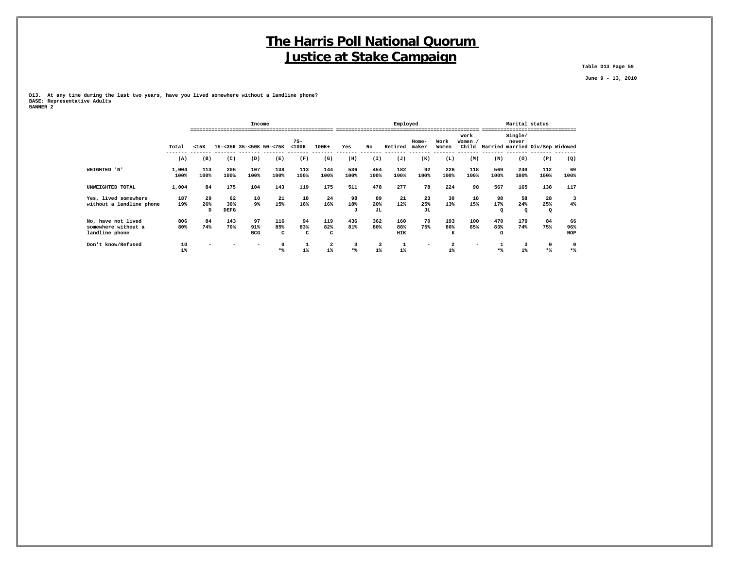# The Harris Poll National Quorum
# Justice at Stake Campaign

Table D13 Page 59

June 9 - 13, 2010

**D13. At any time during the last two years, have you lived somewhere without a landline phone?**
**BASE: Representative Adults**
**BANNER 2**

| | | Income | | | | | | Employed | | | | | | | Marital status | | | |
|---|---|---|---|---|---|---|---|---|---|---|---|---|---|---|---|---|---|---|
| | Total | <15K | 15-<35K | 35-<50K | 50-<75K | 75-<100K | 100K+ | Yes | No | Retired | Home-maker | Work Women | Work Women / Child | Married | Single/never married | Div/Sep | Widowed |
| | (A) | (B) | (C) | (D) | (E) | (F) | (G) | (H) | (I) | (J) | (K) | (L) | (M) | (N) | (O) | (P) | (Q) |
| WEIGHTED 'N' | 1,004 | 113 | 206 | 107 | 138 | 113 | 144 | 536 | 454 | 182 | 92 | 226 | 118 | 569 | 240 | 112 | 69 |
| | 100% | 100% | 100% | 100% | 100% | 100% | 100% | 100% | 100% | 100% | 100% | 100% | 100% | 100% | 100% | 100% | 100% |
| UNWEIGHTED TOTAL | 1,004 | 84 | 175 | 104 | 143 | 119 | 175 | 511 | 478 | 277 | 78 | 224 | 98 | 567 | 165 | 138 | 117 |
| Yes, lived somewhere without a landline phone | 187 | 29 | 62 | 10 | 21 | 18 | 24 | 98 | 89 | 21 | 23 | 30 | 18 | 98 | 58 | 28 | 3 |
| | 19% | 26% | 30% | 9% | 15% | 16% | 16% | 18% | 20% | 12% | 25% | 13% | 15% | 17% | 24% | 25% | 4% |
| | | D | DEFG | | | | | J | JL | | JL | | | Q | Q | Q | |
| No, have not lived somewhere without a landline phone | 806 | 84 | 143 | 97 | 116 | 94 | 119 | 436 | 362 | 160 | 70 | 193 | 100 | 470 | 179 | 84 | 66 |
| | 80% | 74% | 70% | 91% | 85% | 83% | 82% | 81% | 80% | 88% | 75% | 86% | 85% | 83% | 74% | 75% | 96% |
| | | | | BCG | C | C | C | | | HIK | | K | | O | | | NOP |
| Don't know/Refused | 10 | - | - | - | 0 | 1 | 2 | 3 | 3 | 1 | - | 2 | - | 1 | 3 | 0 | 0 |
| | 1% | | | | *% | 1% | 1% | *% | 1% | 1% | | 1% | | *% | 1% | *% | *% |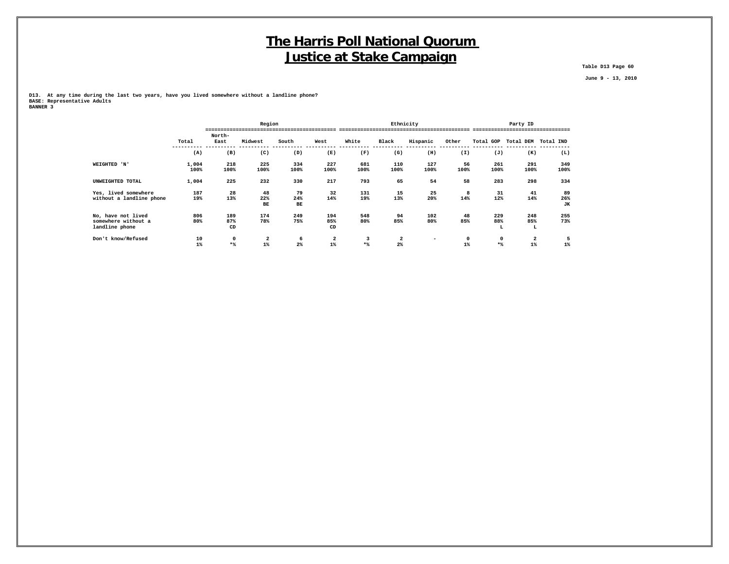# The Harris Poll National Quorum
# Justice at Stake Campaign

Table D13 Page 60

June 9 - 13, 2010

**D13. At any time during the last two years, have you lived somewhere without a landline phone?**
**BASE: Representative Adults**
**BANNER 3**

| | | Region | | | | Ethnicity | | | | Party ID | | |
|---|---|---|---|---|---|---|---|---|---|---|---|---|
| | Total | North-East | Midwest | South | West | White | Black | Hispanic | Other | Total GOP | Total DEM | Total IND |
| | (A) | (B) | (C) | (D) | (E) | (F) | (G) | (H) | (I) | (J) | (K) | (L) |
| WEIGHTED 'N' | 1,004<br>100% | 218<br>100% | 225<br>100% | 334<br>100% | 227<br>100% | 681<br>100% | 110<br>100% | 127<br>100% | 56<br>100% | 261<br>100% | 291<br>100% | 349<br>100% |
| UNWEIGHTED TOTAL | 1,004 | 225 | 232 | 330 | 217 | 793 | 65 | 54 | 58 | 283 | 298 | 334 |
| Yes, lived somewhere without a landline phone | 187<br>19% | 28<br>13% | 48<br>22%<br>BE | 79<br>24%<br>BE | 32<br>14% | 131<br>19% | 15<br>13% | 25<br>20% | 8<br>14% | 31<br>12% | 41<br>14% | 89<br>26%<br>JK |
| No, have not lived somewhere without a landline phone | 806<br>80% | 189<br>87%<br>CD | 174<br>78% | 249<br>75% | 194<br>85%<br>CD | 548<br>80% | 94<br>85% | 102<br>80% | 48<br>85% | 229<br>88%<br>L | 248<br>85%<br>L | 255<br>73% |
| Don't know/Refused | 10<br>1% | 0<br>*% | 2<br>1% | 6<br>2% | 2<br>1% | 3<br>*% | 2<br>2% | - | 0<br>1% | 0<br>*% | 2<br>1% | 5<br>1% |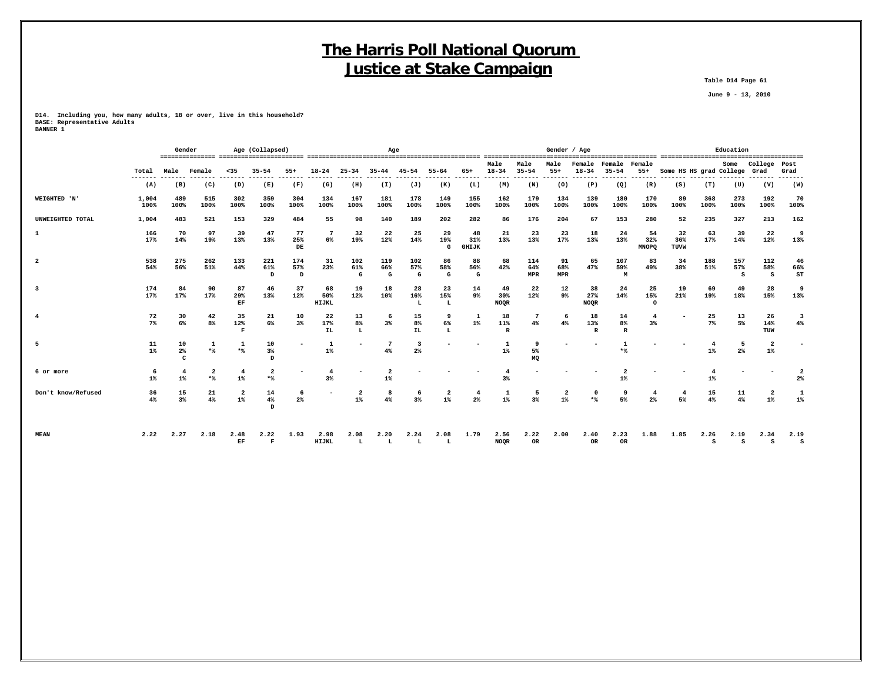# The Harris Poll National Quorum
# Justice at Stake Campaign

Table D14 Page 61

June 9 - 13, 2010

D14. Including you, how many adults, 18 or over, live in this household?
BASE: Representative Adults
BANNER 1

| | | Gender | | Age (Collapsed) | | | Age | | | | | | Gender / Age | | | | | | Education | | | | |
|---|---|---|---|---|---|---|---|---|---|---|---|---|---|---|---|---|---|---|---|---|---|---|---|
| | Total | Male | Female | <35 | 35-54 | 55+ | 18-24 | 25-34 | 35-44 | 45-54 | 55-64 | 65+ | Male 18-34 | Male 35-54 | Male 55+ | Female 18-34 | Female 35-54 | Female 55+ | Some HS | HS grad | Some College | College Grad | Post Grad |
| | (A) | (B) | (C) | (D) | (E) | (F) | (G) | (H) | (I) | (J) | (K) | (L) | (M) | (N) | (O) | (P) | (Q) | (R) | (S) | (T) | (U) | (V) | (W) |
| WEIGHTED 'N' | 1,004 100% | 489 100% | 515 100% | 302 100% | 359 100% | 304 100% | 134 100% | 167 100% | 181 100% | 178 100% | 149 100% | 155 100% | 162 100% | 179 100% | 134 100% | 139 100% | 180 100% | 170 100% | 89 100% | 368 100% | 273 100% | 192 100% | 70 100% |
| UNWEIGHTED TOTAL | 1,004 | 483 | 521 | 153 | 329 | 484 | 55 | 98 | 140 | 189 | 202 | 282 | 86 | 176 | 204 | 67 | 153 | 280 | 52 | 235 | 327 | 213 | 162 |
| 1 | 166 17% | 70 14% | 97 19% | 39 13% | 47 13% | 77 25% DE | 7 6% | 32 19% | 22 12% | 25 14% | 29 19% G | 48 31% GHIJK | 21 13% | 23 13% | 23 17% | 18 13% | 24 13% | 54 32% MNOPQ | 32 36% TUVW | 63 17% | 39 14% | 22 12% | 9 13% |
| 2 | 538 54% | 275 56% | 262 51% | 133 44% | 221 61% D | 174 57% D | 31 23% | 102 61% G | 119 66% G | 102 57% G | 86 58% G | 88 56% G | 68 42% | 114 64% MPR | 91 68% MPR | 65 47% | 107 59% M | 83 49% | 34 38% | 188 51% | 157 57% S | 112 58% S | 46 66% ST |
| 3 | 174 17% | 84 17% | 90 17% | 87 29% EF | 46 13% | 37 12% | 68 50% HIJKL | 19 12% | 18 10% | 28 16% L | 23 15% L | 14 9% | 49 30% NOQR | 22 12% | 12 9% | 38 27% NOQR | 24 14% | 25 15% O | 19 21% | 69 19% | 49 18% | 28 15% | 9 13% |
| 4 | 72 7% | 30 6% | 42 8% | 35 12% F | 21 6% | 10 3% | 22 17% IL | 13 8% L | 6 3% | 15 8% IL | 9 6% L | 1 1% | 18 11% R | 7 4% | 6 4% | 18 13% R | 14 8% R | 4 3% | - | 25 7% | 13 5% | 26 14% TUW | 3 4% |
| 5 | 11 1% | 10 2% C | 1 *% | 1 *% | 10 3% D | - | 1 1% | - | 7 4% | 3 2% | - | - | 1 1% | 9 5% MQ | - | - | 1 *% | - | - | 4 1% | 5 2% | 2 1% | - |
| 6 or more | 6 1% | 4 1% | 2 *% | 4 1% | 2 *% | - | 4 3% | - | 2 1% | - | - | - | 4 3% | - | - | - | 2 1% | - | - | 4 1% | - | - | 2 2% |
| Don't know/Refused | 36 4% | 15 3% | 21 4% | 2 1% | 14 4% D | 6 2% | - | 2 1% | 8 4% | 6 3% | 2 1% | 4 2% | 1 1% | 5 3% | 2 1% | 0 *% | 9 5% | 4 2% | 4 5% | 15 4% | 11 4% | 2 1% | 1 1% |
| MEAN | 2.22 | 2.27 | 2.18 | 2.48 EF | 2.22 F | 1.93 | 2.98 HIJKL | 2.08 L | 2.20 L | 2.24 L | 2.08 L | 1.79 | 2.56 NOQR | 2.22 OR | 2.00 | 2.40 OR | 2.23 OR | 1.88 | 1.85 | 2.26 S | 2.19 S | 2.34 S | 2.19 S |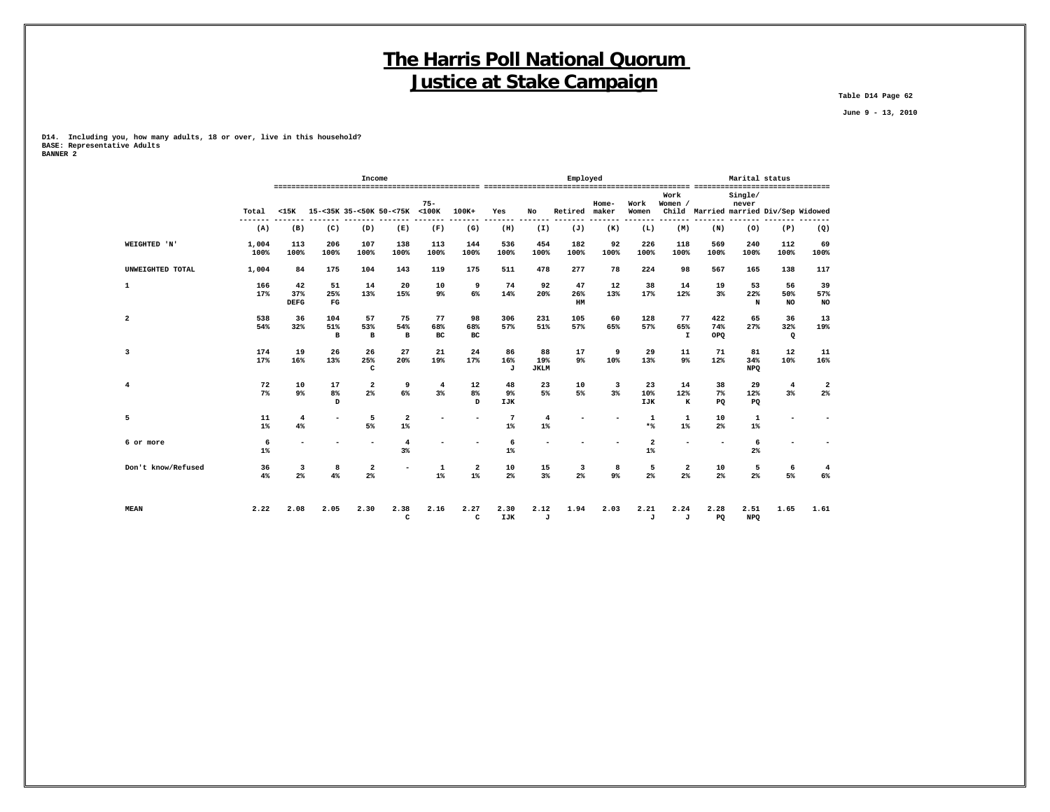# The Harris Poll National Quorum
# Justice at Stake Campaign

Table D14 Page 62

June 9 - 13, 2010

D14. Including you, how many adults, 18 or over, live in this household?
BASE: Representative Adults
BANNER 2

| | | Income | | | | | | Employed | | | | | | | Marital status | | | |
|---|---|---|---|---|---|---|---|---|---|---|---|---|---|---|---|---|---|---|
| | Total | <15K | 15-<35K | 35-<50K | 50-<75K | 75-<100K | 100K+ | Yes | No | Retired | Home-maker | Work Women | Work Women / Child | Married | Single/ never married | Div/Sep | Widowed |
| | (A) | (B) | (C) | (D) | (E) | (F) | (G) | (H) | (I) | (J) | (K) | (L) | (M) | (N) | (O) | (P) | (Q) |
| WEIGHTED 'N' | 1,004 | 113 | 206 | 107 | 138 | 113 | 144 | 536 | 454 | 182 | 92 | 226 | 118 | 569 | 240 | 112 | 69 |
| | 100% | 100% | 100% | 100% | 100% | 100% | 100% | 100% | 100% | 100% | 100% | 100% | 100% | 100% | 100% | 100% | 100% |
| UNWEIGHTED TOTAL | 1,004 | 84 | 175 | 104 | 143 | 119 | 175 | 511 | 478 | 277 | 78 | 224 | 98 | 567 | 165 | 138 | 117 |
| 1 | 166 | 42 | 51 | 14 | 20 | 10 | 9 | 74 | 92 | 47 | 12 | 38 | 14 | 19 | 53 | 56 | 39 |
| | 17% | 37% | 25% | 13% | 15% | 9% | 6% | 14% | 20% | 26% | 13% | 17% | 12% | 3% | 22% | 50% | 57% |
| | | DEFG | FG | | | | | | | HM | | | | | N | NO | NO |
| 2 | 538 | 36 | 104 | 57 | 75 | 77 | 98 | 306 | 231 | 105 | 60 | 128 | 77 | 422 | 65 | 36 | 13 |
| | 54% | 32% | 51% | 53% | 54% | 68% | 68% | 57% | 51% | 57% | 65% | 57% | 65% | 74% | 27% | 32% | 19% |
| | | | B | B | B | BC | BC | | | | | | I | OPQ | | Q | |
| 3 | 174 | 19 | 26 | 26 | 27 | 21 | 24 | 86 | 88 | 17 | 9 | 29 | 11 | 71 | 81 | 12 | 11 |
| | 17% | 16% | 13% | 25% | 20% | 19% | 17% | 16% | 19% | 9% | 10% | 13% | 9% | 12% | 34% | 10% | 16% |
| | | | | C | | | | J | JKLM | | | | | | NPQ | | |
| 4 | 72 | 10 | 17 | 2 | 9 | 4 | 12 | 48 | 23 | 10 | 3 | 23 | 14 | 38 | 29 | 4 | 2 |
| | 7% | 9% | 8% | 2% | 6% | 3% | 8% | 9% | 5% | 5% | 3% | 10% | 12% | 7% | 12% | 3% | 2% |
| | | | D | | | | D | IJK | | | | IJK | K | PQ | PQ | | |
| 5 | 11 | 4 | - | 5 | 2 | - | - | 7 | 4 | - | - | 1 | 1 | 10 | 1 | - | - |
| | 1% | 4% | | 5% | 1% | | | 1% | 1% | | | *% | 1% | 2% | 1% | | |
| 6 or more | 6 | - | - | - | 4 | - | - | 6 | - | - | - | 2 | - | - | 6 | - | - |
| | 1% | | | | 3% | | | 1% | | | | 1% | | | 2% | | |
| Don't know/Refused | 36 | 3 | 8 | 2 | - | 1 | 2 | 10 | 15 | 3 | 8 | 5 | 2 | 10 | 5 | 6 | 4 |
| | 4% | 2% | 4% | 2% | | 1% | 1% | 2% | 3% | 2% | 9% | 2% | 2% | 2% | 2% | 5% | 6% |
| MEAN | 2.22 | 2.08 | 2.05 | 2.30 | 2.38 | 2.16 | 2.27 | 2.30 | 2.12 | 1.94 | 2.03 | 2.21 | 2.24 | 2.28 | 2.51 | 1.65 | 1.61 |
| | | | | | C | | C | IJK | J | | | J | J | PQ | NPQ | | |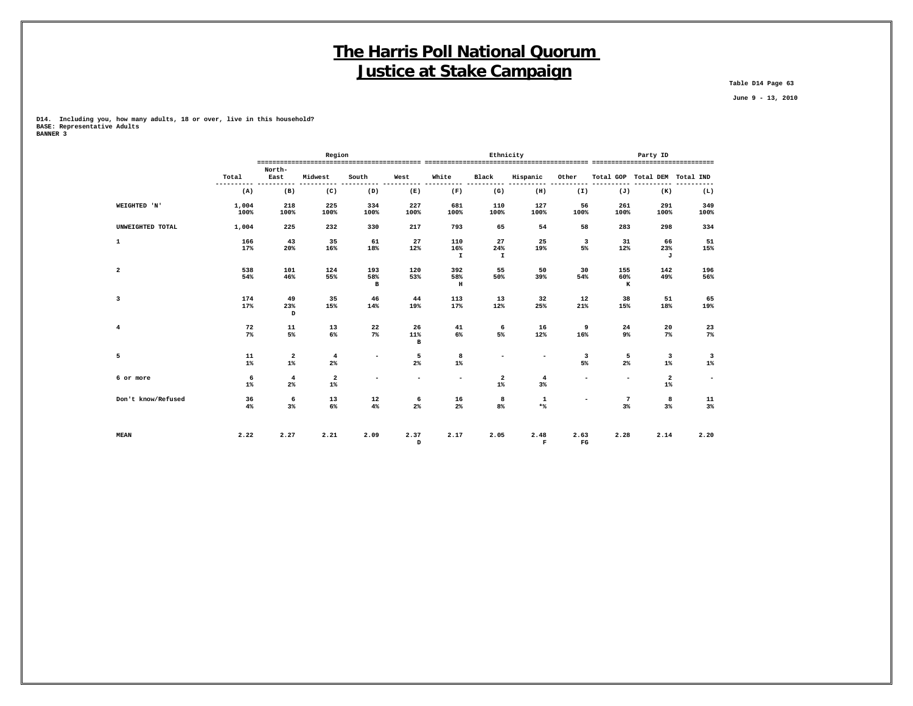# The Harris Poll National Quorum
# Justice at Stake Campaign

Table D14 Page 63

June 9 - 13, 2010

**D14. Including you, how many adults, 18 or over, live in this household?**
**BASE: Representative Adults**
**BANNER 3**

| | | Region | | | | Ethnicity | | | | Party ID | | |
|---|---|---|---|---|---|---|---|---|---|---|---|---|
| | Total | North-East | Midwest | South | West | White | Black | Hispanic | Other | Total GOP | Total DEM | Total IND |
| | (A) | (B) | (C) | (D) | (E) | (F) | (G) | (H) | (I) | (J) | (K) | (L) |
| WEIGHTED 'N' | 1,004<br>100% | 218<br>100% | 225<br>100% | 334<br>100% | 227<br>100% | 681<br>100% | 110<br>100% | 127<br>100% | 56<br>100% | 261<br>100% | 291<br>100% | 349<br>100% |
| UNWEIGHTED TOTAL | 1,004 | 225 | 232 | 330 | 217 | 793 | 65 | 54 | 58 | 283 | 298 | 334 |
| 1 | 166<br>17% | 43<br>20% | 35<br>16% | 61<br>18% | 27<br>12% | 110<br>16%<br>I | 27<br>24%<br>I | 25<br>19% | 3<br>5% | 31<br>12% | 66<br>23%<br>J | 51<br>15% |
| 2 | 538<br>54% | 101<br>46% | 124<br>55% | 193<br>58%<br>B | 120<br>53% | 392<br>58%<br>H | 55<br>50% | 50<br>39% | 30<br>54% | 155<br>60%<br>K | 142<br>49% | 196<br>56% |
| 3 | 174<br>17% | 49<br>23%<br>D | 35<br>15% | 46<br>14% | 44<br>19% | 113<br>17% | 13<br>12% | 32<br>25% | 12<br>21% | 38<br>15% | 51<br>18% | 65<br>19% |
| 4 | 72<br>7% | 11<br>5% | 13<br>6% | 22<br>7% | 26<br>11%<br>B | 41<br>6% | 6<br>5% | 16<br>12% | 9<br>16% | 24<br>9% | 20<br>7% | 23<br>7% |
| 5 | 11<br>1% | 2<br>1% | 4<br>2% | - | 5<br>2% | 8<br>1% | - | - | 3<br>5% | 5<br>2% | 3<br>1% | 3<br>1% |
| 6 or more | 6<br>1% | 4<br>2% | 2<br>1% | - | - | - | 2<br>1% | 4<br>3% | - | - | 2<br>1% | - |
| Don't know/Refused | 36<br>4% | 6<br>3% | 13<br>6% | 12<br>4% | 6<br>2% | 16<br>2% | 8<br>8% | 1<br>*% | - | 7<br>3% | 8<br>3% | 11<br>3% |
| MEAN | 2.22 | 2.27 | 2.21 | 2.09 | 2.37<br>D | 2.17 | 2.05 | 2.48<br>F | 2.63<br>FG | 2.28 | 2.14 | 2.20 |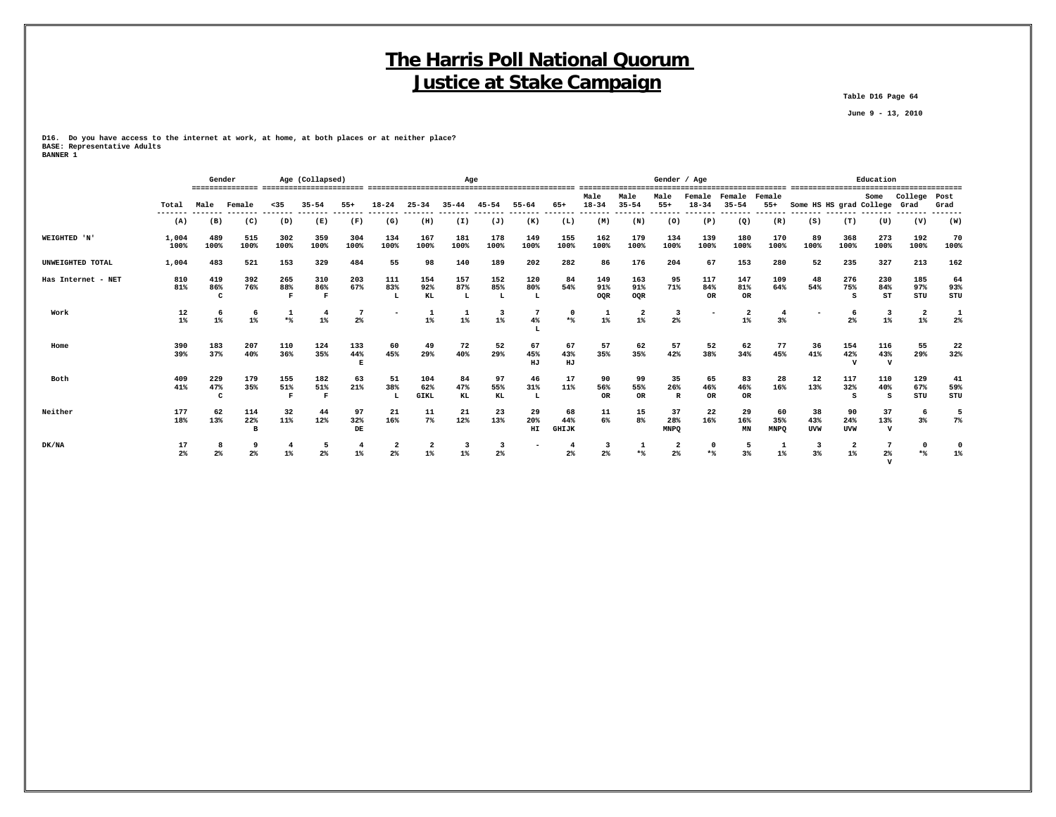# The Harris Poll National Quorum
# Justice at Stake Campaign

Table D16 Page 64

June 9 - 13, 2010

D16. Do you have access to the internet at work, at home, at both places or at neither place?
BASE: Representative Adults
BANNER 1

| | | Gender | | Age (Collapsed) | | | Age | | | | | | Gender / Age | | | | | | Education | | | | |
|---|---|---|---|---|---|---|---|---|---|---|---|---|---|---|---|---|---|---|---|---|---|---|---|
| | Total | Male | Female | <35 | 35-54 | 55+ | 18-24 | 25-34 | 35-44 | 45-54 | 55-64 | 65+ | Male 18-34 | Male 35-54 | Male 55+ | Female 18-34 | Female 35-54 | Female 55+ | Some HS | HS grad | Some College | College Grad | Post Grad |
| | (A) | (B) | (C) | (D) | (E) | (F) | (G) | (H) | (I) | (J) | (K) | (L) | (M) | (N) | (O) | (P) | (Q) | (R) | (S) | (T) | (U) | (V) | (W) |
| WEIGHTED 'N' | 1,004 | 489 | 515 | 302 | 359 | 304 | 134 | 167 | 181 | 178 | 149 | 155 | 162 | 179 | 134 | 139 | 180 | 170 | 89 | 368 | 273 | 192 | 70 |
| | 100% | 100% | 100% | 100% | 100% | 100% | 100% | 100% | 100% | 100% | 100% | 100% | 100% | 100% | 100% | 100% | 100% | 100% | 100% | 100% | 100% | 100% | 100% |
| UNWEIGHTED TOTAL | 1,004 | 483 | 521 | 153 | 329 | 484 | 55 | 98 | 140 | 189 | 202 | 282 | 86 | 176 | 204 | 67 | 153 | 280 | 52 | 235 | 327 | 213 | 162 |
| Has Internet - NET | 810 | 419 | 392 | 265 | 310 | 203 | 111 | 154 | 157 | 152 | 120 | 84 | 149 | 163 | 95 | 117 | 147 | 109 | 48 | 276 | 230 | 185 | 64 |
| | 81% | 86% | 76% | 88% | 86% | 67% | 83% | 92% | 87% | 85% | 80% | 54% | 91% | 91% | 71% | 84% | 81% | 64% | 54% | 75% | 84% | 97% | 93% |
| | | C | | F | F | | L | KL | L | L | L | | OQR | OQR | | OR | OR | | | S | ST | STU | STU |
| Work | 12 | 6 | 6 | 1 | 4 | 7 | - | 1 | 1 | 3 | 7 | 0 | 1 | 2 | 3 | - | 2 | 4 | - | 6 | 3 | 2 | 1 |
| | 1% | 1% | 1% | *% | 1% | 2% | | 1% | 1% | 1% | 4% | *% | 1% | 1% | 2% | | 1% | 3% | | 2% | 1% | 1% | 2% |
| | | | | | | | | | | | L | | | | | | | | | | | | |
| Home | 390 | 183 | 207 | 110 | 124 | 133 | 60 | 49 | 72 | 52 | 67 | 67 | 57 | 62 | 57 | 52 | 62 | 77 | 36 | 154 | 116 | 55 | 22 |
| | 39% | 37% | 40% | 36% | 35% | 44% | 45% | 29% | 40% | 29% | 45% | 43% | 35% | 35% | 42% | 38% | 34% | 45% | 41% | 42% | 43% | 29% | 32% |
| | | | | | | E | | | | | HJ | HJ | | | | | | | | V | V | | |
| Both | 409 | 229 | 179 | 155 | 182 | 63 | 51 | 104 | 84 | 97 | 46 | 17 | 90 | 99 | 35 | 65 | 83 | 28 | 12 | 117 | 110 | 129 | 41 |
| | 41% | 47% | 35% | 51% | 51% | 21% | 38% | 62% | 47% | 55% | 31% | 11% | 56% | 55% | 26% | 46% | 46% | 16% | 13% | 32% | 40% | 67% | 59% |
| | | C | | F | F | | L | GIKL | KL | KL | L | | OR | OR | R | OR | OR | | | S | S | STU | STU |
| Neither | 177 | 62 | 114 | 32 | 44 | 97 | 21 | 11 | 21 | 23 | 29 | 68 | 11 | 15 | 37 | 22 | 29 | 60 | 38 | 90 | 37 | 6 | 5 |
| | 18% | 13% | 22% | 11% | 12% | 32% | 16% | 7% | 12% | 13% | 20% | 44% | 6% | 8% | 28% | 16% | 16% | 35% | 43% | 24% | 13% | 3% | 7% |
| | | | B | | | DE | | | | | HI | GHIJK | | | MNPQ | | MN | MNPQ | UVW | UVW | V | | |
| DK/NA | 17 | 8 | 9 | 4 | 5 | 4 | 2 | 2 | 3 | 3 | - | 4 | 3 | 1 | 2 | 0 | 5 | 1 | 3 | 2 | 7 | 0 | 0 |
| | 2% | 2% | 2% | 1% | 2% | 1% | 2% | 1% | 1% | 2% | | 2% | 2% | *% | 2% | *% | 3% | 1% | 3% | 1% | 2% | *% | 1% |
| | | | | | | | | | | | | | | | | | | | | | V | | |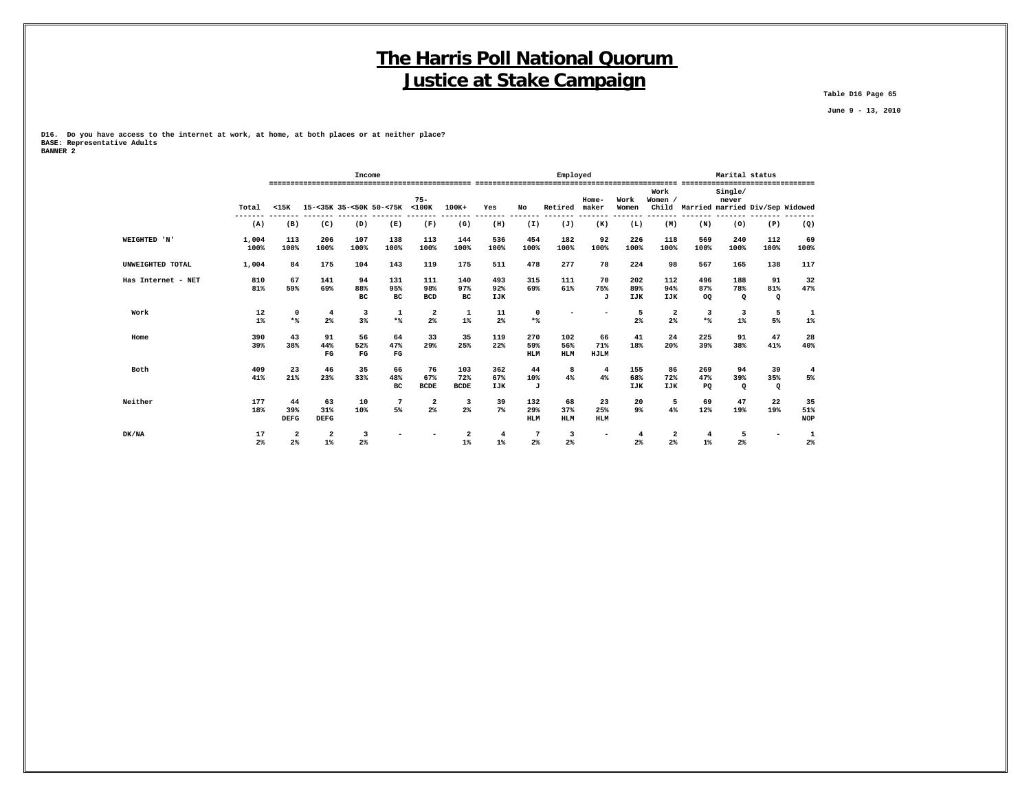# The Harris Poll National Quorum
# Justice at Stake Campaign

Table D16 Page 65

June 9 - 13, 2010

D16. Do you have access to the internet at work, at home, at both places or at neither place?
BASE: Representative Adults
BANNER 2

| | Total | Income | | | | | | Employed | | | | | | Marital status | | | |
|---|---|---|---|---|---|---|---|---|---|---|---|---|---|---|---|---|---|
| | | <15K | 15-<35K | 35-<50K | 50-<75K | 75-<100K | 100K+ | Yes | No | Retired | Home-maker | Work Women | Work Women / Child | Married | Single/ never married | Div/Sep | Widowed |
| | (A) | (B) | (C) | (D) | (E) | (F) | (G) | (H) | (I) | (J) | (K) | (L) | (M) | (N) | (O) | (P) | (Q) |
| WEIGHTED 'N' | 1,004 | 113 | 206 | 107 | 138 | 113 | 144 | 536 | 454 | 182 | 92 | 226 | 118 | 569 | 240 | 112 | 69 |
| | 100% | 100% | 100% | 100% | 100% | 100% | 100% | 100% | 100% | 100% | 100% | 100% | 100% | 100% | 100% | 100% | 100% |
| UNWEIGHTED TOTAL | 1,004 | 84 | 175 | 104 | 143 | 119 | 175 | 511 | 478 | 277 | 78 | 224 | 98 | 567 | 165 | 138 | 117 |
| Has Internet - NET | 810 | 67 | 141 | 94 | 131 | 111 | 140 | 493 | 315 | 111 | 70 | 202 | 112 | 496 | 188 | 91 | 32 |
| | 81% | 59% | 69% | 88% | 95% | 98% | 97% | 92% | 69% | 61% | 75% | 89% | 94% | 87% | 78% | 81% | 47% |
| | | | | BC | BC | BCD | BC | IJK | | | J | IJK | IJK | OQ | Q | Q | |
| Work | 12 | 0 | 4 | 3 | 1 | 2 | 1 | 11 | 0 | - | - | 5 | 2 | 3 | 3 | 5 | 1 |
| | 1% | *% | 2% | 3% | *% | 2% | 1% | 2% | *% | | | 2% | 2% | *% | 1% | 5% | 1% |
| Home | 390 | 43 | 91 | 56 | 64 | 33 | 35 | 119 | 270 | 102 | 66 | 41 | 24 | 225 | 91 | 47 | 28 |
| | 39% | 38% | 44% | 52% | 47% | 29% | 25% | 22% | 59% | 56% | 71% | 18% | 20% | 39% | 38% | 41% | 40% |
| | | | FG | FG | FG | | | | HLM | HLM | HJLM | | | | | | |
| Both | 409 | 23 | 46 | 35 | 66 | 76 | 103 | 362 | 44 | 8 | 4 | 155 | 86 | 269 | 94 | 39 | 4 |
| | 41% | 21% | 23% | 33% | 48% | 67% | 72% | 67% | 10% | 4% | 4% | 68% | 72% | 47% | 39% | 35% | 5% |
| | | | | | BC | BCDE | BCDE | IJK | J | | | IJK | IJK | PQ | Q | Q | |
| Neither | 177 | 44 | 63 | 10 | 7 | 2 | 3 | 39 | 132 | 68 | 23 | 20 | 5 | 69 | 47 | 22 | 35 |
| | 18% | 39% | 31% | 10% | 5% | 2% | 2% | 7% | 29% | 37% | 25% | 9% | 4% | 12% | 19% | 19% | 51% |
| | | DEFG | DEFG | | | | | | HLM | HLM | HLM | | | | | | NOP |
| DK/NA | 17 | 2 | 2 | 3 | - | - | 2 | 4 | 7 | 3 | - | 4 | 2 | 4 | 5 | - | 1 |
| | 2% | 2% | 1% | 2% | | | 1% | 1% | 2% | 2% | | 2% | 2% | 1% | 2% | | 2% |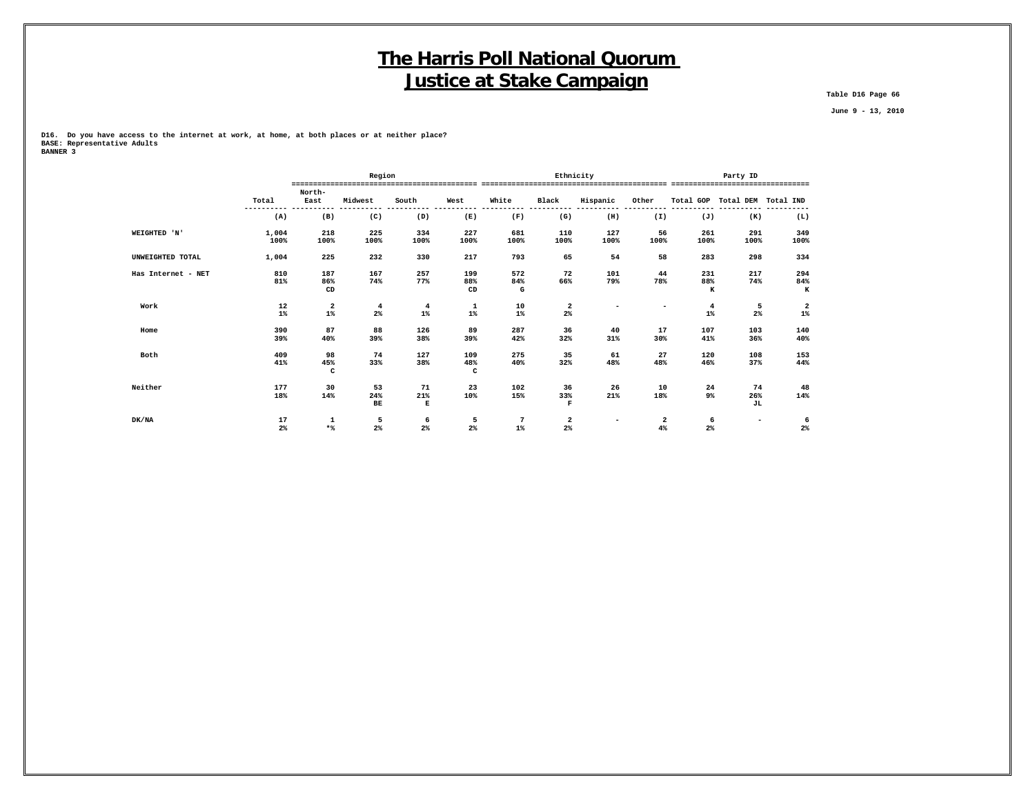# The Harris Poll National Quorum
# Justice at Stake Campaign

Table D16 Page 66

June 9 - 13, 2010

**D16. Do you have access to the internet at work, at home, at both places or at neither place?**
**BASE: Representative Adults**
**BANNER 3**

| | | Region | | | | Ethnicity | | | | Party ID | | |
|---|---|---|---|---|---|---|---|---|---|---|---|---|
| | Total | North-East | Midwest | South | West | White | Black | Hispanic | Other | Total GOP | Total DEM | Total IND |
| | (A) | (B) | (C) | (D) | (E) | (F) | (G) | (H) | (I) | (J) | (K) | (L) |
| WEIGHTED 'N' | 1,004<br>100% | 218<br>100% | 225<br>100% | 334<br>100% | 227<br>100% | 681<br>100% | 110<br>100% | 127<br>100% | 56<br>100% | 261<br>100% | 291<br>100% | 349<br>100% |
| UNWEIGHTED TOTAL | 1,004 | 225 | 232 | 330 | 217 | 793 | 65 | 54 | 58 | 283 | 298 | 334 |
| Has Internet - NET | 810<br>81% | 187<br>86%<br>CD | 167<br>74% | 257<br>77% | 199<br>88%<br>CD | 572<br>84%<br>G | 72<br>66% | 101<br>79% | 44<br>78% | 231<br>88%<br>K | 217<br>74% | 294<br>84%<br>K |
| Work | 12<br>1% | 2<br>1% | 4<br>2% | 4<br>1% | 1<br>1% | 10<br>1% | 2<br>2% | - | - | 4<br>1% | 5<br>2% | 2<br>1% |
| Home | 390<br>39% | 87<br>40% | 88<br>39% | 126<br>38% | 89<br>39% | 287<br>42% | 36<br>32% | 40<br>31% | 17<br>30% | 107<br>41% | 103<br>36% | 140<br>40% |
| Both | 409<br>41% | 98<br>45%<br>C | 74<br>33% | 127<br>38% | 109<br>48%<br>C | 275<br>40% | 35<br>32% | 61<br>48% | 27<br>48% | 120<br>46% | 108<br>37% | 153<br>44% |
| Neither | 177<br>18% | 30<br>14% | 53<br>24%<br>BE | 71<br>21%<br>E | 23<br>10% | 102<br>15% | 36<br>33%<br>F | 26<br>21% | 10<br>18% | 24<br>9% | 74<br>26%<br>JL | 48<br>14% |
| DK/NA | 17<br>2% | 1<br>*% | 5<br>2% | 6<br>2% | 5<br>2% | 7<br>1% | 2<br>2% | - | 2<br>4% | 6<br>2% | - | 6<br>2% |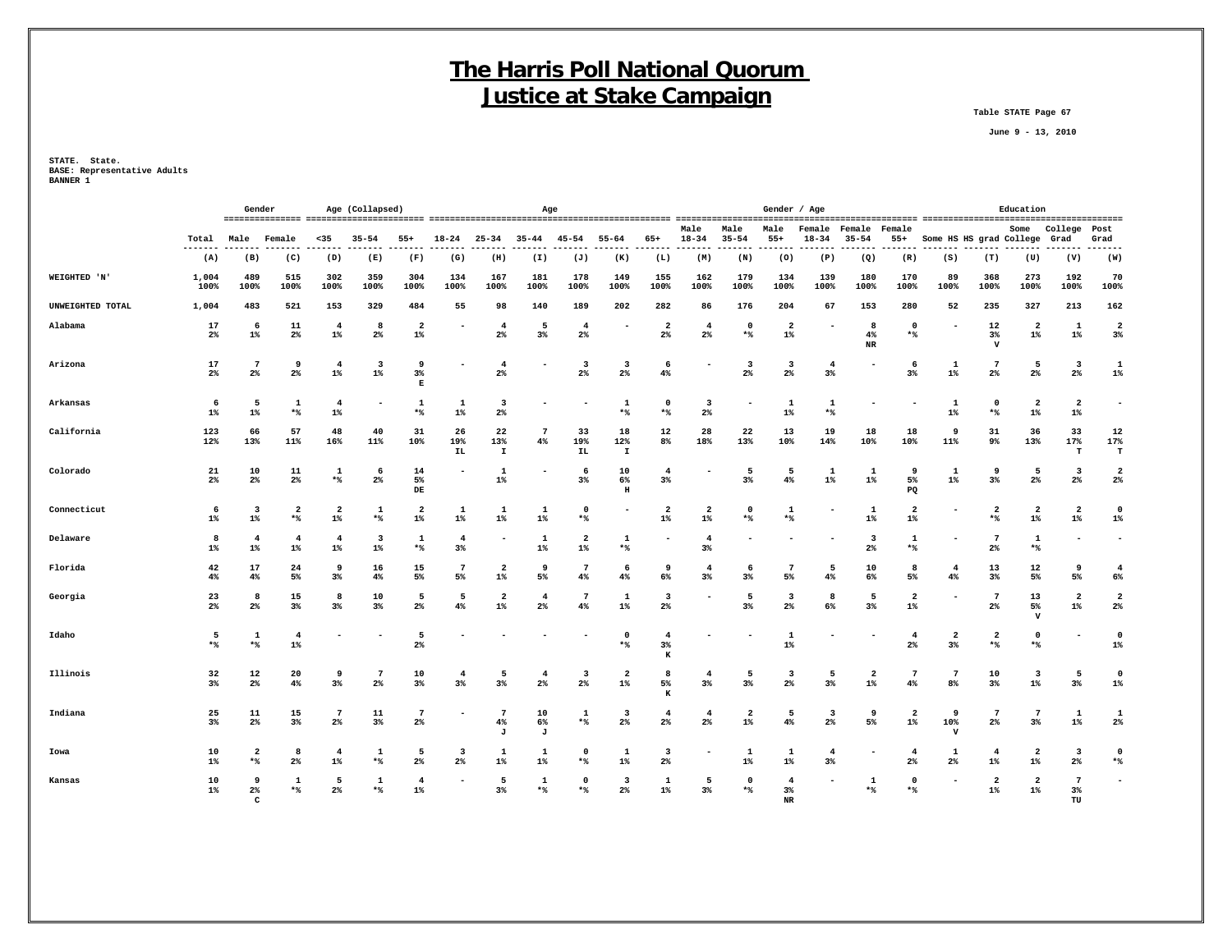# The Harris Poll National Quorum
# Justice at Stake Campaign

Table STATE Page 67

June 9 - 13, 2010

STATE. State.
BASE: Representative Adults
BANNER 1

| | | Gender | | Age (Collapsed) | | | Age | | | | | | Gender / Age | | | | | | Education | | | | |
|---|---|---|---|---|---|---|---|---|---|---|---|---|---|---|---|---|---|---|---|---|---|---|---|
| | Total | Male | Female | <35 | 35-54 | 55+ | 18-24 | 25-34 | 35-44 | 45-54 | 55-64 | 65+ | Male 18-34 | Male 35-54 | Male 55+ | Female 18-34 | Female 35-54 | Female 55+ | Some HS | HS grad | Some College | College Grad | Post Grad |
| | (A) | (B) | (C) | (D) | (E) | (F) | (G) | (H) | (I) | (J) | (K) | (L) | (M) | (N) | (O) | (P) | (Q) | (R) | (S) | (T) | (U) | (V) | (W) |
| WEIGHTED 'N' | 1,004 100% | 489 100% | 515 100% | 302 100% | 359 100% | 304 100% | 134 100% | 167 100% | 181 100% | 178 100% | 149 100% | 155 100% | 162 100% | 179 100% | 134 100% | 139 100% | 180 100% | 170 100% | 89 100% | 368 100% | 273 100% | 192 100% | 70 100% |
| UNWEIGHTED TOTAL | 1,004 | 483 | 521 | 153 | 329 | 484 | 55 | 98 | 140 | 189 | 202 | 282 | 86 | 176 | 204 | 67 | 153 | 280 | 52 | 235 | 327 | 213 | 162 |
| Alabama | 17 2% | 6 1% | 11 2% | 4 1% | 8 2% | 2 1% | - | 4 2% | 5 3% | 4 2% | - | 2 2% | 4 2% | 0 *% | 2 1% | - | 8 4% NR | 0 *% | - | 12 3% V | 2 1% | 1 1% | 2 3% |
| Arizona | 17 2% | 7 2% | 9 2% | 4 1% | 3 1% | 9 3% E | - | 4 2% | - | 3 2% | 3 2% | 6 4% | - | 3 2% | 3 2% | 4 3% | - | 6 3% | 1 1% | 7 2% | 5 2% | 3 2% | 1 1% |
| Arkansas | 6 1% | 5 1% | 1 *% | 4 1% | - | 1 *% | 1 1% | 3 2% | - | - | 1 *% | 0 *% | 3 2% | - | 1 1% | 1 *% | - | - | 1 1% | 0 *% | 2 1% | 2 1% | - |
| California | 123 12% | 66 13% | 57 11% | 48 16% | 40 11% | 31 10% | 26 19% IL | 22 13% I | 7 4% | 33 19% IL | 18 12% I | 12 8% | 28 18% | 22 13% | 13 10% | 19 14% | 18 10% | 18 10% | 9 11% | 31 9% | 36 13% | 33 17% T | 12 17% T |
| Colorado | 21 2% | 10 2% | 11 2% | 1 *% | 6 2% | 14 5% DE | - | 1 1% | - | 6 3% | 10 6% H | 4 3% | - | 5 3% | 5 4% | 1 1% | 1 1% | 9 5% PQ | 1 1% | 9 3% | 5 2% | 3 2% | 2 2% |
| Connecticut | 6 1% | 3 1% | 2 *% | 2 1% | 1 *% | 2 1% | 1 1% | 1 1% | 1 1% | 0 *% | - | 2 1% | 2 1% | 0 *% | 1 *% | - | 1 1% | 2 1% | - | 2 *% | 2 1% | 2 1% | 0 1% |
| Delaware | 8 1% | 4 1% | 4 1% | 4 1% | 3 1% | 1 *% | 4 3% | - | 1 1% | 2 1% | 1 *% | - | 4 3% | - | - | - | 3 2% | 1 *% | - | 7 2% | 1 *% | - | - |
| Florida | 42 4% | 17 4% | 24 5% | 9 3% | 16 4% | 15 5% | 7 5% | 2 1% | 9 5% | 7 4% | 6 4% | 9 6% | 4 3% | 6 3% | 7 5% | 5 4% | 10 6% | 8 5% | 4 4% | 13 3% | 12 5% | 9 5% | 4 6% |
| Georgia | 23 2% | 8 2% | 15 3% | 8 3% | 10 3% | 5 2% | 5 4% | 2 1% | 4 2% | 7 4% | 1 1% | 3 2% | - | 5 3% | 3 2% | 8 6% | 5 3% | 2 1% | - | 7 2% | 13 5% V | 2 1% | 2 2% |
| Idaho | 5 *% | 1 *% | 4 1% | - | - | 5 2% | - | - | - | - | 0 *% | 4 3% K | - | - | 1 1% | - | - | 4 2% | 2 3% | 2 *% | 0 *% | - | 0 1% |
| Illinois | 32 3% | 12 2% | 20 4% | 9 3% | 7 2% | 10 3% | 4 3% | 5 3% | 4 2% | 3 2% | 2 1% | 8 5% K | 4 3% | 5 3% | 3 2% | 5 3% | 2 1% | 7 4% | 7 8% | 10 3% | 3 1% | 5 3% | 0 1% |
| Indiana | 25 3% | 11 2% | 15 3% | 7 2% | 11 3% | 7 2% | - | 7 4% J | 10 6% J | 1 *% | 3 2% | 4 2% | 4 2% | 2 1% | 5 4% | 3 2% | 9 5% | 2 1% | 9 10% V | 7 2% | 7 3% | 1 1% | 1 2% |
| Iowa | 10 1% | 2 *% | 8 2% | 4 1% | 1 *% | 5 2% | 3 2% | 1 1% | 1 1% | 0 *% | 1 1% | 3 2% | - | 1 1% | 1 1% | 4 3% | - | 4 2% | 1 2% | 4 1% | 2 1% | 3 2% | 0 *% |
| Kansas | 10 1% | 9 2% C | 1 *% | 5 2% | 1 *% | 4 1% | - | 5 3% | 1 *% | 0 *% | 3 2% | 1 1% | 5 3% | 0 *% | 4 3% NR | - | 1 *% | 0 *% | - | 2 1% | 2 1% | 7 3% TU | - |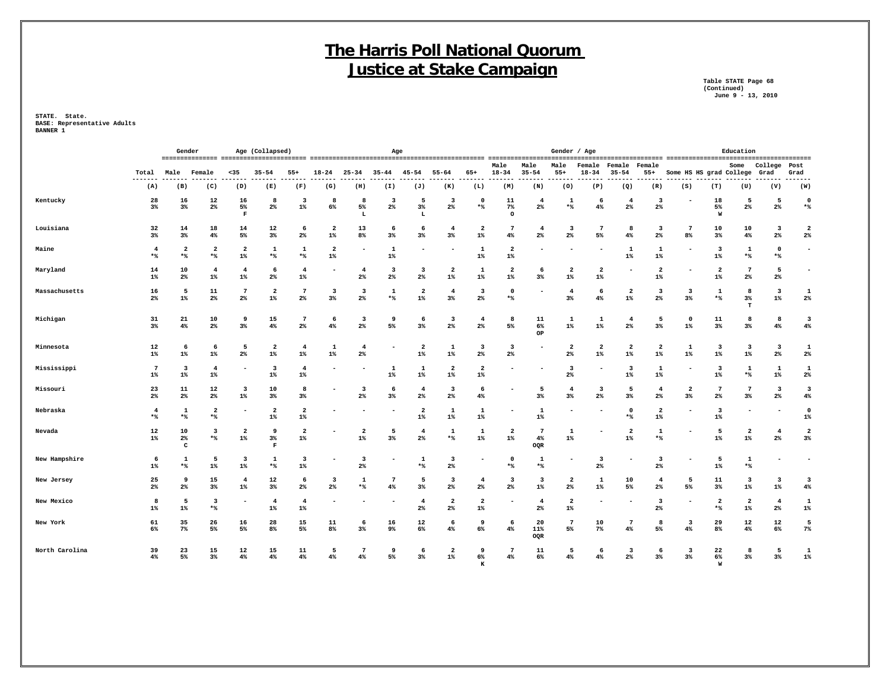# The Harris Poll National Quorum
## Justice at Stake Campaign

Table STATE Page 68
(Continued)
June 9 - 13, 2010

STATE. State.
BASE: Representative Adults
BANNER 1

| | | Gender | | Age (Collapsed) | | | Age | | | | | | Gender / Age | | | | | | Education | | | | |
|---|---|---|---|---|---|---|---|---|---|---|---|---|---|---|---|---|---|---|---|---|---|---|---|
| | Total | Male | Female | <35 | 35-54 | 55+ | 18-24 | 25-34 | 35-44 | 45-54 | 55-64 | 65+ | Male 18-34 | Male 35-54 | Male 55+ | Female 18-34 | Female 35-54 | Female 55+ | Some HS | HS grad | Some College | College Grad | Post Grad |
| | (A) | (B) | (C) | (D) | (E) | (F) | (G) | (H) | (I) | (J) | (K) | (L) | (M) | (N) | (O) | (P) | (Q) | (R) | (S) | (T) | (U) | (V) | (W) |
| Kentucky | 28 | 16 | 12 | 16 | 8 | 3 | 8 | 8 | 3 | 5 | 3 | 0 | 11 | 4 | 1 | 6 | 4 | 3 | - | 18 | 5 | 5 | 0 |
| | 3% | 3% | 2% | 5% | 2% | 1% | 6% | 5% | 2% | 3% | 2% | *% | 7% | 2% | *% | 4% | 2% | 2% | | 5% | 2% | 2% | *% |
| | | | | F | | | | L | | L | | | O | | | | | | | W | | | |
| Louisiana | 32 | 14 | 18 | 14 | 12 | 6 | 2 | 13 | 6 | 6 | 4 | 2 | 7 | 4 | 3 | 7 | 8 | 3 | 7 | 10 | 10 | 3 | 2 |
| | 3% | 3% | 4% | 5% | 3% | 2% | 1% | 8% | 3% | 3% | 3% | 1% | 4% | 2% | 2% | 5% | 4% | 2% | 8% | 3% | 4% | 2% | 2% |
| Maine | 4 | 2 | 2 | 2 | 1 | 1 | 2 | - | 1 | - | - | 1 | 2 | - | - | - | 1 | 1 | - | 3 | 1 | 0 | - |
| | *% | *% | *% | 1% | *% | *% | 1% | | 1% | | | 1% | 1% | | | | 1% | 1% | | 1% | *% | *% | |
| Maryland | 14 | 10 | 4 | 4 | 6 | 4 | - | 4 | 3 | 3 | 2 | 1 | 2 | 6 | 2 | 2 | - | 2 | - | 2 | 7 | 5 | - |
| | 1% | 2% | 1% | 1% | 2% | 1% | | 2% | 2% | 2% | 1% | 1% | 1% | 3% | 1% | 1% | | 1% | | 1% | 2% | 2% | |
| Massachusetts | 16 | 5 | 11 | 7 | 2 | 7 | 3 | 3 | 1 | 2 | 4 | 3 | 0 | - | 4 | 6 | 2 | 3 | 3 | 1 | 8 | 3 | 1 |
| | 2% | 1% | 2% | 2% | 1% | 2% | 3% | 2% | *% | 1% | 3% | 2% | *% | | 3% | 4% | 1% | 2% | 3% | *% | 3% | 1% | 2% |
| | | | | | | | | | | | | | | | | | | | | | T | | |
| Michigan | 31 | 21 | 10 | 9 | 15 | 7 | 6 | 3 | 9 | 6 | 3 | 4 | 8 | 11 | 1 | 1 | 4 | 5 | 0 | 11 | 8 | 8 | 3 |
| | 3% | 4% | 2% | 3% | 4% | 2% | 4% | 2% | 5% | 3% | 2% | 2% | 5% | 6% | 1% | 1% | 2% | 3% | 1% | 3% | 3% | 4% | 4% |
| | | | | | | | | | | | | | | OP | | | | | | | | | |
| Minnesota | 12 | 6 | 6 | 5 | 2 | 4 | 1 | 4 | - | 2 | 1 | 3 | 3 | - | 2 | 2 | 2 | 2 | 1 | 3 | 3 | 3 | 1 |
| | 1% | 1% | 1% | 2% | 1% | 1% | 1% | 2% | | 1% | 1% | 2% | 2% | | 2% | 1% | 1% | 1% | 1% | 1% | 1% | 2% | 2% |
| Mississippi | 7 | 3 | 4 | - | 3 | 4 | - | - | 1 | 1 | 2 | 2 | - | - | 3 | - | 3 | 1 | - | 3 | 1 | 1 | 1 |
| | 1% | 1% | 1% | | 1% | 1% | | | 1% | 1% | 1% | 1% | | | 2% | | 1% | 1% | | 1% | *% | 1% | 2% |
| Missouri | 23 | 11 | 12 | 3 | 10 | 8 | - | 3 | 6 | 4 | 3 | 6 | - | 5 | 4 | 3 | 5 | 4 | 2 | 7 | 7 | 3 | 3 |
| | 2% | 2% | 2% | 1% | 3% | 3% | | 2% | 3% | 2% | 2% | 4% | | 3% | 3% | 2% | 3% | 2% | 3% | 2% | 3% | 2% | 4% |
| Nebraska | 4 | 1 | 2 | - | 2 | 2 | - | - | - | 2 | 1 | 1 | - | 1 | - | - | 0 | 2 | - | 3 | - | - | 0 |
| | *% | *% | *% | | 1% | 1% | | | | 1% | 1% | 1% | | 1% | | | *% | 1% | | 1% | | | 1% |
| Nevada | 12 | 10 | 3 | 2 | 9 | 2 | - | 2 | 5 | 4 | 1 | 1 | 2 | 7 | 1 | - | 2 | 1 | - | 5 | 2 | 4 | 2 |
| | 1% | 2% | *% | 1% | 3% | 1% | | 1% | 3% | 2% | *% | 1% | 1% | 4% | 1% | | 1% | *% | | 1% | 1% | 2% | 3% |
| | | C | | | F | | | | | | | | | OQR | | | | | | | | | |
| New Hampshire | 6 | 1 | 5 | 3 | 1 | 3 | - | 3 | - | 1 | 3 | - | 0 | 1 | - | 3 | - | 3 | - | 5 | 1 | - | - |
| | 1% | *% | 1% | 1% | *% | 1% | | 2% | | *% | 2% | | *% | *% | | 2% | | 2% | | 1% | *% | | |
| New Jersey | 25 | 9 | 15 | 4 | 12 | 6 | 3 | 1 | 7 | 5 | 3 | 4 | 3 | 3 | 2 | 1 | 10 | 4 | 5 | 11 | 3 | 3 | 3 |
| | 2% | 2% | 3% | 1% | 3% | 2% | 2% | *% | 4% | 3% | 2% | 2% | 2% | 1% | 2% | 1% | 5% | 2% | 5% | 3% | 1% | 1% | 4% |
| New Mexico | 8 | 5 | 3 | - | 4 | 4 | - | - | - | 4 | 2 | 2 | - | 4 | 2 | - | - | 3 | - | 2 | 2 | 4 | 1 |
| | 1% | 1% | *% | | 1% | 1% | | | | 2% | 2% | 1% | | 2% | 1% | | | 2% | | *% | 1% | 2% | 1% |
| New York | 61 | 35 | 26 | 16 | 28 | 15 | 11 | 6 | 16 | 12 | 6 | 9 | 6 | 20 | 7 | 10 | 7 | 8 | 3 | 29 | 12 | 12 | 5 |
| | 6% | 7% | 5% | 5% | 8% | 5% | 8% | 3% | 9% | 6% | 4% | 6% | 4% | 11% | 5% | 7% | 4% | 5% | 4% | 8% | 4% | 6% | 7% |
| | | | | | | | | | | | | | | OQR | | | | | | | | | |
| North Carolina | 39 | 23 | 15 | 12 | 15 | 11 | 5 | 7 | 9 | 6 | 2 | 9 | 7 | 11 | 5 | 6 | 3 | 6 | 3 | 22 | 8 | 5 | 1 |
| | 4% | 5% | 3% | 4% | 4% | 4% | 4% | 4% | 5% | 3% | 1% | 6% | 4% | 6% | 4% | 4% | 2% | 3% | 3% | 6% | 3% | 3% | 1% |
| | | | | | | | | | | | | K | | | | | | | | W | | | |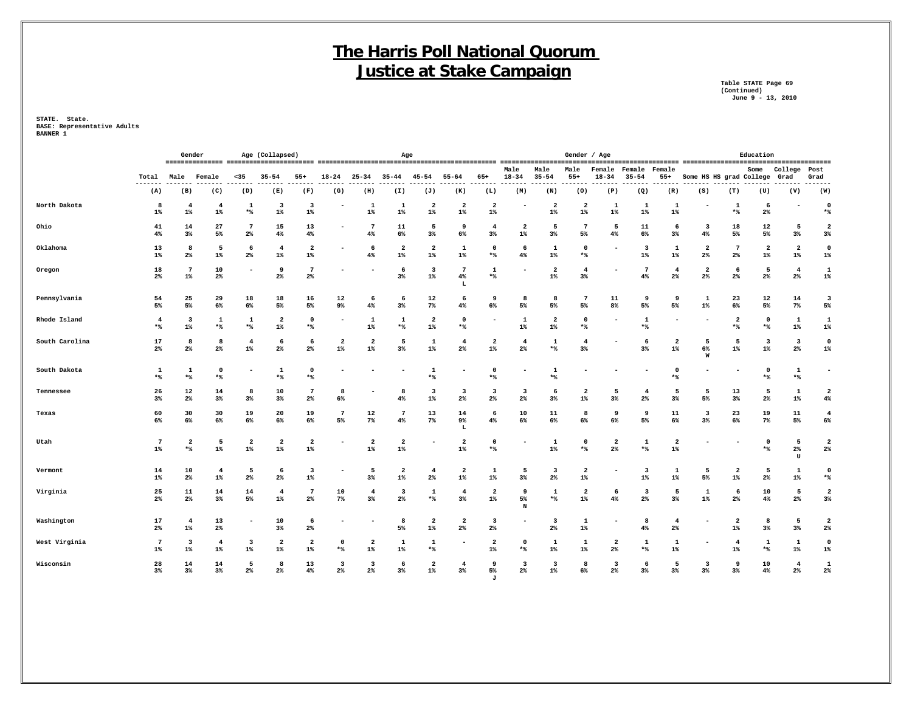# The Harris Poll National Quorum
# Justice at Stake Campaign

Table STATE Page 69
(Continued)
June 9 - 13, 2010

STATE. State.
BASE: Representative Adults
BANNER 1

| | Total | Gender | | Age (Collapsed) | | | Age | | | | | | | Gender / Age | | | | | | Education | | | | |
|---|---|---|---|---|---|---|---|---|---|---|---|---|---|---|---|---|---|---|---|---|---|---|---|---|
| | Total | Male | Female | <35 | 35-54 | 55+ | 18-24 | 25-34 | 35-44 | 45-54 | 55-64 | 65+ | Male 18-34 | Male 35-54 | Male 55+ | Female 18-34 | Female 35-54 | Female 55+ | Some HS | HS grad | Some College | College Grad | Post Grad |
| | (A) | (B) | (C) | (D) | (E) | (F) | (G) | (H) | (I) | (J) | (K) | (L) | (M) | (N) | (O) | (P) | (Q) | (R) | (S) | (T) | (U) | (V) | (W) |
| North Dakota | 8 | 4 | 4 | 1 | 3 | 3 | - | 1 | 1 | 2 | 2 | 2 | - | 2 | 2 | 1 | 1 | 1 | - | 1 | 6 | - | 0 |
| | 1% | 1% | 1% | *% | 1% | 1% | | 1% | 1% | 1% | 1% | 1% | | 1% | 1% | 1% | 1% | 1% | | *% | 2% | | *% |
| Ohio | 41 | 14 | 27 | 7 | 15 | 13 | - | 7 | 11 | 5 | 9 | 4 | 2 | 5 | 7 | 5 | 11 | 6 | 3 | 18 | 12 | 5 | 2 |
| | 4% | 3% | 5% | 2% | 4% | 4% | | 4% | 6% | 3% | 6% | 3% | 1% | 3% | 5% | 4% | 6% | 3% | 4% | 5% | 5% | 3% | 3% |
| Oklahoma | 13 | 8 | 5 | 6 | 4 | 2 | - | 6 | 2 | 2 | 1 | 0 | 6 | 1 | 0 | - | 3 | 1 | 2 | 7 | 2 | 2 | 0 |
| | 1% | 2% | 1% | 2% | 1% | 1% | | 4% | 1% | 1% | 1% | *% | 4% | 1% | *% | | 1% | 1% | 2% | 2% | 1% | 1% | 1% |
| Oregon | 18 | 7 | 10 | - | 9 | 7 | - | - | 6 | 3 | 7 | 1 | - | 2 | 4 | - | 7 | 4 | 2 | 6 | 5 | 4 | 1 |
| | 2% | 1% | 2% | | 2% | 2% | | | 3% | 1% | 4% L | *% | | 1% | 3% | | 4% | 2% | 2% | 2% | 2% | 2% | 1% |
| Pennsylvania | 54 | 25 | 29 | 18 | 18 | 16 | 12 | 6 | 6 | 12 | 6 | 9 | 8 | 8 | 7 | 11 | 9 | 9 | 1 | 23 | 12 | 14 | 3 |
| | 5% | 5% | 6% | 6% | 5% | 5% | 9% | 4% | 3% | 7% | 4% | 6% | 5% | 5% | 5% | 8% | 5% | 5% | 1% | 6% | 5% | 7% | 5% |
| Rhode Island | 4 | 3 | 1 | 1 | 2 | 0 | - | 1 | 1 | 2 | 0 | - | 1 | 2 | 0 | - | 1 | - | - | 2 | 0 | 1 | 1 |
| | *% | 1% | *% | *% | 1% | *% | | 1% | *% | 1% | *% | | 1% | 1% | *% | | *% | | | *% | *% | 1% | 1% |
| South Carolina | 17 | 8 | 8 | 4 | 6 | 6 | 2 | 2 | 5 | 1 | 4 | 2 | 4 | 1 | 4 | - | 6 | 2 | 5 | 5 | 3 | 3 | 0 |
| | 2% | 2% | 2% | 1% | 2% | 2% | 1% | 1% | 3% | 1% | 2% | 1% | 2% | *% | 3% | | 3% | 1% | 6% W | 1% | 1% | 2% | 1% |
| South Dakota | 1 | 1 | 0 | - | 1 | 0 | - | - | - | 1 | - | 0 | - | 1 | - | - | - | 0 | - | - | 0 | 1 | - |
| | *% | *% | *% | | *% | *% | | | | *% | | *% | | *% | | | | *% | | | *% | *% | |
| Tennessee | 26 | 12 | 14 | 8 | 10 | 7 | 8 | - | 8 | 3 | 3 | 3 | 3 | 6 | 2 | 5 | 4 | 5 | 5 | 13 | 5 | 1 | 2 |
| | 3% | 2% | 3% | 3% | 3% | 2% | 6% | | 4% | 1% | 2% | 2% | 2% | 3% | 1% | 3% | 2% | 3% | 5% | 3% | 2% | 1% | 4% |
| Texas | 60 | 30 | 30 | 19 | 20 | 19 | 7 | 12 | 7 | 13 | 14 | 6 | 10 | 11 | 8 | 9 | 9 | 11 | 3 | 23 | 19 | 11 | 4 |
| | 6% | 6% | 6% | 6% | 6% | 6% | 5% | 7% | 4% | 7% | 9% L | 4% | 6% | 6% | 6% | 6% | 5% | 6% | 3% | 6% | 7% | 5% | 6% |
| Utah | 7 | 2 | 5 | 2 | 2 | 2 | - | 2 | 2 | - | 2 | 0 | - | 1 | 0 | 2 | 1 | 2 | - | - | 0 | 5 | 2 |
| | 1% | *% | 1% | 1% | 1% | 1% | | 1% | 1% | | 1% | *% | | 1% | *% | 2% | *% | 1% | | | *% | 2% U | 2% |
| Vermont | 14 | 10 | 4 | 5 | 6 | 3 | - | 5 | 2 | 4 | 2 | 1 | 5 | 3 | 2 | - | 3 | 1 | 5 | 2 | 5 | 1 | 0 |
| | 1% | 2% | 1% | 2% | 2% | 1% | | 3% | 1% | 2% | 1% | 1% | 3% | 2% | 1% | | 1% | 1% | 5% | 1% | 2% | 1% | *% |
| Virginia | 25 | 11 | 14 | 14 | 4 | 7 | 10 | 4 | 3 | 1 | 4 | 2 | 9 | 1 | 2 | 6 | 3 | 5 | 1 | 6 | 10 | 5 | 2 |
| | 2% | 2% | 3% | 5% | 1% | 2% | 7% | 3% | 2% | *% | 3% | 1% | 5% N | *% | 1% | 4% | 2% | 3% | 1% | 2% | 4% | 2% | 3% |
| Washington | 17 | 4 | 13 | - | 10 | 6 | - | - | 8 | 2 | 2 | 3 | - | 3 | 1 | - | 8 | 4 | - | 2 | 8 | 5 | 2 |
| | 2% | 1% | 2% | | 3% | 2% | | | 5% | 1% | 2% | 2% | | 2% | 1% | | 4% | 2% | | 1% | 3% | 3% | 2% |
| West Virginia | 7 | 3 | 4 | 3 | 2 | 2 | 0 | 2 | 1 | 1 | - | 2 | 0 | 1 | 1 | 2 | 1 | 1 | - | 4 | 1 | 1 | 0 |
| | 1% | 1% | 1% | 1% | 1% | 1% | *% | 1% | 1% | *% | | 1% | *% | 1% | 1% | 2% | *% | 1% | | 1% | *% | 1% | 1% |
| Wisconsin | 28 | 14 | 14 | 5 | 8 | 13 | 3 | 3 | 6 | 2 | 4 | 9 | 3 | 3 | 8 | 3 | 6 | 5 | 3 | 9 | 10 | 4 | 1 |
| | 3% | 3% | 3% | 2% | 2% | 4% | 2% | 2% | 3% | 1% | 3% | 5% J | 2% | 1% | 6% | 2% | 3% | 3% | 3% | 3% | 4% | 2% | 2% |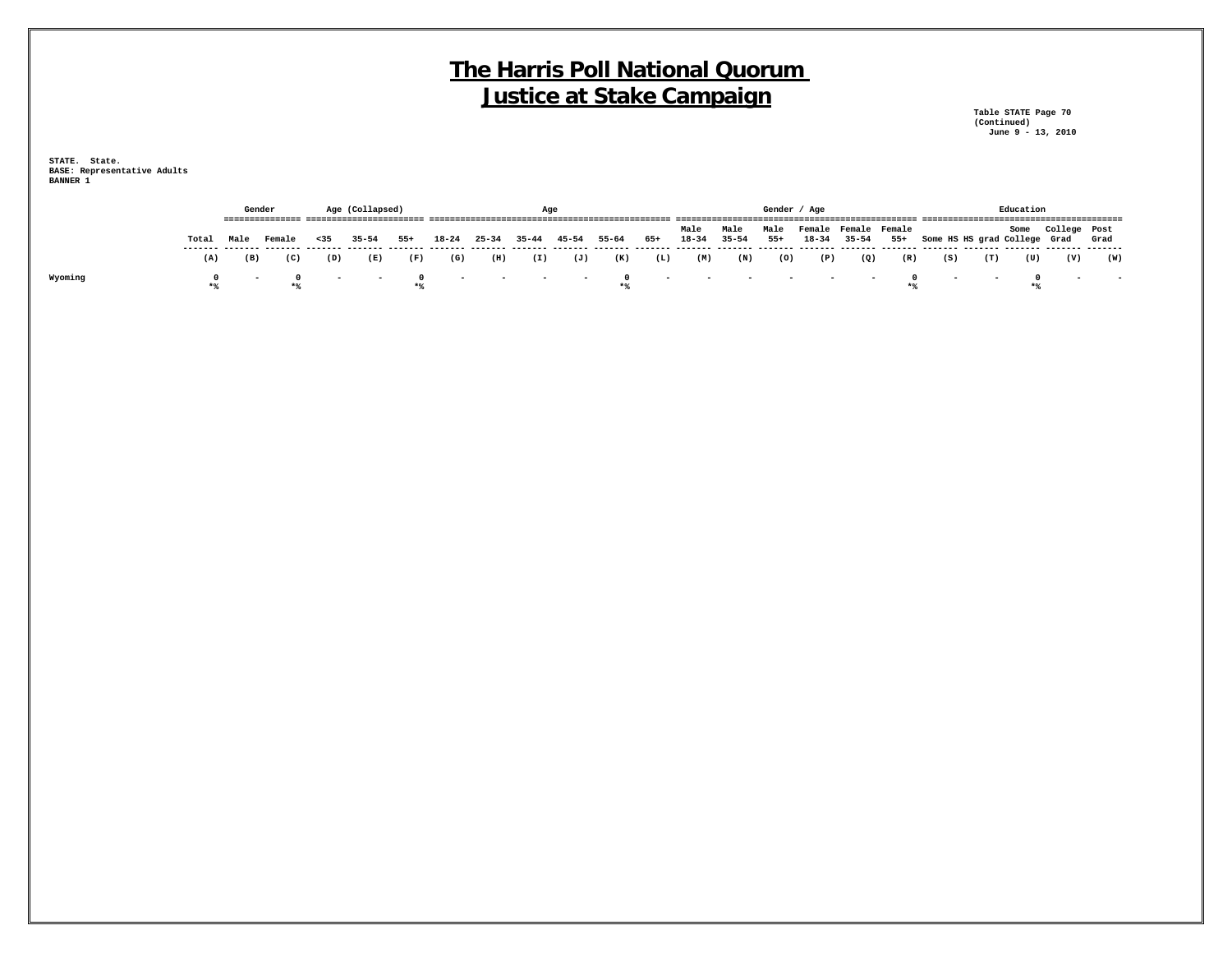# The Harris Poll National Quorum
# Justice at Stake Campaign

Table STATE Page 70
(Continued)
June 9 - 13, 2010

STATE. State.
BASE: Representative Adults
BANNER 1

| | | Gender | | Age (Collapsed) | | | Age | | | | | | Gender / Age | | | | | | Education | | | | |
|---|---|---|---|---|---|---|---|---|---|---|---|---|---|---|---|---|---|---|---|---|---|---|---|
| | Total | Male | Female | <35 | 35-54 | 55+ | 18-24 | 25-34 | 35-44 | 45-54 | 55-64 | 65+ | Male 18-34 | Male 35-54 | Male 55+ | Female 18-34 | Female 35-54 | Female 55+ | Some HS | HS grad | Some College | College Grad | Post Grad |
| | (A) | (B) | (C) | (D) | (E) | (F) | (G) | (H) | (I) | (J) | (K) | (L) | (M) | (N) | (O) | (P) | (Q) | (R) | (S) | (T) | (U) | (V) | (W) |
| Wyoming | 0 | - | 0 | - | - | 0 | - | - | - | - | 0 | - | - | - | - | - | - | 0 | - | - | 0 | - | - |
| | *% | | *% | | | *% | | | | | *% | | | | | | | *% | | | *% | | |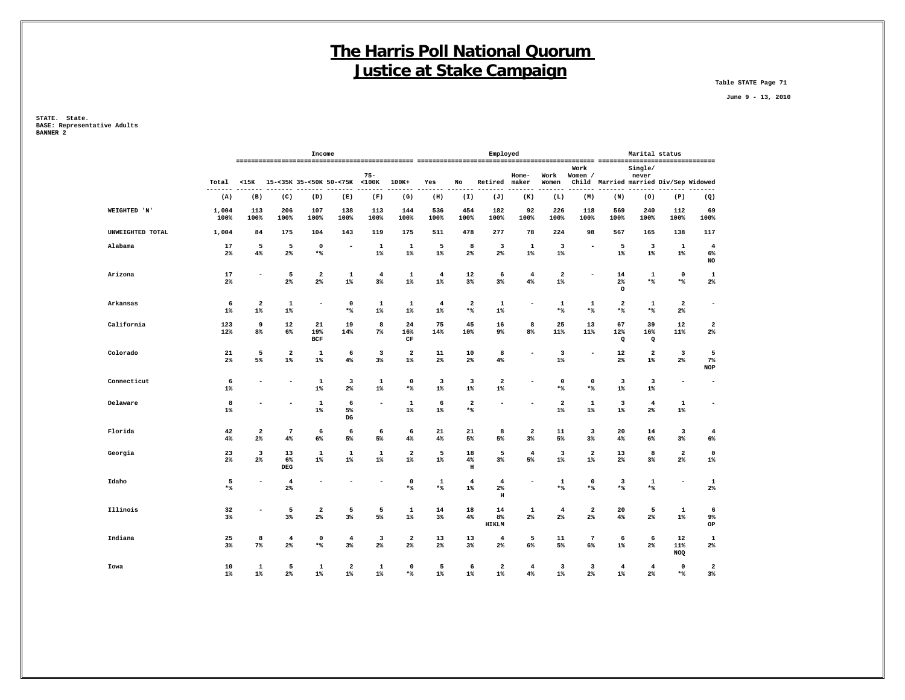# The Harris Poll National Quorum
# Justice at Stake Campaign

Table STATE Page 71

June 9 - 13, 2010

STATE. State.
BASE: Representative Adults
BANNER 2

| | | Income | | | | | | Employed | | | | | | | Marital status | | | |
|---|---|---|---|---|---|---|---|---|---|---|---|---|---|---|---|---|---|---|
| | Total | <15K | 15-<35K | 35-<50K | 50-<75K | 75-<100K | 100K+ | Yes | No | Retired | Home-maker | Work Women | Work Women / Child | Married | Single/ never married | Div/Sep | Widowed |
| | (A) | (B) | (C) | (D) | (E) | (F) | (G) | (H) | (I) | (J) | (K) | (L) | (M) | (N) | (O) | (P) | (Q) |
| WEIGHTED 'N' | 1,004<br>100% | 113<br>100% | 206<br>100% | 107<br>100% | 138<br>100% | 113<br>100% | 144<br>100% | 536<br>100% | 454<br>100% | 182<br>100% | 92<br>100% | 226<br>100% | 118<br>100% | 569<br>100% | 240<br>100% | 112<br>100% | 69<br>100% |
| UNWEIGHTED TOTAL | 1,004 | 84 | 175 | 104 | 143 | 119 | 175 | 511 | 478 | 277 | 78 | 224 | 98 | 567 | 165 | 138 | 117 |
| Alabama | 17<br>2% | 5<br>4% | 5<br>2% | 0<br>*% | - | 1<br>1% | 1<br>1% | 5<br>1% | 8<br>2% | 3<br>2% | 1<br>1% | 3<br>1% | - | 5<br>1% | 3<br>1% | 1<br>1% | 4<br>6%<br>NO |
| Arizona | 17<br>2% | - | 5<br>2% | 2<br>2% | 1<br>1% | 4<br>3% | 1<br>1% | 4<br>1% | 12<br>3% | 6<br>3% | 4<br>4% | 2<br>1% | - | 14<br>2%<br>O | 1<br>*% | 0<br>*% | 1<br>2% |
| Arkansas | 6<br>1% | 2<br>1% | 1<br>1% | - | 0<br>*% | 1<br>1% | 1<br>1% | 4<br>1% | 2<br>*% | 1<br>1% | - | 1<br>*% | 1<br>*% | 2<br>*% | 1<br>*% | 2<br>2% | - |
| California | 123<br>12% | 9<br>8% | 12<br>6% | 21<br>19%<br>BCF | 19<br>14% | 8<br>7% | 24<br>16%<br>CF | 75<br>14% | 45<br>10% | 16<br>9% | 8<br>8% | 25<br>11% | 13<br>11% | 67<br>12%<br>Q | 39<br>16%<br>Q | 12<br>11% | 2<br>2% |
| Colorado | 21<br>2% | 5<br>5% | 2<br>1% | 1<br>1% | 6<br>4% | 3<br>3% | 2<br>1% | 11<br>2% | 10<br>2% | 8<br>4% | - | 3<br>1% | - | 12<br>2% | 2<br>1% | 3<br>2% | 5<br>7%<br>NOP |
| Connecticut | 6<br>1% | - | - | 1<br>1% | 3<br>2% | 1<br>1% | 0<br>*% | 3<br>1% | 3<br>1% | 2<br>1% | - | 0<br>*% | 0<br>*% | 3<br>1% | 3<br>1% | - | - |
| Delaware | 8<br>1% | - | - | 1<br>1% | 6<br>5%<br>DG | - | 1<br>1% | 6<br>1% | 2<br>*% | - | - | 2<br>1% | 1<br>1% | 3<br>1% | 4<br>2% | 1<br>1% | - |
| Florida | 42<br>4% | 2<br>2% | 7<br>4% | 6<br>6% | 6<br>5% | 6<br>5% | 6<br>4% | 21<br>4% | 21<br>5% | 8<br>5% | 2<br>3% | 11<br>5% | 3<br>3% | 20<br>4% | 14<br>6% | 3<br>3% | 4<br>6% |
| Georgia | 23<br>2% | 3<br>2% | 13<br>6%<br>DEG | 1<br>1% | 1<br>1% | 1<br>1% | 2<br>1% | 5<br>1% | 18<br>4%<br>H | 5<br>3% | 4<br>5% | 3<br>1% | 2<br>1% | 13<br>2% | 8<br>3% | 2<br>2% | 0<br>1% |
| Idaho | 5<br>*% | - | 4<br>2% | - | - | - | 0<br>*% | 1<br>*% | 4<br>1% | 4<br>2%<br>H | - | 1<br>*% | 0<br>*% | 3<br>*% | 1<br>*% | - | 1<br>2% |
| Illinois | 32<br>3% | - | 5<br>3% | 2<br>2% | 5<br>3% | 5<br>5% | 1<br>1% | 14<br>3% | 18<br>4% | 14<br>8%<br>HIKLM | 1<br>2% | 4<br>2% | 2<br>2% | 20<br>4% | 5<br>2% | 1<br>1% | 6<br>9%<br>OP |
| Indiana | 25<br>3% | 8<br>7% | 4<br>2% | 0<br>*% | 4<br>3% | 3<br>2% | 2<br>2% | 13<br>2% | 13<br>3% | 4<br>2% | 5<br>6% | 11<br>5% | 7<br>6% | 6<br>1% | 6<br>2% | 12<br>11%<br>NOQ | 1<br>2% |
| Iowa | 10<br>1% | 1<br>1% | 5<br>2% | 1<br>1% | 2<br>1% | 1<br>1% | 0<br>*% | 5<br>1% | 6<br>1% | 2<br>1% | 4<br>4% | 3<br>1% | 3<br>2% | 4<br>1% | 4<br>2% | 0<br>*% | 2<br>3% |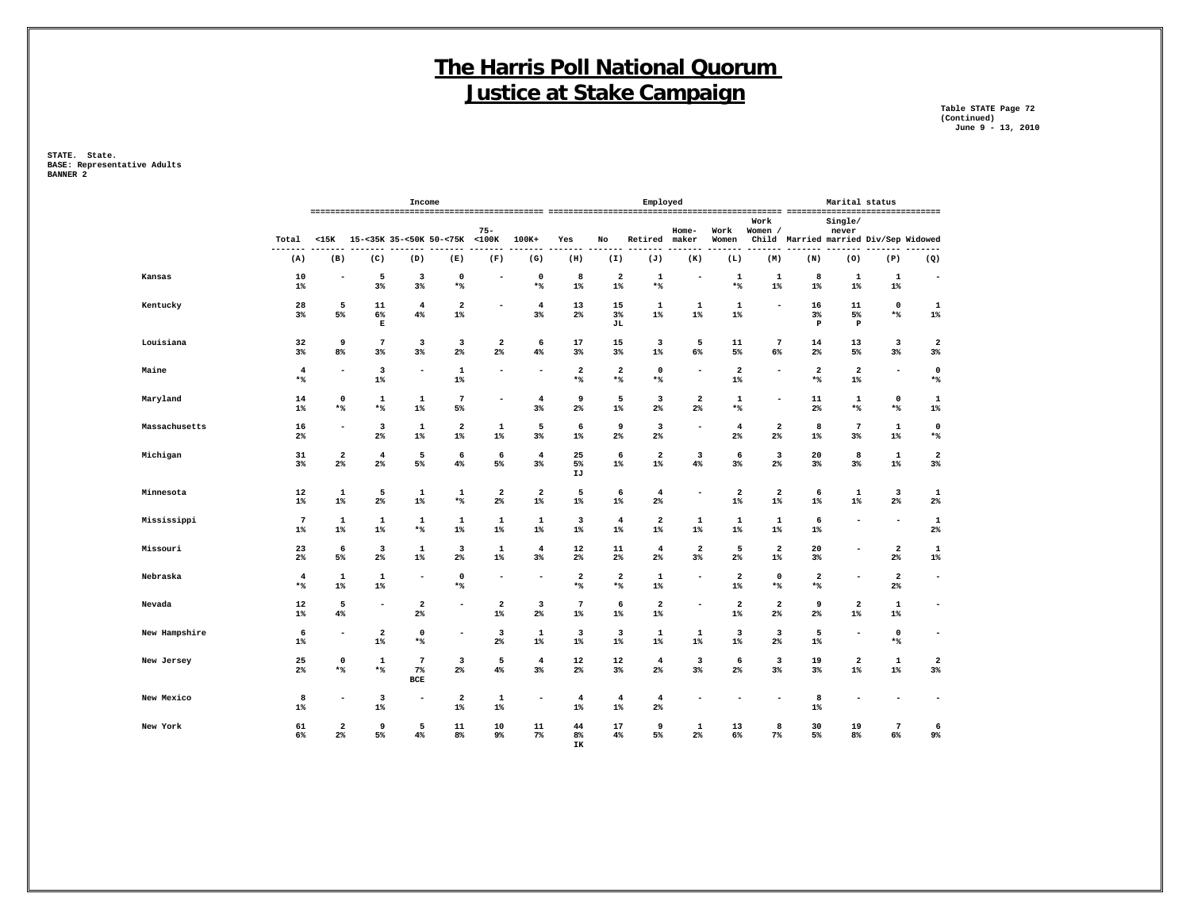# The Harris Poll National Quorum
# Justice at Stake Campaign

Table STATE Page 72
(Continued)
June 9 - 13, 2010

STATE. State.
BASE: Representative Adults
BANNER 2

| | | Income | | | | | Employed | | | | | | Marital status | | | |
|---|---|---|---|---|---|---|---|---|---|---|---|---|---|---|---|---|
| | Total | <15K | 15-<35K | 35-<50K | 50-<75K | 75-<100K | 100K+ | Yes | No | Retired | Home-maker | Work Women | Work Women / Child | Married | Single/ never married | Div/Sep | Widowed |
| | (A) | (B) | (C) | (D) | (E) | (F) | (G) | (H) | (I) | (J) | (K) | (L) | (M) | (N) | (O) | (P) | (Q) |
| Kansas | 10 | - | 5 | 3 | 0 | - | 0 | 8 | 2 | 1 | - | 1 | 1 | 8 | 1 | 1 | - |
| | 1% | | 3% | 3% | *% | | *% | 1% | 1% | *% | | *% | 1% | 1% | 1% | 1% | |
| Kentucky | 28 | 5 | 11 | 4 | 2 | - | 4 | 13 | 15 | 1 | 1 | 1 | - | 16 | 11 | 0 | 1 |
| | 3% | 5% | 6% | 4% | 1% | | 3% | 2% | 3% | 1% | 1% | 1% | | 3% | 5% | *% | 1% |
| | | | E | | | | | | JL | | | | | P | P | | |
| Louisiana | 32 | 9 | 7 | 3 | 3 | 2 | 6 | 17 | 15 | 3 | 5 | 11 | 7 | 14 | 13 | 3 | 2 |
| | 3% | 8% | 3% | 3% | 2% | 2% | 4% | 3% | 3% | 1% | 6% | 5% | 6% | 2% | 5% | 3% | 3% |
| Maine | 4 | - | 3 | - | 1 | - | - | 2 | 2 | 0 | - | 2 | - | 2 | 2 | - | 0 |
| | *% | | 1% | | 1% | | | *% | *% | *% | | 1% | | *% | 1% | | *% |
| Maryland | 14 | 0 | 1 | 1 | 7 | - | 4 | 9 | 5 | 3 | 2 | 1 | - | 11 | 1 | 0 | 1 |
| | 1% | *% | *% | 1% | 5% | | 3% | 2% | 1% | 2% | 2% | *% | | 2% | *% | *% | 1% |
| Massachusetts | 16 | - | 3 | 1 | 2 | 1 | 5 | 6 | 9 | 3 | - | 4 | 2 | 8 | 7 | 1 | 0 |
| | 2% | | 2% | 1% | 1% | 1% | 3% | 1% | 2% | 2% | | 2% | 2% | 1% | 3% | 1% | *% |
| Michigan | 31 | 2 | 4 | 5 | 6 | 6 | 4 | 25 | 6 | 2 | 3 | 6 | 3 | 20 | 8 | 1 | 2 |
| | 3% | 2% | 2% | 5% | 4% | 5% | 3% | 5% | 1% | 1% | 4% | 3% | 2% | 3% | 3% | 1% | 3% |
| | | | | | | | | IJ | | | | | | | | | |
| Minnesota | 12 | 1 | 5 | 1 | 1 | 2 | 2 | 5 | 6 | 4 | - | 2 | 2 | 6 | 1 | 3 | 1 |
| | 1% | 1% | 2% | 1% | *% | 2% | 1% | 1% | 1% | 2% | | 1% | 1% | 1% | 1% | 2% | 2% |
| Mississippi | 7 | 1 | 1 | 1 | 1 | 1 | 1 | 3 | 4 | 2 | 1 | 1 | 1 | 6 | - | - | 1 |
| | 1% | 1% | 1% | *% | 1% | 1% | 1% | 1% | 1% | 1% | 1% | 1% | 1% | 1% | | | 2% |
| Missouri | 23 | 6 | 3 | 1 | 3 | 1 | 4 | 12 | 11 | 4 | 2 | 5 | 2 | 20 | - | 2 | 1 |
| | 2% | 5% | 2% | 1% | 2% | 1% | 3% | 2% | 2% | 2% | 3% | 2% | 1% | 3% | | 2% | 1% |
| Nebraska | 4 | 1 | 1 | - | 0 | - | - | 2 | 2 | 1 | - | 2 | 0 | 2 | - | 2 | - |
| | *% | 1% | 1% | | *% | | | *% | *% | 1% | | 1% | *% | *% | | 2% | |
| Nevada | 12 | 5 | - | 2 | - | 2 | 3 | 7 | 6 | 2 | - | 2 | 2 | 9 | 2 | 1 | - |
| | 1% | 4% | | 2% | | 1% | 2% | 1% | 1% | 1% | | 1% | 2% | 2% | 1% | 1% | |
| New Hampshire | 6 | - | 2 | 0 | - | 3 | 1 | 3 | 3 | 1 | 1 | 3 | 3 | 5 | - | 0 | - |
| | 1% | | 1% | *% | | 2% | 1% | 1% | 1% | 1% | 1% | 1% | 2% | 1% | | *% | |
| New Jersey | 25 | 0 | 1 | 7 | 3 | 5 | 4 | 12 | 12 | 4 | 3 | 6 | 3 | 19 | 2 | 1 | 2 |
| | 2% | *% | *% | 7% | 2% | 4% | 3% | 2% | 3% | 2% | 3% | 2% | 3% | 3% | 1% | 1% | 3% |
| | | | | BCE | | | | | | | | | | | | | |
| New Mexico | 8 | - | 3 | - | 2 | 1 | - | 4 | 4 | 4 | - | - | - | 8 | - | - | - |
| | 1% | | 1% | | 1% | 1% | | 1% | 1% | 2% | | | | 1% | | | |
| New York | 61 | 2 | 9 | 5 | 11 | 10 | 11 | 44 | 17 | 9 | 1 | 13 | 8 | 30 | 19 | 7 | 6 |
| | 6% | 2% | 5% | 4% | 8% | 9% | 7% | 8% | 4% | 5% | 2% | 6% | 7% | 5% | 8% | 6% | 9% |
| | | | | | | | | IK | | | | | | | | | |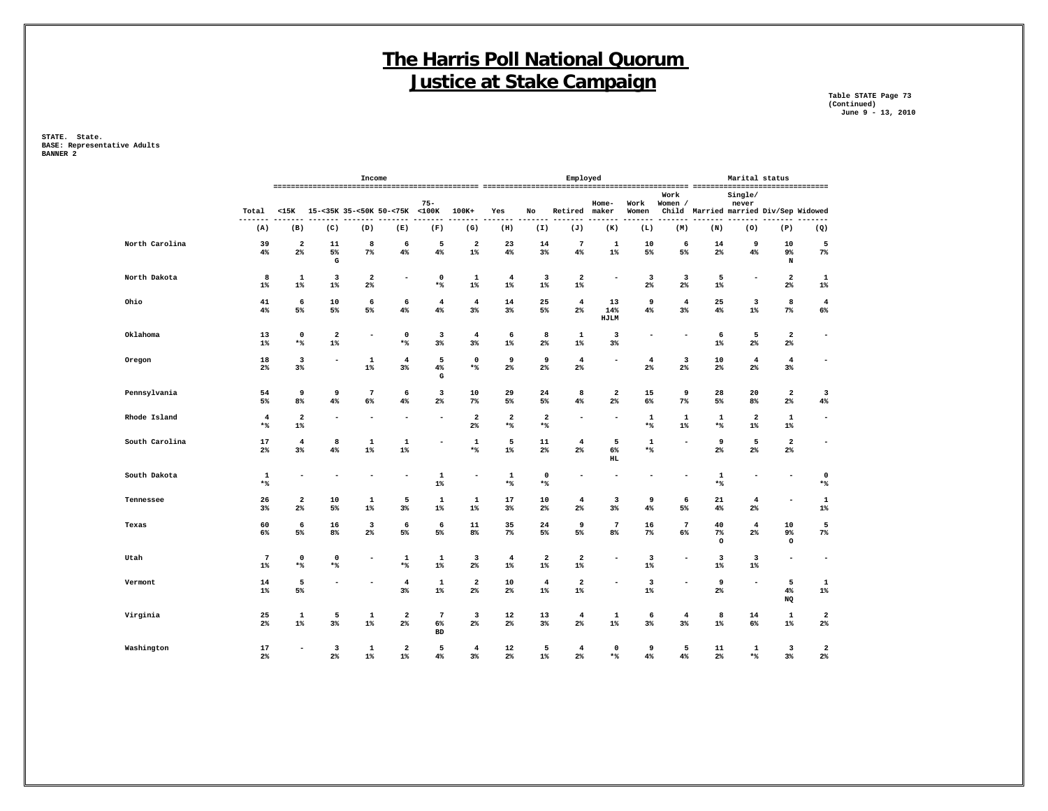# The Harris Poll National Quorum
# Justice at Stake Campaign

Table STATE Page 73
(Continued)
June 9 - 13, 2010

STATE. State.
BASE: Representative Adults
BANNER 2

| | | Income | | | | | | Employed | | | | | | Marital status | | | |
|---|---|---|---|---|---|---|---|---|---|---|---|---|---|---|---|---|---|
| | Total | <15K | 15-<35K | 35-<50K | 50-<75K | 75-<100K | 100K+ | Yes | No | Retired | Home-maker | Work Women | Work Women / Child | Married | Single/never married | Div/Sep | Widowed |
| | (A) | (B) | (C) | (D) | (E) | (F) | (G) | (H) | (I) | (J) | (K) | (L) | (M) | (N) | (O) | (P) | (Q) |
| North Carolina | 39 | 2 | 11 | 8 | 6 | 5 | 2 | 23 | 14 | 7 | 1 | 10 | 6 | 14 | 9 | 10 | 5 |
| | 4% | 2% | 5% | 7% | 4% | 4% | 1% | 4% | 3% | 4% | 1% | 5% | 5% | 2% | 4% | 9% | 7% |
| | | | G | | | | | | | | | | | | | N | |
| North Dakota | 8 | 1 | 3 | 2 | - | 0 | 1 | 4 | 3 | 2 | - | 3 | 3 | 5 | - | 2 | 1 |
| | 1% | 1% | 1% | 2% | | *% | 1% | 1% | 1% | 1% | | 2% | 2% | 1% | | 2% | 1% |
| Ohio | 41 | 6 | 10 | 6 | 6 | 4 | 4 | 14 | 25 | 4 | 13 | 9 | 4 | 25 | 3 | 8 | 4 |
| | 4% | 5% | 5% | 5% | 4% | 4% | 3% | 3% | 5% | 2% | 14% | 4% | 3% | 4% | 1% | 7% | 6% |
| | | | | | | | | | | | HJLM | | | | | | |
| Oklahoma | 13 | 0 | 2 | - | 0 | 3 | 4 | 6 | 8 | 1 | 3 | - | - | 6 | 5 | 2 | - |
| | 1% | *% | 1% | | *% | 3% | 3% | 1% | 2% | 1% | 3% | | | 1% | 2% | 2% | |
| Oregon | 18 | 3 | - | 1 | 4 | 5 | 0 | 9 | 9 | 4 | - | 4 | 3 | 10 | 4 | 4 | - |
| | 2% | 3% | | 1% | 3% | 4% | *% | 2% | 2% | 2% | | 2% | 2% | 2% | 2% | 3% | |
| | | | | | | G | | | | | | | | | | | |
| Pennsylvania | 54 | 9 | 9 | 7 | 6 | 3 | 10 | 29 | 24 | 8 | 2 | 15 | 9 | 28 | 20 | 2 | 3 |
| | 5% | 8% | 4% | 6% | 4% | 2% | 7% | 5% | 5% | 4% | 2% | 6% | 7% | 5% | 8% | 2% | 4% |
| Rhode Island | 4 | 2 | - | - | - | - | 2 | 2 | 2 | - | - | 1 | 1 | 1 | 2 | 1 | - |
| | *% | 1% | | | | | 2% | *% | *% | | | *% | 1% | *% | 1% | 1% | |
| South Carolina | 17 | 4 | 8 | 1 | 1 | - | 1 | 5 | 11 | 4 | 5 | 1 | - | 9 | 5 | 2 | - |
| | 2% | 3% | 4% | 1% | 1% | | *% | 1% | 2% | 2% | 6% | *% | | 2% | 2% | 2% | |
| | | | | | | | | | | | HL | | | | | | |
| South Dakota | 1 | - | - | - | - | 1 | - | 1 | 0 | - | - | - | - | 1 | - | - | 0 |
| | *% | | | | | 1% | | *% | *% | | | | | *% | | | *% |
| Tennessee | 26 | 2 | 10 | 1 | 5 | 1 | 1 | 17 | 10 | 4 | 3 | 9 | 6 | 21 | 4 | - | 1 |
| | 3% | 2% | 5% | 1% | 3% | 1% | 1% | 3% | 2% | 2% | 3% | 4% | 5% | 4% | 2% | | 1% |
| Texas | 60 | 6 | 16 | 3 | 6 | 6 | 11 | 35 | 24 | 9 | 7 | 16 | 7 | 40 | 4 | 10 | 5 |
| | 6% | 5% | 8% | 2% | 5% | 5% | 8% | 7% | 5% | 5% | 8% | 7% | 6% | 7% | 2% | 9% | 7% |
| | | | | | | | | | | | | | | O | | O | |
| Utah | 7 | 0 | 0 | - | 1 | 1 | 3 | 4 | 2 | 2 | - | 3 | - | 3 | 3 | - | - |
| | 1% | *% | *% | | *% | 1% | 2% | 1% | 1% | 1% | | 1% | | 1% | 1% | | |
| Vermont | 14 | 5 | - | - | 4 | 1 | 2 | 10 | 4 | 2 | - | 3 | - | 9 | - | 5 | 1 |
| | 1% | 5% | | | 3% | 1% | 2% | 2% | 1% | 1% | | 1% | | 2% | | 4% | 1% |
| | | | | | | | | | | | | | | | | NQ | |
| Virginia | 25 | 1 | 5 | 1 | 2 | 7 | 3 | 12 | 13 | 4 | 1 | 6 | 4 | 8 | 14 | 1 | 2 |
| | 2% | 1% | 3% | 1% | 2% | 6% | 2% | 2% | 3% | 2% | 1% | 3% | 3% | 1% | 6% | 1% | 2% |
| | | | | | | BD | | | | | | | | | | | |
| Washington | 17 | - | 3 | 1 | 2 | 5 | 4 | 12 | 5 | 4 | 0 | 9 | 5 | 11 | 1 | 3 | 2 |
| | 2% | | 2% | 1% | 1% | 4% | 3% | 2% | 1% | 2% | *% | 4% | 4% | 2% | *% | 3% | 2% |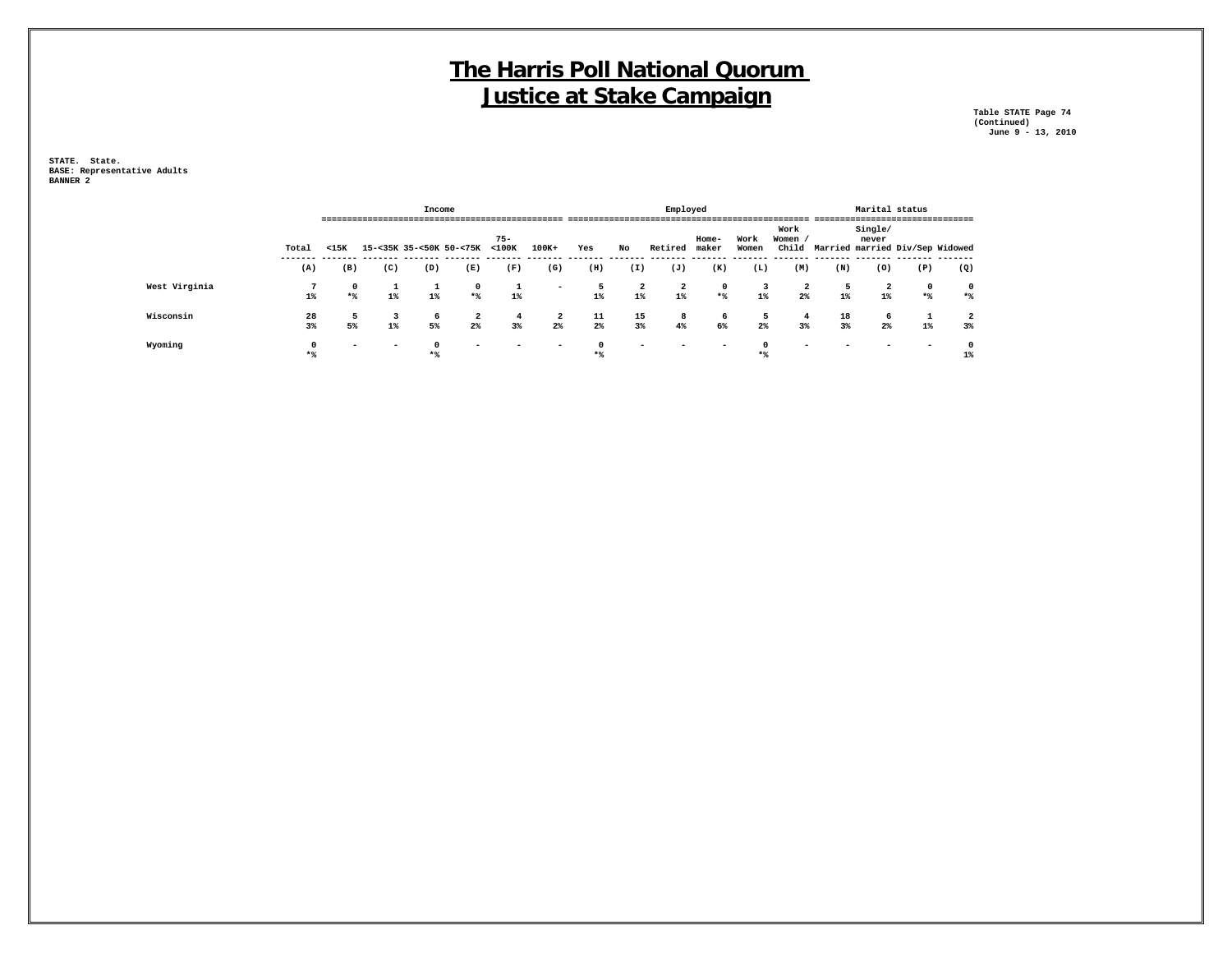# The Harris Poll National Quorum
# Justice at Stake Campaign

Table STATE Page 74
(Continued)
June 9 - 13, 2010

STATE. State.
BASE: Representative Adults
BANNER 2

| | Total | Income | | | | | | Employed | | | | | | | Marital status | | | |
|---|---|---|---|---|---|---|---|---|---|---|---|---|---|---|---|---|---|---|
| | Total | <15K | 15-<35K | 35-<50K | 50-<75K | 75-<100K | 100K+ | Yes | No | Retired | Home-maker | Work Women | Work Women / Child | Married | Single/ never married | Div/Sep | Widowed |
| | (A) | (B) | (C) | (D) | (E) | (F) | (G) | (H) | (I) | (J) | (K) | (L) | (M) | (N) | (O) | (P) | (Q) |
| West Virginia | 7 | 0 | 1 | 1 | 0 | 1 | - | 5 | 2 | 2 | 0 | 3 | 2 | 5 | 2 | 0 | 0 |
| | 1% | *% | 1% | 1% | *% | 1% | | 1% | 1% | 1% | *% | 1% | 2% | 1% | 1% | *% | *% |
| Wisconsin | 28 | 5 | 3 | 6 | 2 | 4 | 2 | 11 | 15 | 8 | 6 | 5 | 4 | 18 | 6 | 1 | 2 |
| | 3% | 5% | 1% | 5% | 2% | 3% | 2% | 2% | 3% | 4% | 6% | 2% | 3% | 3% | 2% | 1% | 3% |
| Wyoming | 0 | - | - | 0 | - | - | - | 0 | - | - | - | 0 | - | - | - | - | 0 |
| | *% | | | *% | | | | *% | | | | *% | | | | | 1% |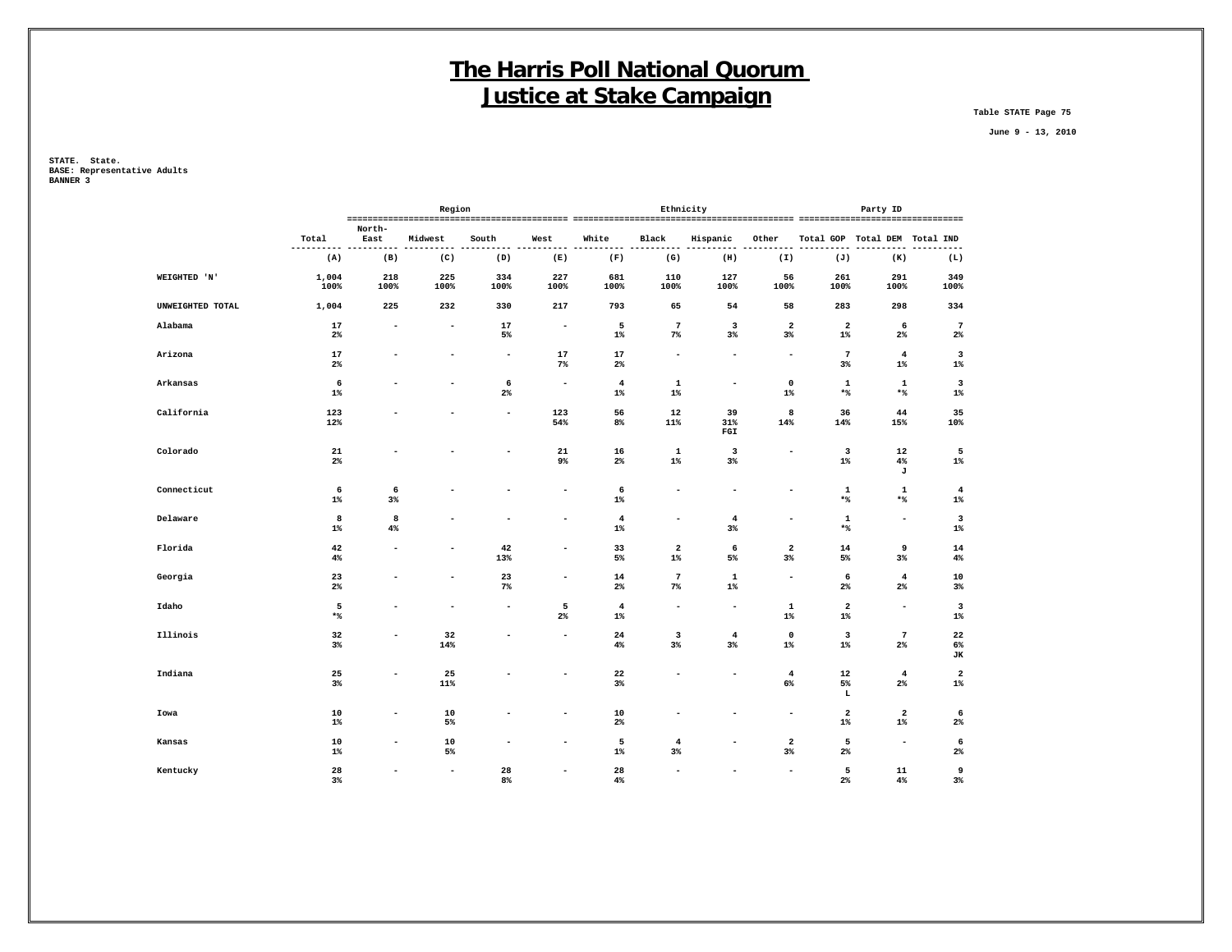# The Harris Poll National Quorum
# Justice at Stake Campaign

Table STATE Page 75

June 9 - 13, 2010

STATE. State.
BASE: Representative Adults
BANNER 3

| | | Region | | | | Ethnicity | | | | Party ID | | |
|---|---|---|---|---|---|---|---|---|---|---|---|---|
| | Total | North-East | Midwest | South | West | White | Black | Hispanic | Other | Total GOP | Total DEM | Total IND |
| | (A) | (B) | (C) | (D) | (E) | (F) | (G) | (H) | (I) | (J) | (K) | (L) |
| WEIGHTED 'N' | 1,004 100% | 218 100% | 225 100% | 334 100% | 227 100% | 681 100% | 110 100% | 127 100% | 56 100% | 261 100% | 291 100% | 349 100% |
| UNWEIGHTED TOTAL | 1,004 | 225 | 232 | 330 | 217 | 793 | 65 | 54 | 58 | 283 | 298 | 334 |
| Alabama | 17 2% | - | - | 17 5% | - | 5 1% | 7 7% | 3 3% | 2 3% | 2 1% | 6 2% | 7 2% |
| Arizona | 17 2% | - | - | - | 17 7% | 17 2% | - | - | - | 7 3% | 4 1% | 3 1% |
| Arkansas | 6 1% | - | - | 6 2% | - | 4 1% | 1 1% | - | 0 1% | 1 *% | 1 *% | 3 1% |
| California | 123 12% | - | - | - | 123 54% | 56 8% | 12 11% | 39 31% FGI | 8 14% | 36 14% | 44 15% | 35 10% |
| Colorado | 21 2% | - | - | - | 21 9% | 16 2% | 1 1% | 3 3% | - | 3 1% | 12 4% J | 5 1% |
| Connecticut | 6 1% | 6 3% | - | - | - | 6 1% | - | - | - | 1 *% | 1 *% | 4 1% |
| Delaware | 8 1% | 8 4% | - | - | - | 4 1% | - | 4 3% | - | 1 *% | - | 3 1% |
| Florida | 42 4% | - | - | 42 13% | - | 33 5% | 2 1% | 6 5% | 2 3% | 14 5% | 9 3% | 14 4% |
| Georgia | 23 2% | - | - | 23 7% | - | 14 2% | 7 7% | 1 1% | - | 6 2% | 4 2% | 10 3% |
| Idaho | 5 *% | - | - | - | 5 2% | 4 1% | - | - | 1 1% | 2 1% | - | 3 1% |
| Illinois | 32 3% | - | 32 14% | - | - | 24 4% | 3 3% | 4 3% | 0 1% | 3 1% | 7 2% | 22 6% JK |
| Indiana | 25 3% | - | 25 11% | - | - | 22 3% | - | - | 4 6% | 12 5% L | 4 2% | 2 1% |
| Iowa | 10 1% | - | 10 5% | - | - | 10 2% | - | - | - | 2 1% | 2 1% | 6 2% |
| Kansas | 10 1% | - | 10 5% | - | - | 5 1% | 4 3% | - | 2 3% | 5 2% | - | 6 2% |
| Kentucky | 28 3% | - | - | 28 8% | - | 28 4% | - | - | - | 5 2% | 11 4% | 9 3% |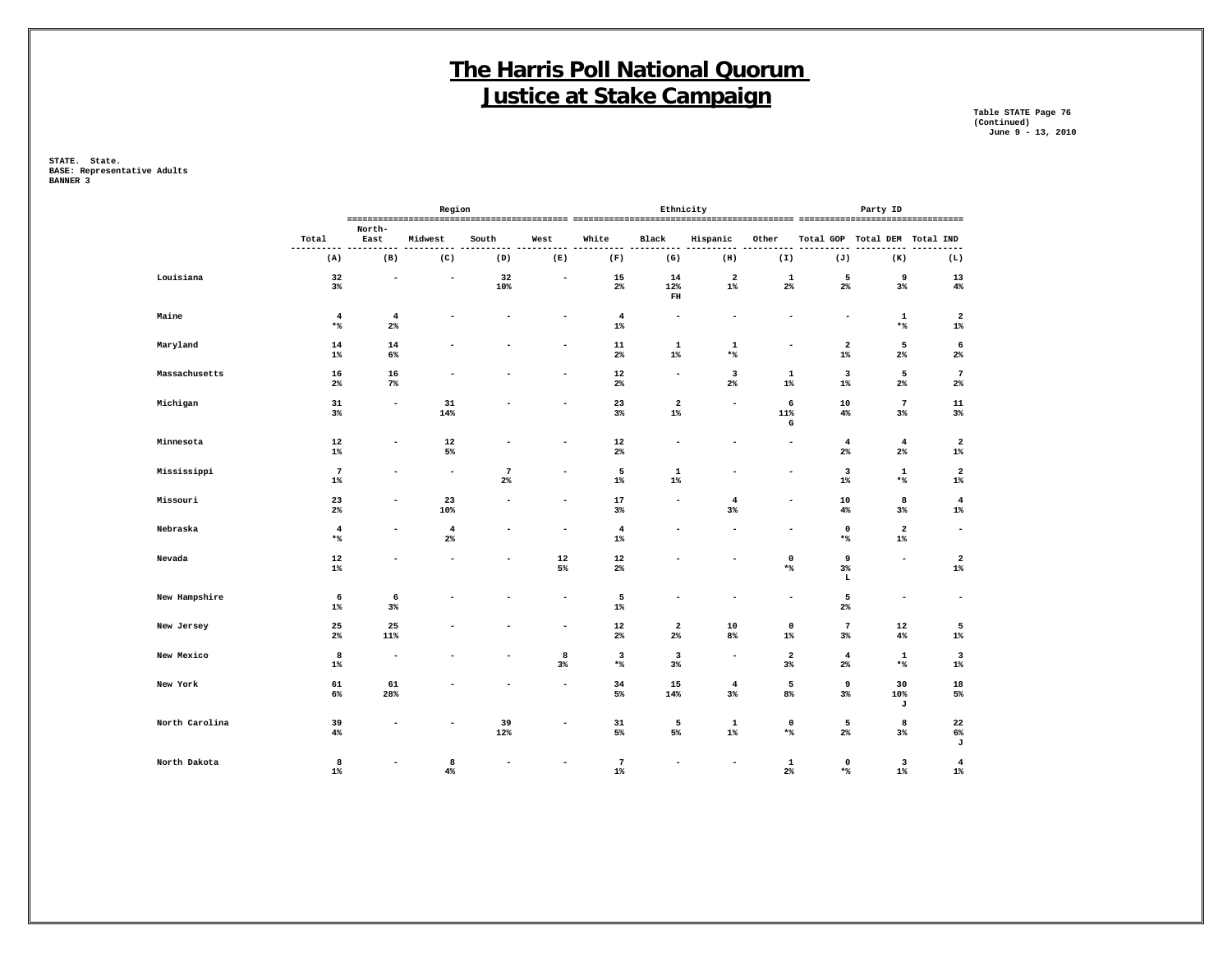# The Harris Poll National Quorum
# Justice at Stake Campaign

Table STATE Page 76
(Continued)
June 9 - 13, 2010

STATE. State.
BASE: Representative Adults
BANNER 3

| | | Region | | | | Ethnicity | | | | Party ID | | |
|---|---|---|---|---|---|---|---|---|---|---|---|---|
| | Total | North-East | Midwest | South | West | White | Black | Hispanic | Other | Total GOP | Total DEM | Total IND |
| | (A) | (B) | (C) | (D) | (E) | (F) | (G) | (H) | (I) | (J) | (K) | (L) |
| Louisiana | 32<br>3% | - | - | 32<br>10% | - | 15<br>2% | 14<br>12%<br>FH | 2<br>1% | 1<br>2% | 5<br>2% | 9<br>3% | 13<br>4% |
| Maine | 4<br>*% | 4<br>2% | - | - | - | 4<br>1% | - | - | - | - | 1<br>*% | 2<br>1% |
| Maryland | 14<br>1% | 14<br>6% | - | - | - | 11<br>2% | 1<br>1% | 1<br>*% | - | 2<br>1% | 5<br>2% | 6<br>2% |
| Massachusetts | 16<br>2% | 16<br>7% | - | - | - | 12<br>2% | - | 3<br>2% | 1<br>1% | 3<br>1% | 5<br>2% | 7<br>2% |
| Michigan | 31<br>3% | - | 31<br>14% | - | - | 23<br>3% | 2<br>1% | - | 6<br>11%<br>G | 10<br>4% | 7<br>3% | 11<br>3% |
| Minnesota | 12<br>1% | - | 12<br>5% | - | - | 12<br>2% | - | - | - | 4<br>2% | 4<br>2% | 2<br>1% |
| Mississippi | 7<br>1% | - | - | 7<br>2% | - | 5<br>1% | 1<br>1% | - | - | 3<br>1% | 1<br>*% | 2<br>1% |
| Missouri | 23<br>2% | - | 23<br>10% | - | - | 17<br>3% | - | 4<br>3% | - | 10<br>4% | 8<br>3% | 4<br>1% |
| Nebraska | 4<br>*% | - | 4<br>2% | - | - | 4<br>1% | - | - | - | 0<br>*% | 2<br>1% | - |
| Nevada | 12<br>1% | - | - | - | 12<br>5% | 12<br>2% | - | - | 0<br>*% | 9<br>3%<br>L | - | 2<br>1% |
| New Hampshire | 6<br>1% | 6<br>3% | - | - | - | 5<br>1% | - | - | - | 5<br>2% | - | - |
| New Jersey | 25<br>2% | 25<br>11% | - | - | - | 12<br>2% | 2<br>2% | 10<br>8% | 0<br>1% | 7<br>3% | 12<br>4% | 5<br>1% |
| New Mexico | 8<br>1% | - | - | - | 8<br>3% | 3<br>*% | 3<br>3% | - | 2<br>3% | 4<br>2% | 1<br>*% | 3<br>1% |
| New York | 61<br>6% | 61<br>28% | - | - | - | 34<br>5% | 15<br>14% | 4<br>3% | 5<br>8% | 9<br>3% | 30<br>10%<br>J | 18<br>5% |
| North Carolina | 39<br>4% | - | - | 39<br>12% | - | 31<br>5% | 5<br>5% | 1<br>1% | 0<br>*% | 5<br>2% | 8<br>3% | 22<br>6%<br>J |
| North Dakota | 8<br>1% | - | 8<br>4% | - | - | 7<br>1% | - | - | 1<br>2% | 0<br>*% | 3<br>1% | 4<br>1% |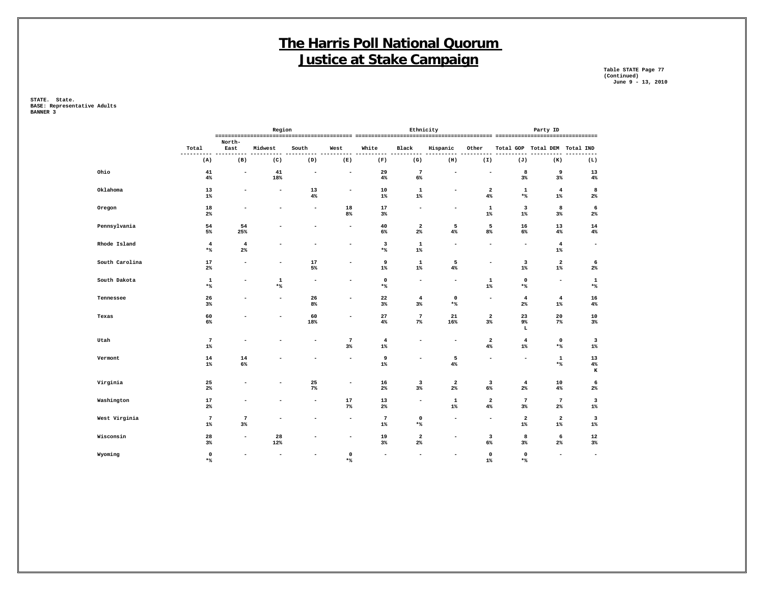# The Harris Poll National Quorum
# Justice at Stake Campaign

Table STATE Page 77
(Continued)
June 9 - 13, 2010

STATE. State.
BASE: Representative Adults
BANNER 3

| | | Region | | | | Ethnicity | | | | Party ID | | |
|---|---|---|---|---|---|---|---|---|---|---|---|---|
| | Total | North-East | Midwest | South | West | White | Black | Hispanic | Other | Total GOP | Total DEM | Total IND |
| | (A) | (B) | (C) | (D) | (E) | (F) | (G) | (H) | (I) | (J) | (K) | (L) |
| Ohio | 41<br>4% | - | 41<br>18% | - | - | 29<br>4% | 7<br>6% | - | - | 8<br>3% | 9<br>3% | 13<br>4% |
| Oklahoma | 13<br>1% | - | - | 13<br>4% | - | 10<br>1% | 1<br>1% | - | 2<br>4% | 1<br>*% | 4<br>1% | 8<br>2% |
| Oregon | 18<br>2% | - | - | - | 18<br>8% | 17<br>3% | - | - | 1<br>1% | 3<br>1% | 8<br>3% | 6<br>2% |
| Pennsylvania | 54<br>5% | 54<br>25% | - | - | - | 40<br>6% | 2<br>2% | 5<br>4% | 5<br>8% | 16<br>6% | 13<br>4% | 14<br>4% |
| Rhode Island | 4<br>*% | 4<br>2% | - | - | - | 3<br>*% | 1<br>1% | - | - | - | 4<br>1% | - |
| South Carolina | 17<br>2% | - | - | 17<br>5% | - | 9<br>1% | 1<br>1% | 5<br>4% | - | 3<br>1% | 2<br>1% | 6<br>2% |
| South Dakota | 1<br>*% | - | 1<br>*% | - | - | 0<br>*% | - | - | 1<br>1% | 0<br>*% | - | 1<br>*% |
| Tennessee | 26<br>3% | - | - | 26<br>8% | - | 22<br>3% | 4<br>3% | 0<br>*% | - | 4<br>2% | 4<br>1% | 16<br>4% |
| Texas | 60<br>6% | - | - | 60<br>18% | - | 27<br>4% | 7<br>7% | 21<br>16% | 2<br>3% | 23<br>9%<br>L | 20<br>7% | 10<br>3% |
| Utah | 7<br>1% | - | - | - | 7<br>3% | 4<br>1% | - | - | 2<br>4% | 4<br>1% | 0<br>*% | 3<br>1% |
| Vermont | 14<br>1% | 14<br>6% | - | - | - | 9<br>1% | - | 5<br>4% | - | - | 1<br>*% | 13<br>4%<br>K |
| Virginia | 25<br>2% | - | - | 25<br>7% | - | 16<br>2% | 3<br>3% | 2<br>2% | 3<br>6% | 4<br>2% | 10<br>4% | 6<br>2% |
| Washington | 17<br>2% | - | - | - | 17<br>7% | 13<br>2% | - | 1<br>1% | 2<br>4% | 7<br>3% | 7<br>2% | 3<br>1% |
| West Virginia | 7<br>1% | 7<br>3% | - | - | - | 7<br>1% | 0<br>*% | - | - | 2<br>1% | 2<br>1% | 3<br>1% |
| Wisconsin | 28<br>3% | - | 28<br>12% | - | - | 19<br>3% | 2<br>2% | - | 3<br>6% | 8<br>3% | 6<br>2% | 12<br>3% |
| Wyoming | 0<br>*% | - | - | - | 0<br>*% | - | - | - | 0<br>1% | 0<br>*% | - | - |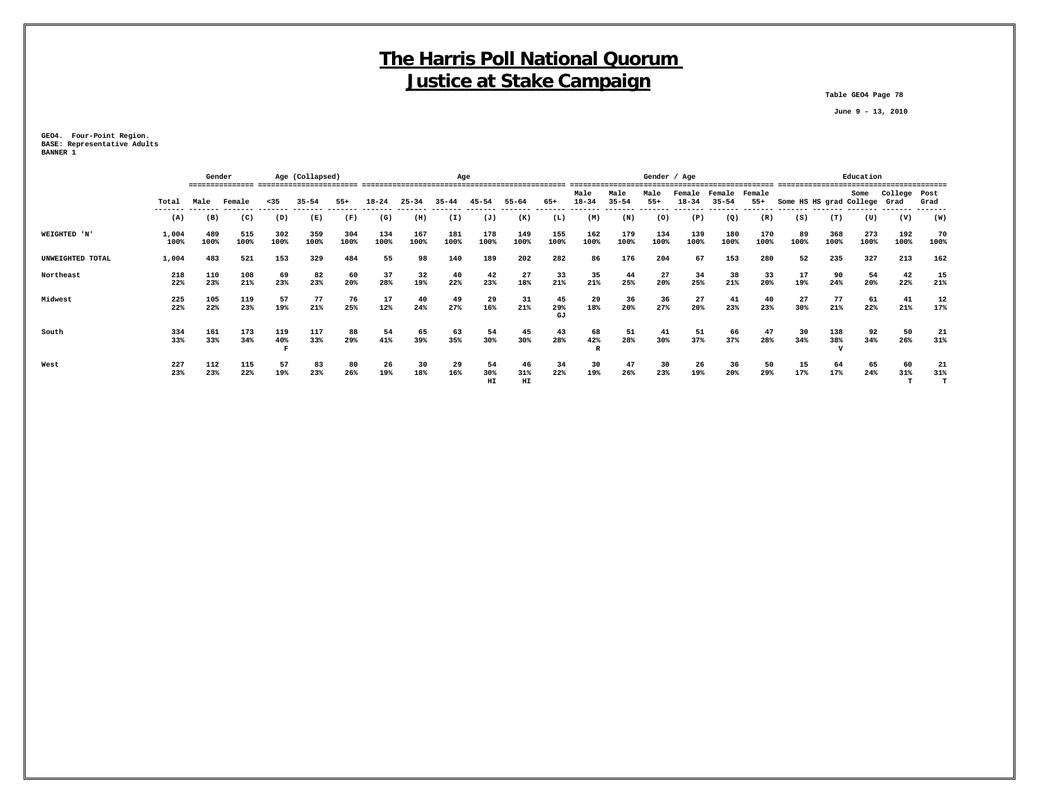# The Harris Poll National Quorum
# Justice at Stake Campaign

Table GEO4 Page 78

June 9 - 13, 2010

GEO4. Four-Point Region.
BASE: Representative Adults
BANNER 1

| | | Gender | | Age (Collapsed) | | | Age | | | | | | Gender / Age | | | | | | Education | | | | |
|---|---|---|---|---|---|---|---|---|---|---|---|---|---|---|---|---|---|---|---|---|---|---|---|
| | Total | Male | Female | <35 | 35-54 | 55+ | 18-24 | 25-34 | 35-44 | 45-54 | 55-64 | 65+ | Male 18-34 | Male 35-54 | Male 55+ | Female 18-34 | Female 35-54 | Female 55+ | Some HS | HS grad | Some College | College Grad | Post Grad |
| | (A) | (B) | (C) | (D) | (E) | (F) | (G) | (H) | (I) | (J) | (K) | (L) | (M) | (N) | (O) | (P) | (Q) | (R) | (S) | (T) | (U) | (V) | (W) |
| WEIGHTED 'N' | 1,004<br>100% | 489<br>100% | 515<br>100% | 302<br>100% | 359<br>100% | 304<br>100% | 134<br>100% | 167<br>100% | 181<br>100% | 178<br>100% | 149<br>100% | 155<br>100% | 162<br>100% | 179<br>100% | 134<br>100% | 139<br>100% | 180<br>100% | 170<br>100% | 89<br>100% | 368<br>100% | 273<br>100% | 192<br>100% | 70<br>100% |
| UNWEIGHTED TOTAL | 1,004 | 483 | 521 | 153 | 329 | 484 | 55 | 98 | 140 | 189 | 202 | 282 | 86 | 176 | 204 | 67 | 153 | 280 | 52 | 235 | 327 | 213 | 162 |
| Northeast | 218<br>22% | 110<br>23% | 108<br>21% | 69<br>23% | 82<br>23% | 60<br>20% | 37<br>28% | 32<br>19% | 40<br>22% | 42<br>23% | 27<br>18% | 33<br>21% | 35<br>21% | 44<br>25% | 27<br>20% | 34<br>25% | 38<br>21% | 33<br>20% | 17<br>19% | 90<br>24% | 54<br>20% | 42<br>22% | 15<br>21% |
| Midwest | 225<br>22% | 105<br>22% | 119<br>23% | 57<br>19% | 77<br>21% | 76<br>25% | 17<br>12% | 40<br>24% | 49<br>27% | 29<br>16% | 31<br>21% | 45<br>29%<br>GJ | 29<br>18% | 36<br>20% | 36<br>27% | 27<br>20% | 41<br>23% | 40<br>23% | 27<br>30% | 77<br>21% | 61<br>22% | 41<br>21% | 12<br>17% |
| South | 334<br>33% | 161<br>33% | 173<br>34% | 119<br>40%<br>F | 117<br>33% | 88<br>29% | 54<br>41% | 65<br>39% | 63<br>35% | 54<br>30% | 45<br>30% | 43<br>28% | 68<br>42%<br>R | 51<br>28% | 41<br>30% | 51<br>37% | 66<br>37% | 47<br>28% | 30<br>34% | 138<br>38%<br>V | 92<br>34% | 50<br>26% | 21<br>31% |
| West | 227<br>23% | 112<br>23% | 115<br>22% | 57<br>19% | 83<br>23% | 80<br>26% | 26<br>19% | 30<br>18% | 29<br>16% | 54<br>30%<br>HI | 46<br>31%<br>HI | 34<br>22% | 30<br>19% | 47<br>26% | 30<br>23% | 26<br>19% | 36<br>20% | 50<br>29% | 15<br>17% | 64<br>17% | 65<br>24% | 60<br>31%<br>T | 21<br>31%<br>T |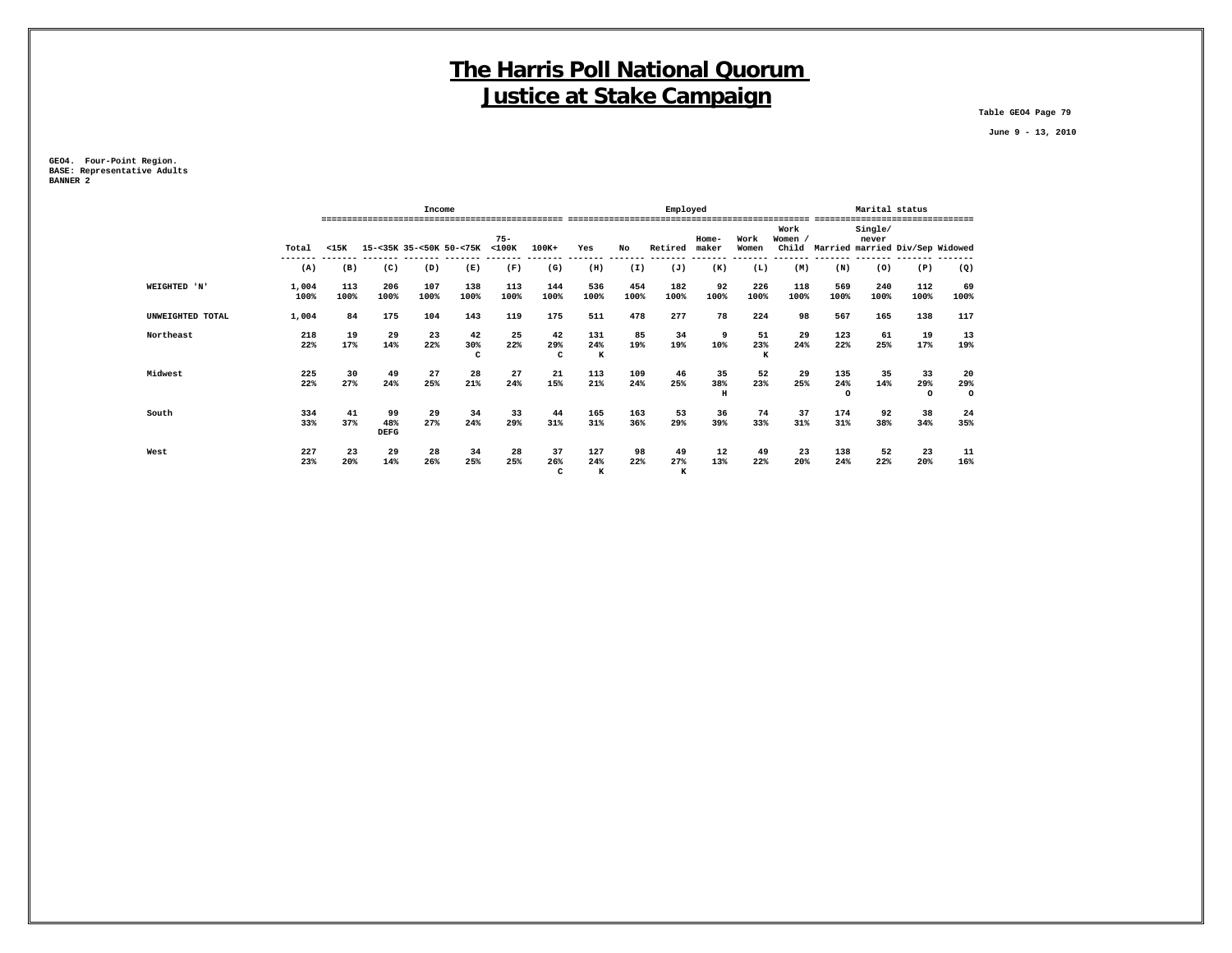# The Harris Poll National Quorum
# Justice at Stake Campaign

Table GEO4 Page 79

June 9 - 13, 2010

GEO4. Four-Point Region.
BASE: Representative Adults
BANNER 2

| | | Income | | | | | | Employed | | | | | | Marital status | | | |
|---|---|---|---|---|---|---|---|---|---|---|---|---|---|---|---|---|---|
| | Total | <15K | 15-<35K | 35-<50K | 50-<75K | 75-<100K | 100K+ | Yes | No | Retired | Home-maker | Work Women | Work Women / Child | Married | Single/ never married | Div/Sep | Widowed |
| | (A) | (B) | (C) | (D) | (E) | (F) | (G) | (H) | (I) | (J) | (K) | (L) | (M) | (N) | (O) | (P) | (Q) |
| WEIGHTED 'N' | 1,004<br>100% | 113<br>100% | 206<br>100% | 107<br>100% | 138<br>100% | 113<br>100% | 144<br>100% | 536<br>100% | 454<br>100% | 182<br>100% | 92<br>100% | 226<br>100% | 118<br>100% | 569<br>100% | 240<br>100% | 112<br>100% | 69<br>100% |
| UNWEIGHTED TOTAL | 1,004 | 84 | 175 | 104 | 143 | 119 | 175 | 511 | 478 | 277 | 78 | 224 | 98 | 567 | 165 | 138 | 117 |
| Northeast | 218<br>22% | 19<br>17% | 29<br>14% | 23<br>22% | 42<br>30%<br>C | 25<br>22% | 42<br>29%<br>C | 131<br>24%<br>K | 85<br>19% | 34<br>19% | 9<br>10% | 51<br>23%<br>K | 29<br>24% | 123<br>22% | 61<br>25% | 19<br>17% | 13<br>19% |
| Midwest | 225<br>22% | 30<br>27% | 49<br>24% | 27<br>25% | 28<br>21% | 27<br>24% | 21<br>15% | 113<br>21% | 109<br>24% | 46<br>25% | 35<br>38%<br>H | 52<br>23% | 29<br>25% | 135<br>24%<br>O | 35<br>14% | 33<br>29%<br>O | 20<br>29%<br>O |
| South | 334<br>33% | 41<br>37% | 99<br>48%<br>DEFG | 29<br>27% | 34<br>24% | 33<br>29% | 44<br>31% | 165<br>31% | 163<br>36% | 53<br>29% | 36<br>39% | 74<br>33% | 37<br>31% | 174<br>31% | 92<br>38% | 38<br>34% | 24<br>35% |
| West | 227<br>23% | 23<br>20% | 29<br>14% | 28<br>26% | 34<br>25% | 28<br>25% | 37<br>26%<br>C | 127<br>24%<br>K | 98<br>22% | 49<br>27%<br>K | 12<br>13% | 49<br>22% | 23<br>20% | 138<br>24% | 52<br>22% | 23<br>20% | 11<br>16% |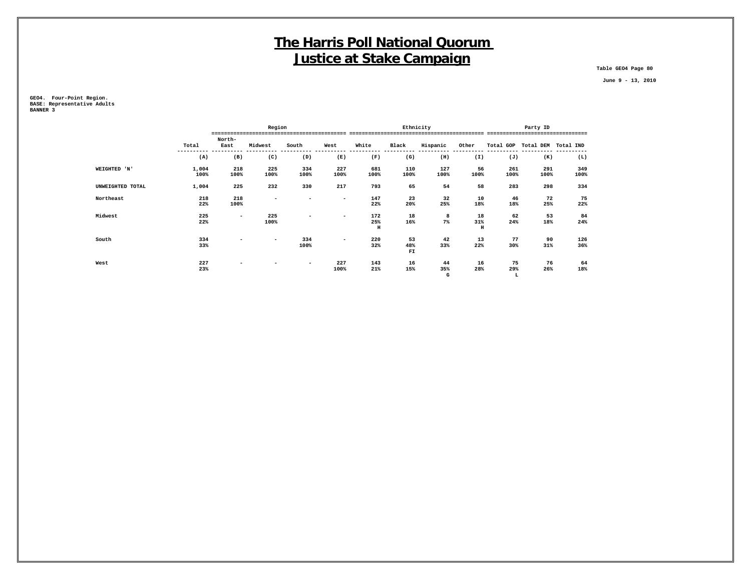# The Harris Poll National Quorum
# Justice at Stake Campaign

Table GEO4 Page 80

June 9 - 13, 2010

GEO4. Four-Point Region.
BASE: Representative Adults
BANNER 3

| | | Region | | | | Ethnicity | | | | Party ID | | |
|---|---|---|---|---|---|---|---|---|---|---|---|---|
| | Total | North-East | Midwest | South | West | White | Black | Hispanic | Other | Total GOP | Total DEM | Total IND |
| | (A) | (B) | (C) | (D) | (E) | (F) | (G) | (H) | (I) | (J) | (K) | (L) |
| WEIGHTED 'N' | 1,004<br>100% | 218<br>100% | 225<br>100% | 334<br>100% | 227<br>100% | 681<br>100% | 110<br>100% | 127<br>100% | 56<br>100% | 261<br>100% | 291<br>100% | 349<br>100% |
| UNWEIGHTED TOTAL | 1,004 | 225 | 232 | 330 | 217 | 793 | 65 | 54 | 58 | 283 | 298 | 334 |
| Northeast | 218<br>22% | 218<br>100% | - | - | - | 147<br>22% | 23<br>20% | 32<br>25% | 10<br>18% | 46<br>18% | 72<br>25% | 75<br>22% |
| Midwest | 225<br>22% | - | 225<br>100% | - | - | 172<br>25%<br>H | 18<br>16% | 8<br>7% | 18<br>31%<br>H | 62<br>24% | 53<br>18% | 84<br>24% |
| South | 334<br>33% | - | - | 334<br>100% | - | 220<br>32% | 53<br>48%<br>FI | 42<br>33% | 13<br>22% | 77<br>30% | 90<br>31% | 126<br>36% |
| West | 227<br>23% | - | - | - | 227<br>100% | 143<br>21% | 16<br>15% | 44<br>35%<br>G | 16<br>28% | 75<br>29%<br>L | 76<br>26% | 64<br>18% |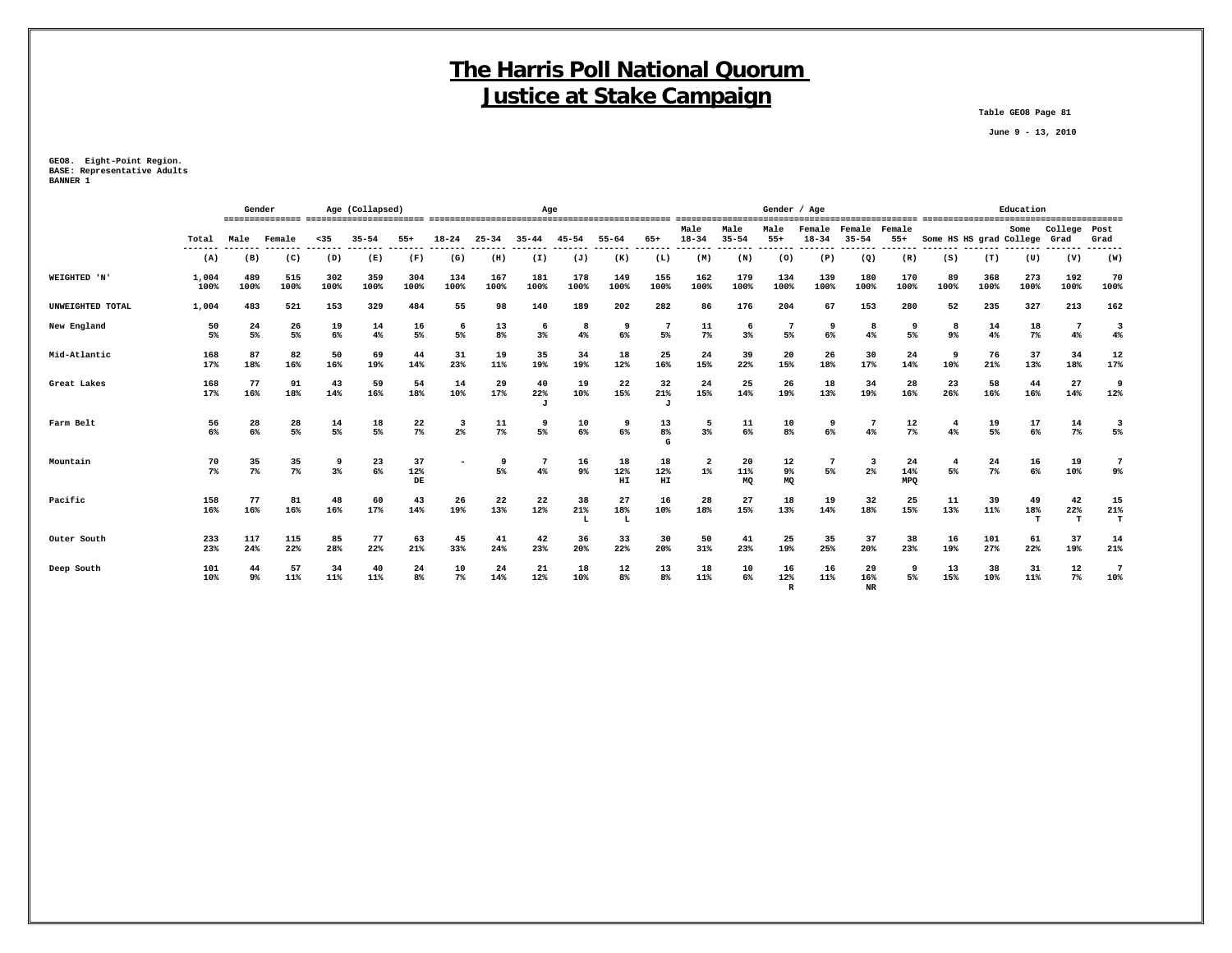# The Harris Poll National Quorum
# Justice at Stake Campaign

Table GEO8 Page 81

June 9 - 13, 2010

GEO8. Eight-Point Region.
BASE: Representative Adults
BANNER 1

| | Total | Gender | | Age (Collapsed) | | | Age | | | | | | Gender / Age | | | | | | Education | | | | |
|---|---|---|---|---|---|---|---|---|---|---|---|---|---|---|---|---|---|---|---|---|---|---|---|
| | | Male | Female | <35 | 35-54 | 55+ | 18-24 | 25-34 | 35-44 | 45-54 | 55-64 | 65+ | Male 18-34 | Male 35-54 | Male 55+ | Female 18-34 | Female 35-54 | Female 55+ | Some HS | HS grad | Some College | College Grad | Post Grad |
| | (A) | (B) | (C) | (D) | (E) | (F) | (G) | (H) | (I) | (J) | (K) | (L) | (M) | (N) | (O) | (P) | (Q) | (R) | (S) | (T) | (U) | (V) | (W) |
| WEIGHTED 'N' | 1,004<br>100% | 489<br>100% | 515<br>100% | 302<br>100% | 359<br>100% | 304<br>100% | 134<br>100% | 167<br>100% | 181<br>100% | 178<br>100% | 149<br>100% | 155<br>100% | 162<br>100% | 179<br>100% | 134<br>100% | 139<br>100% | 180<br>100% | 170<br>100% | 89<br>100% | 368<br>100% | 273<br>100% | 192<br>100% | 70<br>100% |
| UNWEIGHTED TOTAL | 1,004 | 483 | 521 | 153 | 329 | 484 | 55 | 98 | 140 | 189 | 202 | 282 | 86 | 176 | 204 | 67 | 153 | 280 | 52 | 235 | 327 | 213 | 162 |
| New England | 50<br>5% | 24<br>5% | 26<br>5% | 19<br>6% | 14<br>4% | 16<br>5% | 6<br>5% | 13<br>8% | 6<br>3% | 8<br>4% | 9<br>6% | 7<br>5% | 11<br>7% | 6<br>3% | 7<br>5% | 9<br>6% | 8<br>4% | 9<br>5% | 8<br>9% | 14<br>4% | 18<br>7% | 7<br>4% | 3<br>4% |
| Mid-Atlantic | 168<br>17% | 87<br>18% | 82<br>16% | 50<br>16% | 69<br>19% | 44<br>14% | 31<br>23% | 19<br>11% | 35<br>19% | 34<br>19% | 18<br>12% | 25<br>16% | 24<br>15% | 39<br>22% | 20<br>15% | 26<br>18% | 30<br>17% | 24<br>14% | 9<br>10% | 76<br>21% | 37<br>13% | 34<br>18% | 12<br>17% |
| Great Lakes | 168<br>17% | 77<br>16% | 91<br>18% | 43<br>14% | 59<br>16% | 54<br>18% | 14<br>10% | 29<br>17% | 40<br>22%<br>J | 19<br>10% | 22<br>15% | 32<br>21%<br>J | 24<br>15% | 25<br>14% | 26<br>19% | 18<br>13% | 34<br>19% | 28<br>16% | 23<br>26% | 58<br>16% | 44<br>16% | 27<br>14% | 9<br>12% |
| Farm Belt | 56<br>6% | 28<br>6% | 28<br>5% | 14<br>5% | 18<br>5% | 22<br>7% | 3<br>2% | 11<br>7% | 9<br>5% | 10<br>6% | 9<br>6% | 13<br>8%<br>G | 5<br>3% | 11<br>6% | 10<br>8% | 9<br>6% | 7<br>4% | 12<br>7% | 4<br>4% | 19<br>5% | 17<br>6% | 14<br>7% | 3<br>5% |
| Mountain | 70<br>7% | 35<br>7% | 35<br>7% | 9<br>3% | 23<br>6% | 37<br>12%<br>DE | - | 9<br>5% | 7<br>4% | 16<br>9% | 18<br>12%<br>HI | 18<br>12%<br>HI | 2<br>1% | 20<br>11%<br>MQ | 12<br>9%<br>MQ | 7<br>5% | 3<br>2% | 24<br>14%<br>MPQ | 4<br>5% | 24<br>7% | 16<br>6% | 19<br>10% | 7<br>9% |
| Pacific | 158<br>16% | 77<br>16% | 81<br>16% | 48<br>16% | 60<br>17% | 43<br>14% | 26<br>19% | 22<br>13% | 22<br>12% | 38<br>21%<br>L | 27<br>18%<br>L | 16<br>10% | 28<br>18% | 27<br>15% | 18<br>13% | 19<br>14% | 32<br>18% | 25<br>15% | 11<br>13% | 39<br>11% | 49<br>18%<br>T | 42<br>22%<br>T | 15<br>21%<br>T |
| Outer South | 233<br>23% | 117<br>24% | 115<br>22% | 85<br>28% | 77<br>22% | 63<br>21% | 45<br>33% | 41<br>24% | 42<br>23% | 36<br>20% | 33<br>22% | 30<br>20% | 50<br>31% | 41<br>23% | 25<br>19% | 35<br>25% | 37<br>20% | 38<br>23% | 16<br>19% | 101<br>27% | 61<br>22% | 37<br>19% | 14<br>21% |
| Deep South | 101<br>10% | 44<br>9% | 57<br>11% | 34<br>11% | 40<br>11% | 24<br>8% | 10<br>7% | 24<br>14% | 21<br>12% | 18<br>10% | 12<br>8% | 13<br>8% | 18<br>11% | 10<br>6% | 16<br>12%<br>R | 16<br>11% | 29<br>16%<br>NR | 9<br>5% | 13<br>15% | 38<br>10% | 31<br>11% | 12<br>7% | 7<br>10% |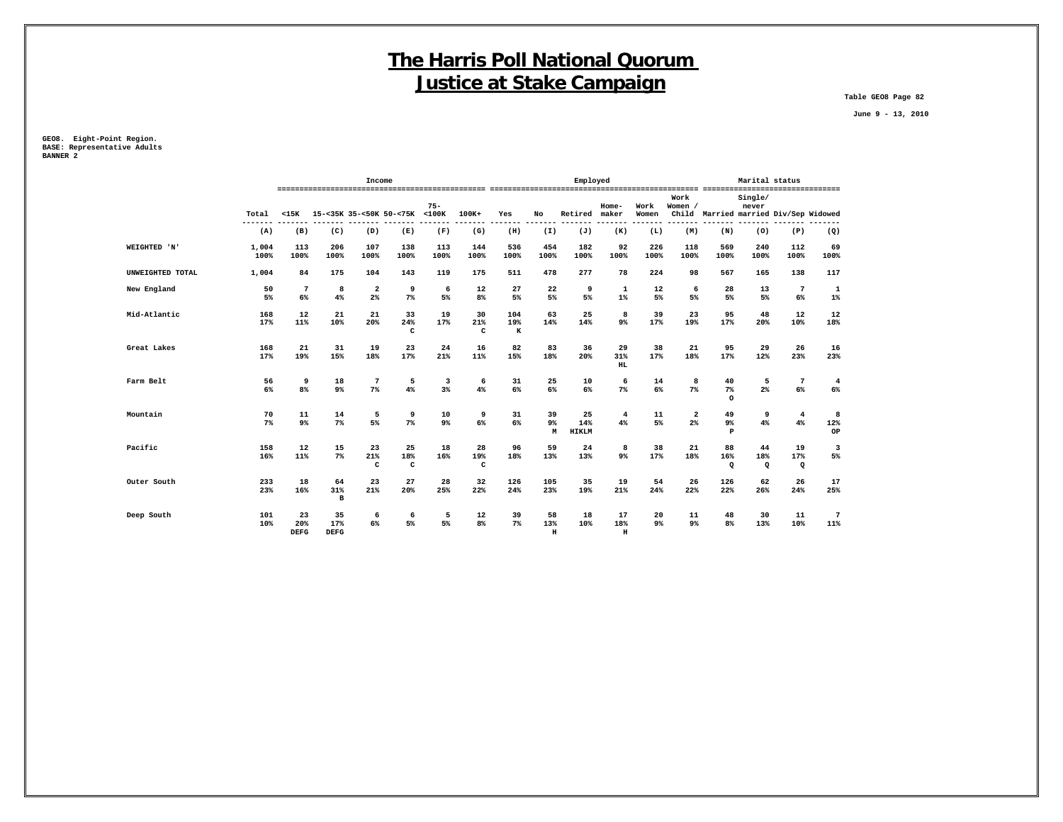# The Harris Poll National Quorum
# Justice at Stake Campaign

Table GEO8 Page 82

June 9 - 13, 2010

GEO8. Eight-Point Region.
BASE: Representative Adults
BANNER 2

| | | Income | | | | | Employed | | | | | | Marital status | | | |
|---|---|---|---|---|---|---|---|---|---|---|---|---|---|---|---|---|
| | Total | <15K | 15-<35K | 35-<50K | 50-<75K | 75-<100K | 100K+ | Yes | No | Retired | Home-maker | Work Women | Work Women / Child | Married | Single/ never married | Div/Sep | Widowed |
| | (A) | (B) | (C) | (D) | (E) | (F) | (G) | (H) | (I) | (J) | (K) | (L) | (M) | (N) | (O) | (P) | (Q) |
| WEIGHTED 'N' | 1,004 100% | 113 100% | 206 100% | 107 100% | 138 100% | 113 100% | 144 100% | 536 100% | 454 100% | 182 100% | 92 100% | 226 100% | 118 100% | 569 100% | 240 100% | 112 100% | 69 100% |
| UNWEIGHTED TOTAL | 1,004 | 84 | 175 | 104 | 143 | 119 | 175 | 511 | 478 | 277 | 78 | 224 | 98 | 567 | 165 | 138 | 117 |
| New England | 50 5% | 7 6% | 8 4% | 2 2% | 9 7% | 6 5% | 12 8% | 27 5% | 22 5% | 9 5% | 1 1% | 12 5% | 6 5% | 28 5% | 13 5% | 7 6% | 1 1% |
| Mid-Atlantic | 168 17% | 12 11% | 21 10% | 21 20% | 33 24% C | 19 17% | 30 21% C | 104 19% K | 63 14% | 25 14% | 8 9% | 39 17% | 23 19% | 95 17% | 48 20% | 12 10% | 12 18% |
| Great Lakes | 168 17% | 21 19% | 31 15% | 19 18% | 23 17% | 24 21% | 16 11% | 82 15% | 83 18% | 36 20% | 29 31% HL | 38 17% | 21 18% | 95 17% | 29 12% | 26 23% | 16 23% |
| Farm Belt | 56 6% | 9 8% | 18 9% | 7 7% | 5 4% | 3 3% | 6 4% | 31 6% | 25 6% | 10 6% | 6 7% | 14 6% | 8 7% | 40 7% O | 5 2% | 7 6% | 4 6% |
| Mountain | 70 7% | 11 9% | 14 7% | 5 5% | 9 7% | 10 9% | 9 6% | 31 6% | 39 9% M | 25 14% HIKLM | 4 4% | 11 5% | 2 2% | 49 9% P | 9 4% | 4 4% | 8 12% OP |
| Pacific | 158 16% | 12 11% | 15 7% | 23 21% C | 25 18% C | 18 16% | 28 19% C | 96 18% | 59 13% | 24 13% | 8 9% | 38 17% | 21 18% | 88 16% Q | 44 18% Q | 19 17% Q | 3 5% |
| Outer South | 233 23% | 18 16% | 64 31% B | 23 21% | 27 20% | 28 25% | 32 22% | 126 24% | 105 23% | 35 19% | 19 21% | 54 24% | 26 22% | 126 22% | 62 26% | 26 24% | 17 25% |
| Deep South | 101 10% | 23 20% DEFG | 35 17% DEFG | 6 6% | 6 5% | 5 5% | 12 8% | 39 7% | 58 13% H | 18 10% | 17 18% H | 20 9% | 11 9% | 48 8% | 30 13% | 11 10% | 7 11% |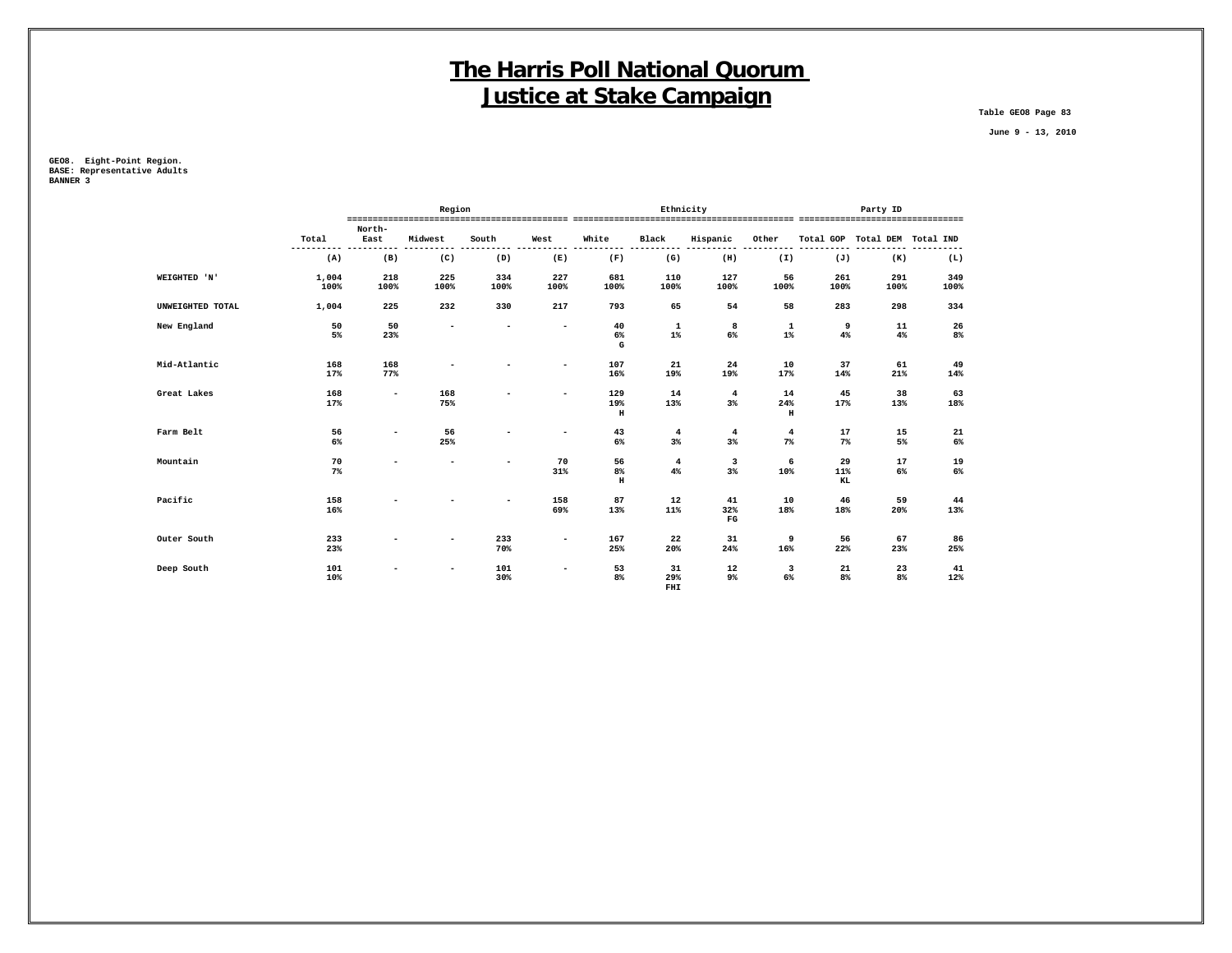# The Harris Poll National Quorum
# Justice at Stake Campaign

Table GEO8 Page 83

June 9 - 13, 2010

GEO8. Eight-Point Region.
BASE: Representative Adults
BANNER 3

| | | Region | | | | Ethnicity | | | | Party ID | | |
|---|---|---|---|---|---|---|---|---|---|---|---|---|
| | Total | North-East | Midwest | South | West | White | Black | Hispanic | Other | Total GOP | Total DEM | Total IND |
| | (A) | (B) | (C) | (D) | (E) | (F) | (G) | (H) | (I) | (J) | (K) | (L) |
| WEIGHTED 'N' | 1,004<br>100% | 218<br>100% | 225<br>100% | 334<br>100% | 227<br>100% | 681<br>100% | 110<br>100% | 127<br>100% | 56<br>100% | 261<br>100% | 291<br>100% | 349<br>100% |
| UNWEIGHTED TOTAL | 1,004 | 225 | 232 | 330 | 217 | 793 | 65 | 54 | 58 | 283 | 298 | 334 |
| New England | 50<br>5% | 50<br>23% | - | - | - | 40<br>6%<br>G | 1<br>1% | 8<br>6% | 1<br>1% | 9<br>4% | 11<br>4% | 26<br>8% |
| Mid-Atlantic | 168<br>17% | 168<br>77% | - | - | - | 107<br>16% | 21<br>19% | 24<br>19% | 10<br>17% | 37<br>14% | 61<br>21% | 49<br>14% |
| Great Lakes | 168<br>17% | - | 168<br>75% | - | - | 129<br>19%<br>H | 14<br>13% | 4<br>3% | 14<br>24%<br>H | 45<br>17% | 38<br>13% | 63<br>18% |
| Farm Belt | 56<br>6% | - | 56<br>25% | - | - | 43<br>6% | 4<br>3% | 4<br>3% | 4<br>7% | 17<br>7% | 15<br>5% | 21<br>6% |
| Mountain | 70<br>7% | - | - | - | 70<br>31% | 56<br>8%<br>H | 4<br>4% | 3<br>3% | 6<br>10% | 29<br>11%<br>KL | 17<br>6% | 19<br>6% |
| Pacific | 158<br>16% | - | - | - | 158<br>69% | 87<br>13% | 12<br>11% | 41<br>32%<br>FG | 10<br>18% | 46<br>18% | 59<br>20% | 44<br>13% |
| Outer South | 233<br>23% | - | - | 233<br>70% | - | 167<br>25% | 22<br>20% | 31<br>24% | 9<br>16% | 56<br>22% | 67<br>23% | 86<br>25% |
| Deep South | 101<br>10% | - | - | 101<br>30% | - | 53<br>8% | 31<br>29%<br>FHI | 12<br>9% | 3<br>6% | 21<br>8% | 23<br>8% | 41<br>12% |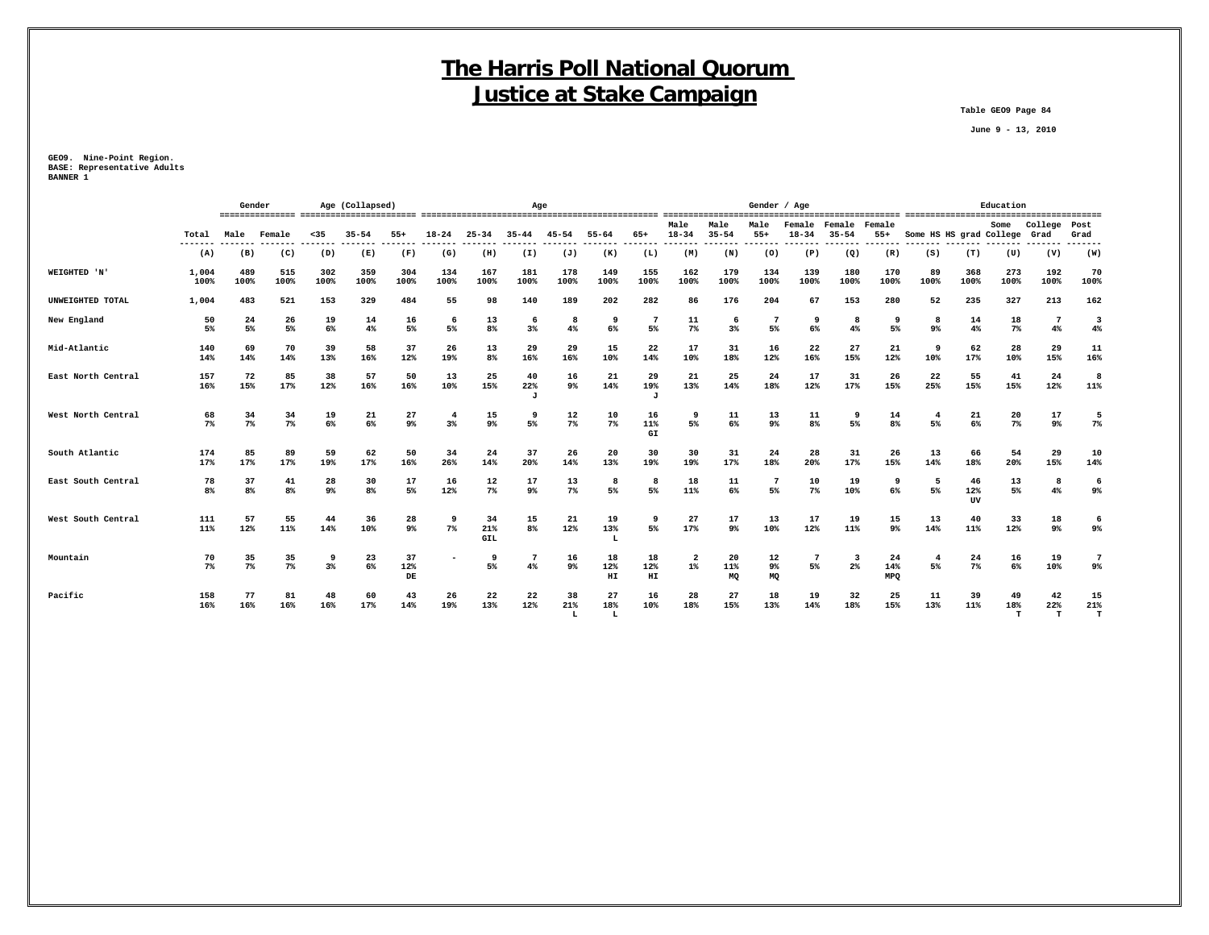# The Harris Poll National Quorum
# Justice at Stake Campaign

Table GEO9 Page 84

June 9 - 13, 2010

GEO9. Nine-Point Region.
BASE: Representative Adults
BANNER 1

| | Total | Gender | | Age (Collapsed) | | | Age | | | | | | Gender / Age | | | | | | Education | | | | |
|---|---|---|---|---|---|---|---|---|---|---|---|---|---|---|---|---|---|---|---|---|---|---|---|
| | | Male | Female | <35 | 35-54 | 55+ | 18-24 | 25-34 | 35-44 | 45-54 | 55-64 | 65+ | Male 18-34 | Male 35-54 | Male 55+ | Female 18-34 | Female 35-54 | Female 55+ | Some HS | HS grad | Some College | College Grad | Post Grad |
| | (A) | (B) | (C) | (D) | (E) | (F) | (G) | (H) | (I) | (J) | (K) | (L) | (M) | (N) | (O) | (P) | (Q) | (R) | (S) | (T) | (U) | (V) | (W) |
| WEIGHTED 'N' | 1,004 100% | 489 100% | 515 100% | 302 100% | 359 100% | 304 100% | 134 100% | 167 100% | 181 100% | 178 100% | 149 100% | 155 100% | 162 100% | 179 100% | 134 100% | 139 100% | 180 100% | 170 100% | 89 100% | 368 100% | 273 100% | 192 100% | 70 100% |
| UNWEIGHTED TOTAL | 1,004 | 483 | 521 | 153 | 329 | 484 | 55 | 98 | 140 | 189 | 202 | 282 | 86 | 176 | 204 | 67 | 153 | 280 | 52 | 235 | 327 | 213 | 162 |
| New England | 50 5% | 24 5% | 26 5% | 19 6% | 14 4% | 16 5% | 6 5% | 13 8% | 6 3% | 8 4% | 9 6% | 7 5% | 11 7% | 6 3% | 7 5% | 9 6% | 8 4% | 9 5% | 8 9% | 14 4% | 18 7% | 7 4% | 3 4% |
| Mid-Atlantic | 140 14% | 69 14% | 70 14% | 39 13% | 58 16% | 37 12% | 26 19% | 13 8% | 29 16% | 29 16% | 15 10% | 22 14% | 17 10% | 31 18% | 16 12% | 22 16% | 27 15% | 21 12% | 9 10% | 62 17% | 28 10% | 29 15% | 11 16% |
| East North Central | 157 16% | 72 15% | 85 17% | 38 12% | 57 16% | 50 16% | 13 10% | 25 15% | 40 22% J | 16 9% | 21 14% | 29 19% J | 21 13% | 25 14% | 24 18% | 17 12% | 31 17% | 26 15% | 22 25% | 55 15% | 41 15% | 24 12% | 8 11% |
| West North Central | 68 7% | 34 7% | 34 7% | 19 6% | 21 6% | 27 9% | 4 3% | 15 9% | 9 5% | 12 7% | 10 7% | 16 11% GI | 9 5% | 11 6% | 13 9% | 11 8% | 9 5% | 14 8% | 4 5% | 21 6% | 20 7% | 17 9% | 5 7% |
| South Atlantic | 174 17% | 85 17% | 89 17% | 59 19% | 62 17% | 50 16% | 34 26% | 24 14% | 37 20% | 26 14% | 20 13% | 30 19% | 30 19% | 31 17% | 24 18% | 28 20% | 31 17% | 26 15% | 13 14% | 66 18% | 54 20% | 29 15% | 10 14% |
| East South Central | 78 8% | 37 8% | 41 8% | 28 9% | 30 8% | 17 5% | 16 12% | 12 7% | 17 9% | 13 7% | 8 5% | 8 5% | 18 11% | 11 6% | 7 5% | 10 7% | 19 10% | 9 6% | 5 5% | 46 12% UV | 13 5% | 8 4% | 6 9% |
| West South Central | 111 11% | 57 12% | 55 11% | 44 14% | 36 10% | 28 9% | 9 7% | 34 21% GIL | 15 8% | 21 12% | 19 13% L | 9 5% | 27 17% | 17 9% | 13 10% | 17 12% | 19 11% | 15 9% | 13 14% | 40 11% | 33 12% | 18 9% | 6 9% |
| Mountain | 70 7% | 35 7% | 35 7% | 9 3% | 23 6% | 37 12% DE | - | 9 5% | 7 4% | 16 9% | 18 12% HI | 18 12% HI | 2 1% | 20 11% MQ | 12 9% MQ | 7 5% | 3 2% | 24 14% MPQ | 4 5% | 24 7% | 16 6% | 19 10% | 7 9% |
| Pacific | 158 16% | 77 16% | 81 16% | 48 16% | 60 17% | 43 14% | 26 19% | 22 13% | 22 12% | 38 21% L | 27 18% L | 16 10% | 28 18% | 27 15% | 18 13% | 19 14% | 32 18% | 25 15% | 11 13% | 39 11% | 49 18% T | 42 22% T | 15 21% T |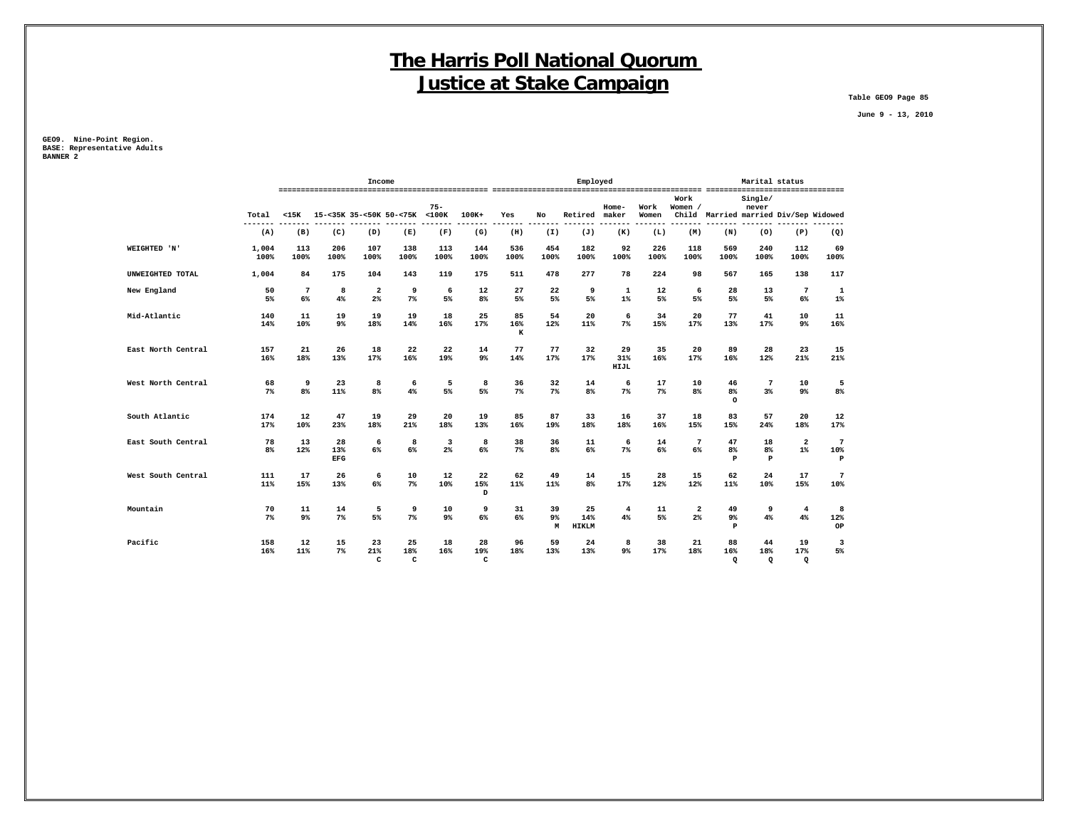# The Harris Poll National Quorum
# Justice at Stake Campaign

Table GEO9 Page 85

June 9 - 13, 2010

GEO9. Nine-Point Region.
BASE: Representative Adults
BANNER 2

| | | Income | | | | | | Employed | | | | | | Marital status | | | |
|---|---|---|---|---|---|---|---|---|---|---|---|---|---|---|---|---|---|
| | Total | <15K | 15-<35K | 35-<50K | 50-<75K | 75-<100K | 100K+ | Yes | No | Retired | Home-maker | Work Women | Work Women / Child | Married | Single/ never married | Div/Sep | Widowed |
| | (A) | (B) | (C) | (D) | (E) | (F) | (G) | (H) | (I) | (J) | (K) | (L) | (M) | (N) | (O) | (P) | (Q) |
| WEIGHTED 'N' | 1,004<br>100% | 113<br>100% | 206<br>100% | 107<br>100% | 138<br>100% | 113<br>100% | 144<br>100% | 536<br>100% | 454<br>100% | 182<br>100% | 92<br>100% | 226<br>100% | 118<br>100% | 569<br>100% | 240<br>100% | 112<br>100% | 69<br>100% |
| UNWEIGHTED TOTAL | 1,004 | 84 | 175 | 104 | 143 | 119 | 175 | 511 | 478 | 277 | 78 | 224 | 98 | 567 | 165 | 138 | 117 |
| New England | 50<br>5% | 7<br>6% | 8<br>4% | 2<br>2% | 9<br>7% | 6<br>5% | 12<br>8% | 27<br>5% | 22<br>5% | 9<br>5% | 1<br>1% | 12<br>5% | 6<br>5% | 28<br>5% | 13<br>5% | 7<br>6% | 1<br>1% |
| Mid-Atlantic | 140<br>14% | 11<br>10% | 19<br>9% | 19<br>18% | 19<br>14% | 18<br>16% | 25<br>17% | 85<br>16%<br>K | 54<br>12% | 20<br>11% | 6<br>7% | 34<br>15% | 20<br>17% | 77<br>13% | 41<br>17% | 10<br>9% | 11<br>16% |
| East North Central | 157<br>16% | 21<br>18% | 26<br>13% | 18<br>17% | 22<br>16% | 22<br>19% | 14<br>9% | 77<br>14% | 77<br>17% | 32<br>17% | 29<br>31%<br>HIJL | 35<br>16% | 20<br>17% | 89<br>16% | 28<br>12% | 23<br>21% | 15<br>21% |
| West North Central | 68<br>7% | 9<br>8% | 23<br>11% | 8<br>8% | 6<br>4% | 5<br>5% | 8<br>5% | 36<br>7% | 32<br>7% | 14<br>8% | 6<br>7% | 17<br>7% | 10<br>8% | 46<br>8%<br>O | 7<br>3% | 10<br>9% | 5<br>8% |
| South Atlantic | 174<br>17% | 12<br>10% | 47<br>23% | 19<br>18% | 29<br>21% | 20<br>18% | 19<br>13% | 85<br>16% | 87<br>19% | 33<br>18% | 16<br>18% | 37<br>16% | 18<br>15% | 83<br>15% | 57<br>24% | 20<br>18% | 12<br>17% |
| East South Central | 78<br>8% | 13<br>12% | 28<br>13%<br>EFG | 6<br>6% | 8<br>6% | 3<br>2% | 8<br>6% | 38<br>7% | 36<br>8% | 11<br>6% | 6<br>7% | 14<br>6% | 7<br>6% | 47<br>8%<br>P | 18<br>8%<br>P | 2<br>1% | 7<br>10%<br>P |
| West South Central | 111<br>11% | 17<br>15% | 26<br>13% | 6<br>6% | 10<br>7% | 12<br>10% | 22<br>15%<br>D | 62<br>11% | 49<br>11% | 14<br>8% | 15<br>17% | 28<br>12% | 15<br>12% | 62<br>11% | 24<br>10% | 17<br>15% | 7<br>10% |
| Mountain | 70<br>7% | 11<br>9% | 14<br>7% | 5<br>5% | 9<br>7% | 10<br>9% | 9<br>6% | 31<br>6% | 39<br>9%<br>M | 25<br>14%<br>HIKLM | 4<br>4% | 11<br>5% | 2<br>2% | 49<br>9%<br>P | 9<br>4% | 4<br>4% | 8<br>12%<br>OP |
| Pacific | 158<br>16% | 12<br>11% | 15<br>7% | 23<br>21%<br>C | 25<br>18%<br>C | 18<br>16% | 28<br>19%<br>C | 96<br>18% | 59<br>13% | 24<br>13% | 8<br>9% | 38<br>17% | 21<br>18% | 88<br>16%<br>Q | 44<br>18%<br>Q | 19<br>17%<br>Q | 3<br>5% |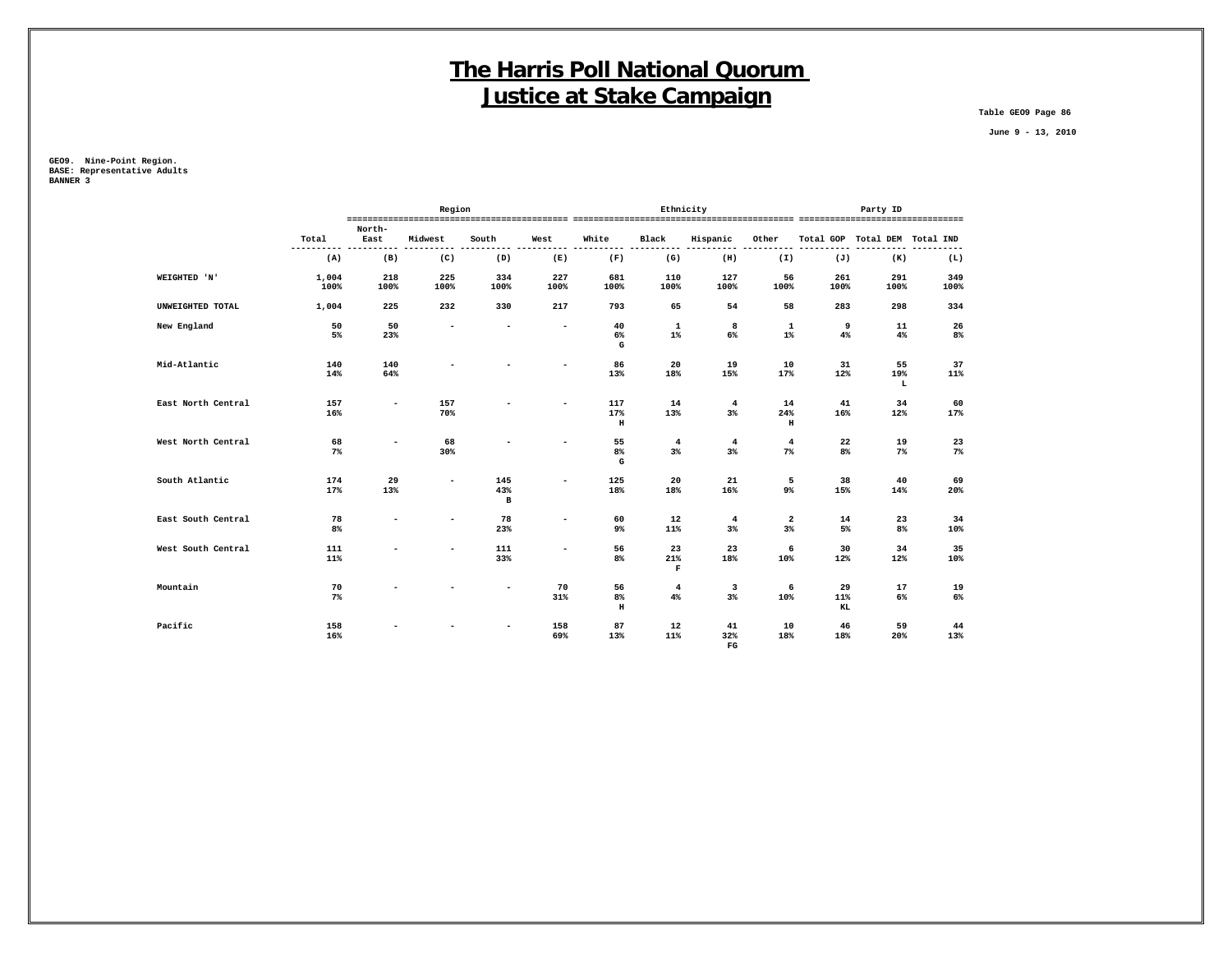# The Harris Poll National Quorum
# Justice at Stake Campaign

Table GEO9 Page 86

June 9 - 13, 2010

GEO9. Nine-Point Region.
BASE: Representative Adults
BANNER 3

| | | Region | | | | Ethnicity | | | | Party ID | | |
|---|---|---|---|---|---|---|---|---|---|---|---|---|
| | Total | North-East | Midwest | South | West | White | Black | Hispanic | Other | Total GOP | Total DEM | Total IND |
| | (A) | (B) | (C) | (D) | (E) | (F) | (G) | (H) | (I) | (J) | (K) | (L) |
| WEIGHTED 'N' | 1,004 100% | 218 100% | 225 100% | 334 100% | 227 100% | 681 100% | 110 100% | 127 100% | 56 100% | 261 100% | 291 100% | 349 100% |
| UNWEIGHTED TOTAL | 1,004 | 225 | 232 | 330 | 217 | 793 | 65 | 54 | 58 | 283 | 298 | 334 |
| New England | 50 5% | 50 23% | - | - | - | 40 6% G | 1 1% | 8 6% | 1 1% | 9 4% | 11 4% | 26 8% |
| Mid-Atlantic | 140 14% | 140 64% | - | - | - | 86 13% | 20 18% | 19 15% | 10 17% | 31 12% | 55 19% L | 37 11% |
| East North Central | 157 16% | - | 157 70% | - | - | 117 17% H | 14 13% | 4 3% | 14 24% H | 41 16% | 34 12% | 60 17% |
| West North Central | 68 7% | - | 68 30% | - | - | 55 8% G | 4 3% | 4 3% | 4 7% | 22 8% | 19 7% | 23 7% |
| South Atlantic | 174 17% | 29 13% | - | 145 43% B | - | 125 18% | 20 18% | 21 16% | 5 9% | 38 15% | 40 14% | 69 20% |
| East South Central | 78 8% | - | - | 78 23% | - | 60 9% | 12 11% | 4 3% | 2 3% | 14 5% | 23 8% | 34 10% |
| West South Central | 111 11% | - | - | 111 33% | - | 56 8% | 23 21% F | 23 18% | 6 10% | 30 12% | 34 12% | 35 10% |
| Mountain | 70 7% | - | - | - | 70 31% | 56 8% H | 4 4% | 3 3% | 6 10% | 29 11% KL | 17 6% | 19 6% |
| Pacific | 158 16% | - | - | - | 158 69% | 87 13% | 12 11% | 41 32% FG | 10 18% | 46 18% | 59 20% | 44 13% |